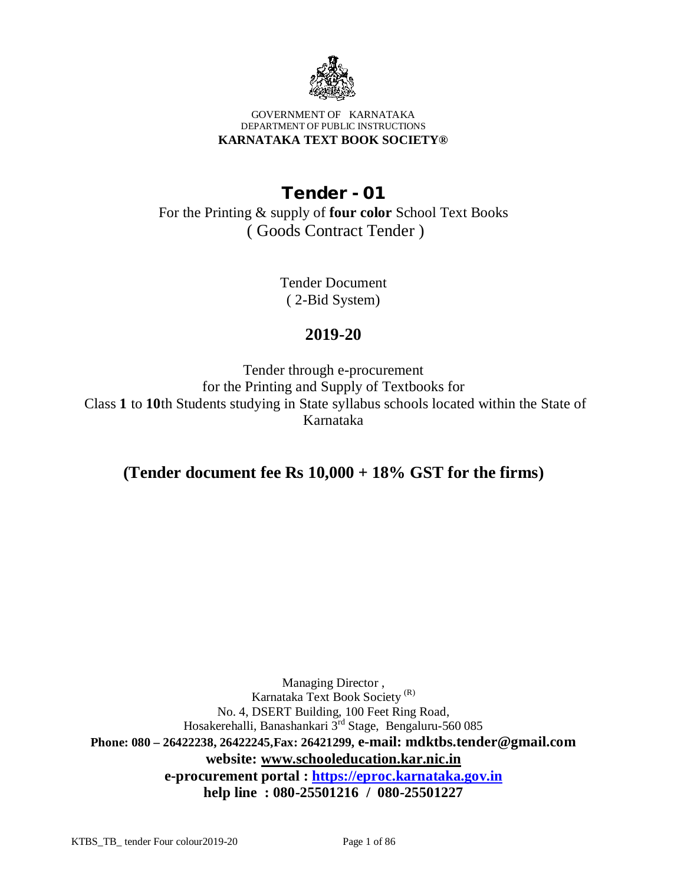GOVERNMENT OF KARNATAKA
DEPARTMENT OF PUBLIC INSTRUCTIONS
**KARNATAKA TEXT BOOK SOCIETY®**

# Tender - 01

For the Printing & supply of **four color** School Text Books
( Goods Contract Tender )

Tender Document
( 2-Bid System)

## 2019-20

Tender through e-procurement
for the Printing and Supply of Textbooks for
Class **1** to **10**th Students studying in State syllabus schools located within the State of Karnataka

## (Tender document fee Rs 10,000 + 18% GST for the firms)

Managing Director ,
Karnataka Text Book Society (R)
No. 4, DSERT Building, 100 Feet Ring Road,
Hosakerehalli, Banashankari 3rd Stage, Bengaluru-560 085
**Phone: 080 – 26422238, 26422245,Fax: 26421299, e-mail: mdktbs.tender@gmail.com**
**website: www.schooleducation.kar.nic.in**
**e-procurement portal : https://eproc.karnataka.gov.in**
**help line : 080-25501216 / 080-25501227**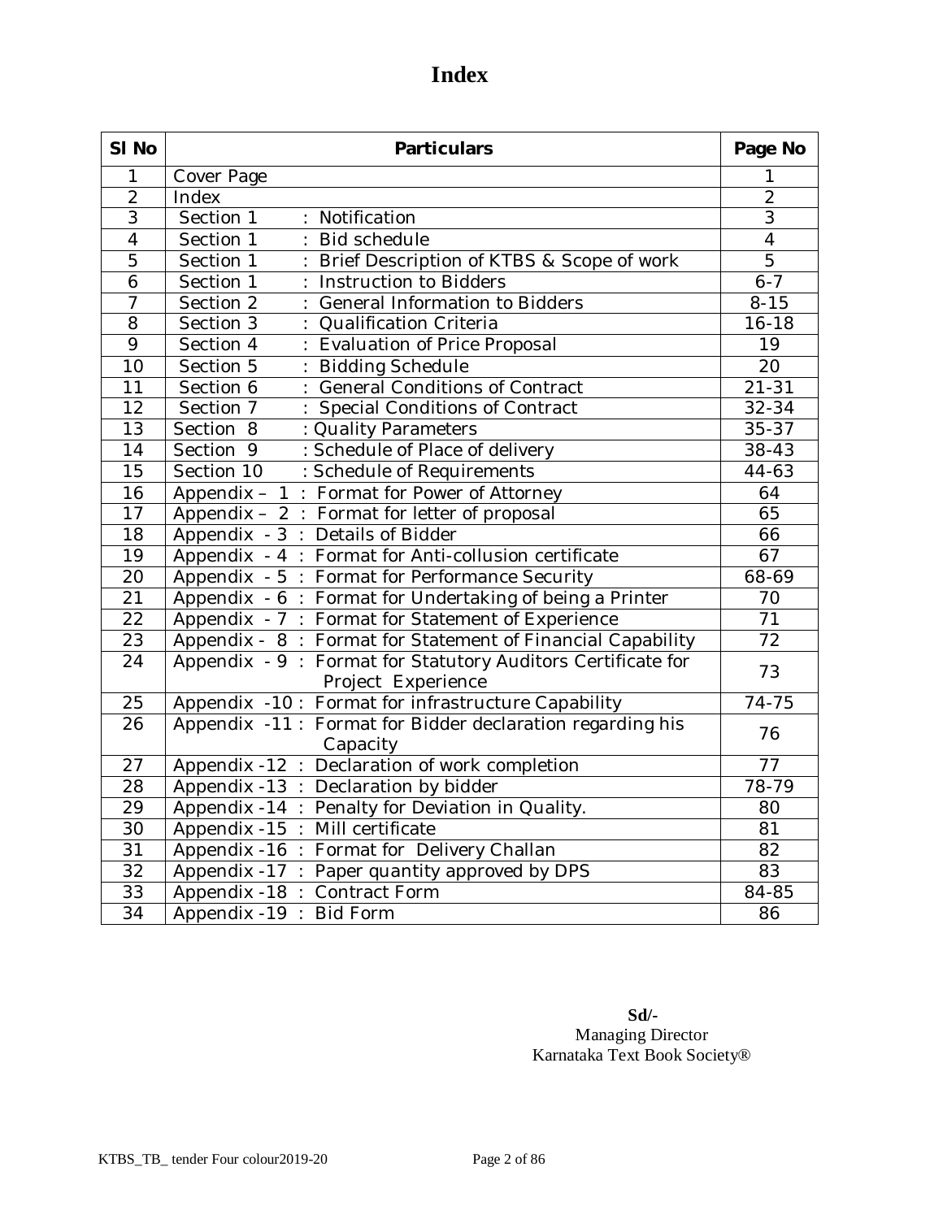# Index

| Sl No | Particulars | Page No |
|---|---|---|
| 1 | Cover Page | 1 |
| 2 | Index | 2 |
| 3 | Section 1 : Notification | 3 |
| 4 | Section 1 : Bid schedule | 4 |
| 5 | Section 1 : Brief Description of KTBS & Scope of work | 5 |
| 6 | Section 1 : Instruction to Bidders | 6-7 |
| 7 | Section 2 : General Information to Bidders | 8-15 |
| 8 | Section 3 : Qualification Criteria | 16-18 |
| 9 | Section 4 : Evaluation of Price Proposal | 19 |
| 10 | Section 5 : Bidding Schedule | 20 |
| 11 | Section 6 : General Conditions of Contract | 21-31 |
| 12 | Section 7 : Special Conditions of Contract | 32-34 |
| 13 | Section 8 : Quality Parameters | 35-37 |
| 14 | Section 9 : Schedule of Place of delivery | 38-43 |
| 15 | Section 10 : Schedule of Requirements | 44-63 |
| 16 | Appendix – 1 : Format for Power of Attorney | 64 |
| 17 | Appendix – 2 : Format for letter of proposal | 65 |
| 18 | Appendix - 3 : Details of Bidder | 66 |
| 19 | Appendix - 4 : Format for Anti-collusion certificate | 67 |
| 20 | Appendix - 5 : Format for Performance Security | 68-69 |
| 21 | Appendix - 6 : Format for Undertaking of being a Printer | 70 |
| 22 | Appendix - 7 : Format for Statement of Experience | 71 |
| 23 | Appendix - 8 : Format for Statement of Financial Capability | 72 |
| 24 | Appendix - 9 : Format for Statutory Auditors Certificate for Project Experience | 73 |
| 25 | Appendix -10 : Format for infrastructure Capability | 74-75 |
| 26 | Appendix -11 : Format for Bidder declaration regarding his Capacity | 76 |
| 27 | Appendix -12 : Declaration of work completion | 77 |
| 28 | Appendix -13 : Declaration by bidder | 78-79 |
| 29 | Appendix -14 : Penalty for Deviation in Quality. | 80 |
| 30 | Appendix -15 : Mill certificate | 81 |
| 31 | Appendix -16 : Format for Delivery Challan | 82 |
| 32 | Appendix -17 : Paper quantity approved by DPS | 83 |
| 33 | Appendix -18 : Contract Form | 84-85 |
| 34 | Appendix -19 : Bid Form | 86 |

**Sd/-**
Managing Director
Karnataka Text Book Society®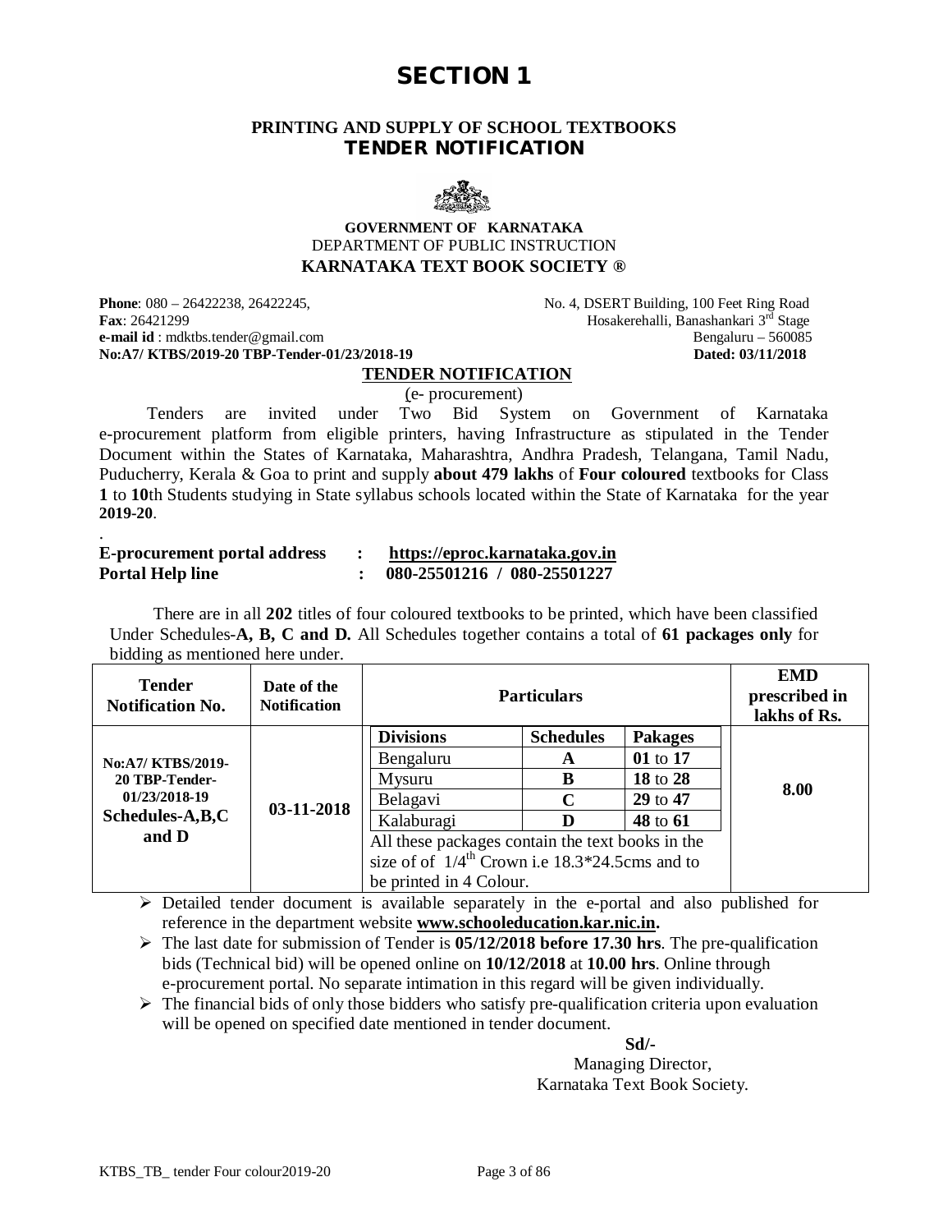# SECTION 1

## PRINTING AND SUPPLY OF SCHOOL TEXTBOOKS
## TENDER NOTIFICATION

**GOVERNMENT OF KARNATAKA**
DEPARTMENT OF PUBLIC INSTRUCTION
**KARNATAKA TEXT BOOK SOCIETY ®**

**Phone**: 080 – 26422238, 26422245,
**Fax**: 26421299
**e-mail id** : mdktbs.tender@gmail.com
**No:A7/ KTBS/2019-20 TBP-Tender-01/23/2018-19**

No. 4, DSERT Building, 100 Feet Ring Road
Hosakerehalli, Banashankari 3rd Stage
Bengaluru – 560085
**Dated: 03/11/2018**

**TENDER NOTIFICATION**
(e- procurement)

Tenders are invited under Two Bid System on Government of Karnataka e-procurement platform from eligible printers, having Infrastructure as stipulated in the Tender Document within the States of Karnataka, Maharashtra, Andhra Pradesh, Telangana, Tamil Nadu, Puducherry, Kerala & Goa to print and supply **about 479 lakhs** of **Four coloured** textbooks for Class **1** to **10**th Students studying in State syllabus schools located within the State of Karnataka for the year **2019-20**.

**E-procurement portal address : https://eproc.karnataka.gov.in**
**Portal Help line : 080-25501216 / 080-25501227**

There are in all **202** titles of four coloured textbooks to be printed, which have been classified Under Schedules-**A, B, C and D.** All Schedules together contains a total of **61 packages only** for bidding as mentioned here under.

| Tender Notification No. | Date of the Notification | Particulars | | | EMD prescribed in lakhs of Rs. |
|---|---|---|---|---|---|
| **No:A7/ KTBS/2019-20 TBP-Tender-01/23/2018-19 Schedules-A,B,C and D** | **03-11-2018** | **Divisions** | **Schedules** | **Pakages** | **8.00** |
| | | Bengaluru | **A** | **01** to **17** | |
| | | Mysuru | **B** | **18** to **28** | |
| | | Belagavi | **C** | **29** to **47** | |
| | | Kalaburagi | **D** | **48** to **61** | |
| | | All these packages contain the text books in the size of of 1/4th Crown i.e 18.3*24.5cms and to be printed in 4 Colour. | | | |

- Detailed tender document is available separately in the e-portal and also published for reference in the department website **www.schooleducation.kar.nic.in.**
- The last date for submission of Tender is **05/12/2018 before 17.30 hrs**. The pre-qualification bids (Technical bid) will be opened online on **10/12/2018** at **10.00 hrs**. Online through e-procurement portal. No separate intimation in this regard will be given individually.
- The financial bids of only those bidders who satisfy pre-qualification criteria upon evaluation will be opened on specified date mentioned in tender document.

**Sd/-**
Managing Director,
Karnataka Text Book Society.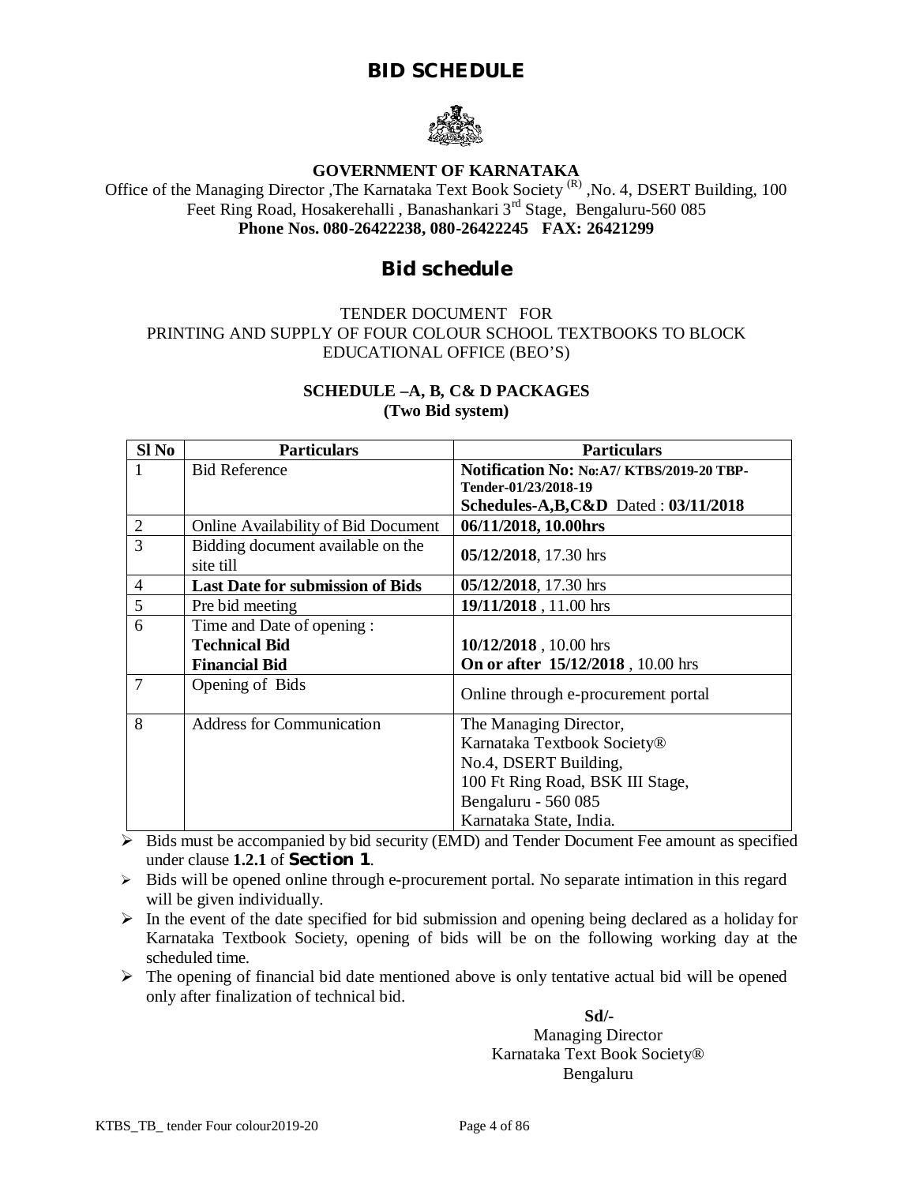# BID SCHEDULE

**GOVERNMENT OF KARNATAKA**

Office of the Managing Director ,The Karnataka Text Book Society (R) ,No. 4, DSERT Building, 100 Feet Ring Road, Hosakerehalli , Banashankari 3rd Stage, Bengaluru-560 085

**Phone Nos. 080-26422238, 080-26422245 FAX: 26421299**

## Bid schedule

TENDER DOCUMENT FOR
PRINTING AND SUPPLY OF FOUR COLOUR SCHOOL TEXTBOOKS TO BLOCK EDUCATIONAL OFFICE (BEO'S)

**SCHEDULE –A, B, C& D PACKAGES**
**(Two Bid system)**

| Sl No | Particulars | Particulars |
|---|---|---|
| 1 | Bid Reference | **Notification No: No:A7/ KTBS/2019-20 TBP-Tender-01/23/2018-19** **Schedules-A,B,C&D** Dated : **03/11/2018** |
| 2 | Online Availability of Bid Document | **06/11/2018, 10.00hrs** |
| 3 | Bidding document available on the site till | **05/12/2018**, 17.30 hrs |
| 4 | **Last Date for submission of Bids** | **05/12/2018**, 17.30 hrs |
| 5 | Pre bid meeting | **19/11/2018** , 11.00 hrs |
| 6 | Time and Date of opening : **Technical Bid** **Financial Bid** | **10/12/2018** , 10.00 hrs **On or after 15/12/2018** , 10.00 hrs |
| 7 | Opening of Bids | Online through e-procurement portal |
| 8 | Address for Communication | The Managing Director, Karnataka Textbook Society® No.4, DSERT Building, 100 Ft Ring Road, BSK III Stage, Bengaluru - 560 085 Karnataka State, India. |

- Bids must be accompanied by bid security (EMD) and Tender Document Fee amount as specified under clause **1.2.1** of **Section 1**.
- Bids will be opened online through e-procurement portal. No separate intimation in this regard will be given individually.
- In the event of the date specified for bid submission and opening being declared as a holiday for Karnataka Textbook Society, opening of bids will be on the following working day at the scheduled time.
- The opening of financial bid date mentioned above is only tentative actual bid will be opened only after finalization of technical bid.

**Sd/-**
Managing Director
Karnataka Text Book Society®
Bengaluru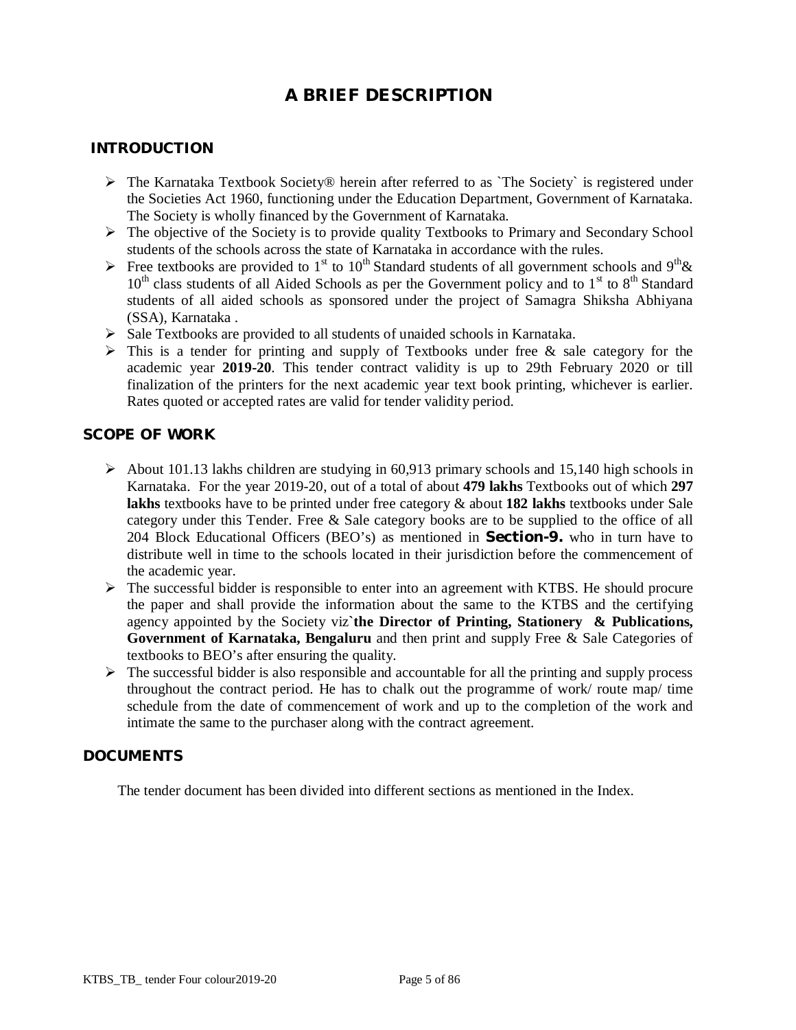# A BRIEF DESCRIPTION

## INTRODUCTION

- The Karnataka Textbook Society® herein after referred to as `The Society` is registered under the Societies Act 1960, functioning under the Education Department, Government of Karnataka. The Society is wholly financed by the Government of Karnataka.
- The objective of the Society is to provide quality Textbooks to Primary and Secondary School students of the schools across the state of Karnataka in accordance with the rules.
- Free textbooks are provided to 1st to 10th Standard students of all government schools and 9th& 10th class students of all Aided Schools as per the Government policy and to 1st to 8th Standard students of all aided schools as sponsored under the project of Samagra Shiksha Abhiyana (SSA), Karnataka .
- Sale Textbooks are provided to all students of unaided schools in Karnataka.
- This is a tender for printing and supply of Textbooks under free & sale category for the academic year **2019-20**. This tender contract validity is up to 29th February 2020 or till finalization of the printers for the next academic year text book printing, whichever is earlier. Rates quoted or accepted rates are valid for tender validity period.

## SCOPE OF WORK

- About 101.13 lakhs children are studying in 60,913 primary schools and 15,140 high schools in Karnataka. For the year 2019-20, out of a total of about **479 lakhs** Textbooks out of which **297 lakhs** textbooks have to be printed under free category & about **182 lakhs** textbooks under Sale category under this Tender. Free & Sale category books are to be supplied to the office of all 204 Block Educational Officers (BEO's) as mentioned in **Section-9.** who in turn have to distribute well in time to the schools located in their jurisdiction before the commencement of the academic year.
- The successful bidder is responsible to enter into an agreement with KTBS. He should procure the paper and shall provide the information about the same to the KTBS and the certifying agency appointed by the Society viz`**the Director of Printing, Stationery & Publications, Government of Karnataka, Bengaluru** and then print and supply Free & Sale Categories of textbooks to BEO's after ensuring the quality.
- The successful bidder is also responsible and accountable for all the printing and supply process throughout the contract period. He has to chalk out the programme of work/ route map/ time schedule from the date of commencement of work and up to the completion of the work and intimate the same to the purchaser along with the contract agreement.

## DOCUMENTS

The tender document has been divided into different sections as mentioned in the Index.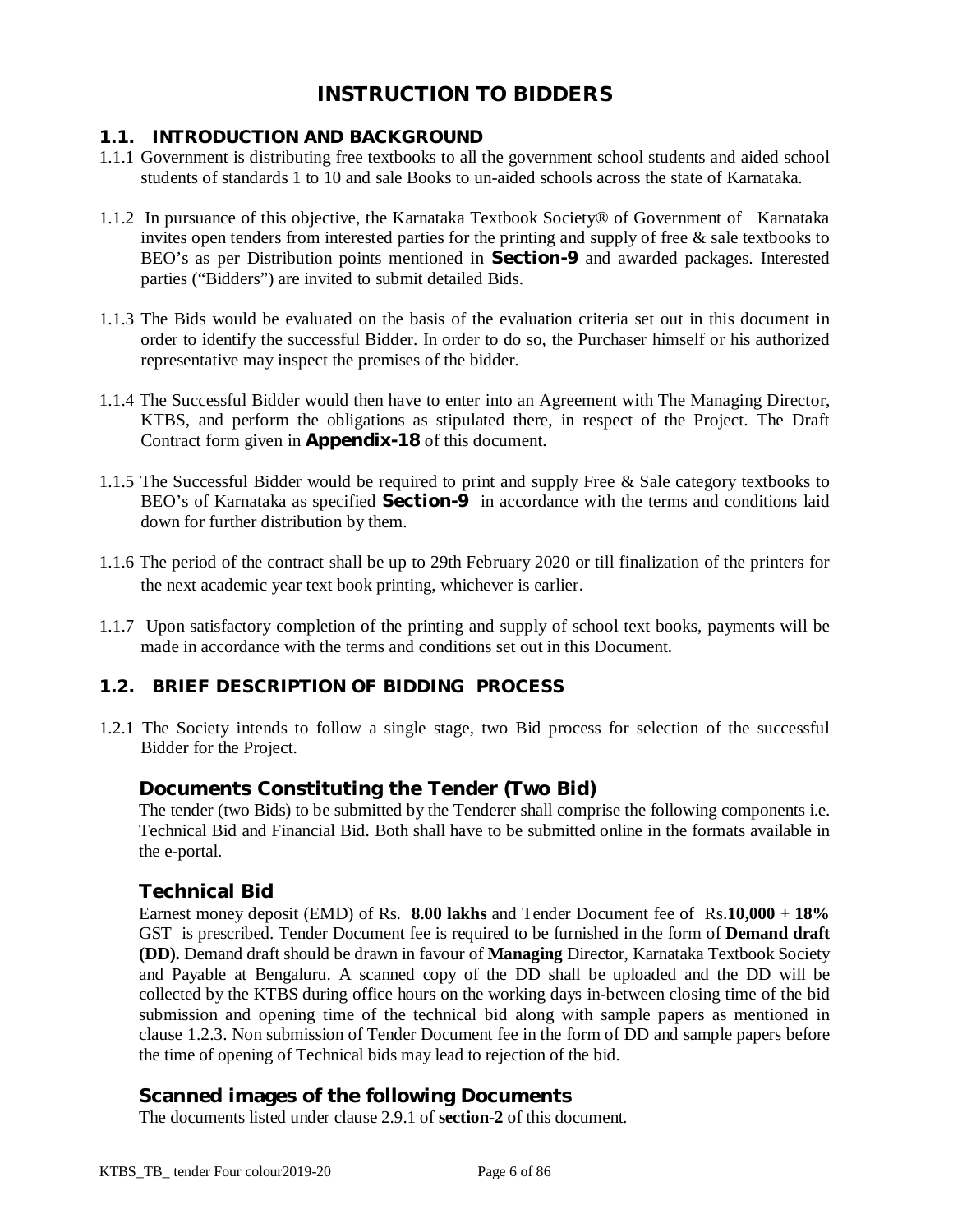# INSTRUCTION TO BIDDERS

## 1.1. INTRODUCTION AND BACKGROUND

1.1.1 Government is distributing free textbooks to all the government school students and aided school students of standards 1 to 10 and sale Books to un-aided schools across the state of Karnataka.

1.1.2 In pursuance of this objective, the Karnataka Textbook Society® of Government of Karnataka invites open tenders from interested parties for the printing and supply of free & sale textbooks to BEO's as per Distribution points mentioned in **Section-9** and awarded packages. Interested parties ("Bidders") are invited to submit detailed Bids.

1.1.3 The Bids would be evaluated on the basis of the evaluation criteria set out in this document in order to identify the successful Bidder. In order to do so, the Purchaser himself or his authorized representative may inspect the premises of the bidder.

1.1.4 The Successful Bidder would then have to enter into an Agreement with The Managing Director, KTBS, and perform the obligations as stipulated there, in respect of the Project. The Draft Contract form given in **Appendix-18** of this document.

1.1.5 The Successful Bidder would be required to print and supply Free & Sale category textbooks to BEO's of Karnataka as specified **Section-9** in accordance with the terms and conditions laid down for further distribution by them.

1.1.6 The period of the contract shall be up to 29th February 2020 or till finalization of the printers for the next academic year text book printing, whichever is earlier.

1.1.7 Upon satisfactory completion of the printing and supply of school text books, payments will be made in accordance with the terms and conditions set out in this Document.

## 1.2. BRIEF DESCRIPTION OF BIDDING PROCESS

1.2.1 The Society intends to follow a single stage, two Bid process for selection of the successful Bidder for the Project.

### Documents Constituting the Tender (Two Bid)

The tender (two Bids) to be submitted by the Tenderer shall comprise the following components i.e. Technical Bid and Financial Bid. Both shall have to be submitted online in the formats available in the e-portal.

### Technical Bid

Earnest money deposit (EMD) of Rs. **8.00 lakhs** and Tender Document fee of Rs.**10,000 + 18%** GST is prescribed. Tender Document fee is required to be furnished in the form of **Demand draft (DD).** Demand draft should be drawn in favour of **Managing** Director, Karnataka Textbook Society and Payable at Bengaluru. A scanned copy of the DD shall be uploaded and the DD will be collected by the KTBS during office hours on the working days in-between closing time of the bid submission and opening time of the technical bid along with sample papers as mentioned in clause 1.2.3. Non submission of Tender Document fee in the form of DD and sample papers before the time of opening of Technical bids may lead to rejection of the bid.

### Scanned images of the following Documents

The documents listed under clause 2.9.1 of **section-2** of this document.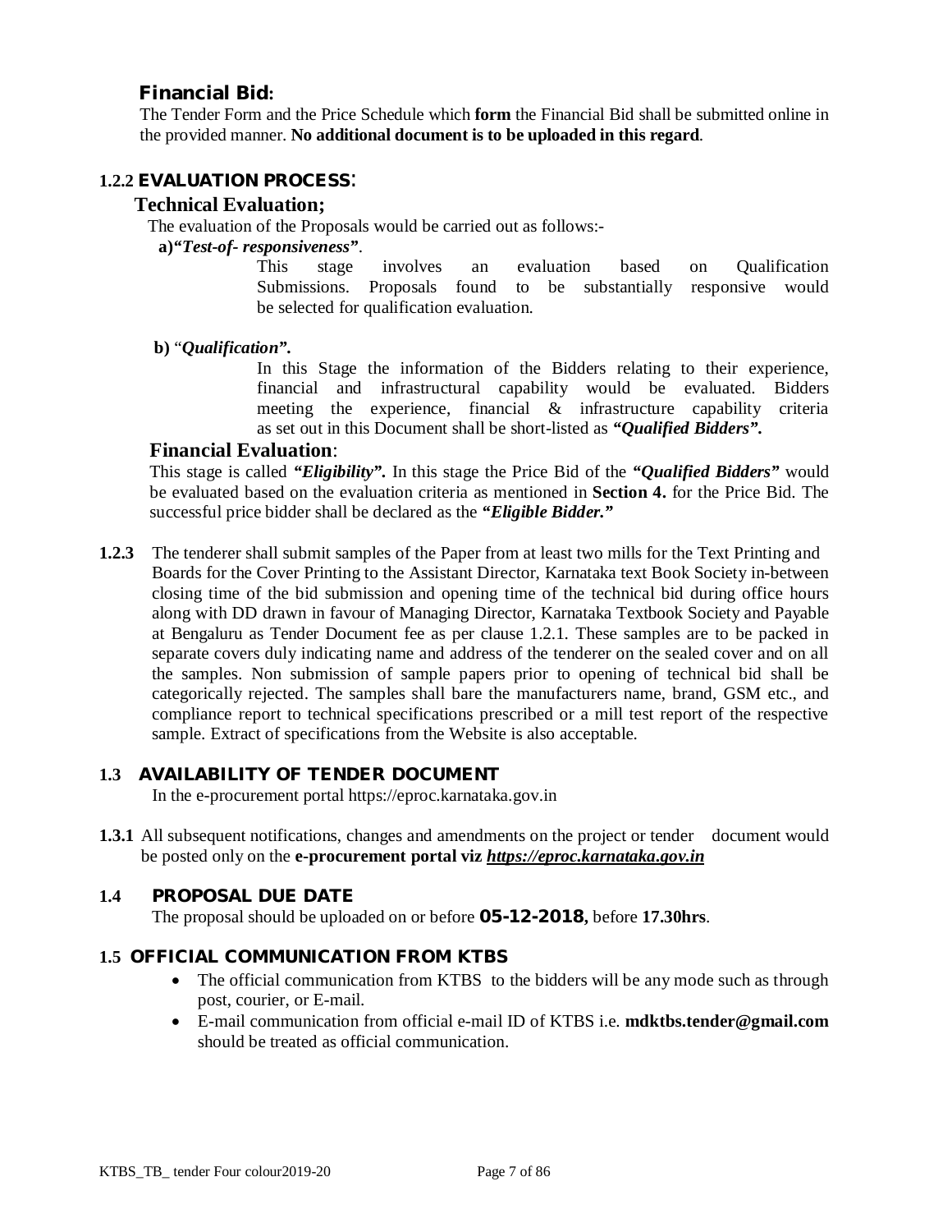### Financial Bid:

The Tender Form and the Price Schedule which **form** the Financial Bid shall be submitted online in the provided manner. **No additional document is to be uploaded in this regard**.

### 1.2.2 EVALUATION PROCESS:

#### Technical Evaluation;

The evaluation of the Proposals would be carried out as follows:-

**a)*"Test-of- responsiveness"***.

This stage involves an evaluation based on Qualification Submissions. Proposals found to be substantially responsive would be selected for qualification evaluation.

**b)** "***Qualification".***

In this Stage the information of the Bidders relating to their experience, financial and infrastructural capability would be evaluated. Bidders meeting the experience, financial & infrastructure capability criteria as set out in this Document shall be short-listed as ***"Qualified Bidders".***

#### Financial Evaluation:

This stage is called ***"Eligibility".*** In this stage the Price Bid of the ***"Qualified Bidders"*** would be evaluated based on the evaluation criteria as mentioned in **Section 4.** for the Price Bid. The successful price bidder shall be declared as the ***"Eligible Bidder."***

**1.2.3** The tenderer shall submit samples of the Paper from at least two mills for the Text Printing and Boards for the Cover Printing to the Assistant Director, Karnataka text Book Society in-between closing time of the bid submission and opening time of the technical bid during office hours along with DD drawn in favour of Managing Director, Karnataka Textbook Society and Payable at Bengaluru as Tender Document fee as per clause 1.2.1. These samples are to be packed in separate covers duly indicating name and address of the tenderer on the sealed cover and on all the samples. Non submission of sample papers prior to opening of technical bid shall be categorically rejected. The samples shall bare the manufacturers name, brand, GSM etc., and compliance report to technical specifications prescribed or a mill test report of the respective sample. Extract of specifications from the Website is also acceptable.

### 1.3 AVAILABILITY OF TENDER DOCUMENT

In the e-procurement portal https://eproc.karnataka.gov.in

**1.3.1** All subsequent notifications, changes and amendments on the project or tender document would be posted only on the **e-procurement portal viz *https://eproc.karnataka.gov.in***

### 1.4 PROPOSAL DUE DATE

The proposal should be uploaded on or before **05-12-2018,** before **17.30hrs**.

### 1.5 OFFICIAL COMMUNICATION FROM KTBS

- The official communication from KTBS to the bidders will be any mode such as through post, courier, or E-mail.
- E-mail communication from official e-mail ID of KTBS i.e. **mdktbs.tender@gmail.com** should be treated as official communication.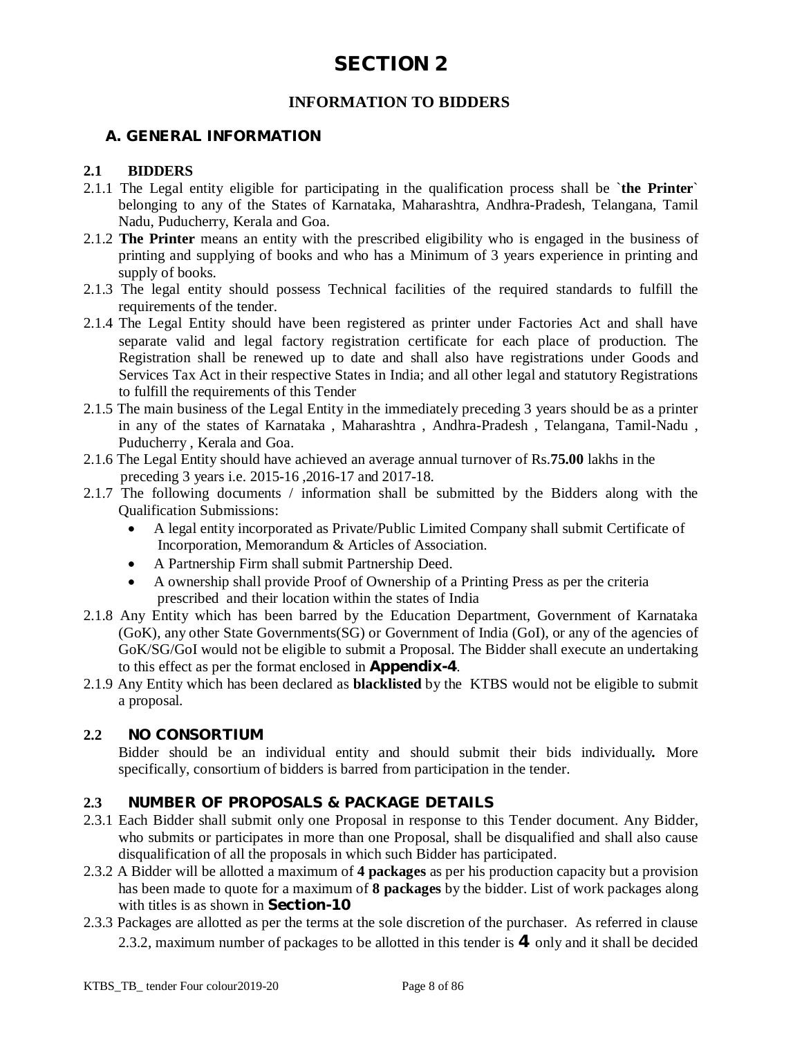# SECTION 2

## INFORMATION TO BIDDERS

### A. GENERAL INFORMATION

**2.1 BIDDERS**

2.1.1 The Legal entity eligible for participating in the qualification process shall be **`the Printer`** belonging to any of the States of Karnataka, Maharashtra, Andhra-Pradesh, Telangana, Tamil Nadu, Puducherry, Kerala and Goa.

2.1.2 **The Printer** means an entity with the prescribed eligibility who is engaged in the business of printing and supplying of books and who has a Minimum of 3 years experience in printing and supply of books.

2.1.3 The legal entity should possess Technical facilities of the required standards to fulfill the requirements of the tender.

2.1.4 The Legal Entity should have been registered as printer under Factories Act and shall have separate valid and legal factory registration certificate for each place of production. The Registration shall be renewed up to date and shall also have registrations under Goods and Services Tax Act in their respective States in India; and all other legal and statutory Registrations to fulfill the requirements of this Tender

2.1.5 The main business of the Legal Entity in the immediately preceding 3 years should be as a printer in any of the states of Karnataka , Maharashtra , Andhra-Pradesh , Telangana, Tamil-Nadu , Puducherry , Kerala and Goa.

2.1.6 The Legal Entity should have achieved an average annual turnover of Rs.**75.00** lakhs in the preceding 3 years i.e. 2015-16 ,2016-17 and 2017-18.

2.1.7 The following documents / information shall be submitted by the Bidders along with the Qualification Submissions:

- A legal entity incorporated as Private/Public Limited Company shall submit Certificate of Incorporation, Memorandum & Articles of Association.
- A Partnership Firm shall submit Partnership Deed.
- A ownership shall provide Proof of Ownership of a Printing Press as per the criteria prescribed and their location within the states of India

2.1.8 Any Entity which has been barred by the Education Department, Government of Karnataka (GoK), any other State Governments(SG) or Government of India (GoI), or any of the agencies of GoK/SG/GoI would not be eligible to submit a Proposal. The Bidder shall execute an undertaking to this effect as per the format enclosed in **Appendix-4**.

2.1.9 Any Entity which has been declared as **blacklisted** by the KTBS would not be eligible to submit a proposal.

**2.2 NO CONSORTIUM**

Bidder should be an individual entity and should submit their bids individually**.** More specifically, consortium of bidders is barred from participation in the tender.

**2.3 NUMBER OF PROPOSALS & PACKAGE DETAILS**

2.3.1 Each Bidder shall submit only one Proposal in response to this Tender document. Any Bidder, who submits or participates in more than one Proposal, shall be disqualified and shall also cause disqualification of all the proposals in which such Bidder has participated.

2.3.2 A Bidder will be allotted a maximum of **4 packages** as per his production capacity but a provision has been made to quote for a maximum of **8 packages** by the bidder. List of work packages along with titles is as shown in **Section-10**

2.3.3 Packages are allotted as per the terms at the sole discretion of the purchaser. As referred in clause 2.3.2, maximum number of packages to be allotted in this tender is **4** only and it shall be decided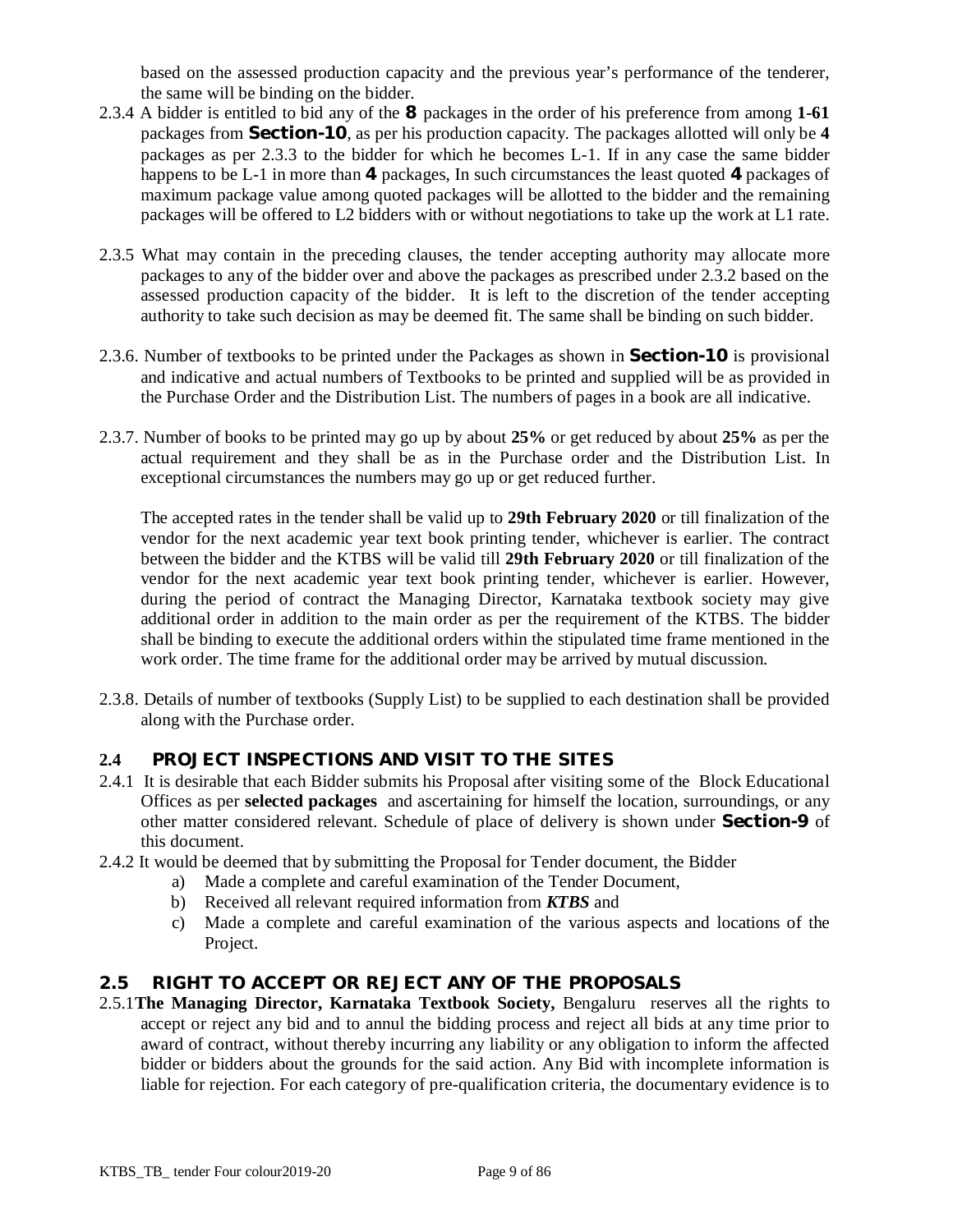based on the assessed production capacity and the previous year's performance of the tenderer, the same will be binding on the bidder.

2.3.4 A bidder is entitled to bid any of the **8** packages in the order of his preference from among **1-61** packages from **Section-10**, as per his production capacity. The packages allotted will only be **4** packages as per 2.3.3 to the bidder for which he becomes L-1. If in any case the same bidder happens to be L-1 in more than **4** packages, In such circumstances the least quoted **4** packages of maximum package value among quoted packages will be allotted to the bidder and the remaining packages will be offered to L2 bidders with or without negotiations to take up the work at L1 rate.

2.3.5 What may contain in the preceding clauses, the tender accepting authority may allocate more packages to any of the bidder over and above the packages as prescribed under 2.3.2 based on the assessed production capacity of the bidder. It is left to the discretion of the tender accepting authority to take such decision as may be deemed fit. The same shall be binding on such bidder.

2.3.6. Number of textbooks to be printed under the Packages as shown in **Section-10** is provisional and indicative and actual numbers of Textbooks to be printed and supplied will be as provided in the Purchase Order and the Distribution List. The numbers of pages in a book are all indicative.

2.3.7. Number of books to be printed may go up by about **25%** or get reduced by about **25%** as per the actual requirement and they shall be as in the Purchase order and the Distribution List. In exceptional circumstances the numbers may go up or get reduced further.

The accepted rates in the tender shall be valid up to **29th February 2020** or till finalization of the vendor for the next academic year text book printing tender, whichever is earlier. The contract between the bidder and the KTBS will be valid till **29th February 2020** or till finalization of the vendor for the next academic year text book printing tender, whichever is earlier. However, during the period of contract the Managing Director, Karnataka textbook society may give additional order in addition to the main order as per the requirement of the KTBS. The bidder shall be binding to execute the additional orders within the stipulated time frame mentioned in the work order. The time frame for the additional order may be arrived by mutual discussion.

2.3.8. Details of number of textbooks (Supply List) to be supplied to each destination shall be provided along with the Purchase order.

## 2.4 PROJECT INSPECTIONS AND VISIT TO THE SITES

2.4.1 It is desirable that each Bidder submits his Proposal after visiting some of the Block Educational Offices as per **selected packages** and ascertaining for himself the location, surroundings, or any other matter considered relevant. Schedule of place of delivery is shown under **Section-9** of this document.

2.4.2 It would be deemed that by submitting the Proposal for Tender document, the Bidder

a) Made a complete and careful examination of the Tender Document,
b) Received all relevant required information from ***KTBS*** and
c) Made a complete and careful examination of the various aspects and locations of the Project.

## 2.5 RIGHT TO ACCEPT OR REJECT ANY OF THE PROPOSALS

2.5.1 **The Managing Director, Karnataka Textbook Society,** Bengaluru reserves all the rights to accept or reject any bid and to annul the bidding process and reject all bids at any time prior to award of contract, without thereby incurring any liability or any obligation to inform the affected bidder or bidders about the grounds for the said action. Any Bid with incomplete information is liable for rejection. For each category of pre-qualification criteria, the documentary evidence is to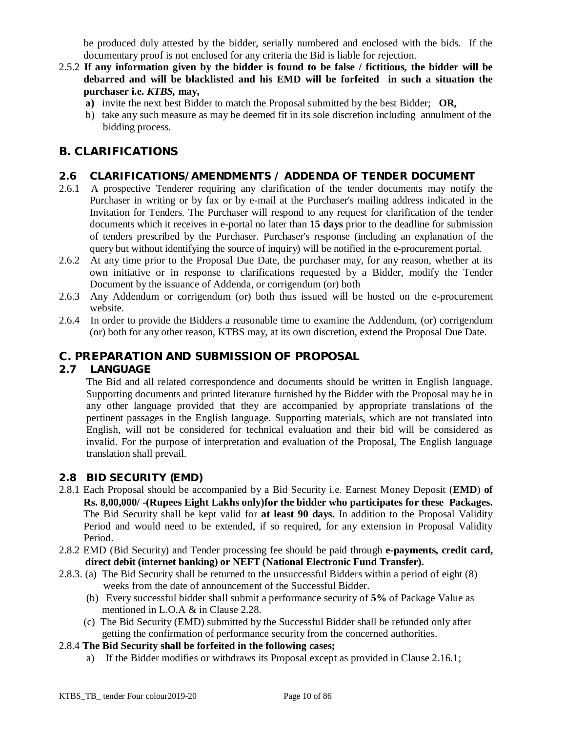be produced duly attested by the bidder, serially numbered and enclosed with the bids. If the documentary proof is not enclosed for any criteria the Bid is liable for rejection.

2.5.2 **If any information given by the bidder is found to be false / fictitious, the bidder will be debarred and will be blacklisted and his EMD will be forfeited in such a situation the purchaser i.e. *KTBS*, may,**

- **a)** invite the next best Bidder to match the Proposal submitted by the best Bidder; **OR,**
- b) take any such measure as may be deemed fit in its sole discretion including annulment of the bidding process.

## B. CLARIFICATIONS

### 2.6 CLARIFICATIONS/AMENDMENTS / ADDENDA OF TENDER DOCUMENT

2.6.1 A prospective Tenderer requiring any clarification of the tender documents may notify the Purchaser in writing or by fax or by e-mail at the Purchaser's mailing address indicated in the Invitation for Tenders. The Purchaser will respond to any request for clarification of the tender documents which it receives in e-portal no later than **15 days** prior to the deadline for submission of tenders prescribed by the Purchaser. Purchaser's response (including an explanation of the query but without identifying the source of inquiry) will be notified in the e-procurement portal.

2.6.2 At any time prior to the Proposal Due Date, the purchaser may, for any reason, whether at its own initiative or in response to clarifications requested by a Bidder, modify the Tender Document by the issuance of Addenda, or corrigendum (or) both

2.6.3 Any Addendum or corrigendum (or) both thus issued will be hosted on the e-procurement website.

2.6.4 In order to provide the Bidders a reasonable time to examine the Addendum, (or) corrigendum (or) both for any other reason, KTBS may, at its own discretion, extend the Proposal Due Date.

## C. PREPARATION AND SUBMISSION OF PROPOSAL

### 2.7 LANGUAGE

The Bid and all related correspondence and documents should be written in English language. Supporting documents and printed literature furnished by the Bidder with the Proposal may be in any other language provided that they are accompanied by appropriate translations of the pertinent passages in the English language. Supporting materials, which are not translated into English, will not be considered for technical evaluation and their bid will be considered as invalid. For the purpose of interpretation and evaluation of the Proposal, The English language translation shall prevail.

### 2.8 BID SECURITY (EMD)

2.8.1 Each Proposal should be accompanied by a Bid Security i.e. Earnest Money Deposit (**EMD**) **of Rs. 8,00,000/ -(Rupees Eight Lakhs only)for the bidder who participates for these Packages.** The Bid Security shall be kept valid for **at least 90 days.** In addition to the Proposal Validity Period and would need to be extended, if so required, for any extension in Proposal Validity Period.

2.8.2 EMD (Bid Security) and Tender processing fee should be paid through **e-payments, credit card, direct debit (internet banking) or NEFT (National Electronic Fund Transfer).**

2.8.3. (a) The Bid Security shall be returned to the unsuccessful Bidders within a period of eight (8) weeks from the date of announcement of the Successful Bidder.

(b) Every successful bidder shall submit a performance security of **5%** of Package Value as mentioned in L.O.A & in Clause 2.28.

(c) The Bid Security (EMD) submitted by the Successful Bidder shall be refunded only after getting the confirmation of performance security from the concerned authorities.

2.8.4 **The Bid Security shall be forfeited in the following cases;**

- a) If the Bidder modifies or withdraws its Proposal except as provided in Clause 2.16.1;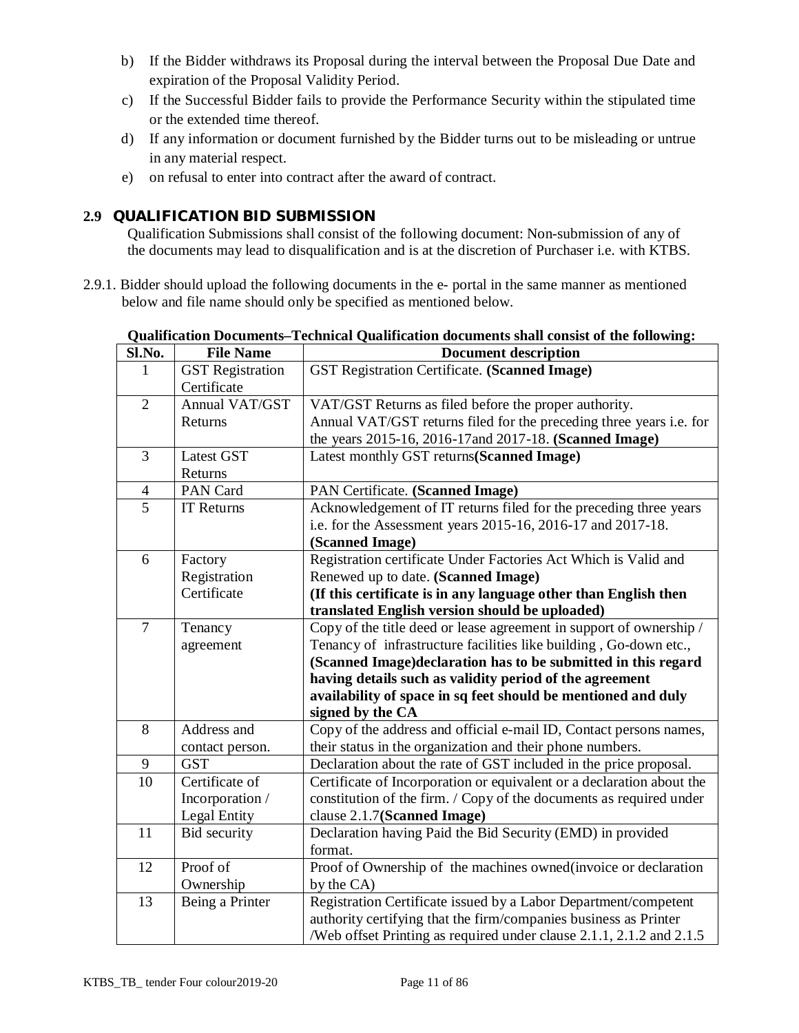b) If the Bidder withdraws its Proposal during the interval between the Proposal Due Date and expiration of the Proposal Validity Period.

c) If the Successful Bidder fails to provide the Performance Security within the stipulated time or the extended time thereof.

d) If any information or document furnished by the Bidder turns out to be misleading or untrue in any material respect.

e) on refusal to enter into contract after the award of contract.

## 2.9 QUALIFICATION BID SUBMISSION

Qualification Submissions shall consist of the following document: Non-submission of any of the documents may lead to disqualification and is at the discretion of Purchaser i.e. with KTBS.

2.9.1. Bidder should upload the following documents in the e- portal in the same manner as mentioned below and file name should only be specified as mentioned below.

**Qualification Documents–Technical Qualification documents shall consist of the following:**

| Sl.No. | File Name | Document description |
|---|---|---|
| 1 | GST Registration Certificate | GST Registration Certificate. **(Scanned Image)** |
| 2 | Annual VAT/GST Returns | VAT/GST Returns as filed before the proper authority.<br>Annual VAT/GST returns filed for the preceding three years i.e. for the years 2015-16, 2016-17and 2017-18. **(Scanned Image)** |
| 3 | Latest GST Returns | Latest monthly GST returns**(Scanned Image)** |
| 4 | PAN Card | PAN Certificate. **(Scanned Image)** |
| 5 | IT Returns | Acknowledgement of IT returns filed for the preceding three years i.e. for the Assessment years 2015-16, 2016-17 and 2017-18. **(Scanned Image)** |
| 6 | Factory Registration Certificate | Registration certificate Under Factories Act Which is Valid and Renewed up to date. **(Scanned Image)**<br>**(If this certificate is in any language other than English then translated English version should be uploaded)** |
| 7 | Tenancy agreement | Copy of the title deed or lease agreement in support of ownership / Tenancy of infrastructure facilities like building , Go-down etc., **(Scanned Image)declaration has to be submitted in this regard having details such as validity period of the agreement availability of space in sq feet should be mentioned and duly signed by the CA** |
| 8 | Address and contact person. | Copy of the address and official e-mail ID, Contact persons names, their status in the organization and their phone numbers. |
| 9 | GST | Declaration about the rate of GST included in the price proposal. |
| 10 | Certificate of Incorporation / Legal Entity | Certificate of Incorporation or equivalent or a declaration about the constitution of the firm. / Copy of the documents as required under clause 2.1.7**(Scanned Image)** |
| 11 | Bid security | Declaration having Paid the Bid Security (EMD) in provided format. |
| 12 | Proof of Ownership | Proof of Ownership of the machines owned(invoice or declaration by the CA) |
| 13 | Being a Printer | Registration Certificate issued by a Labor Department/competent authority certifying that the firm/companies business as Printer /Web offset Printing as required under clause 2.1.1, 2.1.2 and 2.1.5 |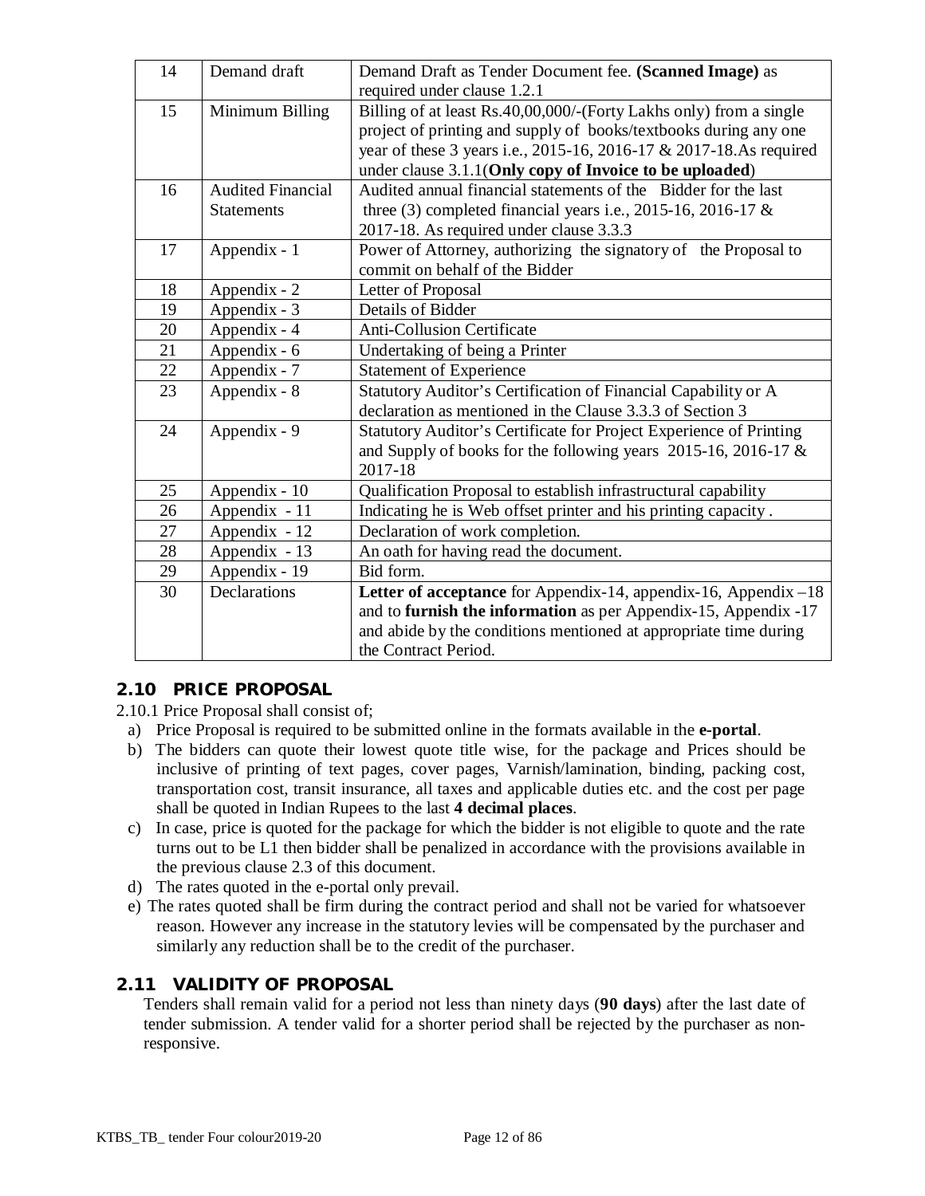| 14 | Demand draft | Demand Draft as Tender Document fee. **(Scanned Image)** as required under clause 1.2.1 |
|---|---|---|
| 15 | Minimum Billing | Billing of at least Rs.40,00,000/-(Forty Lakhs only) from a single project of printing and supply of books/textbooks during any one year of these 3 years i.e., 2015-16, 2016-17 & 2017-18.As required under clause 3.1.1(**Only copy of Invoice to be uploaded**) |
| 16 | Audited Financial Statements | Audited annual financial statements of the Bidder for the last three (3) completed financial years i.e., 2015-16, 2016-17 & 2017-18. As required under clause 3.3.3 |
| 17 | Appendix - 1 | Power of Attorney, authorizing the signatory of the Proposal to commit on behalf of the Bidder |
| 18 | Appendix - 2 | Letter of Proposal |
| 19 | Appendix - 3 | Details of Bidder |
| 20 | Appendix - 4 | Anti-Collusion Certificate |
| 21 | Appendix - 6 | Undertaking of being a Printer |
| 22 | Appendix - 7 | Statement of Experience |
| 23 | Appendix - 8 | Statutory Auditor's Certification of Financial Capability or A declaration as mentioned in the Clause 3.3.3 of Section 3 |
| 24 | Appendix - 9 | Statutory Auditor's Certificate for Project Experience of Printing and Supply of books for the following years 2015-16, 2016-17 & 2017-18 |
| 25 | Appendix - 10 | Qualification Proposal to establish infrastructural capability |
| 26 | Appendix - 11 | Indicating he is Web offset printer and his printing capacity . |
| 27 | Appendix - 12 | Declaration of work completion. |
| 28 | Appendix - 13 | An oath for having read the document. |
| 29 | Appendix - 19 | Bid form. |
| 30 | Declarations | **Letter of acceptance** for Appendix-14, appendix-16, Appendix –18 and to **furnish the information** as per Appendix-15, Appendix -17 and abide by the conditions mentioned at appropriate time during the Contract Period. |

## 2.10 PRICE PROPOSAL

2.10.1 Price Proposal shall consist of;

a) Price Proposal is required to be submitted online in the formats available in the **e-portal**.

b) The bidders can quote their lowest quote title wise, for the package and Prices should be inclusive of printing of text pages, cover pages, Varnish/lamination, binding, packing cost, transportation cost, transit insurance, all taxes and applicable duties etc. and the cost per page shall be quoted in Indian Rupees to the last **4 decimal places**.

c) In case, price is quoted for the package for which the bidder is not eligible to quote and the rate turns out to be L1 then bidder shall be penalized in accordance with the provisions available in the previous clause 2.3 of this document.

d) The rates quoted in the e-portal only prevail.

e) The rates quoted shall be firm during the contract period and shall not be varied for whatsoever reason. However any increase in the statutory levies will be compensated by the purchaser and similarly any reduction shall be to the credit of the purchaser.

## 2.11 VALIDITY OF PROPOSAL

Tenders shall remain valid for a period not less than ninety days (**90 days**) after the last date of tender submission. A tender valid for a shorter period shall be rejected by the purchaser as non-responsive.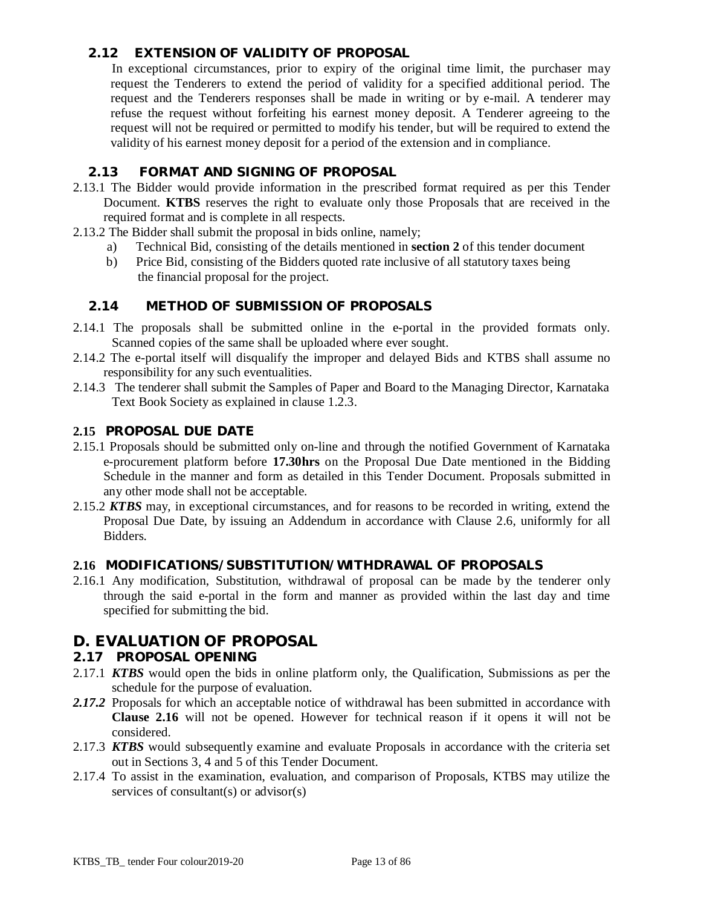### 2.12 EXTENSION OF VALIDITY OF PROPOSAL

In exceptional circumstances, prior to expiry of the original time limit, the purchaser may request the Tenderers to extend the period of validity for a specified additional period. The request and the Tenderers responses shall be made in writing or by e-mail. A tenderer may refuse the request without forfeiting his earnest money deposit. A Tenderer agreeing to the request will not be required or permitted to modify his tender, but will be required to extend the validity of his earnest money deposit for a period of the extension and in compliance.

### 2.13 FORMAT AND SIGNING OF PROPOSAL

2.13.1 The Bidder would provide information in the prescribed format required as per this Tender Document. **KTBS** reserves the right to evaluate only those Proposals that are received in the required format and is complete in all respects.

2.13.2 The Bidder shall submit the proposal in bids online, namely;

a) Technical Bid, consisting of the details mentioned in **section 2** of this tender document

b) Price Bid, consisting of the Bidders quoted rate inclusive of all statutory taxes being the financial proposal for the project.

### 2.14 METHOD OF SUBMISSION OF PROPOSALS

2.14.1 The proposals shall be submitted online in the e-portal in the provided formats only. Scanned copies of the same shall be uploaded where ever sought.

2.14.2 The e-portal itself will disqualify the improper and delayed Bids and KTBS shall assume no responsibility for any such eventualities.

2.14.3 The tenderer shall submit the Samples of Paper and Board to the Managing Director, Karnataka Text Book Society as explained in clause 1.2.3.

### 2.15 PROPOSAL DUE DATE

2.15.1 Proposals should be submitted only on-line and through the notified Government of Karnataka e-procurement platform before **17.30hrs** on the Proposal Due Date mentioned in the Bidding Schedule in the manner and form as detailed in this Tender Document. Proposals submitted in any other mode shall not be acceptable.

2.15.2 ***KTBS*** may, in exceptional circumstances, and for reasons to be recorded in writing, extend the Proposal Due Date, by issuing an Addendum in accordance with Clause 2.6, uniformly for all Bidders.

### 2.16 MODIFICATIONS/SUBSTITUTION/WITHDRAWAL OF PROPOSALS

2.16.1 Any modification, Substitution, withdrawal of proposal can be made by the tenderer only through the said e-portal in the form and manner as provided within the last day and time specified for submitting the bid.

## D. EVALUATION OF PROPOSAL

### 2.17 PROPOSAL OPENING

2.17.1 ***KTBS*** would open the bids in online platform only, the Qualification, Submissions as per the schedule for the purpose of evaluation.

***2.17.2*** Proposals for which an acceptable notice of withdrawal has been submitted in accordance with **Clause 2.16** will not be opened. However for technical reason if it opens it will not be considered.

2.17.3 ***KTBS*** would subsequently examine and evaluate Proposals in accordance with the criteria set out in Sections 3, 4 and 5 of this Tender Document.

2.17.4 To assist in the examination, evaluation, and comparison of Proposals, KTBS may utilize the services of consultant(s) or advisor(s)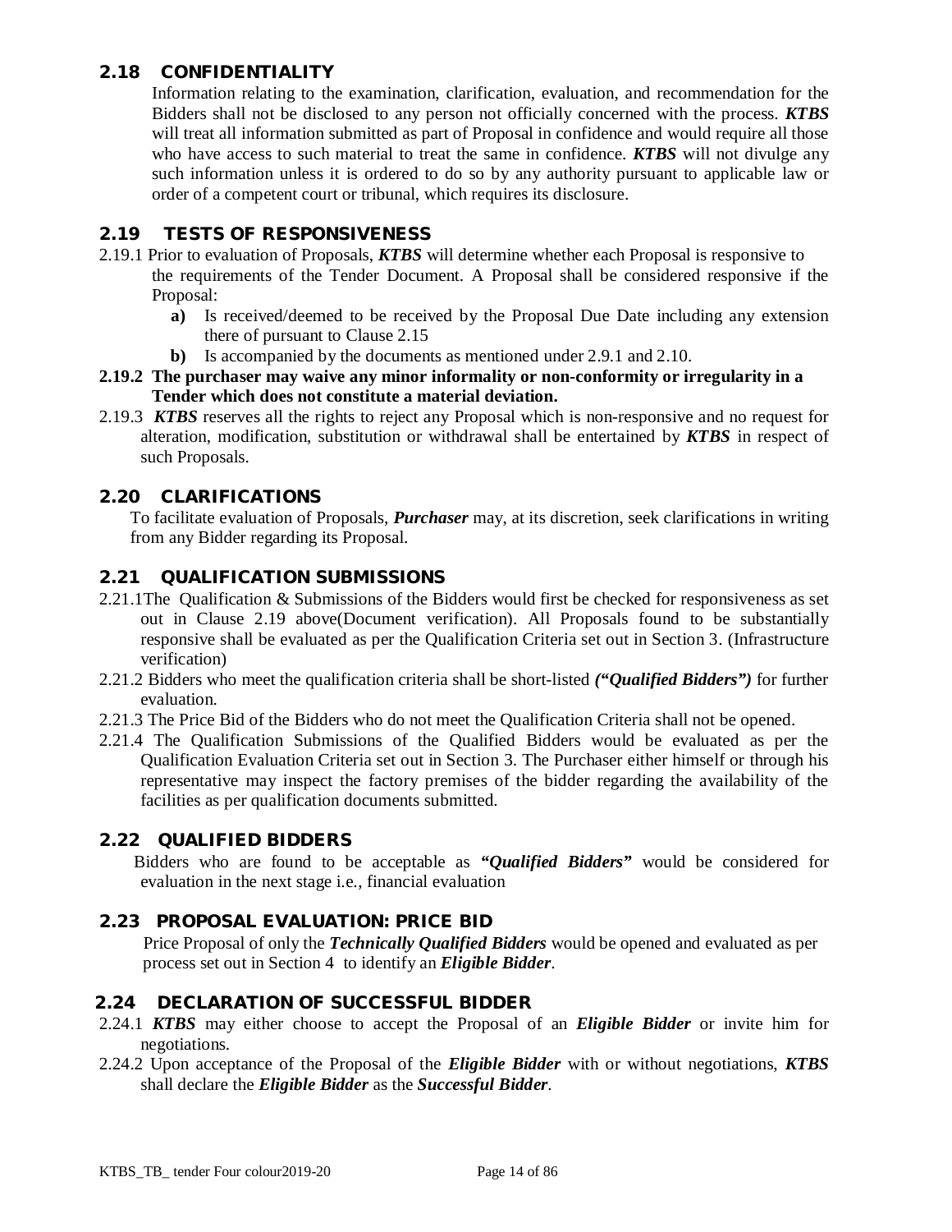## 2.18 CONFIDENTIALITY

Information relating to the examination, clarification, evaluation, and recommendation for the Bidders shall not be disclosed to any person not officially concerned with the process. ***KTBS*** will treat all information submitted as part of Proposal in confidence and would require all those who have access to such material to treat the same in confidence. ***KTBS*** will not divulge any such information unless it is ordered to do so by any authority pursuant to applicable law or order of a competent court or tribunal, which requires its disclosure.

## 2.19 TESTS OF RESPONSIVENESS

2.19.1 Prior to evaluation of Proposals, ***KTBS*** will determine whether each Proposal is responsive to the requirements of the Tender Document. A Proposal shall be considered responsive if the Proposal:

- **a)** Is received/deemed to be received by the Proposal Due Date including any extension there of pursuant to Clause 2.15
- **b)** Is accompanied by the documents as mentioned under 2.9.1 and 2.10.

**2.19.2 The purchaser may waive any minor informality or non-conformity or irregularity in a Tender which does not constitute a material deviation.**

2.19.3 ***KTBS*** reserves all the rights to reject any Proposal which is non-responsive and no request for alteration, modification, substitution or withdrawal shall be entertained by ***KTBS*** in respect of such Proposals.

## 2.20 CLARIFICATIONS

To facilitate evaluation of Proposals, ***Purchaser*** may, at its discretion, seek clarifications in writing from any Bidder regarding its Proposal.

## 2.21 QUALIFICATION SUBMISSIONS

2.21.1The Qualification & Submissions of the Bidders would first be checked for responsiveness as set out in Clause 2.19 above(Document verification). All Proposals found to be substantially responsive shall be evaluated as per the Qualification Criteria set out in Section 3. (Infrastructure verification)

2.21.2 Bidders who meet the qualification criteria shall be short-listed ***("Qualified Bidders")*** for further evaluation.

2.21.3 The Price Bid of the Bidders who do not meet the Qualification Criteria shall not be opened.

2.21.4 The Qualification Submissions of the Qualified Bidders would be evaluated as per the Qualification Evaluation Criteria set out in Section 3. The Purchaser either himself or through his representative may inspect the factory premises of the bidder regarding the availability of the facilities as per qualification documents submitted.

## 2.22 QUALIFIED BIDDERS

Bidders who are found to be acceptable as ***"Qualified Bidders"*** would be considered for evaluation in the next stage i.e., financial evaluation

## 2.23 PROPOSAL EVALUATION: PRICE BID

Price Proposal of only the ***Technically Qualified Bidders*** would be opened and evaluated as per process set out in Section 4 to identify an ***Eligible Bidder***.

## 2.24 DECLARATION OF SUCCESSFUL BIDDER

2.24.1 ***KTBS*** may either choose to accept the Proposal of an ***Eligible Bidder*** or invite him for negotiations.

2.24.2 Upon acceptance of the Proposal of the ***Eligible Bidder*** with or without negotiations, ***KTBS*** shall declare the ***Eligible Bidder*** as the ***Successful Bidder***.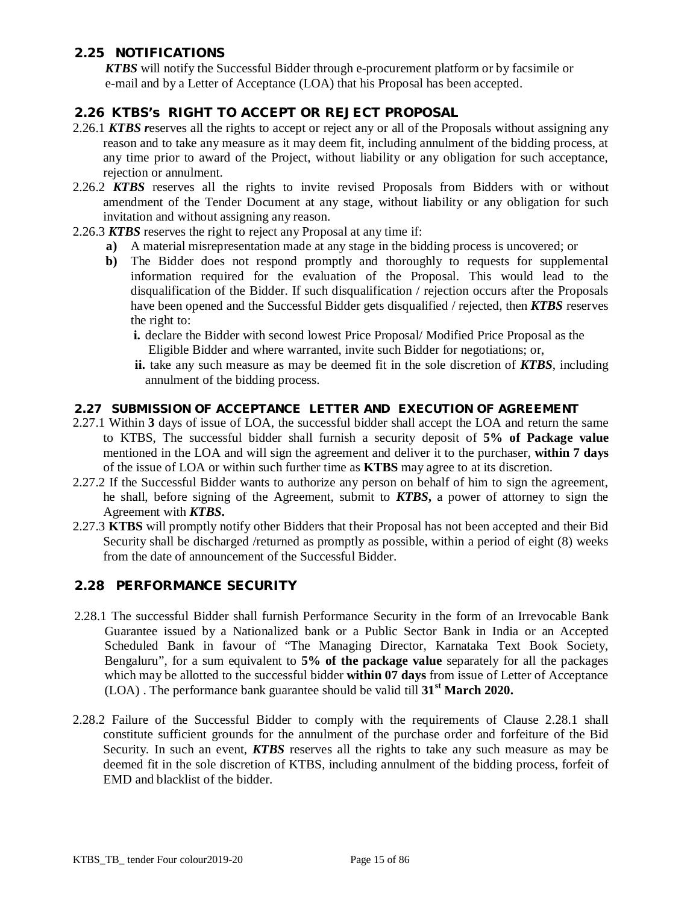## 2.25 NOTIFICATIONS

***KTBS*** will notify the Successful Bidder through e-procurement platform or by facsimile or e-mail and by a Letter of Acceptance (LOA) that his Proposal has been accepted.

## 2.26 KTBS's RIGHT TO ACCEPT OR REJECT PROPOSAL

2.26.1 ***KTBS r***eserves all the rights to accept or reject any or all of the Proposals without assigning any reason and to take any measure as it may deem fit, including annulment of the bidding process, at any time prior to award of the Project, without liability or any obligation for such acceptance, rejection or annulment.

2.26.2 ***KTBS*** reserves all the rights to invite revised Proposals from Bidders with or without amendment of the Tender Document at any stage, without liability or any obligation for such invitation and without assigning any reason.

2.26.3 ***KTBS*** reserves the right to reject any Proposal at any time if:

- **a)** A material misrepresentation made at any stage in the bidding process is uncovered; or
- **b)** The Bidder does not respond promptly and thoroughly to requests for supplemental information required for the evaluation of the Proposal. This would lead to the disqualification of the Bidder. If such disqualification / rejection occurs after the Proposals have been opened and the Successful Bidder gets disqualified / rejected, then ***KTBS*** reserves the right to:
  - **i.** declare the Bidder with second lowest Price Proposal/ Modified Price Proposal as the Eligible Bidder and where warranted, invite such Bidder for negotiations; or,
  - **ii.** take any such measure as may be deemed fit in the sole discretion of ***KTBS***, including annulment of the bidding process.

## 2.27 SUBMISSION OF ACCEPTANCE LETTER AND EXECUTION OF AGREEMENT

2.27.1 Within **3** days of issue of LOA, the successful bidder shall accept the LOA and return the same to KTBS, The successful bidder shall furnish a security deposit of **5% of Package value** mentioned in the LOA and will sign the agreement and deliver it to the purchaser, **within 7 days** of the issue of LOA or within such further time as **KTBS** may agree to at its discretion.

2.27.2 If the Successful Bidder wants to authorize any person on behalf of him to sign the agreement, he shall, before signing of the Agreement, submit to ***KTBS*,** a power of attorney to sign the Agreement with ***KTBS*.**

2.27.3 **KTBS** will promptly notify other Bidders that their Proposal has not been accepted and their Bid Security shall be discharged /returned as promptly as possible, within a period of eight (8) weeks from the date of announcement of the Successful Bidder.

## 2.28 PERFORMANCE SECURITY

2.28.1 The successful Bidder shall furnish Performance Security in the form of an Irrevocable Bank Guarantee issued by a Nationalized bank or a Public Sector Bank in India or an Accepted Scheduled Bank in favour of "The Managing Director, Karnataka Text Book Society, Bengaluru", for a sum equivalent to **5% of the package value** separately for all the packages which may be allotted to the successful bidder **within 07 days** from issue of Letter of Acceptance (LOA) . The performance bank guarantee should be valid till **31st March 2020.**

2.28.2 Failure of the Successful Bidder to comply with the requirements of Clause 2.28.1 shall constitute sufficient grounds for the annulment of the purchase order and forfeiture of the Bid Security. In such an event, ***KTBS*** reserves all the rights to take any such measure as may be deemed fit in the sole discretion of KTBS, including annulment of the bidding process, forfeit of EMD and blacklist of the bidder.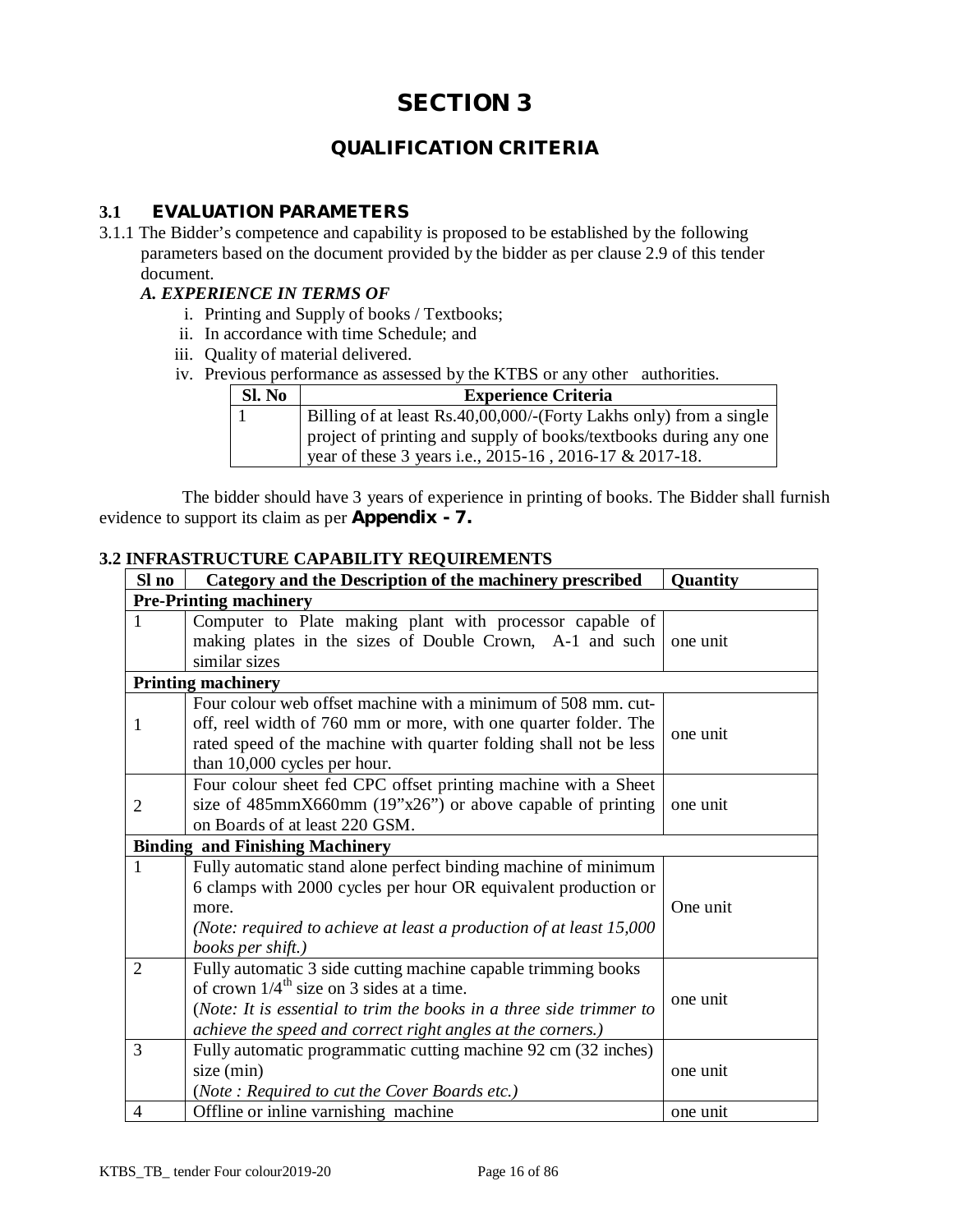# SECTION 3

## QUALIFICATION CRITERIA

### 3.1 EVALUATION PARAMETERS

3.1.1 The Bidder's competence and capability is proposed to be established by the following parameters based on the document provided by the bidder as per clause 2.9 of this tender document.

***A. EXPERIENCE IN TERMS OF***

i. Printing and Supply of books / Textbooks;
ii. In accordance with time Schedule; and
iii. Quality of material delivered.
iv. Previous performance as assessed by the KTBS or any other authorities.

| Sl. No | Experience Criteria |
|---|---|
| 1 | Billing of at least Rs.40,00,000/-(Forty Lakhs only) from a single project of printing and supply of books/textbooks during any one year of these 3 years i.e., 2015-16 , 2016-17 & 2017-18. |

The bidder should have 3 years of experience in printing of books. The Bidder shall furnish evidence to support its claim as per **Appendix - 7.**

**3.2 INFRASTRUCTURE CAPABILITY REQUIREMENTS**

| Sl no | Category and the Description of the machinery prescribed | Quantity |
|---|---|---|
| **Pre-Printing machinery** | | |
| 1 | Computer to Plate making plant with processor capable of making plates in the sizes of Double Crown, A-1 and such similar sizes | one unit |
| **Printing machinery** | | |
| 1 | Four colour web offset machine with a minimum of 508 mm. cut-off, reel width of 760 mm or more, with one quarter folder. The rated speed of the machine with quarter folding shall not be less than 10,000 cycles per hour. | one unit |
| 2 | Four colour sheet fed CPC offset printing machine with a Sheet size of 485mmX660mm (19"x26") or above capable of printing on Boards of at least 220 GSM. | one unit |
| **Binding and Finishing Machinery** | | |
| 1 | Fully automatic stand alone perfect binding machine of minimum 6 clamps with 2000 cycles per hour OR equivalent production or more. *(Note: required to achieve at least a production of at least 15,000 books per shift.)* | One unit |
| 2 | Fully automatic 3 side cutting machine capable trimming books of crown 1/4$^{th}$ size on 3 sides at a time. (*Note: It is essential to trim the books in a three side trimmer to achieve the speed and correct right angles at the corners.)* | one unit |
| 3 | Fully automatic programmatic cutting machine 92 cm (32 inches) size (min) (*Note : Required to cut the Cover Boards etc.)* | one unit |
| 4 | Offline or inline varnishing machine | one unit |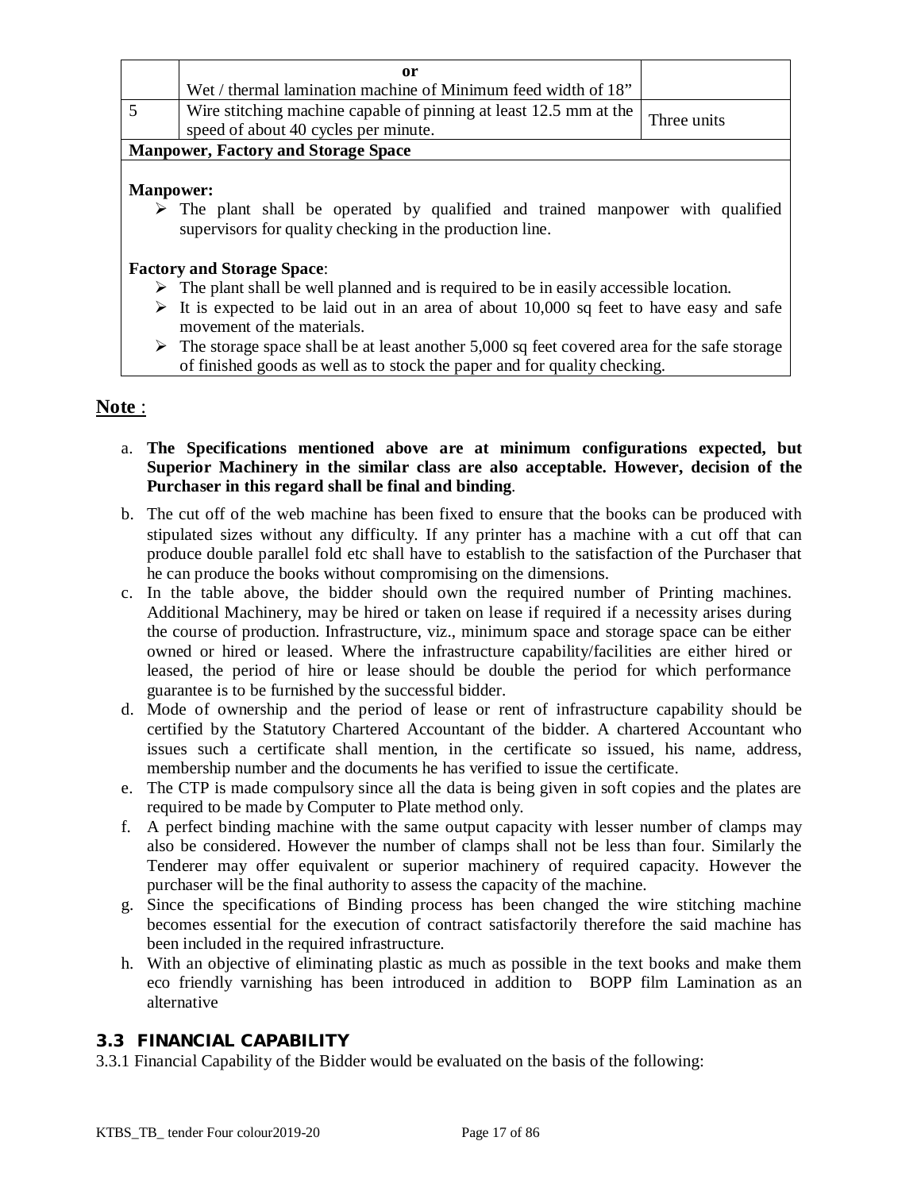| | or<br>Wet / thermal lamination machine of Minimum feed width of 18” | |
|---|---|---|
| 5 | Wire stitching machine capable of pinning at least 12.5 mm at the speed of about 40 cycles per minute. | Three units |

**Manpower, Factory and Storage Space**

**Manpower:**

- The plant shall be operated by qualified and trained manpower with qualified supervisors for quality checking in the production line.

**Factory and Storage Space**:

- The plant shall be well planned and is required to be in easily accessible location.
- It is expected to be laid out in an area of about 10,000 sq feet to have easy and safe movement of the materials.
- The storage space shall be at least another 5,000 sq feet covered area for the safe storage of finished goods as well as to stock the paper and for quality checking.

## Note :

a. **The Specifications mentioned above are at minimum configurations expected, but Superior Machinery in the similar class are also acceptable. However, decision of the Purchaser in this regard shall be final and binding**.

b. The cut off of the web machine has been fixed to ensure that the books can be produced with stipulated sizes without any difficulty. If any printer has a machine with a cut off that can produce double parallel fold etc shall have to establish to the satisfaction of the Purchaser that he can produce the books without compromising on the dimensions.

c. In the table above, the bidder should own the required number of Printing machines. Additional Machinery, may be hired or taken on lease if required if a necessity arises during the course of production. Infrastructure, viz., minimum space and storage space can be either owned or hired or leased. Where the infrastructure capability/facilities are either hired or leased, the period of hire or lease should be double the period for which performance guarantee is to be furnished by the successful bidder.

d. Mode of ownership and the period of lease or rent of infrastructure capability should be certified by the Statutory Chartered Accountant of the bidder. A chartered Accountant who issues such a certificate shall mention, in the certificate so issued, his name, address, membership number and the documents he has verified to issue the certificate.

e. The CTP is made compulsory since all the data is being given in soft copies and the plates are required to be made by Computer to Plate method only.

f. A perfect binding machine with the same output capacity with lesser number of clamps may also be considered. However the number of clamps shall not be less than four. Similarly the Tenderer may offer equivalent or superior machinery of required capacity. However the purchaser will be the final authority to assess the capacity of the machine.

g. Since the specifications of Binding process has been changed the wire stitching machine becomes essential for the execution of contract satisfactorily therefore the said machine has been included in the required infrastructure.

h. With an objective of eliminating plastic as much as possible in the text books and make them eco friendly varnishing has been introduced in addition to BOPP film Lamination as an alternative

### 3.3 FINANCIAL CAPABILITY

3.3.1 Financial Capability of the Bidder would be evaluated on the basis of the following: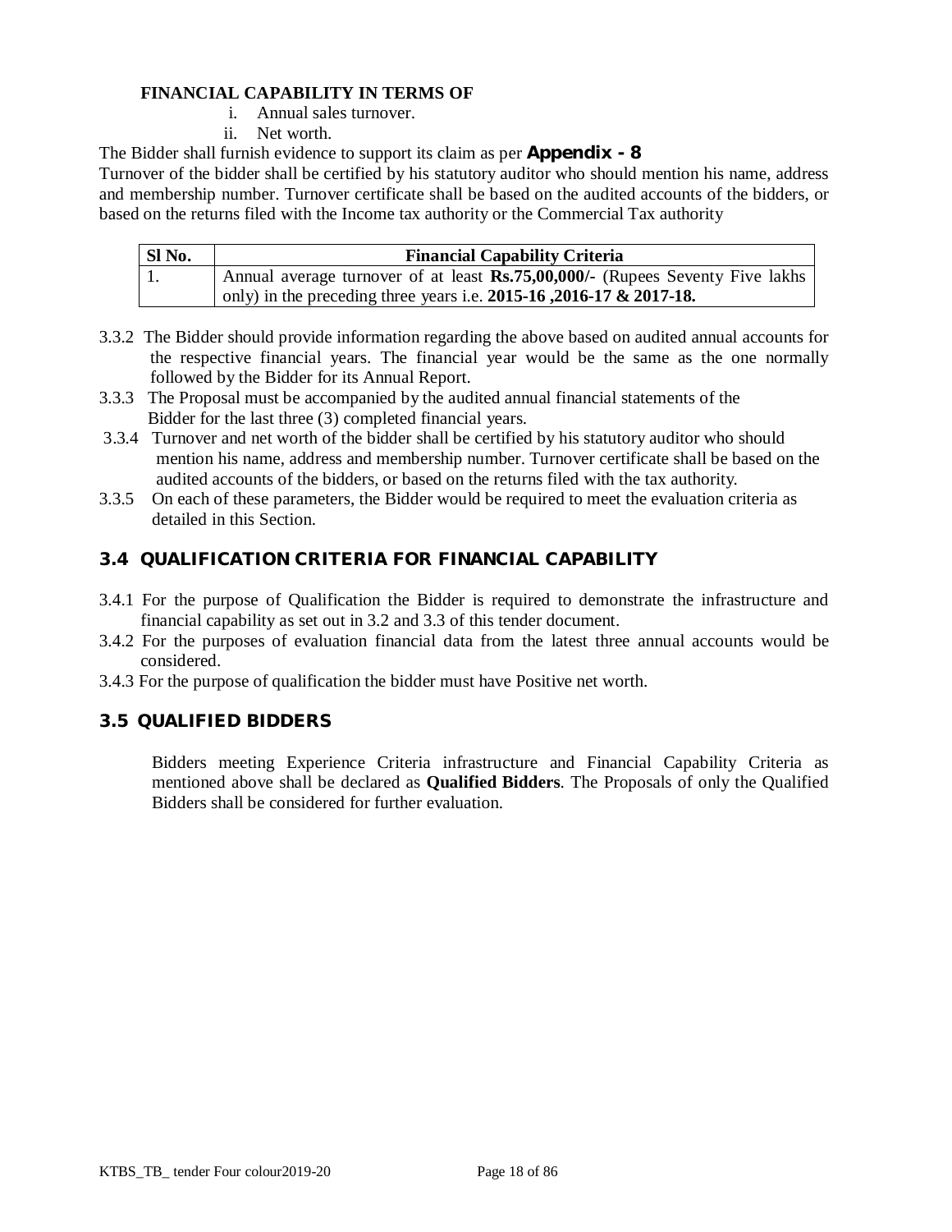**FINANCIAL CAPABILITY IN TERMS OF**

i. Annual sales turnover.

ii. Net worth.

The Bidder shall furnish evidence to support its claim as per **Appendix - 8**

Turnover of the bidder shall be certified by his statutory auditor who should mention his name, address and membership number. Turnover certificate shall be based on the audited accounts of the bidders, or based on the returns filed with the Income tax authority or the Commercial Tax authority

| Sl No. | Financial Capability Criteria |
|---|---|
| 1. | Annual average turnover of at least **Rs.75,00,000/-** (Rupees Seventy Five lakhs only) in the preceding three years i.e. **2015-16 ,2016-17 & 2017-18.** |

3.3.2 The Bidder should provide information regarding the above based on audited annual accounts for the respective financial years. The financial year would be the same as the one normally followed by the Bidder for its Annual Report.

3.3.3 The Proposal must be accompanied by the audited annual financial statements of the Bidder for the last three (3) completed financial years.

3.3.4 Turnover and net worth of the bidder shall be certified by his statutory auditor who should mention his name, address and membership number. Turnover certificate shall be based on the audited accounts of the bidders, or based on the returns filed with the tax authority.

3.3.5 On each of these parameters, the Bidder would be required to meet the evaluation criteria as detailed in this Section.

## 3.4 QUALIFICATION CRITERIA FOR FINANCIAL CAPABILITY

3.4.1 For the purpose of Qualification the Bidder is required to demonstrate the infrastructure and financial capability as set out in 3.2 and 3.3 of this tender document.

3.4.2 For the purposes of evaluation financial data from the latest three annual accounts would be considered.

3.4.3 For the purpose of qualification the bidder must have Positive net worth.

## 3.5 QUALIFIED BIDDERS

Bidders meeting Experience Criteria infrastructure and Financial Capability Criteria as mentioned above shall be declared as **Qualified Bidders**. The Proposals of only the Qualified Bidders shall be considered for further evaluation.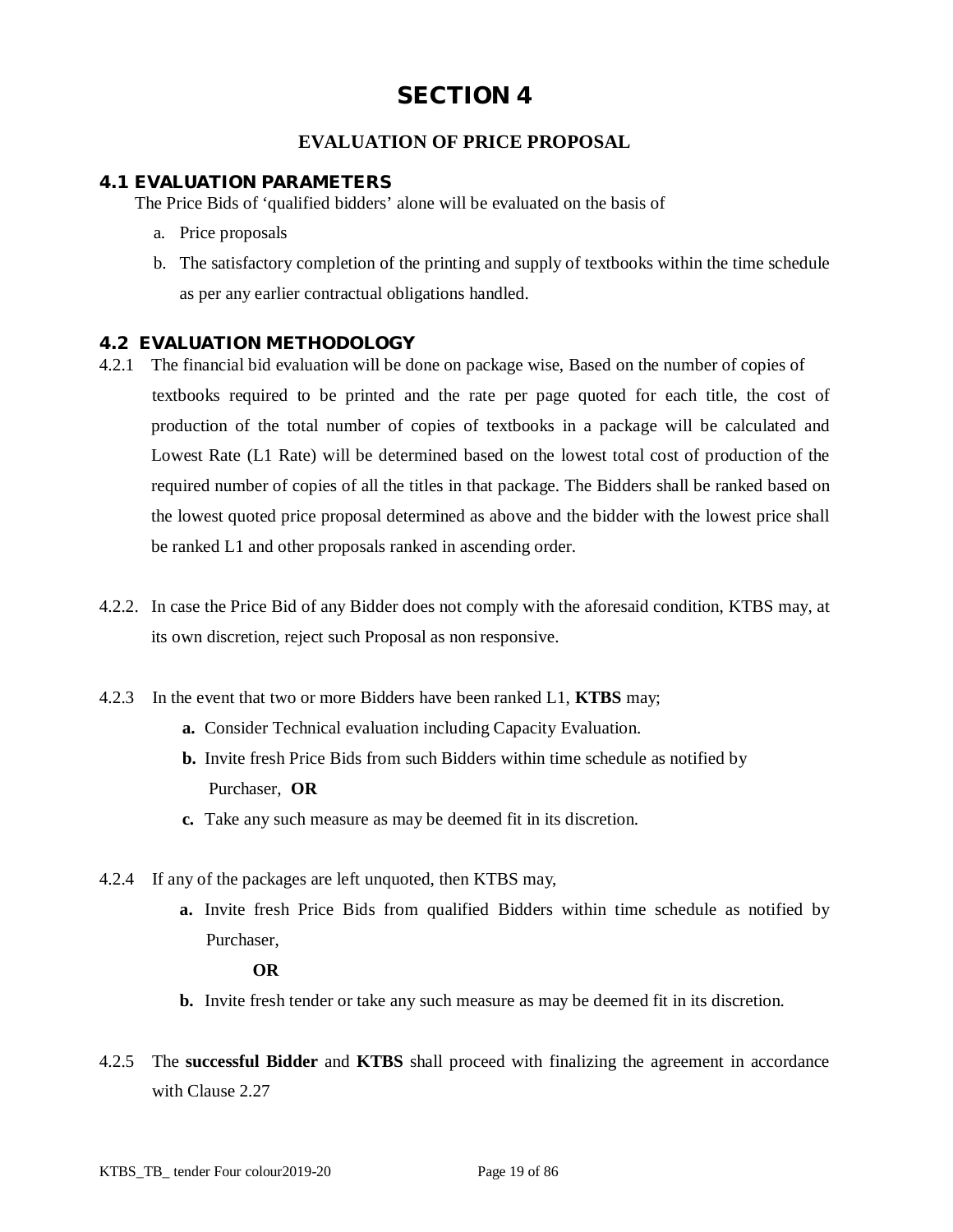# SECTION 4

## EVALUATION OF PRICE PROPOSAL

### 4.1 EVALUATION PARAMETERS

The Price Bids of 'qualified bidders' alone will be evaluated on the basis of

a. Price proposals

b. The satisfactory completion of the printing and supply of textbooks within the time schedule as per any earlier contractual obligations handled.

### 4.2 EVALUATION METHODOLOGY

4.2.1 The financial bid evaluation will be done on package wise, Based on the number of copies of textbooks required to be printed and the rate per page quoted for each title, the cost of production of the total number of copies of textbooks in a package will be calculated and Lowest Rate (L1 Rate) will be determined based on the lowest total cost of production of the required number of copies of all the titles in that package. The Bidders shall be ranked based on the lowest quoted price proposal determined as above and the bidder with the lowest price shall be ranked L1 and other proposals ranked in ascending order.

4.2.2. In case the Price Bid of any Bidder does not comply with the aforesaid condition, KTBS may, at its own discretion, reject such Proposal as non responsive.

4.2.3 In the event that two or more Bidders have been ranked L1, **KTBS** may;

**a.** Consider Technical evaluation including Capacity Evaluation.

**b.** Invite fresh Price Bids from such Bidders within time schedule as notified by Purchaser, **OR**

**c.** Take any such measure as may be deemed fit in its discretion.

4.2.4 If any of the packages are left unquoted, then KTBS may,

**a.** Invite fresh Price Bids from qualified Bidders within time schedule as notified by Purchaser,

**OR**

**b.** Invite fresh tender or take any such measure as may be deemed fit in its discretion.

4.2.5 The **successful Bidder** and **KTBS** shall proceed with finalizing the agreement in accordance with Clause 2.27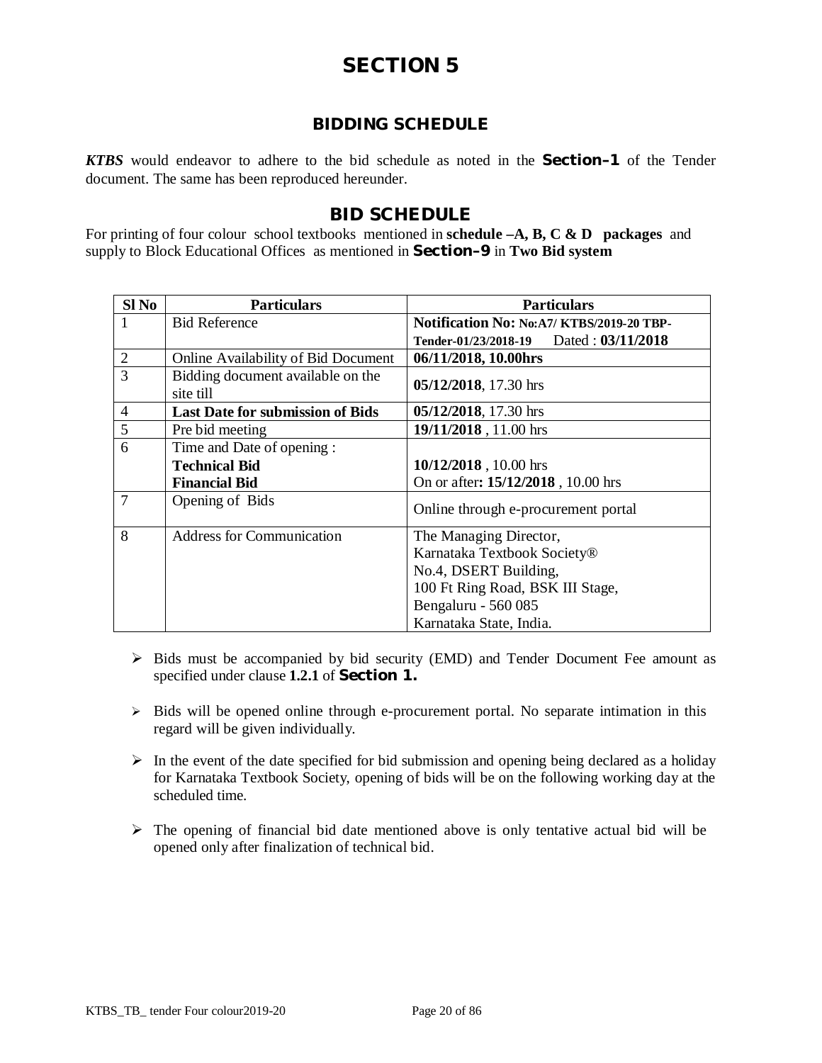# SECTION 5

## BIDDING SCHEDULE

***KTBS*** would endeavor to adhere to the bid schedule as noted in the **Section–1** of the Tender document. The same has been reproduced hereunder.

## BID SCHEDULE

For printing of four colour school textbooks mentioned in **schedule –A, B, C & D packages** and supply to Block Educational Offices as mentioned in **Section–9** in **Two Bid system**

| Sl No | Particulars | Particulars |
|---|---|---|
| 1 | Bid Reference | **Notification No: No:A7/ KTBS/2019-20 TBP-Tender-01/23/2018-19** Dated : **03/11/2018** |
| 2 | Online Availability of Bid Document | **06/11/2018, 10.00hrs** |
| 3 | Bidding document available on the site till | **05/12/2018**, 17.30 hrs |
| 4 | **Last Date for submission of Bids** | **05/12/2018**, 17.30 hrs |
| 5 | Pre bid meeting | **19/11/2018** , 11.00 hrs |
| 6 | Time and Date of opening :<br>**Technical Bid**<br>**Financial Bid** | <br>**10/12/2018** , 10.00 hrs<br>On or after**: 15/12/2018** , 10.00 hrs |
| 7 | Opening of Bids | Online through e-procurement portal |
| 8 | Address for Communication | The Managing Director,<br>Karnataka Textbook Society®<br>No.4, DSERT Building,<br>100 Ft Ring Road, BSK III Stage,<br>Bengaluru - 560 085<br>Karnataka State, India. |

- Bids must be accompanied by bid security (EMD) and Tender Document Fee amount as specified under clause **1.2.1** of **Section 1.**
- Bids will be opened online through e-procurement portal. No separate intimation in this regard will be given individually.
- In the event of the date specified for bid submission and opening being declared as a holiday for Karnataka Textbook Society, opening of bids will be on the following working day at the scheduled time.
- The opening of financial bid date mentioned above is only tentative actual bid will be opened only after finalization of technical bid.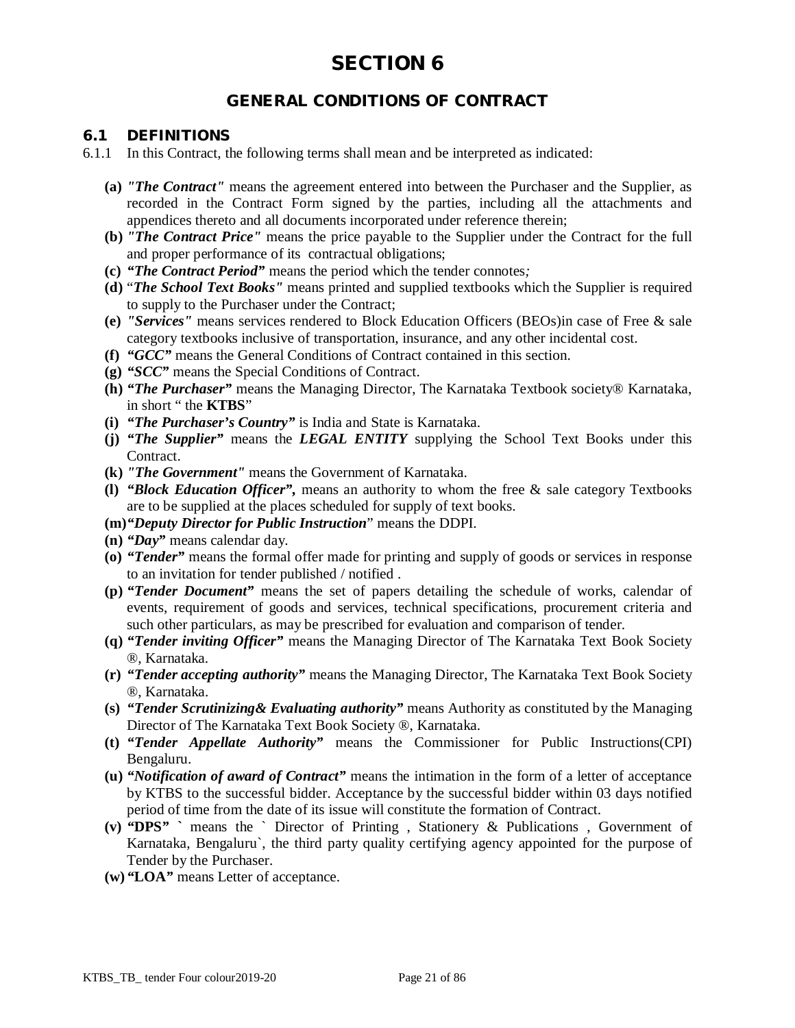# SECTION 6

## GENERAL CONDITIONS OF CONTRACT

### 6.1 DEFINITIONS

6.1.1 In this Contract, the following terms shall mean and be interpreted as indicated:

- **(a)** ***"The Contract"*** means the agreement entered into between the Purchaser and the Supplier, as recorded in the Contract Form signed by the parties, including all the attachments and appendices thereto and all documents incorporated under reference therein;
- **(b)** ***"The Contract Price"*** means the price payable to the Supplier under the Contract for the full and proper performance of its contractual obligations;
- **(c)** ***"The Contract Period"*** means the period which the tender connotes*;*
- **(d)** "***The School Text Books"*** means printed and supplied textbooks which the Supplier is required to supply to the Purchaser under the Contract;
- **(e)** ***"Services"*** means services rendered to Block Education Officers (BEOs)in case of Free & sale category textbooks inclusive of transportation, insurance, and any other incidental cost.
- **(f)** ***"GCC"*** means the General Conditions of Contract contained in this section.
- **(g)** ***"SCC"*** means the Special Conditions of Contract.
- **(h)** ***"The Purchaser"*** means the Managing Director, The Karnataka Textbook society® Karnataka, in short " the **KTBS**"
- **(i)** ***"The Purchaser's Country"*** is India and State is Karnataka.
- **(j)** ***"The Supplier"*** means the ***LEGAL ENTITY*** supplying the School Text Books under this Contract.
- **(k)** ***"The Government"*** means the Government of Karnataka.
- **(l)** ***"Block Education Officer",*** means an authority to whom the free & sale category Textbooks are to be supplied at the places scheduled for supply of text books.
- **(m)** ***"Deputy Director for Public Instruction***" means the DDPI.
- **(n)** ***"Day"*** means calendar day.
- **(o)** ***"Tender"*** means the formal offer made for printing and supply of goods or services in response to an invitation for tender published / notified .
- **(p)** ***"Tender Document"*** means the set of papers detailing the schedule of works, calendar of events, requirement of goods and services, technical specifications, procurement criteria and such other particulars, as may be prescribed for evaluation and comparison of tender.
- **(q)** ***"Tender inviting Officer"*** means the Managing Director of The Karnataka Text Book Society ®, Karnataka.
- **(r)** ***"Tender accepting authority"*** means the Managing Director, The Karnataka Text Book Society ®, Karnataka.
- **(s)** ***"Tender Scrutinizing& Evaluating authority"*** means Authority as constituted by the Managing Director of The Karnataka Text Book Society ®, Karnataka.
- **(t)** ***"Tender Appellate Authority"*** means the Commissioner for Public Instructions(CPI) Bengaluru.
- **(u)** ***"Notification of award of Contract"*** means the intimation in the form of a letter of acceptance by KTBS to the successful bidder. Acceptance by the successful bidder within 03 days notified period of time from the date of its issue will constitute the formation of Contract.
- **(v)** **"DPS" `** means the ` Director of Printing , Stationery & Publications , Government of Karnataka, Bengaluru`, the third party quality certifying agency appointed for the purpose of Tender by the Purchaser.
- **(w)** **"LOA"** means Letter of acceptance.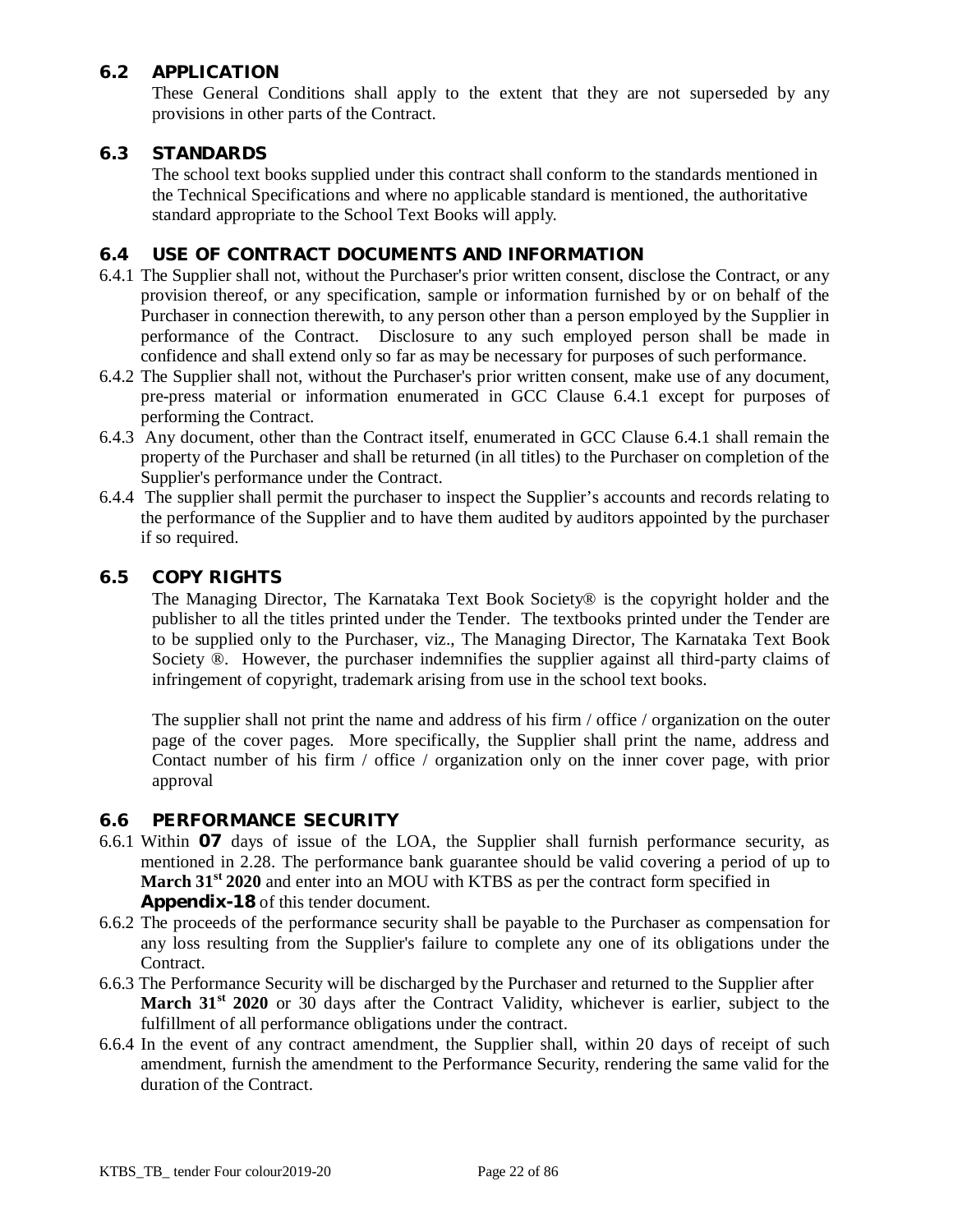## 6.2 APPLICATION

These General Conditions shall apply to the extent that they are not superseded by any provisions in other parts of the Contract.

## 6.3 STANDARDS

The school text books supplied under this contract shall conform to the standards mentioned in the Technical Specifications and where no applicable standard is mentioned, the authoritative standard appropriate to the School Text Books will apply.

## 6.4 USE OF CONTRACT DOCUMENTS AND INFORMATION

6.4.1 The Supplier shall not, without the Purchaser's prior written consent, disclose the Contract, or any provision thereof, or any specification, sample or information furnished by or on behalf of the Purchaser in connection therewith, to any person other than a person employed by the Supplier in performance of the Contract. Disclosure to any such employed person shall be made in confidence and shall extend only so far as may be necessary for purposes of such performance.

6.4.2 The Supplier shall not, without the Purchaser's prior written consent, make use of any document, pre-press material or information enumerated in GCC Clause 6.4.1 except for purposes of performing the Contract.

6.4.3 Any document, other than the Contract itself, enumerated in GCC Clause 6.4.1 shall remain the property of the Purchaser and shall be returned (in all titles) to the Purchaser on completion of the Supplier's performance under the Contract.

6.4.4 The supplier shall permit the purchaser to inspect the Supplier's accounts and records relating to the performance of the Supplier and to have them audited by auditors appointed by the purchaser if so required.

## 6.5 COPY RIGHTS

The Managing Director, The Karnataka Text Book Society® is the copyright holder and the publisher to all the titles printed under the Tender. The textbooks printed under the Tender are to be supplied only to the Purchaser, viz., The Managing Director, The Karnataka Text Book Society ®. However, the purchaser indemnifies the supplier against all third-party claims of infringement of copyright, trademark arising from use in the school text books.

The supplier shall not print the name and address of his firm / office / organization on the outer page of the cover pages. More specifically, the Supplier shall print the name, address and Contact number of his firm / office / organization only on the inner cover page, with prior approval

## 6.6 PERFORMANCE SECURITY

6.6.1 Within **07** days of issue of the LOA, the Supplier shall furnish performance security, as mentioned in 2.28. The performance bank guarantee should be valid covering a period of up to **March 31st 2020** and enter into an MOU with KTBS as per the contract form specified in **Appendix-18** of this tender document.

6.6.2 The proceeds of the performance security shall be payable to the Purchaser as compensation for any loss resulting from the Supplier's failure to complete any one of its obligations under the Contract.

6.6.3 The Performance Security will be discharged by the Purchaser and returned to the Supplier after **March 31st 2020** or 30 days after the Contract Validity, whichever is earlier, subject to the fulfillment of all performance obligations under the contract.

6.6.4 In the event of any contract amendment, the Supplier shall, within 20 days of receipt of such amendment, furnish the amendment to the Performance Security, rendering the same valid for the duration of the Contract.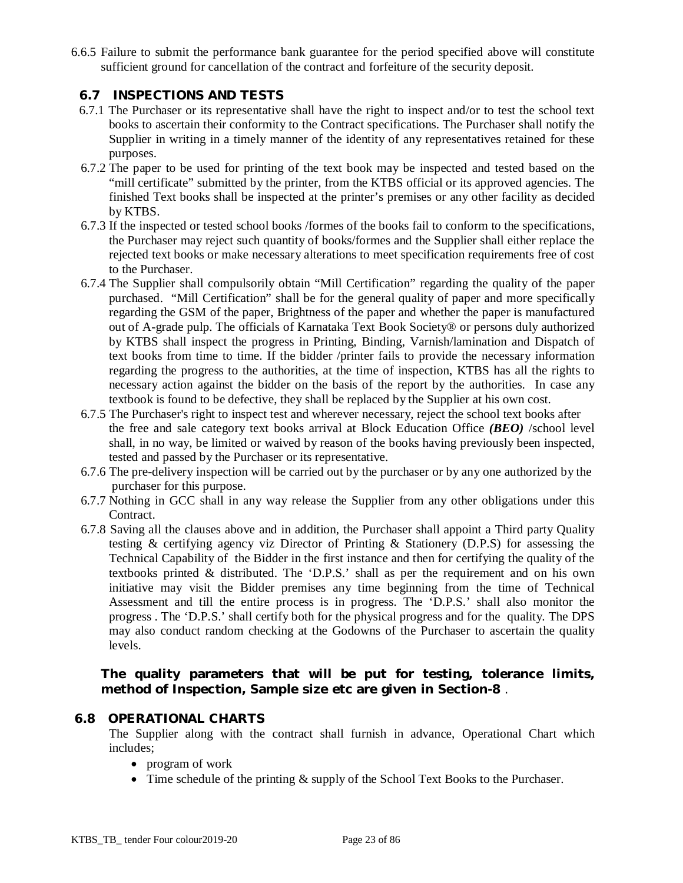6.6.5 Failure to submit the performance bank guarantee for the period specified above will constitute sufficient ground for cancellation of the contract and forfeiture of the security deposit.

## 6.7 INSPECTIONS AND TESTS

6.7.1 The Purchaser or its representative shall have the right to inspect and/or to test the school text books to ascertain their conformity to the Contract specifications. The Purchaser shall notify the Supplier in writing in a timely manner of the identity of any representatives retained for these purposes.

6.7.2 The paper to be used for printing of the text book may be inspected and tested based on the "mill certificate" submitted by the printer, from the KTBS official or its approved agencies. The finished Text books shall be inspected at the printer's premises or any other facility as decided by KTBS.

6.7.3 If the inspected or tested school books /formes of the books fail to conform to the specifications, the Purchaser may reject such quantity of books/formes and the Supplier shall either replace the rejected text books or make necessary alterations to meet specification requirements free of cost to the Purchaser.

6.7.4 The Supplier shall compulsorily obtain "Mill Certification" regarding the quality of the paper purchased. "Mill Certification" shall be for the general quality of paper and more specifically regarding the GSM of the paper, Brightness of the paper and whether the paper is manufactured out of A-grade pulp. The officials of Karnataka Text Book Society® or persons duly authorized by KTBS shall inspect the progress in Printing, Binding, Varnish/lamination and Dispatch of text books from time to time. If the bidder /printer fails to provide the necessary information regarding the progress to the authorities, at the time of inspection, KTBS has all the rights to necessary action against the bidder on the basis of the report by the authorities. In case any textbook is found to be defective, they shall be replaced by the Supplier at his own cost.

6.7.5 The Purchaser's right to inspect test and wherever necessary, reject the school text books after the free and sale category text books arrival at Block Education Office ***(BEO)*** /school level shall, in no way, be limited or waived by reason of the books having previously been inspected, tested and passed by the Purchaser or its representative.

6.7.6 The pre-delivery inspection will be carried out by the purchaser or by any one authorized by the purchaser for this purpose.

6.7.7 Nothing in GCC shall in any way release the Supplier from any other obligations under this Contract.

6.7.8 Saving all the clauses above and in addition, the Purchaser shall appoint a Third party Quality testing & certifying agency viz Director of Printing & Stationery (D.P.S) for assessing the Technical Capability of the Bidder in the first instance and then for certifying the quality of the textbooks printed & distributed. The 'D.P.S.' shall as per the requirement and on his own initiative may visit the Bidder premises any time beginning from the time of Technical Assessment and till the entire process is in progress. The 'D.P.S.' shall also monitor the progress . The 'D.P.S.' shall certify both for the physical progress and for the quality. The DPS may also conduct random checking at the Godowns of the Purchaser to ascertain the quality levels.

**The quality parameters that will be put for testing, tolerance limits, method of Inspection, Sample size etc are given in Section-8** .

## 6.8 OPERATIONAL CHARTS

The Supplier along with the contract shall furnish in advance, Operational Chart which includes;

- program of work
- Time schedule of the printing & supply of the School Text Books to the Purchaser.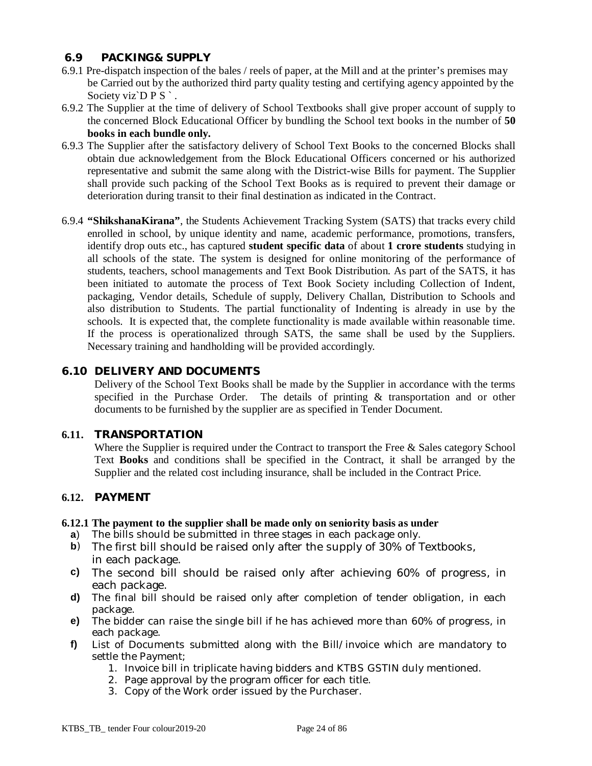## 6.9 PACKING& SUPPLY

6.9.1 Pre-dispatch inspection of the bales / reels of paper, at the Mill and at the printer's premises may be Carried out by the authorized third party quality testing and certifying agency appointed by the Society viz`D P S ` .

6.9.2 The Supplier at the time of delivery of School Textbooks shall give proper account of supply to the concerned Block Educational Officer by bundling the School text books in the number of **50 books in each bundle only.**

6.9.3 The Supplier after the satisfactory delivery of School Text Books to the concerned Blocks shall obtain due acknowledgement from the Block Educational Officers concerned or his authorized representative and submit the same along with the District-wise Bills for payment. The Supplier shall provide such packing of the School Text Books as is required to prevent their damage or deterioration during transit to their final destination as indicated in the Contract.

6.9.4 **"ShikshanaKirana"**, the Students Achievement Tracking System (SATS) that tracks every child enrolled in school, by unique identity and name, academic performance, promotions, transfers, identify drop outs etc., has captured **student specific data** of about **1 crore students** studying in all schools of the state. The system is designed for online monitoring of the performance of students, teachers, school managements and Text Book Distribution. As part of the SATS, it has been initiated to automate the process of Text Book Society including Collection of Indent, packaging, Vendor details, Schedule of supply, Delivery Challan, Distribution to Schools and also distribution to Students. The partial functionality of Indenting is already in use by the schools. It is expected that, the complete functionality is made available within reasonable time. If the process is operationalized through SATS, the same shall be used by the Suppliers. Necessary training and handholding will be provided accordingly.

## 6.10 DELIVERY AND DOCUMENTS

Delivery of the School Text Books shall be made by the Supplier in accordance with the terms specified in the Purchase Order. The details of printing & transportation and or other documents to be furnished by the supplier are as specified in Tender Document.

## 6.11. TRANSPORTATION

Where the Supplier is required under the Contract to transport the Free & Sales category School Text **Books** and conditions shall be specified in the Contract, it shall be arranged by the Supplier and the related cost including insurance, shall be included in the Contract Price.

## 6.12. PAYMENT

**6.12.1 The payment to the supplier shall be made only on seniority basis as under**

a) The bills should be submitted in three stages in each package only.
b) The first bill should be raised only after the supply of 30% of Textbooks, in each package.
c) The second bill should be raised only after achieving 60% of progress, in each package.
d) The final bill should be raised only after completion of tender obligation, in each package.
e) The bidder can raise the single bill if he has achieved more than 60% of progress, in each package.
f) List of Documents submitted along with the Bill/invoice which are mandatory to settle the Payment;
    1. Invoice bill in triplicate having bidders and KTBS GSTIN duly mentioned.
    2. Page approval by the program officer for each title.
    3. Copy of the Work order issued by the Purchaser.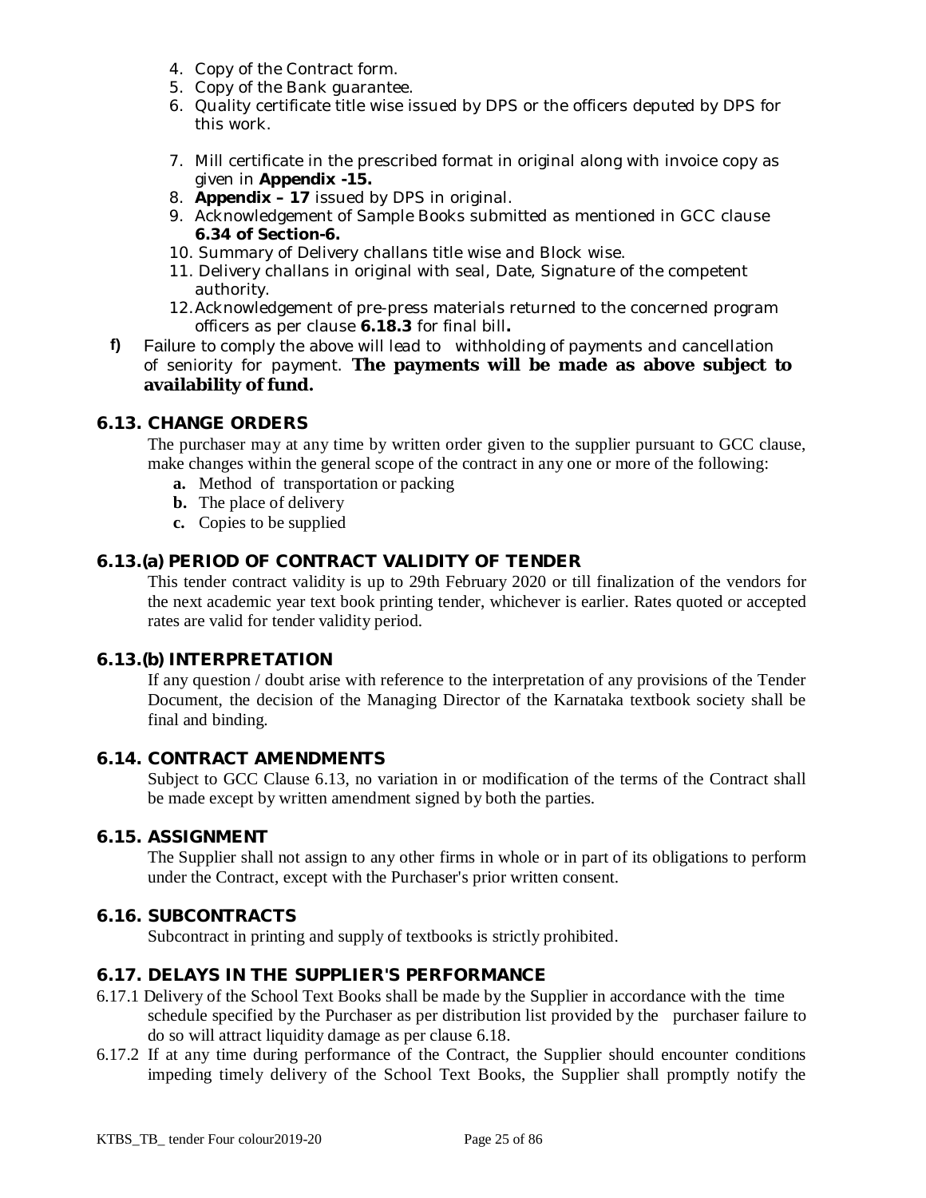4. Copy of the Contract form.
5. Copy of the Bank guarantee.
6. Quality certificate title wise issued by DPS or the officers deputed by DPS for this work.
7. Mill certificate in the prescribed format in original along with invoice copy as given in **Appendix -15.**
8. **Appendix – 17** issued by DPS in original.
9. Acknowledgement of Sample Books submitted as mentioned in GCC clause **6.34 of Section-6.**
10. Summary of Delivery challans title wise and Block wise.
11. Delivery challans in original with seal, Date, Signature of the competent authority.
12. Acknowledgement of pre-press materials returned to the concerned program officers as per clause **6.18.3** for final bill**.**

**f)** Failure to comply the above will lead to withholding of payments and cancellation of seniority for payment. **The payments will be made as above subject to availability of fund.**

## 6.13. CHANGE ORDERS

The purchaser may at any time by written order given to the supplier pursuant to GCC clause, make changes within the general scope of the contract in any one or more of the following:

**a.** Method of transportation or packing
**b.** The place of delivery
**c.** Copies to be supplied

## 6.13.(a) PERIOD OF CONTRACT VALIDITY OF TENDER

This tender contract validity is up to 29th February 2020 or till finalization of the vendors for the next academic year text book printing tender, whichever is earlier. Rates quoted or accepted rates are valid for tender validity period.

## 6.13.(b) INTERPRETATION

If any question / doubt arise with reference to the interpretation of any provisions of the Tender Document, the decision of the Managing Director of the Karnataka textbook society shall be final and binding.

## 6.14. CONTRACT AMENDMENTS

Subject to GCC Clause 6.13, no variation in or modification of the terms of the Contract shall be made except by written amendment signed by both the parties.

## 6.15. ASSIGNMENT

The Supplier shall not assign to any other firms in whole or in part of its obligations to perform under the Contract, except with the Purchaser's prior written consent.

## 6.16. SUBCONTRACTS

Subcontract in printing and supply of textbooks is strictly prohibited.

## 6.17. DELAYS IN THE SUPPLIER'S PERFORMANCE

6.17.1 Delivery of the School Text Books shall be made by the Supplier in accordance with the time schedule specified by the Purchaser as per distribution list provided by the purchaser failure to do so will attract liquidity damage as per clause 6.18.

6.17.2 If at any time during performance of the Contract, the Supplier should encounter conditions impeding timely delivery of the School Text Books, the Supplier shall promptly notify the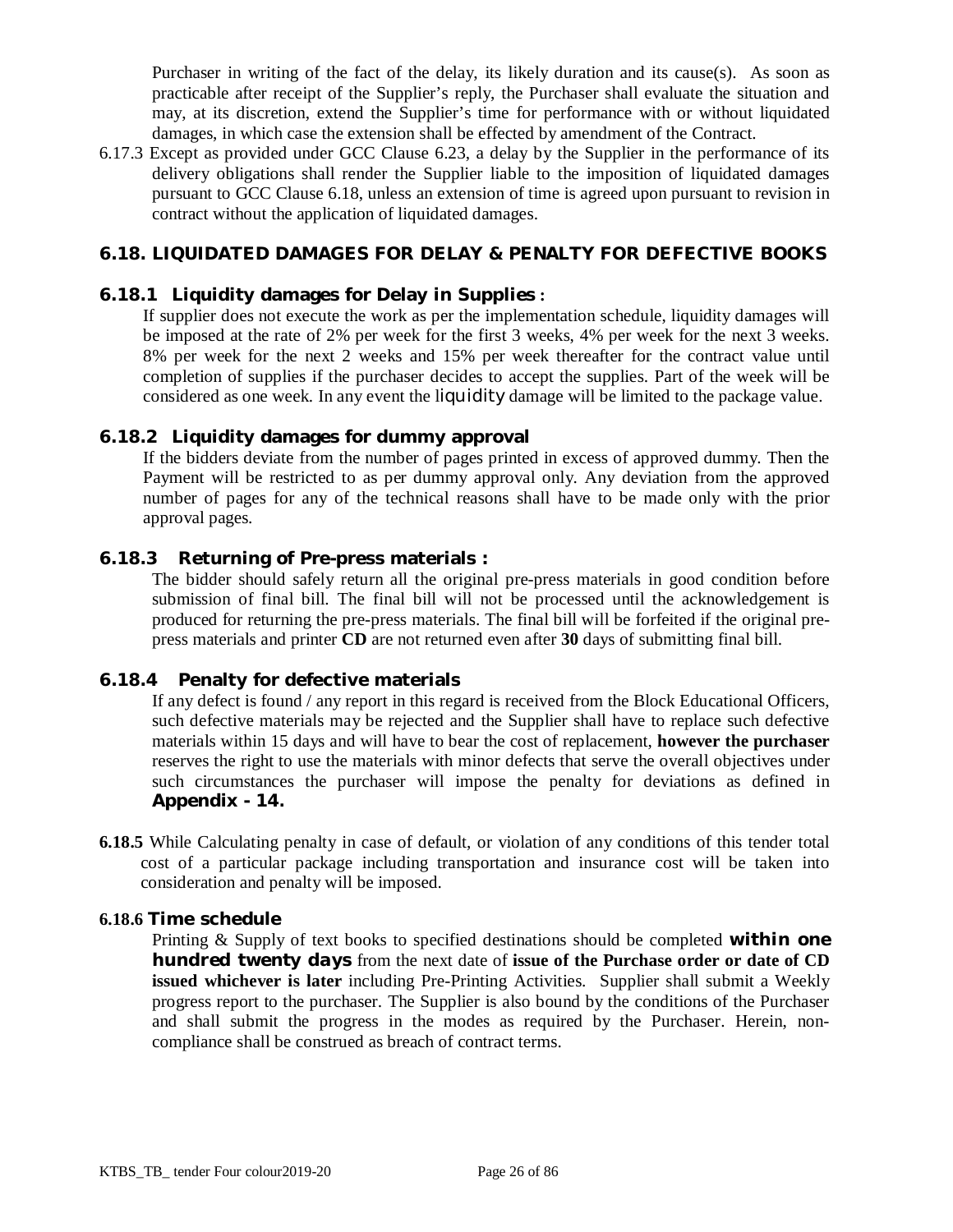Purchaser in writing of the fact of the delay, its likely duration and its cause(s). As soon as practicable after receipt of the Supplier's reply, the Purchaser shall evaluate the situation and may, at its discretion, extend the Supplier's time for performance with or without liquidated damages, in which case the extension shall be effected by amendment of the Contract.

6.17.3 Except as provided under GCC Clause 6.23, a delay by the Supplier in the performance of its delivery obligations shall render the Supplier liable to the imposition of liquidated damages pursuant to GCC Clause 6.18, unless an extension of time is agreed upon pursuant to revision in contract without the application of liquidated damages.

## 6.18. LIQUIDATED DAMAGES FOR DELAY & PENALTY FOR DEFECTIVE BOOKS

### 6.18.1 Liquidity damages for Delay in Supplies :

If supplier does not execute the work as per the implementation schedule, liquidity damages will be imposed at the rate of 2% per week for the first 3 weeks, 4% per week for the next 3 weeks. 8% per week for the next 2 weeks and 15% per week thereafter for the contract value until completion of supplies if the purchaser decides to accept the supplies. Part of the week will be considered as one week. In any event the liquidity damage will be limited to the package value.

### 6.18.2 Liquidity damages for dummy approval

If the bidders deviate from the number of pages printed in excess of approved dummy. Then the Payment will be restricted to as per dummy approval only. Any deviation from the approved number of pages for any of the technical reasons shall have to be made only with the prior approval pages.

### 6.18.3 Returning of Pre-press materials :

The bidder should safely return all the original pre-press materials in good condition before submission of final bill. The final bill will not be processed until the acknowledgement is produced for returning the pre-press materials. The final bill will be forfeited if the original pre-press materials and printer **CD** are not returned even after **30** days of submitting final bill.

### 6.18.4 Penalty for defective materials

If any defect is found / any report in this regard is received from the Block Educational Officers, such defective materials may be rejected and the Supplier shall have to replace such defective materials within 15 days and will have to bear the cost of replacement, **however the purchaser** reserves the right to use the materials with minor defects that serve the overall objectives under such circumstances the purchaser will impose the penalty for deviations as defined in **Appendix - 14.**

**6.18.5** While Calculating penalty in case of default, or violation of any conditions of this tender total cost of a particular package including transportation and insurance cost will be taken into consideration and penalty will be imposed.

### 6.18.6 Time schedule

Printing & Supply of text books to specified destinations should be completed **within one hundred twenty days** from the next date of **issue of the Purchase order or date of CD issued whichever is later** including Pre-Printing Activities. Supplier shall submit a Weekly progress report to the purchaser. The Supplier is also bound by the conditions of the Purchaser and shall submit the progress in the modes as required by the Purchaser. Herein, non-compliance shall be construed as breach of contract terms.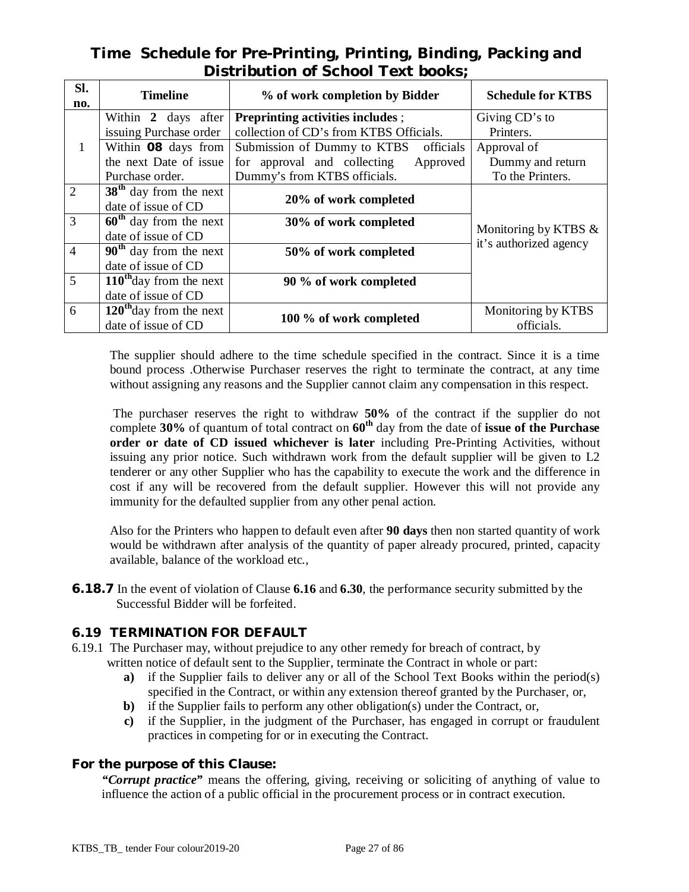## Time Schedule for Pre-Printing, Printing, Binding, Packing and Distribution of School Text books;

| Sl. no. | Timeline | % of work completion by Bidder | Schedule for KTBS |
|---|---|---|---|
| 1 | Within **2** days after issuing Purchase order | **Preprinting activities includes** ; collection of CD's from KTBS Officials. | Giving CD's to Printers. |
| | Within **08** days from the next Date of issue Purchase order. | Submission of Dummy to KTBS officials for approval and collecting Approved Dummy's from KTBS officials. | Approval of Dummy and return To the Printers. |
| 2 | **38[th]** day from the next date of issue of CD | **20% of work completed** | Monitoring by KTBS & it's authorized agency |
| 3 | **60[th]** day from the next date of issue of CD | **30% of work completed** | |
| 4 | **90[th]** day from the next date of issue of CD | **50% of work completed** | |
| 5 | **110[th]**day from the next date of issue of CD | **90 % of work completed** | |
| 6 | **120[th]**day from the next date of issue of CD | **100 % of work completed** | Monitoring by KTBS officials. |

The supplier should adhere to the time schedule specified in the contract. Since it is a time bound process .Otherwise Purchaser reserves the right to terminate the contract, at any time without assigning any reasons and the Supplier cannot claim any compensation in this respect.

The purchaser reserves the right to withdraw **50%** of the contract if the supplier do not complete **30%** of quantum of total contract on **60[th]** day from the date of **issue of the Purchase order or date of CD issued whichever is later** including Pre-Printing Activities, without issuing any prior notice. Such withdrawn work from the default supplier will be given to L2 tenderer or any other Supplier who has the capability to execute the work and the difference in cost if any will be recovered from the default supplier. However this will not provide any immunity for the defaulted supplier from any other penal action.

Also for the Printers who happen to default even after **90 days** then non started quantity of work would be withdrawn after analysis of the quantity of paper already procured, printed, capacity available, balance of the workload etc.,

**6.18.7** In the event of violation of Clause **6.16** and **6.30**, the performance security submitted by the Successful Bidder will be forfeited.

### 6.19 TERMINATION FOR DEFAULT

6.19.1 The Purchaser may, without prejudice to any other remedy for breach of contract, by written notice of default sent to the Supplier, terminate the Contract in whole or part:

- **a)** if the Supplier fails to deliver any or all of the School Text Books within the period(s) specified in the Contract, or within any extension thereof granted by the Purchaser, or,
- **b)** if the Supplier fails to perform any other obligation(s) under the Contract, or,
- **c)** if the Supplier, in the judgment of the Purchaser, has engaged in corrupt or fraudulent practices in competing for or in executing the Contract.

### For the purpose of this Clause:

**"*Corrupt practice*"** means the offering, giving, receiving or soliciting of anything of value to influence the action of a public official in the procurement process or in contract execution.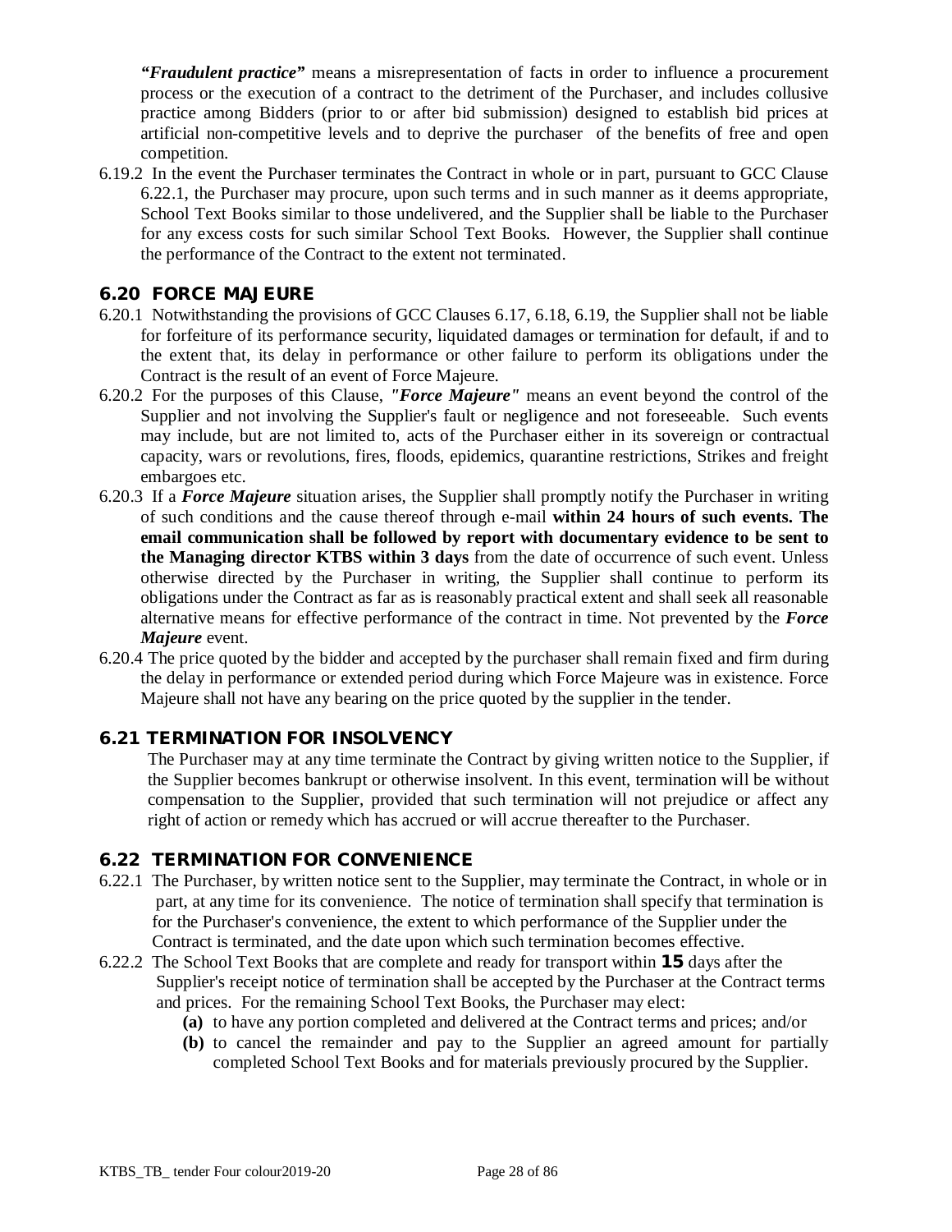***"Fraudulent practice"*** means a misrepresentation of facts in order to influence a procurement process or the execution of a contract to the detriment of the Purchaser, and includes collusive practice among Bidders (prior to or after bid submission) designed to establish bid prices at artificial non-competitive levels and to deprive the purchaser of the benefits of free and open competition.

6.19.2 In the event the Purchaser terminates the Contract in whole or in part, pursuant to GCC Clause 6.22.1, the Purchaser may procure, upon such terms and in such manner as it deems appropriate, School Text Books similar to those undelivered, and the Supplier shall be liable to the Purchaser for any excess costs for such similar School Text Books. However, the Supplier shall continue the performance of the Contract to the extent not terminated.

### 6.20 FORCE MAJEURE

6.20.1 Notwithstanding the provisions of GCC Clauses 6.17, 6.18, 6.19, the Supplier shall not be liable for forfeiture of its performance security, liquidated damages or termination for default, if and to the extent that, its delay in performance or other failure to perform its obligations under the Contract is the result of an event of Force Majeure.

6.20.2 For the purposes of this Clause, ***"Force Majeure"*** means an event beyond the control of the Supplier and not involving the Supplier's fault or negligence and not foreseeable. Such events may include, but are not limited to, acts of the Purchaser either in its sovereign or contractual capacity, wars or revolutions, fires, floods, epidemics, quarantine restrictions, Strikes and freight embargoes etc.

6.20.3 If a ***Force Majeure*** situation arises, the Supplier shall promptly notify the Purchaser in writing of such conditions and the cause thereof through e-mail **within 24 hours of such events. The email communication shall be followed by report with documentary evidence to be sent to the Managing director KTBS within 3 days** from the date of occurrence of such event. Unless otherwise directed by the Purchaser in writing, the Supplier shall continue to perform its obligations under the Contract as far as is reasonably practical extent and shall seek all reasonable alternative means for effective performance of the contract in time. Not prevented by the ***Force Majeure*** event.

6.20.4 The price quoted by the bidder and accepted by the purchaser shall remain fixed and firm during the delay in performance or extended period during which Force Majeure was in existence. Force Majeure shall not have any bearing on the price quoted by the supplier in the tender.

### 6.21 TERMINATION FOR INSOLVENCY

The Purchaser may at any time terminate the Contract by giving written notice to the Supplier, if the Supplier becomes bankrupt or otherwise insolvent. In this event, termination will be without compensation to the Supplier, provided that such termination will not prejudice or affect any right of action or remedy which has accrued or will accrue thereafter to the Purchaser.

### 6.22 TERMINATION FOR CONVENIENCE

6.22.1 The Purchaser, by written notice sent to the Supplier, may terminate the Contract, in whole or in part, at any time for its convenience. The notice of termination shall specify that termination is for the Purchaser's convenience, the extent to which performance of the Supplier under the Contract is terminated, and the date upon which such termination becomes effective.

6.22.2 The School Text Books that are complete and ready for transport within **15** days after the Supplier's receipt notice of termination shall be accepted by the Purchaser at the Contract terms and prices. For the remaining School Text Books, the Purchaser may elect:

- **(a)** to have any portion completed and delivered at the Contract terms and prices; and/or
- **(b)** to cancel the remainder and pay to the Supplier an agreed amount for partially completed School Text Books and for materials previously procured by the Supplier.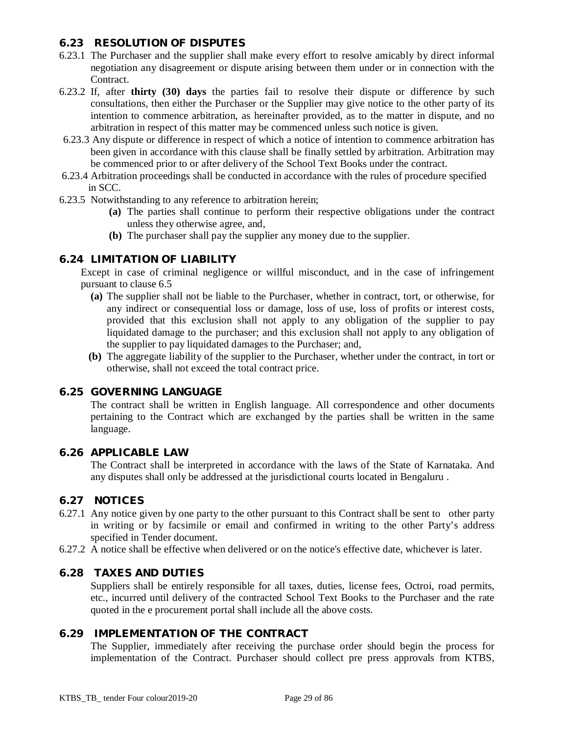## 6.23 RESOLUTION OF DISPUTES

6.23.1 The Purchaser and the supplier shall make every effort to resolve amicably by direct informal negotiation any disagreement or dispute arising between them under or in connection with the Contract.

6.23.2 If, after **thirty (30) days** the parties fail to resolve their dispute or difference by such consultations, then either the Purchaser or the Supplier may give notice to the other party of its intention to commence arbitration, as hereinafter provided, as to the matter in dispute, and no arbitration in respect of this matter may be commenced unless such notice is given.

6.23.3 Any dispute or difference in respect of which a notice of intention to commence arbitration has been given in accordance with this clause shall be finally settled by arbitration. Arbitration may be commenced prior to or after delivery of the School Text Books under the contract.

6.23.4 Arbitration proceedings shall be conducted in accordance with the rules of procedure specified in SCC.

6.23.5 Notwithstanding to any reference to arbitration herein;

- **(a)** The parties shall continue to perform their respective obligations under the contract unless they otherwise agree, and,
- **(b)** The purchaser shall pay the supplier any money due to the supplier.

## 6.24 LIMITATION OF LIABILITY

Except in case of criminal negligence or willful misconduct, and in the case of infringement pursuant to clause 6.5

- **(a)** The supplier shall not be liable to the Purchaser, whether in contract, tort, or otherwise, for any indirect or consequential loss or damage, loss of use, loss of profits or interest costs, provided that this exclusion shall not apply to any obligation of the supplier to pay liquidated damage to the purchaser; and this exclusion shall not apply to any obligation of the supplier to pay liquidated damages to the Purchaser; and,
- **(b)** The aggregate liability of the supplier to the Purchaser, whether under the contract, in tort or otherwise, shall not exceed the total contract price.

## 6.25 GOVERNING LANGUAGE

The contract shall be written in English language. All correspondence and other documents pertaining to the Contract which are exchanged by the parties shall be written in the same language.

## 6.26 APPLICABLE LAW

The Contract shall be interpreted in accordance with the laws of the State of Karnataka. And any disputes shall only be addressed at the jurisdictional courts located in Bengaluru .

## 6.27 NOTICES

6.27.1 Any notice given by one party to the other pursuant to this Contract shall be sent to other party in writing or by facsimile or email and confirmed in writing to the other Party's address specified in Tender document.

6.27.2 A notice shall be effective when delivered or on the notice's effective date, whichever is later.

## 6.28 TAXES AND DUTIES

Suppliers shall be entirely responsible for all taxes, duties, license fees, Octroi, road permits, etc., incurred until delivery of the contracted School Text Books to the Purchaser and the rate quoted in the e procurement portal shall include all the above costs.

## 6.29 IMPLEMENTATION OF THE CONTRACT

The Supplier, immediately after receiving the purchase order should begin the process for implementation of the Contract. Purchaser should collect pre press approvals from KTBS,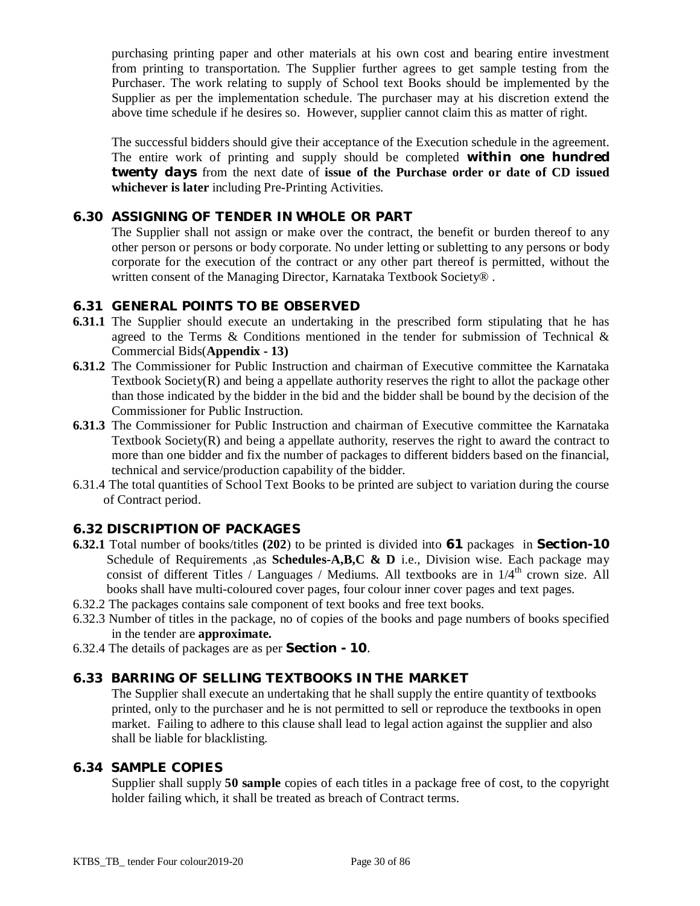purchasing printing paper and other materials at his own cost and bearing entire investment from printing to transportation. The Supplier further agrees to get sample testing from the Purchaser. The work relating to supply of School text Books should be implemented by the Supplier as per the implementation schedule. The purchaser may at his discretion extend the above time schedule if he desires so. However, supplier cannot claim this as matter of right.

The successful bidders should give their acceptance of the Execution schedule in the agreement. The entire work of printing and supply should be completed **within one hundred twenty days** from the next date of **issue of the Purchase order or date of CD issued whichever is later** including Pre-Printing Activities.

### 6.30 ASSIGNING OF TENDER IN WHOLE OR PART

The Supplier shall not assign or make over the contract, the benefit or burden thereof to any other person or persons or body corporate. No under letting or subletting to any persons or body corporate for the execution of the contract or any other part thereof is permitted, without the written consent of the Managing Director, Karnataka Textbook Society® .

### 6.31 GENERAL POINTS TO BE OBSERVED

**6.31.1** The Supplier should execute an undertaking in the prescribed form stipulating that he has agreed to the Terms & Conditions mentioned in the tender for submission of Technical & Commercial Bids(**Appendix - 13)**

**6.31.2** The Commissioner for Public Instruction and chairman of Executive committee the Karnataka Textbook Society(R) and being a appellate authority reserves the right to allot the package other than those indicated by the bidder in the bid and the bidder shall be bound by the decision of the Commissioner for Public Instruction.

**6.31.3** The Commissioner for Public Instruction and chairman of Executive committee the Karnataka Textbook Society(R) and being a appellate authority, reserves the right to award the contract to more than one bidder and fix the number of packages to different bidders based on the financial, technical and service/production capability of the bidder.

6.31.4 The total quantities of School Text Books to be printed are subject to variation during the course of Contract period.

### 6.32 DISCRIPTION OF PACKAGES

**6.32.1** Total number of books/titles **(202**) to be printed is divided into **61** packages in **Section-10** Schedule of Requirements ,as **Schedules-A,B,C & D** i.e., Division wise. Each package may consist of different Titles / Languages / Mediums. All textbooks are in 1/4th crown size. All books shall have multi-coloured cover pages, four colour inner cover pages and text pages.

6.32.2 The packages contains sale component of text books and free text books.

6.32.3 Number of titles in the package, no of copies of the books and page numbers of books specified in the tender are **approximate.**

6.32.4 The details of packages are as per **Section - 10**.

### 6.33 BARRING OF SELLING TEXTBOOKS IN THE MARKET

The Supplier shall execute an undertaking that he shall supply the entire quantity of textbooks printed, only to the purchaser and he is not permitted to sell or reproduce the textbooks in open market. Failing to adhere to this clause shall lead to legal action against the supplier and also shall be liable for blacklisting.

### 6.34 SAMPLE COPIES

Supplier shall supply **50 sample** copies of each titles in a package free of cost, to the copyright holder failing which, it shall be treated as breach of Contract terms.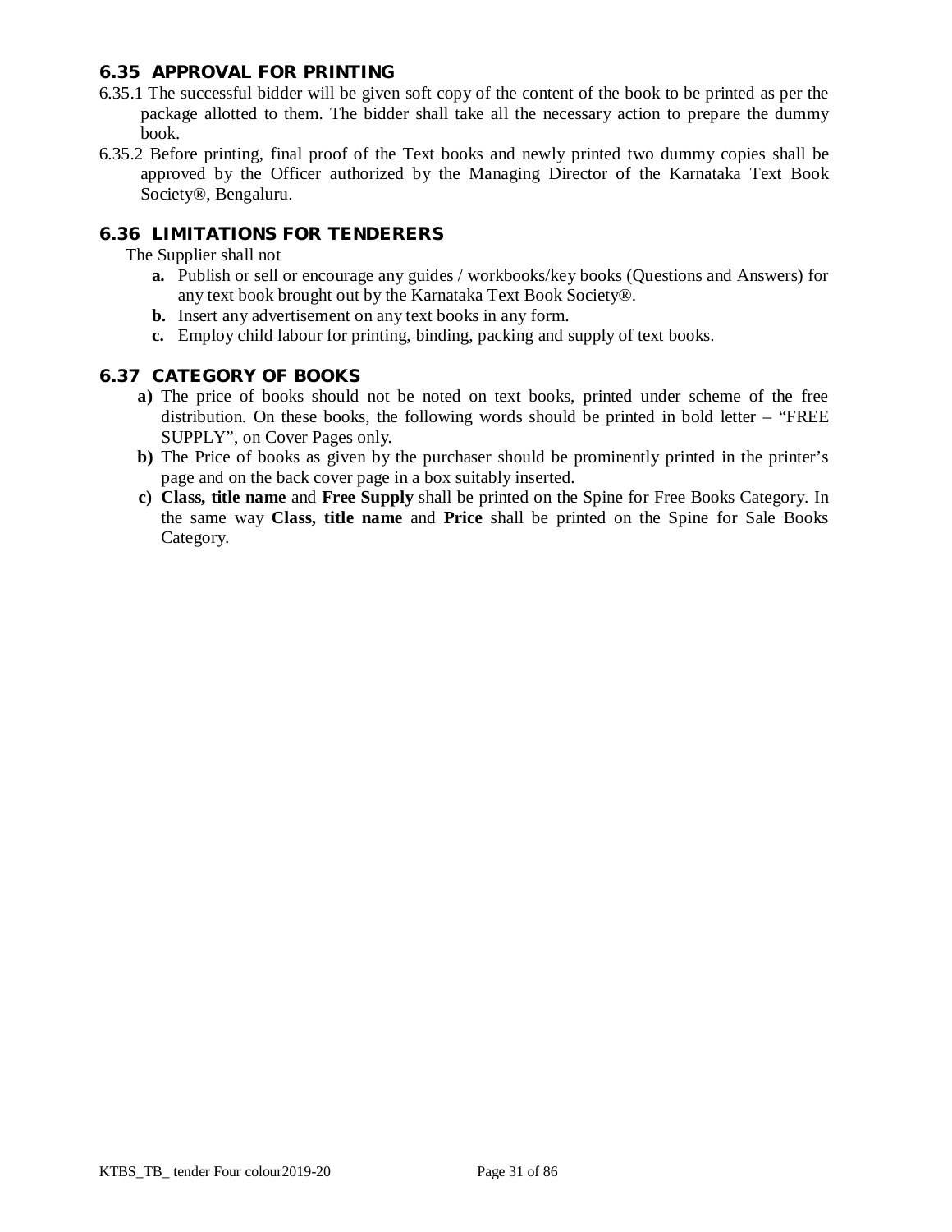## 6.35 APPROVAL FOR PRINTING

6.35.1 The successful bidder will be given soft copy of the content of the book to be printed as per the package allotted to them. The bidder shall take all the necessary action to prepare the dummy book.

6.35.2 Before printing, final proof of the Text books and newly printed two dummy copies shall be approved by the Officer authorized by the Managing Director of the Karnataka Text Book Society®, Bengaluru.

## 6.36 LIMITATIONS FOR TENDERERS

The Supplier shall not

- **a.** Publish or sell or encourage any guides / workbooks/key books (Questions and Answers) for any text book brought out by the Karnataka Text Book Society®.
- **b.** Insert any advertisement on any text books in any form.
- **c.** Employ child labour for printing, binding, packing and supply of text books.

## 6.37 CATEGORY OF BOOKS

- **a)** The price of books should not be noted on text books, printed under scheme of the free distribution. On these books, the following words should be printed in bold letter – "FREE SUPPLY", on Cover Pages only.
- **b)** The Price of books as given by the purchaser should be prominently printed in the printer's page and on the back cover page in a box suitably inserted.
- **c)** **Class, title name** and **Free Supply** shall be printed on the Spine for Free Books Category. In the same way **Class, title name** and **Price** shall be printed on the Spine for Sale Books Category.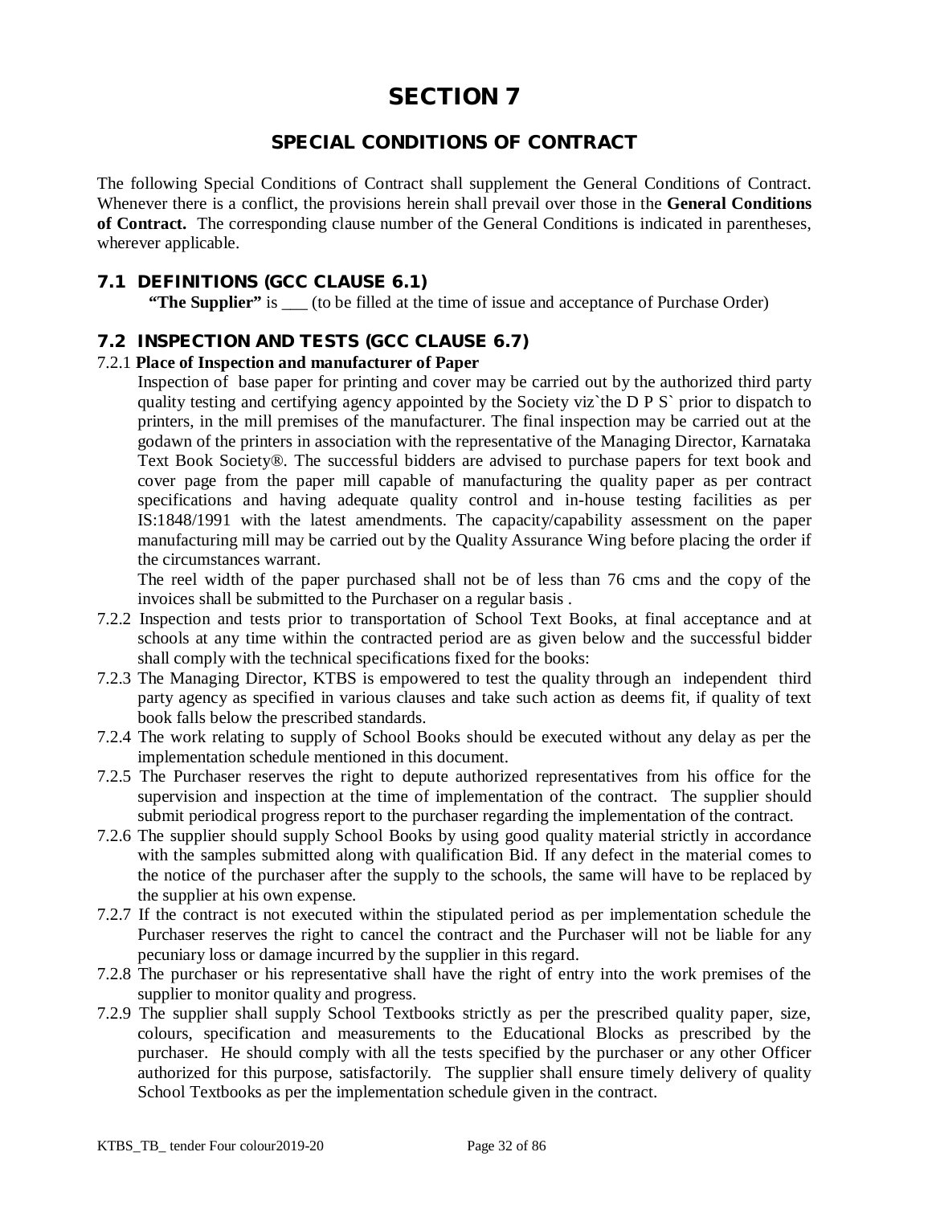# SECTION 7

## SPECIAL CONDITIONS OF CONTRACT

The following Special Conditions of Contract shall supplement the General Conditions of Contract. Whenever there is a conflict, the provisions herein shall prevail over those in the **General Conditions of Contract.** The corresponding clause number of the General Conditions is indicated in parentheses, wherever applicable.

### 7.1 DEFINITIONS (GCC CLAUSE 6.1)

**"The Supplier"** is ___ (to be filled at the time of issue and acceptance of Purchase Order)

### 7.2 INSPECTION AND TESTS (GCC CLAUSE 6.7)

7.2.1 **Place of Inspection and manufacturer of Paper**

Inspection of base paper for printing and cover may be carried out by the authorized third party quality testing and certifying agency appointed by the Society viz`the D P S` prior to dispatch to printers, in the mill premises of the manufacturer. The final inspection may be carried out at the godawn of the printers in association with the representative of the Managing Director, Karnataka Text Book Society®. The successful bidders are advised to purchase papers for text book and cover page from the paper mill capable of manufacturing the quality paper as per contract specifications and having adequate quality control and in-house testing facilities as per IS:1848/1991 with the latest amendments. The capacity/capability assessment on the paper manufacturing mill may be carried out by the Quality Assurance Wing before placing the order if the circumstances warrant.

The reel width of the paper purchased shall not be of less than 76 cms and the copy of the invoices shall be submitted to the Purchaser on a regular basis .

7.2.2 Inspection and tests prior to transportation of School Text Books, at final acceptance and at schools at any time within the contracted period are as given below and the successful bidder shall comply with the technical specifications fixed for the books:

7.2.3 The Managing Director, KTBS is empowered to test the quality through an independent third party agency as specified in various clauses and take such action as deems fit, if quality of text book falls below the prescribed standards.

7.2.4 The work relating to supply of School Books should be executed without any delay as per the implementation schedule mentioned in this document.

7.2.5 The Purchaser reserves the right to depute authorized representatives from his office for the supervision and inspection at the time of implementation of the contract. The supplier should submit periodical progress report to the purchaser regarding the implementation of the contract.

7.2.6 The supplier should supply School Books by using good quality material strictly in accordance with the samples submitted along with qualification Bid. If any defect in the material comes to the notice of the purchaser after the supply to the schools, the same will have to be replaced by the supplier at his own expense.

7.2.7 If the contract is not executed within the stipulated period as per implementation schedule the Purchaser reserves the right to cancel the contract and the Purchaser will not be liable for any pecuniary loss or damage incurred by the supplier in this regard.

7.2.8 The purchaser or his representative shall have the right of entry into the work premises of the supplier to monitor quality and progress.

7.2.9 The supplier shall supply School Textbooks strictly as per the prescribed quality paper, size, colours, specification and measurements to the Educational Blocks as prescribed by the purchaser. He should comply with all the tests specified by the purchaser or any other Officer authorized for this purpose, satisfactorily. The supplier shall ensure timely delivery of quality School Textbooks as per the implementation schedule given in the contract.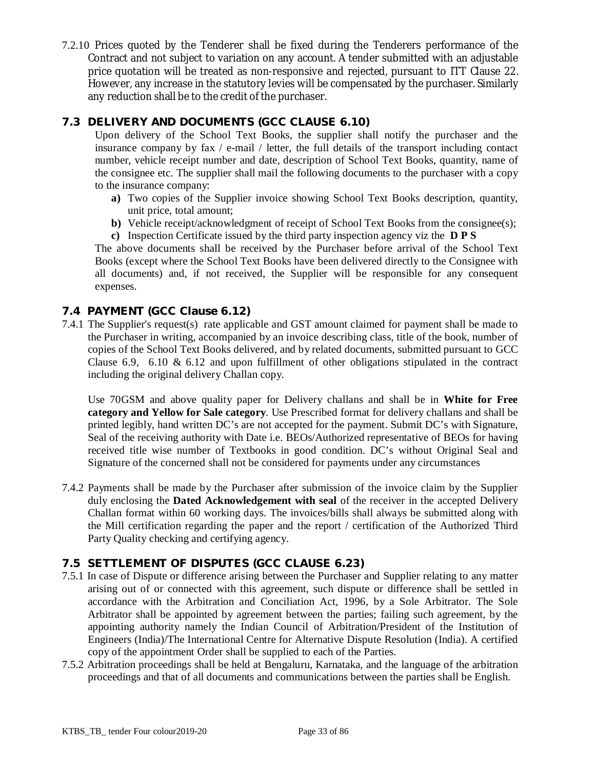7.2.10 Prices quoted by the Tenderer shall be fixed during the Tenderers performance of the Contract and not subject to variation on any account. A tender submitted with an adjustable price quotation will be treated as non-responsive and rejected, pursuant to ITT Clause 22. However, any increase in the statutory levies will be compensated by the purchaser. Similarly any reduction shall be to the credit of the purchaser.

## 7.3 DELIVERY AND DOCUMENTS (GCC CLAUSE 6.10)

Upon delivery of the School Text Books, the supplier shall notify the purchaser and the insurance company by fax / e-mail / letter, the full details of the transport including contact number, vehicle receipt number and date, description of School Text Books, quantity, name of the consignee etc. The supplier shall mail the following documents to the purchaser with a copy to the insurance company:

- **a)** Two copies of the Supplier invoice showing School Text Books description, quantity, unit price, total amount;
- **b)** Vehicle receipt/acknowledgment of receipt of School Text Books from the consignee(s);
- **c)** Inspection Certificate issued by the third party inspection agency viz the **D P S**

The above documents shall be received by the Purchaser before arrival of the School Text Books (except where the School Text Books have been delivered directly to the Consignee with all documents) and, if not received, the Supplier will be responsible for any consequent expenses.

## 7.4 PAYMENT (GCC Clause 6.12)

7.4.1 The Supplier's request(s) rate applicable and GST amount claimed for payment shall be made to the Purchaser in writing, accompanied by an invoice describing class, title of the book, number of copies of the School Text Books delivered, and by related documents, submitted pursuant to GCC Clause 6.9, 6.10 & 6.12 and upon fulfillment of other obligations stipulated in the contract including the original delivery Challan copy.

Use 70GSM and above quality paper for Delivery challans and shall be in **White for Free category and Yellow for Sale category**. Use Prescribed format for delivery challans and shall be printed legibly, hand written DC's are not accepted for the payment. Submit DC's with Signature, Seal of the receiving authority with Date i.e. BEOs/Authorized representative of BEOs for having received title wise number of Textbooks in good condition. DC's without Original Seal and Signature of the concerned shall not be considered for payments under any circumstances

7.4.2 Payments shall be made by the Purchaser after submission of the invoice claim by the Supplier duly enclosing the **Dated Acknowledgement with seal** of the receiver in the accepted Delivery Challan format within 60 working days. The invoices/bills shall always be submitted along with the Mill certification regarding the paper and the report / certification of the Authorized Third Party Quality checking and certifying agency.

## 7.5 SETTLEMENT OF DISPUTES (GCC CLAUSE 6.23)

7.5.1 In case of Dispute or difference arising between the Purchaser and Supplier relating to any matter arising out of or connected with this agreement, such dispute or difference shall be settled in accordance with the Arbitration and Conciliation Act, 1996, by a Sole Arbitrator. The Sole Arbitrator shall be appointed by agreement between the parties; failing such agreement, by the appointing authority namely the Indian Council of Arbitration/President of the Institution of Engineers (India)/The International Centre for Alternative Dispute Resolution (India). A certified copy of the appointment Order shall be supplied to each of the Parties.

7.5.2 Arbitration proceedings shall be held at Bengaluru, Karnataka, and the language of the arbitration proceedings and that of all documents and communications between the parties shall be English.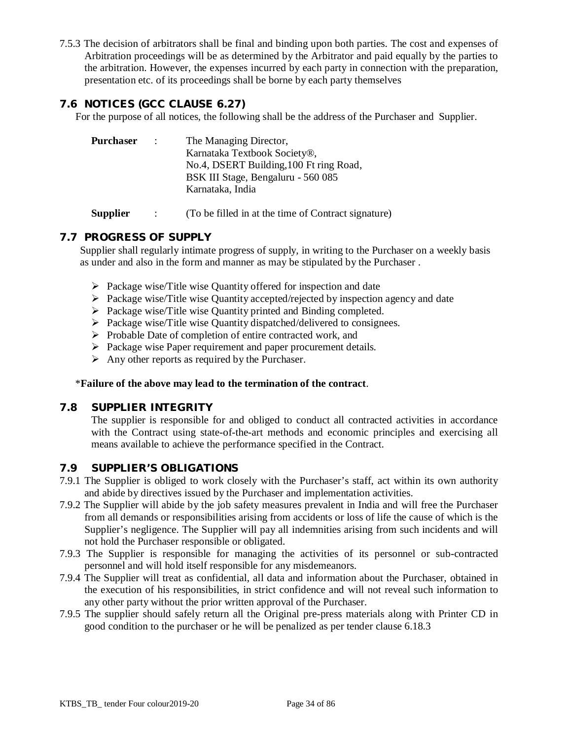7.5.3 The decision of arbitrators shall be final and binding upon both parties. The cost and expenses of Arbitration proceedings will be as determined by the Arbitrator and paid equally by the parties to the arbitration. However, the expenses incurred by each party in connection with the preparation, presentation etc. of its proceedings shall be borne by each party themselves

## 7.6 NOTICES (GCC CLAUSE 6.27)

For the purpose of all notices, the following shall be the address of the Purchaser and Supplier.

**Purchaser** : The Managing Director,
Karnataka Textbook Society®,
No.4, DSERT Building,100 Ft ring Road,
BSK III Stage, Bengaluru - 560 085
Karnataka, India

**Supplier** : (To be filled in at the time of Contract signature)

## 7.7 PROGRESS OF SUPPLY

Supplier shall regularly intimate progress of supply, in writing to the Purchaser on a weekly basis as under and also in the form and manner as may be stipulated by the Purchaser .

- Package wise/Title wise Quantity offered for inspection and date
- Package wise/Title wise Quantity accepted/rejected by inspection agency and date
- Package wise/Title wise Quantity printed and Binding completed.
- Package wise/Title wise Quantity dispatched/delivered to consignees.
- Probable Date of completion of entire contracted work, and
- Package wise Paper requirement and paper procurement details.
- Any other reports as required by the Purchaser.

*__Failure of the above may lead to the termination of the contract__.

## 7.8 SUPPLIER INTEGRITY

The supplier is responsible for and obliged to conduct all contracted activities in accordance with the Contract using state-of-the-art methods and economic principles and exercising all means available to achieve the performance specified in the Contract.

## 7.9 SUPPLIER'S OBLIGATIONS

7.9.1 The Supplier is obliged to work closely with the Purchaser's staff, act within its own authority and abide by directives issued by the Purchaser and implementation activities.

7.9.2 The Supplier will abide by the job safety measures prevalent in India and will free the Purchaser from all demands or responsibilities arising from accidents or loss of life the cause of which is the Supplier's negligence. The Supplier will pay all indemnities arising from such incidents and will not hold the Purchaser responsible or obligated.

7.9.3 The Supplier is responsible for managing the activities of its personnel or sub-contracted personnel and will hold itself responsible for any misdemeanors.

7.9.4 The Supplier will treat as confidential, all data and information about the Purchaser, obtained in the execution of his responsibilities, in strict confidence and will not reveal such information to any other party without the prior written approval of the Purchaser.

7.9.5 The supplier should safely return all the Original pre-press materials along with Printer CD in good condition to the purchaser or he will be penalized as per tender clause 6.18.3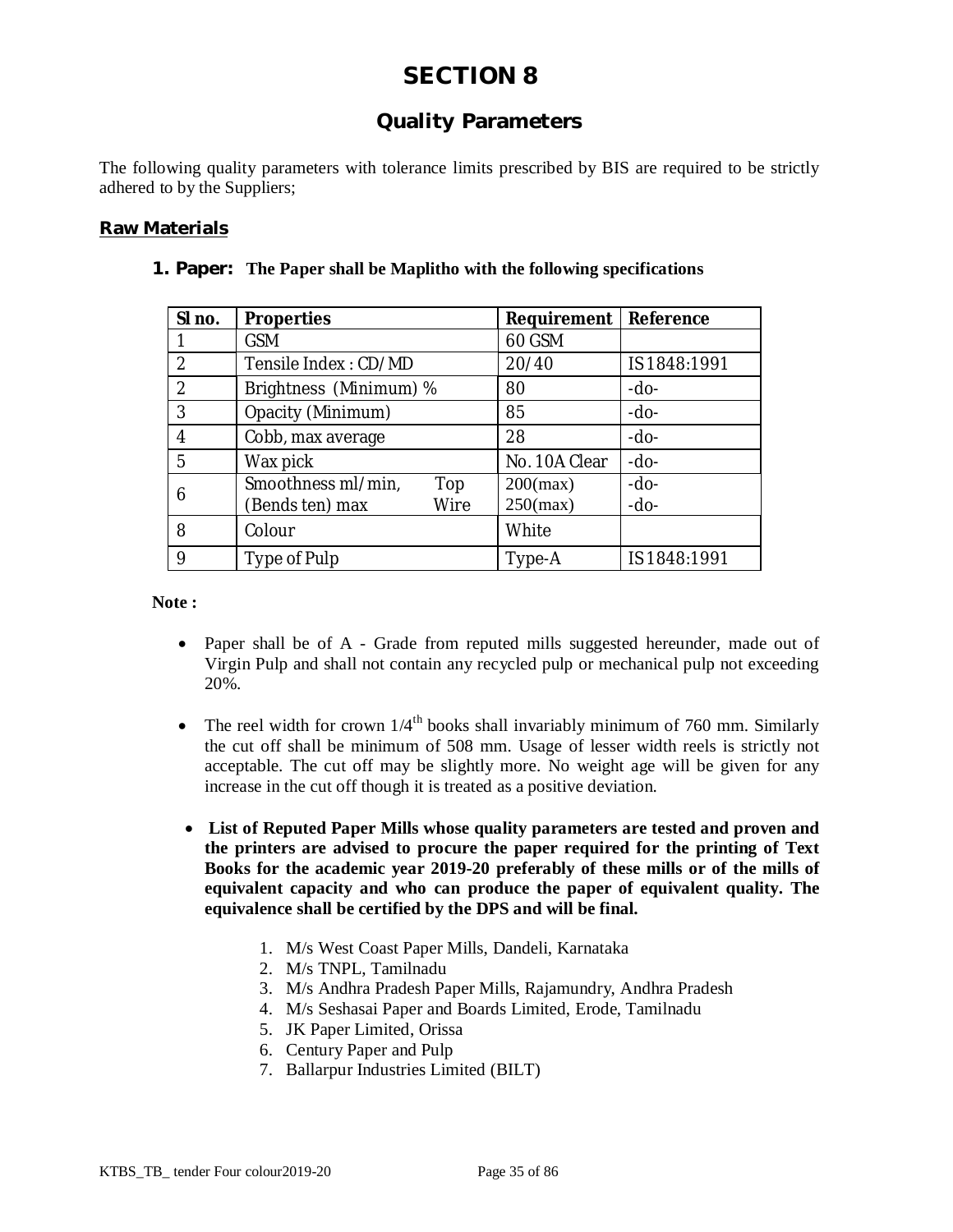# SECTION 8

## Quality Parameters

The following quality parameters with tolerance limits prescribed by BIS are required to be strictly adhered to by the Suppliers;

### Raw Materials

**1. Paper: The Paper shall be Maplitho with the following specifications**

| Sl no. | Properties | Requirement | Reference |
|---|---|---|---|
| 1 | GSM | 60 GSM | |
| 2 | Tensile Index : CD/MD | 20/40 | IS 1848:1991 |
| 2 | Brightness (Minimum) % | 80 | -do- |
| 3 | Opacity (Minimum) | 85 | -do- |
| 4 | Cobb, max average | 28 | -do- |
| 5 | Wax pick | No. 10A Clear | -do- |
| 6 | Smoothness ml/min, (Bends ten) max Top Wire | 200(max) 250(max) | -do- -do- |
| 8 | Colour | White | |
| 9 | Type of Pulp | Type-A | IS 1848:1991 |

**Note :**

- Paper shall be of A - Grade from reputed mills suggested hereunder, made out of Virgin Pulp and shall not contain any recycled pulp or mechanical pulp not exceeding 20%.
- The reel width for crown 1/4th books shall invariably minimum of 760 mm. Similarly the cut off shall be minimum of 508 mm. Usage of lesser width reels is strictly not acceptable. The cut off may be slightly more. No weight age will be given for any increase in the cut off though it is treated as a positive deviation.
- **List of Reputed Paper Mills whose quality parameters are tested and proven and the printers are advised to procure the paper required for the printing of Text Books for the academic year 2019-20 preferably of these mills or of the mills of equivalent capacity and who can produce the paper of equivalent quality. The equivalence shall be certified by the DPS and will be final.**

    1. M/s West Coast Paper Mills, Dandeli, Karnataka
    2. M/s TNPL, Tamilnadu
    3. M/s Andhra Pradesh Paper Mills, Rajamundry, Andhra Pradesh
    4. M/s Seshasai Paper and Boards Limited, Erode, Tamilnadu
    5. JK Paper Limited, Orissa
    6. Century Paper and Pulp
    7. Ballarpur Industries Limited (BILT)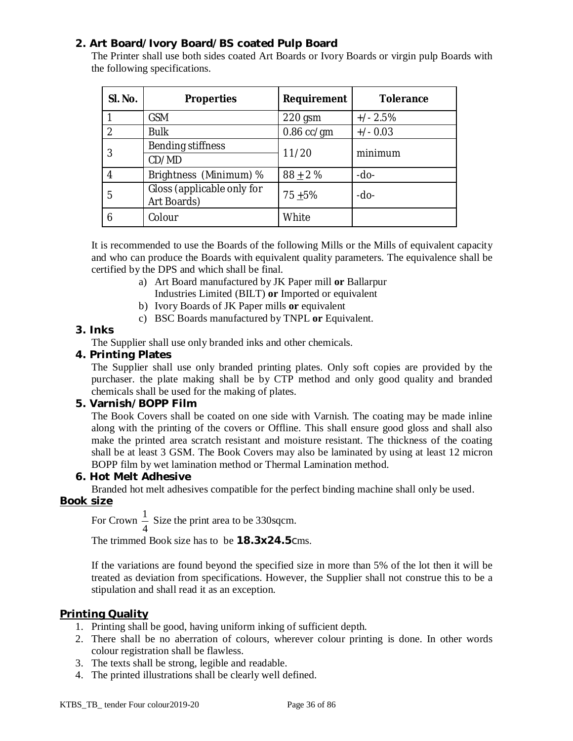**2. Art Board/Ivory Board/BS coated Pulp Board**

The Printer shall use both sides coated Art Boards or Ivory Boards or virgin pulp Boards with the following specifications.

| Sl. No. | Properties | Requirement | Tolerance |
|---|---|---|---|
| 1 | GSM | 220 gsm | +/- 2.5% |
| 2 | Bulk | 0.86 cc/gm | +/- 0.03 |
| 3 | Bending stiffness CD/MD | 11/20 | minimum |
| 4 | Brightness (Minimum) % | 88 ± 2 % | -do- |
| 5 | Gloss (applicable only for Art Boards) | 75 ±5% | -do- |
| 6 | Colour | White | |

It is recommended to use the Boards of the following Mills or the Mills of equivalent capacity and who can produce the Boards with equivalent quality parameters. The equivalence shall be certified by the DPS and which shall be final.

a) Art Board manufactured by JK Paper mill **or** Ballarpur Industries Limited (BILT) **or** Imported or equivalent
b) Ivory Boards of JK Paper mills **or** equivalent
c) BSC Boards manufactured by TNPL **or** Equivalent.

**3. Inks**

The Supplier shall use only branded inks and other chemicals.

**4. Printing Plates**

The Supplier shall use only branded printing plates. Only soft copies are provided by the purchaser. the plate making shall be by CTP method and only good quality and branded chemicals shall be used for the making of plates.

**5. Varnish/BOPP Film**

The Book Covers shall be coated on one side with Varnish. The coating may be made inline along with the printing of the covers or Offline. This shall ensure good gloss and shall also make the printed area scratch resistant and moisture resistant. The thickness of the coating shall be at least 3 GSM. The Book Covers may also be laminated by using at least 12 micron BOPP film by wet lamination method or Thermal Lamination method.

**6. Hot Melt Adhesive**

Branded hot melt adhesives compatible for the perfect binding machine shall only be used.

**Book size**

For Crown $\frac{1}{4}$ Size the print area to be 330sqcm.

The trimmed Book size has to be **18.3x24.5**cms.

If the variations are found beyond the specified size in more than 5% of the lot then it will be treated as deviation from specifications. However, the Supplier shall not construe this to be a stipulation and shall read it as an exception.

**Printing Quality**

1. Printing shall be good, having uniform inking of sufficient depth.
2. There shall be no aberration of colours, wherever colour printing is done. In other words colour registration shall be flawless.
3. The texts shall be strong, legible and readable.
4. The printed illustrations shall be clearly well defined.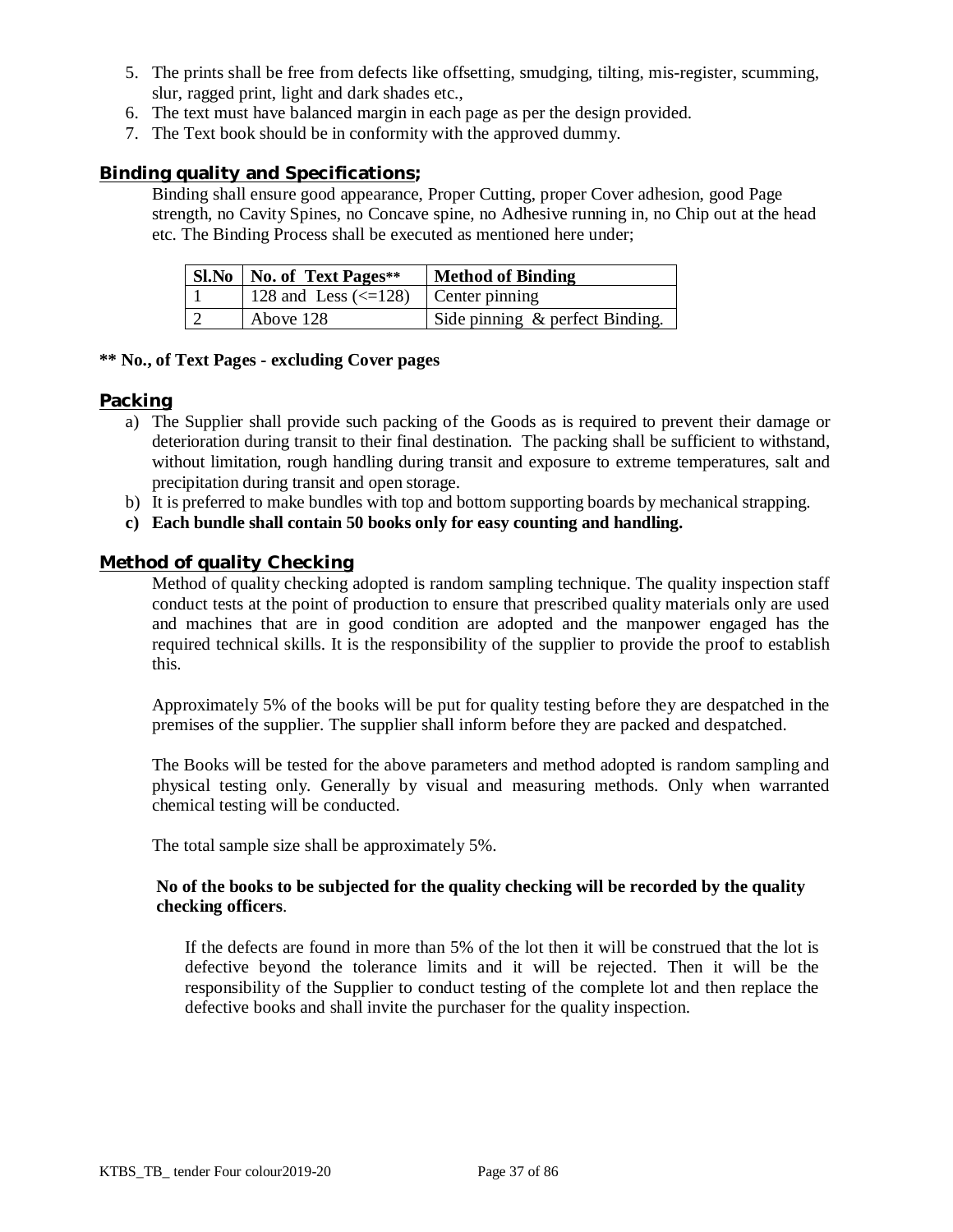5. The prints shall be free from defects like offsetting, smudging, tilting, mis-register, scumming, slur, ragged print, light and dark shades etc.,
6. The text must have balanced margin in each page as per the design provided.
7. The Text book should be in conformity with the approved dummy.

## Binding quality and Specifications;

Binding shall ensure good appearance, Proper Cutting, proper Cover adhesion, good Page strength, no Cavity Spines, no Concave spine, no Adhesive running in, no Chip out at the head etc. The Binding Process shall be executed as mentioned here under;

| Sl.No | No. of Text Pages** | Method of Binding |
|---|---|---|
| 1 | 128 and Less (<=128) | Center pinning |
| 2 | Above 128 | Side pinning & perfect Binding. |

**** No., of Text Pages - excluding Cover pages**

## Packing

a) The Supplier shall provide such packing of the Goods as is required to prevent their damage or deterioration during transit to their final destination. The packing shall be sufficient to withstand, without limitation, rough handling during transit and exposure to extreme temperatures, salt and precipitation during transit and open storage.
b) It is preferred to make bundles with top and bottom supporting boards by mechanical strapping.
c) **Each bundle shall contain 50 books only for easy counting and handling.**

## Method of quality Checking

Method of quality checking adopted is random sampling technique. The quality inspection staff conduct tests at the point of production to ensure that prescribed quality materials only are used and machines that are in good condition are adopted and the manpower engaged has the required technical skills. It is the responsibility of the supplier to provide the proof to establish this.

Approximately 5% of the books will be put for quality testing before they are despatched in the premises of the supplier. The supplier shall inform before they are packed and despatched.

The Books will be tested for the above parameters and method adopted is random sampling and physical testing only. Generally by visual and measuring methods. Only when warranted chemical testing will be conducted.

The total sample size shall be approximately 5%.

**No of the books to be subjected for the quality checking will be recorded by the quality checking officers**.

If the defects are found in more than 5% of the lot then it will be construed that the lot is defective beyond the tolerance limits and it will be rejected. Then it will be the responsibility of the Supplier to conduct testing of the complete lot and then replace the defective books and shall invite the purchaser for the quality inspection.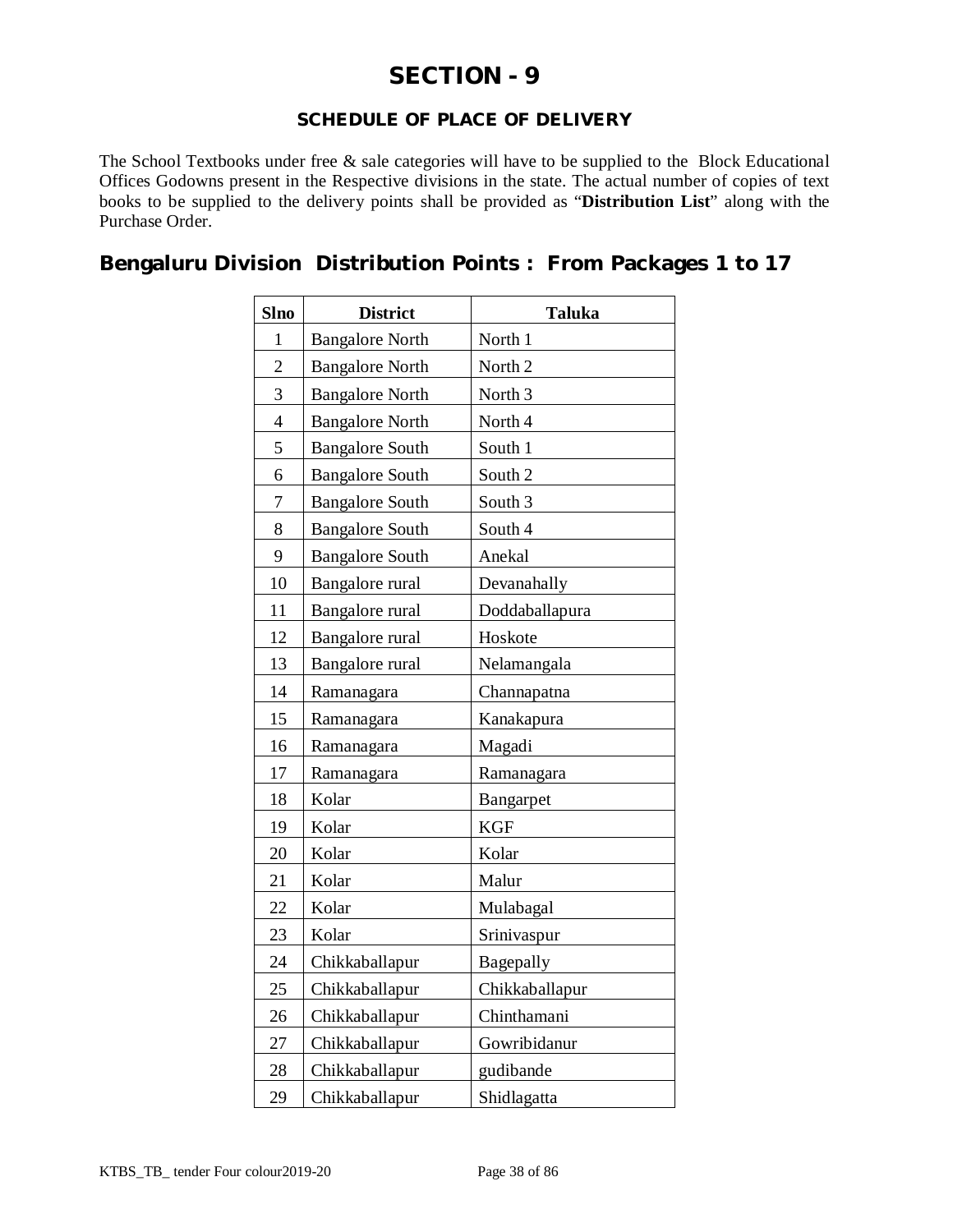# SECTION - 9

## SCHEDULE OF PLACE OF DELIVERY

The School Textbooks under free & sale categories will have to be supplied to the Block Educational Offices Godowns present in the Respective divisions in the state. The actual number of copies of text books to be supplied to the delivery points shall be provided as "**Distribution List**" along with the Purchase Order.

## Bengaluru Division Distribution Points : From Packages 1 to 17

| Slno | District | Taluka |
|---|---|---|
| 1 | Bangalore North | North 1 |
| 2 | Bangalore North | North 2 |
| 3 | Bangalore North | North 3 |
| 4 | Bangalore North | North 4 |
| 5 | Bangalore South | South 1 |
| 6 | Bangalore South | South 2 |
| 7 | Bangalore South | South 3 |
| 8 | Bangalore South | South 4 |
| 9 | Bangalore South | Anekal |
| 10 | Bangalore rural | Devanahally |
| 11 | Bangalore rural | Doddaballapura |
| 12 | Bangalore rural | Hoskote |
| 13 | Bangalore rural | Nelamangala |
| 14 | Ramanagara | Channapatna |
| 15 | Ramanagara | Kanakapura |
| 16 | Ramanagara | Magadi |
| 17 | Ramanagara | Ramanagara |
| 18 | Kolar | Bangarpet |
| 19 | Kolar | KGF |
| 20 | Kolar | Kolar |
| 21 | Kolar | Malur |
| 22 | Kolar | Mulabagal |
| 23 | Kolar | Srinivaspur |
| 24 | Chikkaballapur | Bagepally |
| 25 | Chikkaballapur | Chikkaballapur |
| 26 | Chikkaballapur | Chinthamani |
| 27 | Chikkaballapur | Gowribidanur |
| 28 | Chikkaballapur | gudibande |
| 29 | Chikkaballapur | Shidlagatta |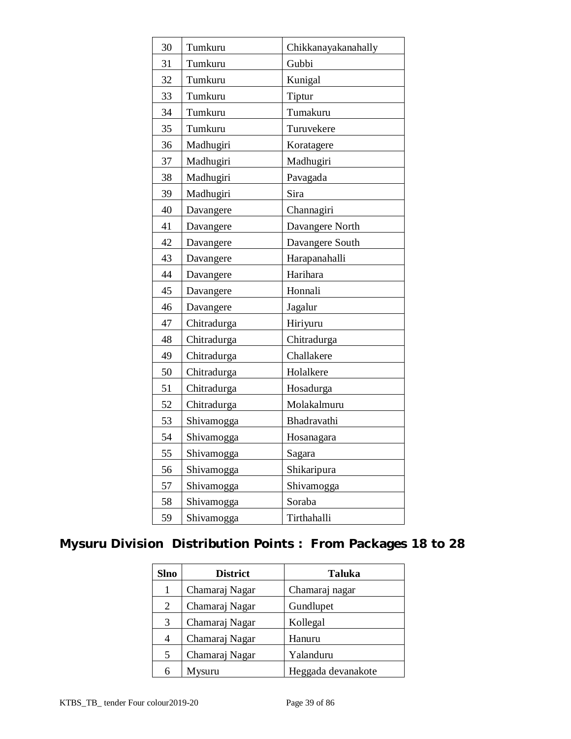| | | |
|---|---|---|
| 30 | Tumkuru | Chikkanayakanahally |
| 31 | Tumkuru | Gubbi |
| 32 | Tumkuru | Kunigal |
| 33 | Tumkuru | Tiptur |
| 34 | Tumkuru | Tumakuru |
| 35 | Tumkuru | Turuvekere |
| 36 | Madhugiri | Koratagere |
| 37 | Madhugiri | Madhugiri |
| 38 | Madhugiri | Pavagada |
| 39 | Madhugiri | Sira |
| 40 | Davangere | Channagiri |
| 41 | Davangere | Davangere North |
| 42 | Davangere | Davangere South |
| 43 | Davangere | Harapanahalli |
| 44 | Davangere | Harihara |
| 45 | Davangere | Honnali |
| 46 | Davangere | Jagalur |
| 47 | Chitradurga | Hiriyuru |
| 48 | Chitradurga | Chitradurga |
| 49 | Chitradurga | Challakere |
| 50 | Chitradurga | Holalkere |
| 51 | Chitradurga | Hosadurga |
| 52 | Chitradurga | Molakalmuru |
| 53 | Shivamogga | Bhadravathi |
| 54 | Shivamogga | Hosanagara |
| 55 | Shivamogga | Sagara |
| 56 | Shivamogga | Shikaripura |
| 57 | Shivamogga | Shivamogga |
| 58 | Shivamogga | Soraba |
| 59 | Shivamogga | Tirthahalli |

## Mysuru Division Distribution Points : From Packages 18 to 28

| Slno | District | Taluka |
|---|---|---|
| 1 | Chamaraj Nagar | Chamaraj nagar |
| 2 | Chamaraj Nagar | Gundlupet |
| 3 | Chamaraj Nagar | Kollegal |
| 4 | Chamaraj Nagar | Hanuru |
| 5 | Chamaraj Nagar | Yalanduru |
| 6 | Mysuru | Heggada devanakote |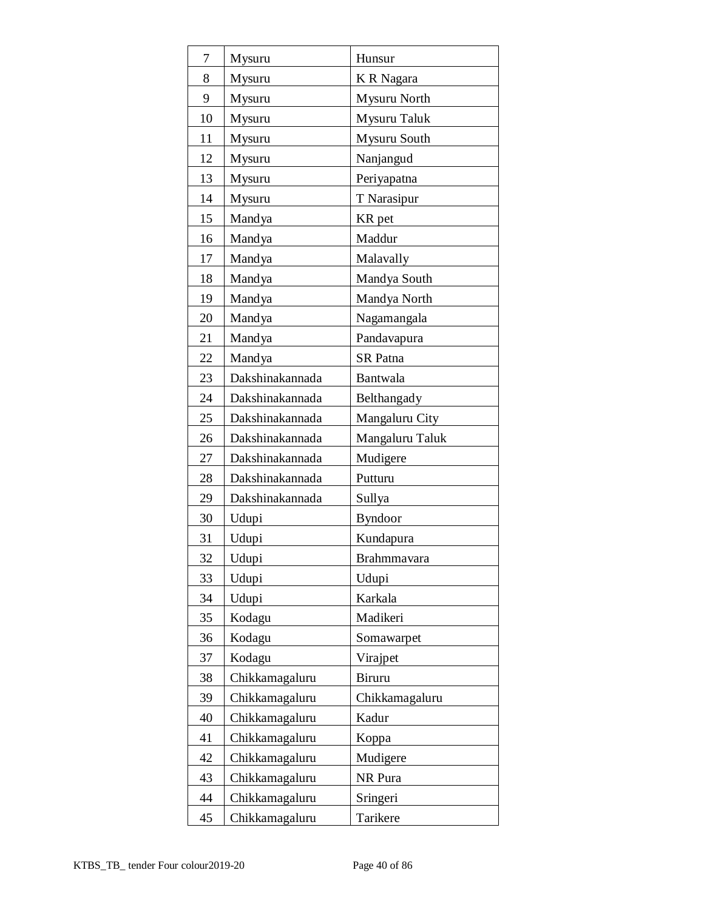| 7 | Mysuru | Hunsur |
|---|---|---|
| 8 | Mysuru | K R Nagara |
| 9 | Mysuru | Mysuru North |
| 10 | Mysuru | Mysuru Taluk |
| 11 | Mysuru | Mysuru South |
| 12 | Mysuru | Nanjangud |
| 13 | Mysuru | Periyapatna |
| 14 | Mysuru | T Narasipur |
| 15 | Mandya | KR pet |
| 16 | Mandya | Maddur |
| 17 | Mandya | Malavally |
| 18 | Mandya | Mandya South |
| 19 | Mandya | Mandya North |
| 20 | Mandya | Nagamangala |
| 21 | Mandya | Pandavapura |
| 22 | Mandya | SR Patna |
| 23 | Dakshinakannada | Bantwala |
| 24 | Dakshinakannada | Belthangady |
| 25 | Dakshinakannada | Mangaluru City |
| 26 | Dakshinakannada | Mangaluru Taluk |
| 27 | Dakshinakannada | Mudigere |
| 28 | Dakshinakannada | Putturu |
| 29 | Dakshinakannada | Sullya |
| 30 | Udupi | Byndoor |
| 31 | Udupi | Kundapura |
| 32 | Udupi | Brahmmavara |
| 33 | Udupi | Udupi |
| 34 | Udupi | Karkala |
| 35 | Kodagu | Madikeri |
| 36 | Kodagu | Somawarpet |
| 37 | Kodagu | Virajpet |
| 38 | Chikkamagaluru | Biruru |
| 39 | Chikkamagaluru | Chikkamagaluru |
| 40 | Chikkamagaluru | Kadur |
| 41 | Chikkamagaluru | Koppa |
| 42 | Chikkamagaluru | Mudigere |
| 43 | Chikkamagaluru | NR Pura |
| 44 | Chikkamagaluru | Sringeri |
| 45 | Chikkamagaluru | Tarikere |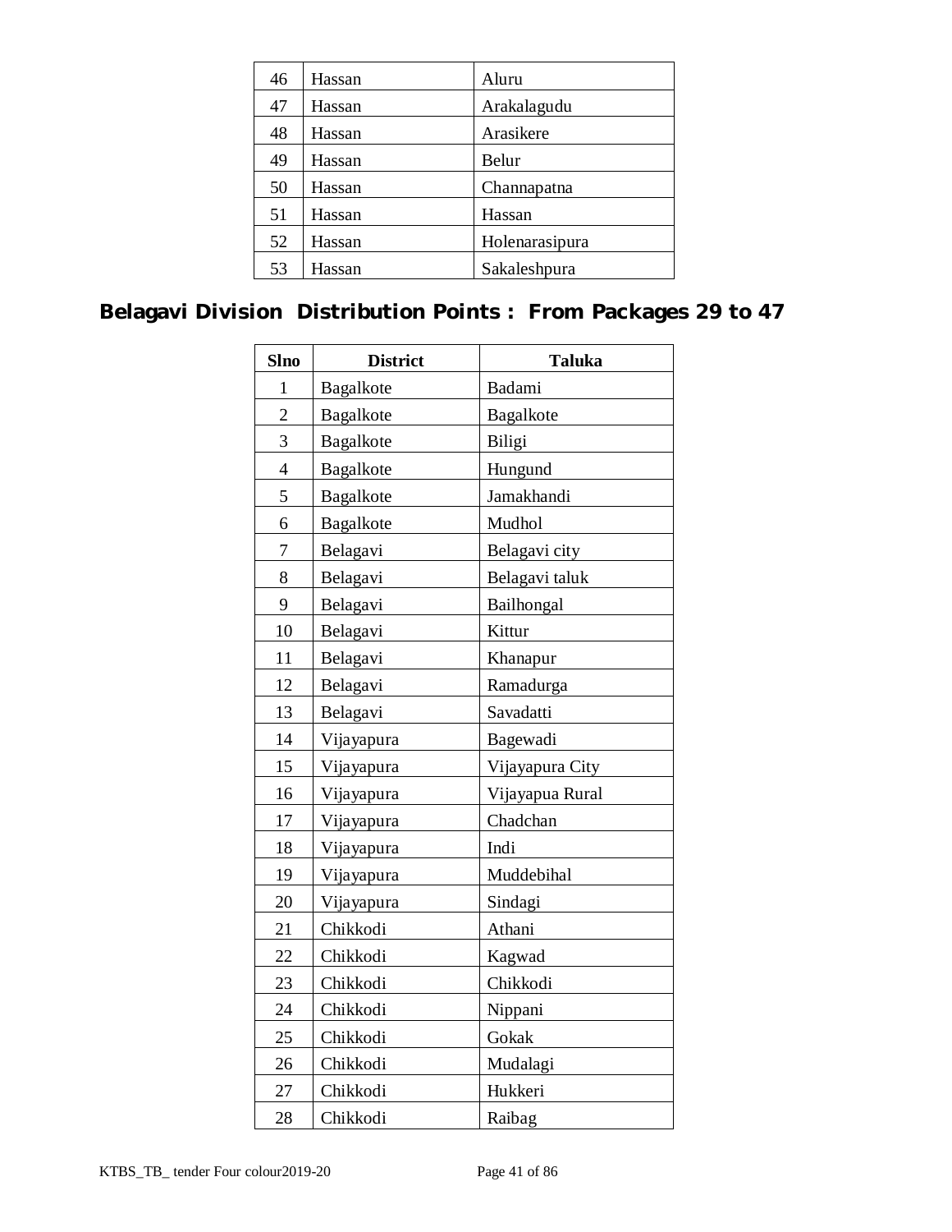| 46 | Hassan | Aluru |
|---|---|---|
| 47 | Hassan | Arakalagudu |
| 48 | Hassan | Arasikere |
| 49 | Hassan | Belur |
| 50 | Hassan | Channapatna |
| 51 | Hassan | Hassan |
| 52 | Hassan | Holenarasipura |
| 53 | Hassan | Sakaleshpura |

## Belagavi Division Distribution Points : From Packages 29 to 47

| Slno | District | Taluka |
|---|---|---|
| 1 | Bagalkote | Badami |
| 2 | Bagalkote | Bagalkote |
| 3 | Bagalkote | Biligi |
| 4 | Bagalkote | Hungund |
| 5 | Bagalkote | Jamakhandi |
| 6 | Bagalkote | Mudhol |
| 7 | Belagavi | Belagavi city |
| 8 | Belagavi | Belagavi taluk |
| 9 | Belagavi | Bailhongal |
| 10 | Belagavi | Kittur |
| 11 | Belagavi | Khanapur |
| 12 | Belagavi | Ramadurga |
| 13 | Belagavi | Savadatti |
| 14 | Vijayapura | Bagewadi |
| 15 | Vijayapura | Vijayapura City |
| 16 | Vijayapura | Vijayapua Rural |
| 17 | Vijayapura | Chadchan |
| 18 | Vijayapura | Indi |
| 19 | Vijayapura | Muddebihal |
| 20 | Vijayapura | Sindagi |
| 21 | Chikkodi | Athani |
| 22 | Chikkodi | Kagwad |
| 23 | Chikkodi | Chikkodi |
| 24 | Chikkodi | Nippani |
| 25 | Chikkodi | Gokak |
| 26 | Chikkodi | Mudalagi |
| 27 | Chikkodi | Hukkeri |
| 28 | Chikkodi | Raibag |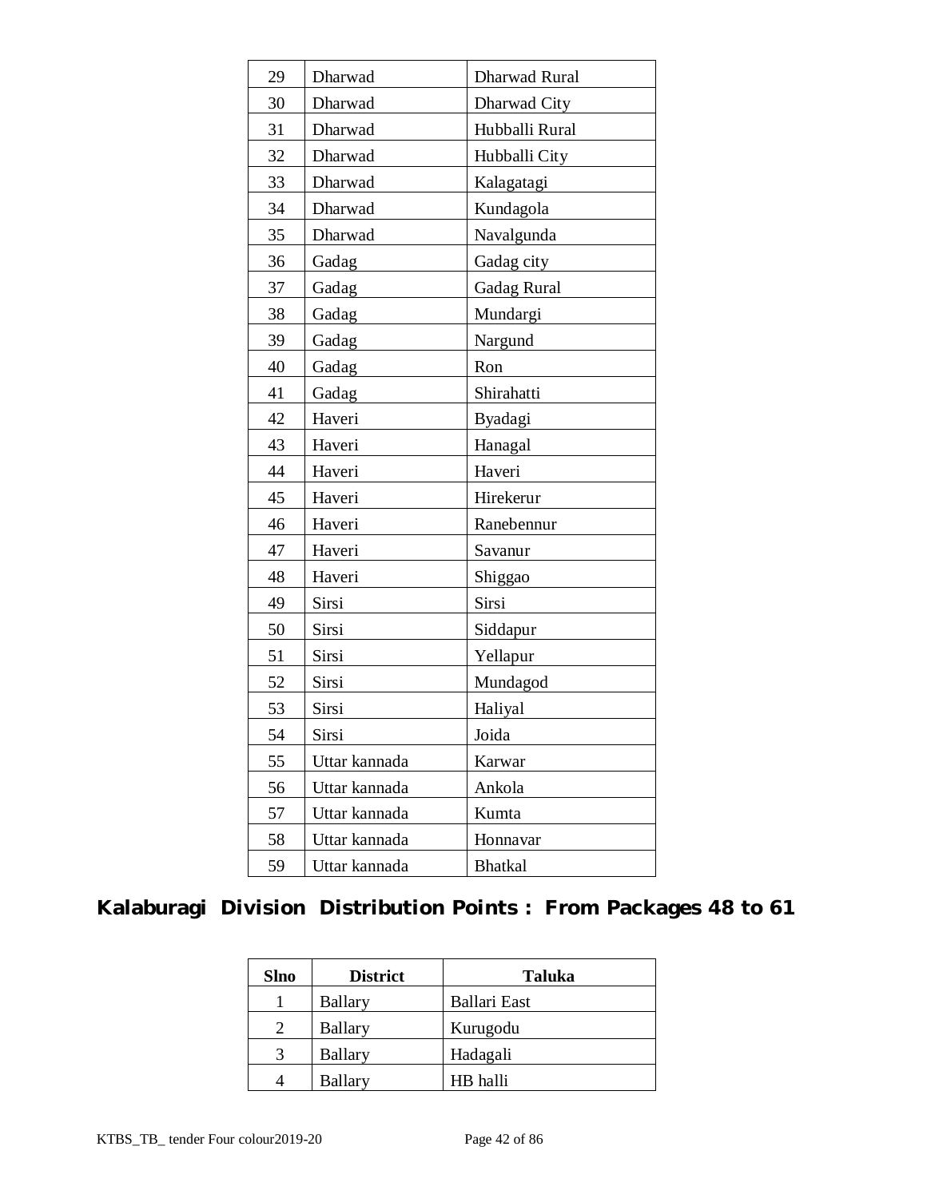| | | |
|---|---|---|
| 29 | Dharwad | Dharwad Rural |
| 30 | Dharwad | Dharwad City |
| 31 | Dharwad | Hubballi Rural |
| 32 | Dharwad | Hubballi City |
| 33 | Dharwad | Kalagatagi |
| 34 | Dharwad | Kundagola |
| 35 | Dharwad | Navalgunda |
| 36 | Gadag | Gadag city |
| 37 | Gadag | Gadag Rural |
| 38 | Gadag | Mundargi |
| 39 | Gadag | Nargund |
| 40 | Gadag | Ron |
| 41 | Gadag | Shirahatti |
| 42 | Haveri | Byadagi |
| 43 | Haveri | Hanagal |
| 44 | Haveri | Haveri |
| 45 | Haveri | Hirekerur |
| 46 | Haveri | Ranebennur |
| 47 | Haveri | Savanur |
| 48 | Haveri | Shiggao |
| 49 | Sirsi | Sirsi |
| 50 | Sirsi | Siddapur |
| 51 | Sirsi | Yellapur |
| 52 | Sirsi | Mundagod |
| 53 | Sirsi | Haliyal |
| 54 | Sirsi | Joida |
| 55 | Uttar kannada | Karwar |
| 56 | Uttar kannada | Ankola |
| 57 | Uttar kannada | Kumta |
| 58 | Uttar kannada | Honnavar |
| 59 | Uttar kannada | Bhatkal |

## Kalaburagi Division Distribution Points : From Packages 48 to 61

| Slno | District | Taluka |
|---|---|---|
| 1 | Ballary | Ballari East |
| 2 | Ballary | Kurugodu |
| 3 | Ballary | Hadagali |
| 4 | Ballary | HB halli |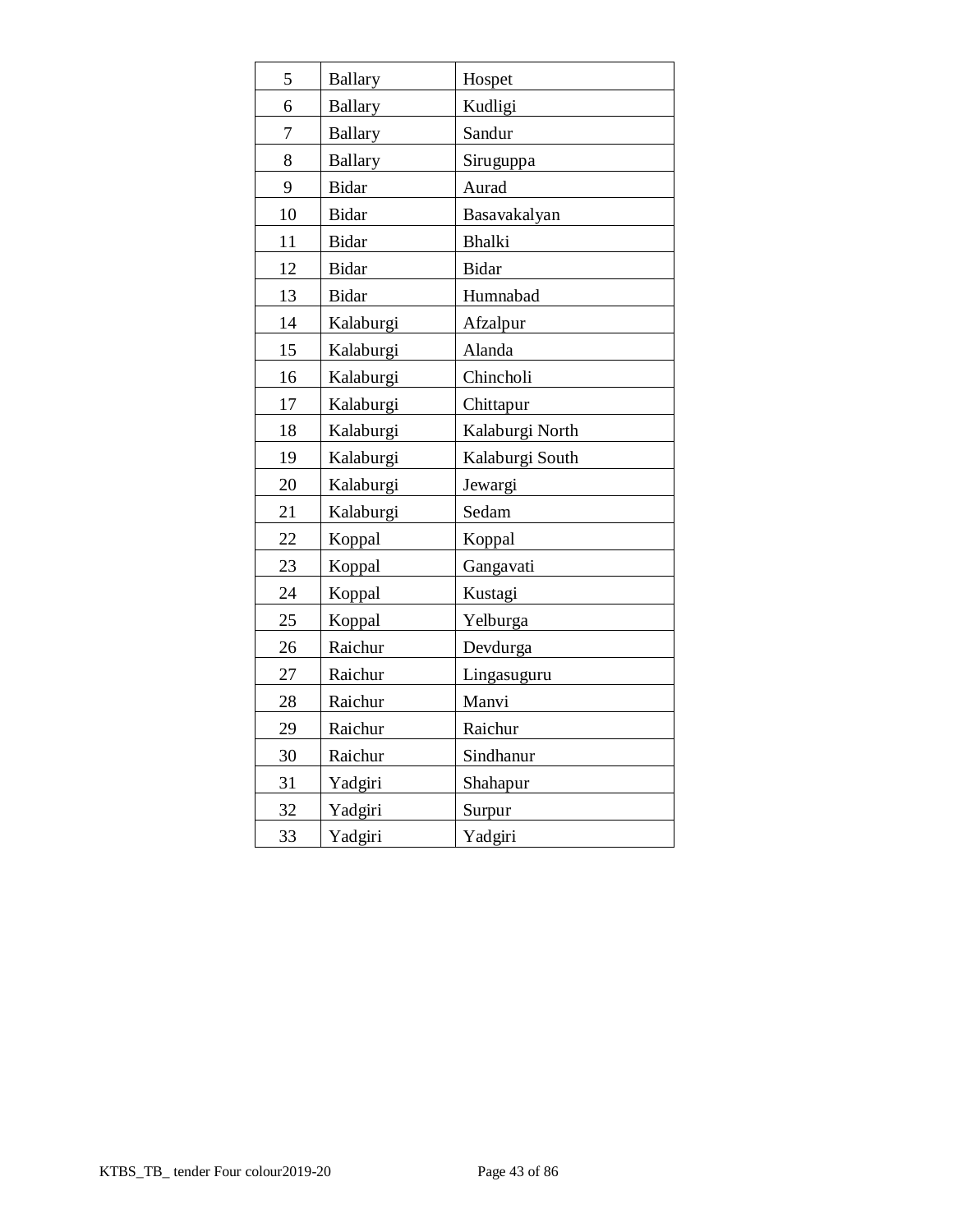| 5 | Ballary | Hospet |
|---|---|---|
| 6 | Ballary | Kudligi |
| 7 | Ballary | Sandur |
| 8 | Ballary | Siruguppa |
| 9 | Bidar | Aurad |
| 10 | Bidar | Basavakalyan |
| 11 | Bidar | Bhalki |
| 12 | Bidar | Bidar |
| 13 | Bidar | Humnabad |
| 14 | Kalaburgi | Afzalpur |
| 15 | Kalaburgi | Alanda |
| 16 | Kalaburgi | Chincholi |
| 17 | Kalaburgi | Chittapur |
| 18 | Kalaburgi | Kalaburgi North |
| 19 | Kalaburgi | Kalaburgi South |
| 20 | Kalaburgi | Jewargi |
| 21 | Kalaburgi | Sedam |
| 22 | Koppal | Koppal |
| 23 | Koppal | Gangavati |
| 24 | Koppal | Kustagi |
| 25 | Koppal | Yelburga |
| 26 | Raichur | Devdurga |
| 27 | Raichur | Lingasuguru |
| 28 | Raichur | Manvi |
| 29 | Raichur | Raichur |
| 30 | Raichur | Sindhanur |
| 31 | Yadgiri | Shahapur |
| 32 | Yadgiri | Surpur |
| 33 | Yadgiri | Yadgiri |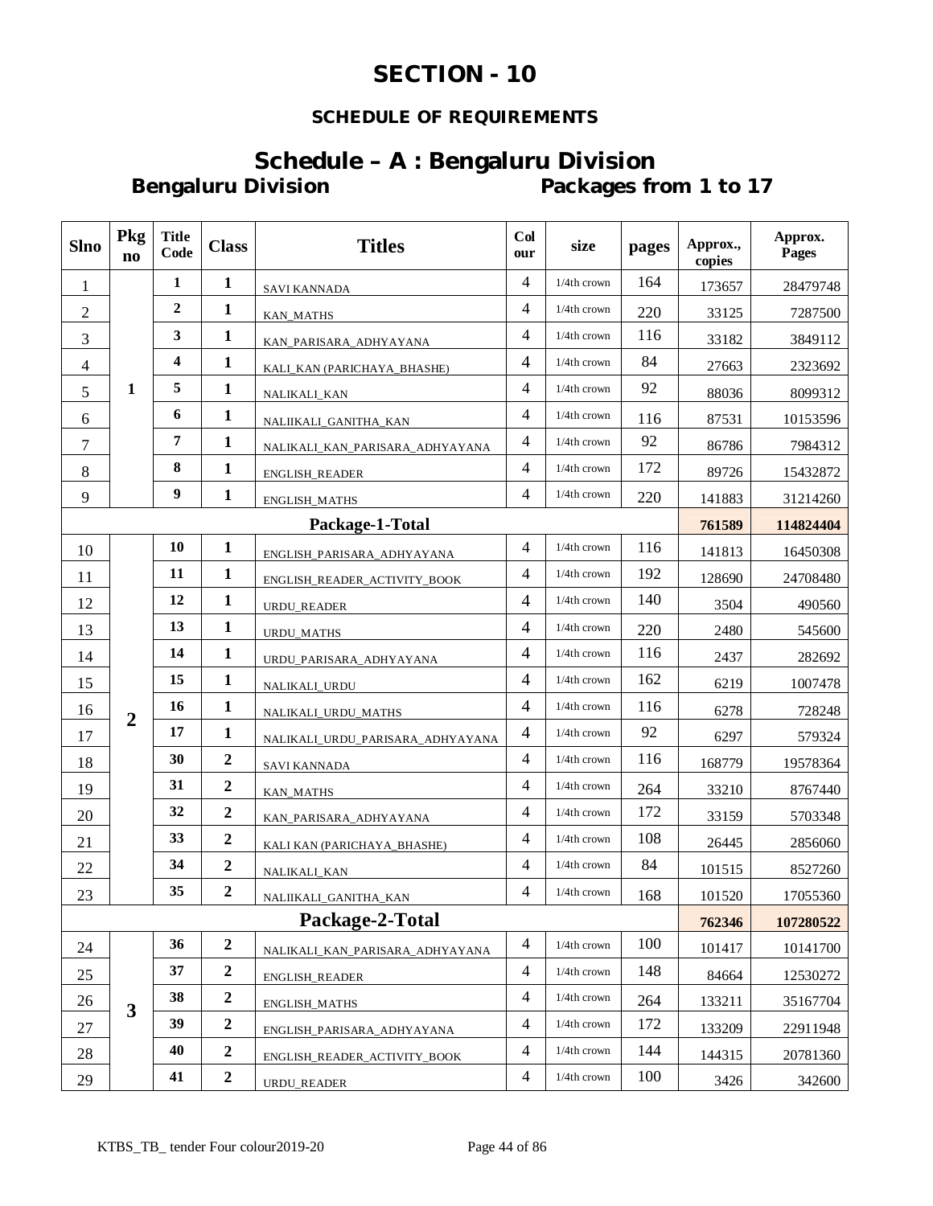# SECTION - 10

## SCHEDULE OF REQUIREMENTS

## Schedule – A : Bengaluru Division

**Bengaluru Division** **Packages from 1 to 17**

| Slno | Pkg no | Title Code | Class | Titles | Colour | size | pages | Approx., copies | Approx. Pages |
|---|---|---|---|---|---|---|---|---|---|
| 1 | 1 | 1 | 1 | SAVI KANNADA | 4 | 1/4th crown | 164 | 173657 | 28479748 |
| 2 | | 2 | 1 | KAN_MATHS | 4 | 1/4th crown | 220 | 33125 | 7287500 |
| 3 | | 3 | 1 | KAN_PARISARA_ADHYAYANA | 4 | 1/4th crown | 116 | 33182 | 3849112 |
| 4 | | 4 | 1 | KALI_KAN (PARICHAYA_BHASHE) | 4 | 1/4th crown | 84 | 27663 | 2323692 |
| 5 | | 5 | 1 | NALIKALI_KAN | 4 | 1/4th crown | 92 | 88036 | 8099312 |
| 6 | | 6 | 1 | NALIIKALI_GANITHA_KAN | 4 | 1/4th crown | 116 | 87531 | 10153596 |
| 7 | | 7 | 1 | NALIKALI_KAN_PARISARA_ADHYAYANA | 4 | 1/4th crown | 92 | 86786 | 7984312 |
| 8 | | 8 | 1 | ENGLISH_READER | 4 | 1/4th crown | 172 | 89726 | 15432872 |
| 9 | | 9 | 1 | ENGLISH_MATHS | 4 | 1/4th crown | 220 | 141883 | 31214260 |
| | | | | **Package-1-Total** | | | | **761589** | **114824404** |
| 10 | 2 | 10 | 1 | ENGLISH_PARISARA_ADHYAYANA | 4 | 1/4th crown | 116 | 141813 | 16450308 |
| 11 | | 11 | 1 | ENGLISH_READER_ACTIVITY_BOOK | 4 | 1/4th crown | 192 | 128690 | 24708480 |
| 12 | | 12 | 1 | URDU_READER | 4 | 1/4th crown | 140 | 3504 | 490560 |
| 13 | | 13 | 1 | URDU_MATHS | 4 | 1/4th crown | 220 | 2480 | 545600 |
| 14 | | 14 | 1 | URDU_PARISARA_ADHYAYANA | 4 | 1/4th crown | 116 | 2437 | 282692 |
| 15 | | 15 | 1 | NALIKALI_URDU | 4 | 1/4th crown | 162 | 6219 | 1007478 |
| 16 | | 16 | 1 | NALIKALI_URDU_MATHS | 4 | 1/4th crown | 116 | 6278 | 728248 |
| 17 | | 17 | 1 | NALIKALI_URDU_PARISARA_ADHYAYANA | 4 | 1/4th crown | 92 | 6297 | 579324 |
| 18 | | 30 | 2 | SAVI KANNADA | 4 | 1/4th crown | 116 | 168779 | 19578364 |
| 19 | | 31 | 2 | KAN_MATHS | 4 | 1/4th crown | 264 | 33210 | 8767440 |
| 20 | | 32 | 2 | KAN_PARISARA_ADHYAYANA | 4 | 1/4th crown | 172 | 33159 | 5703348 |
| 21 | | 33 | 2 | KALI KAN (PARICHAYA_BHASHE) | 4 | 1/4th crown | 108 | 26445 | 2856060 |
| 22 | | 34 | 2 | NALIKALI_KAN | 4 | 1/4th crown | 84 | 101515 | 8527260 |
| 23 | | 35 | 2 | NALIIKALI_GANITHA_KAN | 4 | 1/4th crown | 168 | 101520 | 17055360 |
| | | | | **Package-2-Total** | | | | **762346** | **107280522** |
| 24 | 3 | 36 | 2 | NALIKALI_KAN_PARISARA_ADHYAYANA | 4 | 1/4th crown | 100 | 101417 | 10141700 |
| 25 | | 37 | 2 | ENGLISH_READER | 4 | 1/4th crown | 148 | 84664 | 12530272 |
| 26 | | 38 | 2 | ENGLISH_MATHS | 4 | 1/4th crown | 264 | 133211 | 35167704 |
| 27 | | 39 | 2 | ENGLISH_PARISARA_ADHYAYANA | 4 | 1/4th crown | 172 | 133209 | 22911948 |
| 28 | | 40 | 2 | ENGLISH_READER_ACTIVITY_BOOK | 4 | 1/4th crown | 144 | 144315 | 20781360 |
| 29 | | 41 | 2 | URDU_READER | 4 | 1/4th crown | 100 | 3426 | 342600 |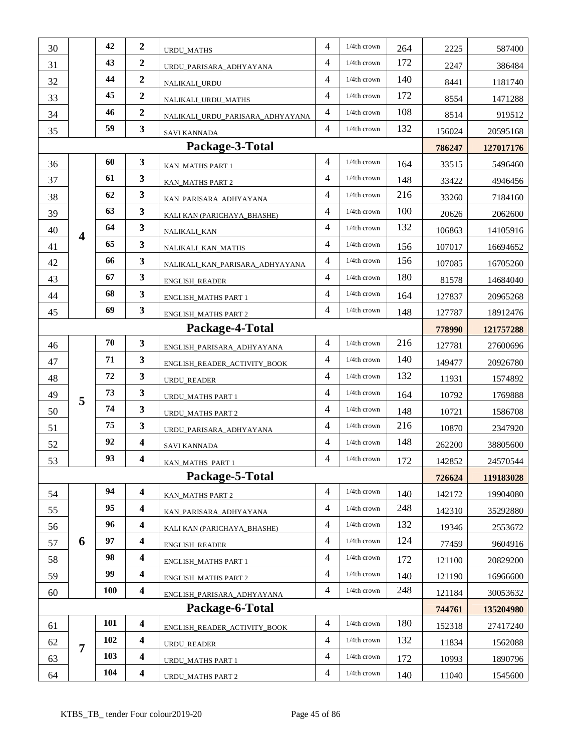| | | | | | | | | | |
|---|---|---|---|---|---|---|---|---|---|
| 30 | | 42 | 2 | URDU_MATHS | 4 | 1/4th crown | 264 | 2225 | 587400 |
| 31 | | 43 | 2 | URDU_PARISARA_ADHYAYANA | 4 | 1/4th crown | 172 | 2247 | 386484 |
| 32 | | 44 | 2 | NALIKALI_URDU | 4 | 1/4th crown | 140 | 8441 | 1181740 |
| 33 | | 45 | 2 | NALIKALI_URDU_MATHS | 4 | 1/4th crown | 172 | 8554 | 1471288 |
| 34 | | 46 | 2 | NALIKALI_URDU_PARISARA_ADHYAYANA | 4 | 1/4th crown | 108 | 8514 | 919512 |
| 35 | | 59 | 3 | SAVI KANNADA | 4 | 1/4th crown | 132 | 156024 | 20595168 |
| **Package-3-Total** | | | | | | | | **786247** | **127017176** |
| 36 | 4 | 60 | 3 | KAN_MATHS PART 1 | 4 | 1/4th crown | 164 | 33515 | 5496460 |
| 37 | | 61 | 3 | KAN_MATHS PART 2 | 4 | 1/4th crown | 148 | 33422 | 4946456 |
| 38 | | 62 | 3 | KAN_PARISARA_ADHYAYANA | 4 | 1/4th crown | 216 | 33260 | 7184160 |
| 39 | | 63 | 3 | KALI KAN (PARICHAYA_BHASHE) | 4 | 1/4th crown | 100 | 20626 | 2062600 |
| 40 | | 64 | 3 | NALIKALI_KAN | 4 | 1/4th crown | 132 | 106863 | 14105916 |
| 41 | | 65 | 3 | NALIKALI_KAN_MATHS | 4 | 1/4th crown | 156 | 107017 | 16694652 |
| 42 | | 66 | 3 | NALIKALI_KAN_PARISARA_ADHYAYANA | 4 | 1/4th crown | 156 | 107085 | 16705260 |
| 43 | | 67 | 3 | ENGLISH_READER | 4 | 1/4th crown | 180 | 81578 | 14684040 |
| 44 | | 68 | 3 | ENGLISH_MATHS PART 1 | 4 | 1/4th crown | 164 | 127837 | 20965268 |
| 45 | | 69 | 3 | ENGLISH_MATHS PART 2 | 4 | 1/4th crown | 148 | 127787 | 18912476 |
| **Package-4-Total** | | | | | | | | **778990** | **121757288** |
| 46 | 5 | 70 | 3 | ENGLISH_PARISARA_ADHYAYANA | 4 | 1/4th crown | 216 | 127781 | 27600696 |
| 47 | | 71 | 3 | ENGLISH_READER_ACTIVITY_BOOK | 4 | 1/4th crown | 140 | 149477 | 20926780 |
| 48 | | 72 | 3 | URDU_READER | 4 | 1/4th crown | 132 | 11931 | 1574892 |
| 49 | | 73 | 3 | URDU_MATHS PART 1 | 4 | 1/4th crown | 164 | 10792 | 1769888 |
| 50 | | 74 | 3 | URDU_MATHS PART 2 | 4 | 1/4th crown | 148 | 10721 | 1586708 |
| 51 | | 75 | 3 | URDU_PARISARA_ADHYAYANA | 4 | 1/4th crown | 216 | 10870 | 2347920 |
| 52 | | 92 | 4 | SAVI KANNADA | 4 | 1/4th crown | 148 | 262200 | 38805600 |
| 53 | | 93 | 4 | KAN_MATHS PART 1 | 4 | 1/4th crown | 172 | 142852 | 24570544 |
| **Package-5-Total** | | | | | | | | **726624** | **119183028** |
| 54 | 6 | 94 | 4 | KAN_MATHS PART 2 | 4 | 1/4th crown | 140 | 142172 | 19904080 |
| 55 | | 95 | 4 | KAN_PARISARA_ADHYAYANA | 4 | 1/4th crown | 248 | 142310 | 35292880 |
| 56 | | 96 | 4 | KALI KAN (PARICHAYA_BHASHE) | 4 | 1/4th crown | 132 | 19346 | 2553672 |
| 57 | | 97 | 4 | ENGLISH_READER | 4 | 1/4th crown | 124 | 77459 | 9604916 |
| 58 | | 98 | 4 | ENGLISH_MATHS PART 1 | 4 | 1/4th crown | 172 | 121100 | 20829200 |
| 59 | | 99 | 4 | ENGLISH_MATHS PART 2 | 4 | 1/4th crown | 140 | 121190 | 16966600 |
| 60 | | 100 | 4 | ENGLISH_PARISARA_ADHYAYANA | 4 | 1/4th crown | 248 | 121184 | 30053632 |
| **Package-6-Total** | | | | | | | | **744761** | **135204980** |
| 61 | 7 | 101 | 4 | ENGLISH_READER_ACTIVITY_BOOK | 4 | 1/4th crown | 180 | 152318 | 27417240 |
| 62 | | 102 | 4 | URDU_READER | 4 | 1/4th crown | 132 | 11834 | 1562088 |
| 63 | | 103 | 4 | URDU_MATHS PART 1 | 4 | 1/4th crown | 172 | 10993 | 1890796 |
| 64 | | 104 | 4 | URDU_MATHS PART 2 | 4 | 1/4th crown | 140 | 11040 | 1545600 |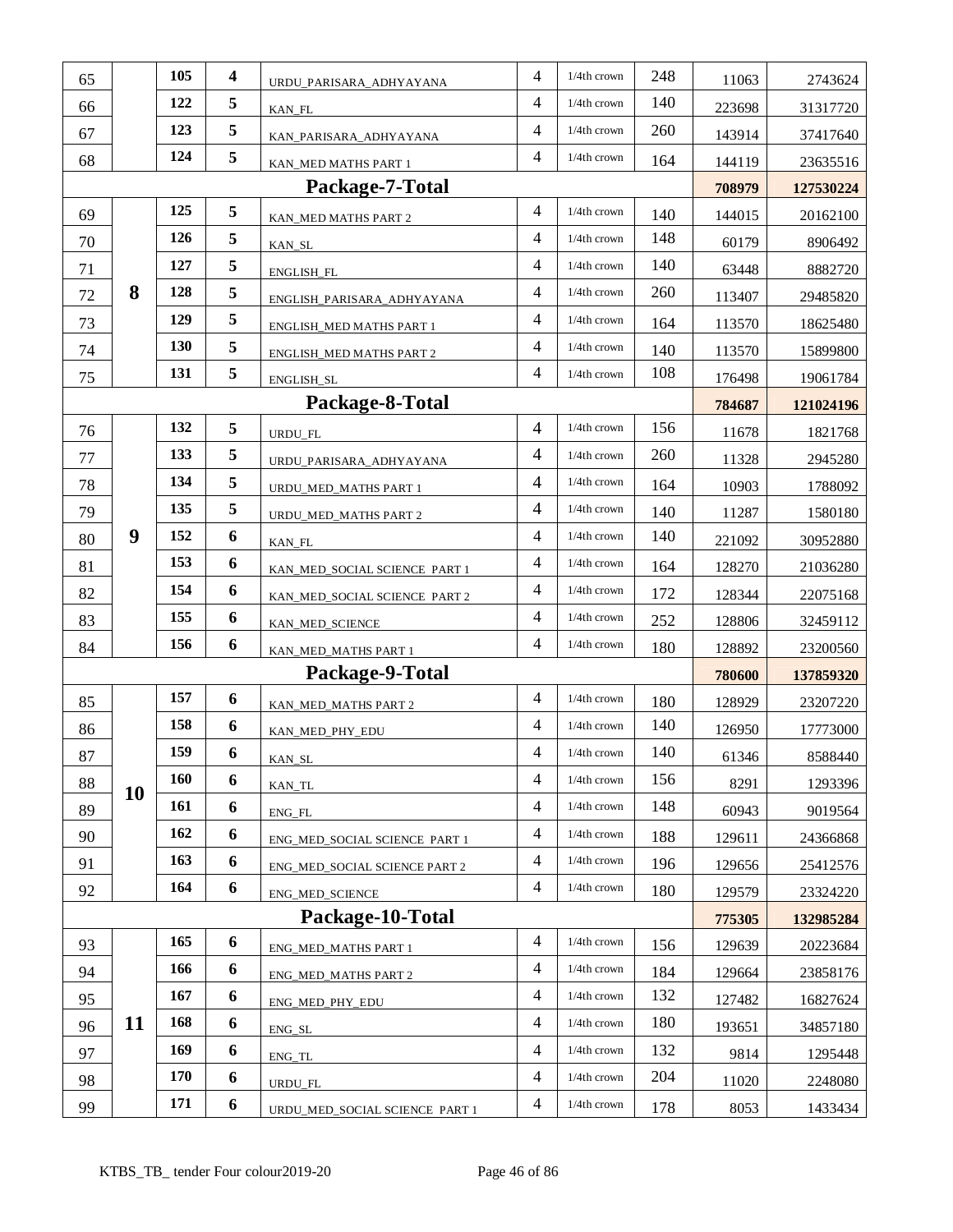| | | | | | | | | | |
|---|---|---|---|---|---|---|---|---|---|
| 65 | | 105 | **4** | URDU_PARISARA_ADHYAYANA | 4 | 1/4th crown | 248 | 11063 | 2743624 |
| 66 | | 122 | **5** | KAN_FL | 4 | 1/4th crown | 140 | 223698 | 31317720 |
| 67 | | 123 | **5** | KAN_PARISARA_ADHYAYANA | 4 | 1/4th crown | 260 | 143914 | 37417640 |
| 68 | | 124 | **5** | KAN_MED MATHS PART 1 | 4 | 1/4th crown | 164 | 144119 | 23635516 |
| **Package-7-Total** | | | | | | | | **708979** | **127530224** |
| 69 | **8** | 125 | **5** | KAN_MED MATHS PART 2 | 4 | 1/4th crown | 140 | 144015 | 20162100 |
| 70 | | 126 | **5** | KAN_SL | 4 | 1/4th crown | 148 | 60179 | 8906492 |
| 71 | | 127 | **5** | ENGLISH_FL | 4 | 1/4th crown | 140 | 63448 | 8882720 |
| 72 | | 128 | **5** | ENGLISH_PARISARA_ADHYAYANA | 4 | 1/4th crown | 260 | 113407 | 29485820 |
| 73 | | 129 | **5** | ENGLISH_MED MATHS PART 1 | 4 | 1/4th crown | 164 | 113570 | 18625480 |
| 74 | | 130 | **5** | ENGLISH_MED MATHS PART 2 | 4 | 1/4th crown | 140 | 113570 | 15899800 |
| 75 | | 131 | **5** | ENGLISH_SL | 4 | 1/4th crown | 108 | 176498 | 19061784 |
| **Package-8-Total** | | | | | | | | **784687** | **121024196** |
| 76 | **9** | 132 | **5** | URDU_FL | 4 | 1/4th crown | 156 | 11678 | 1821768 |
| 77 | | 133 | **5** | URDU_PARISARA_ADHYAYANA | 4 | 1/4th crown | 260 | 11328 | 2945280 |
| 78 | | 134 | **5** | URDU_MED_MATHS PART 1 | 4 | 1/4th crown | 164 | 10903 | 1788092 |
| 79 | | 135 | **5** | URDU_MED_MATHS PART 2 | 4 | 1/4th crown | 140 | 11287 | 1580180 |
| 80 | | 152 | **6** | KAN_FL | 4 | 1/4th crown | 140 | 221092 | 30952880 |
| 81 | | 153 | **6** | KAN_MED_SOCIAL SCIENCE PART 1 | 4 | 1/4th crown | 164 | 128270 | 21036280 |
| 82 | | 154 | **6** | KAN_MED_SOCIAL SCIENCE PART 2 | 4 | 1/4th crown | 172 | 128344 | 22075168 |
| 83 | | 155 | **6** | KAN_MED_SCIENCE | 4 | 1/4th crown | 252 | 128806 | 32459112 |
| 84 | | 156 | **6** | KAN_MED_MATHS PART 1 | 4 | 1/4th crown | 180 | 128892 | 23200560 |
| **Package-9-Total** | | | | | | | | **780600** | **137859320** |
| 85 | **10** | 157 | **6** | KAN_MED_MATHS PART 2 | 4 | 1/4th crown | 180 | 128929 | 23207220 |
| 86 | | 158 | **6** | KAN_MED_PHY_EDU | 4 | 1/4th crown | 140 | 126950 | 17773000 |
| 87 | | 159 | **6** | KAN_SL | 4 | 1/4th crown | 140 | 61346 | 8588440 |
| 88 | | 160 | **6** | KAN_TL | 4 | 1/4th crown | 156 | 8291 | 1293396 |
| 89 | | 161 | **6** | ENG_FL | 4 | 1/4th crown | 148 | 60943 | 9019564 |
| 90 | | 162 | **6** | ENG_MED_SOCIAL SCIENCE PART 1 | 4 | 1/4th crown | 188 | 129611 | 24366868 |
| 91 | | 163 | **6** | ENG_MED_SOCIAL SCIENCE PART 2 | 4 | 1/4th crown | 196 | 129656 | 25412576 |
| 92 | | 164 | **6** | ENG_MED_SCIENCE | 4 | 1/4th crown | 180 | 129579 | 23324220 |
| **Package-10-Total** | | | | | | | | **775305** | **132985284** |
| 93 | **11** | 165 | **6** | ENG_MED_MATHS PART 1 | 4 | 1/4th crown | 156 | 129639 | 20223684 |
| 94 | | 166 | **6** | ENG_MED_MATHS PART 2 | 4 | 1/4th crown | 184 | 129664 | 23858176 |
| 95 | | 167 | **6** | ENG_MED_PHY_EDU | 4 | 1/4th crown | 132 | 127482 | 16827624 |
| 96 | | 168 | **6** | ENG_SL | 4 | 1/4th crown | 180 | 193651 | 34857180 |
| 97 | | 169 | **6** | ENG_TL | 4 | 1/4th crown | 132 | 9814 | 1295448 |
| 98 | | 170 | **6** | URDU_FL | 4 | 1/4th crown | 204 | 11020 | 2248080 |
| 99 | | 171 | **6** | URDU_MED_SOCIAL SCIENCE PART 1 | 4 | 1/4th crown | 178 | 8053 | 1433434 |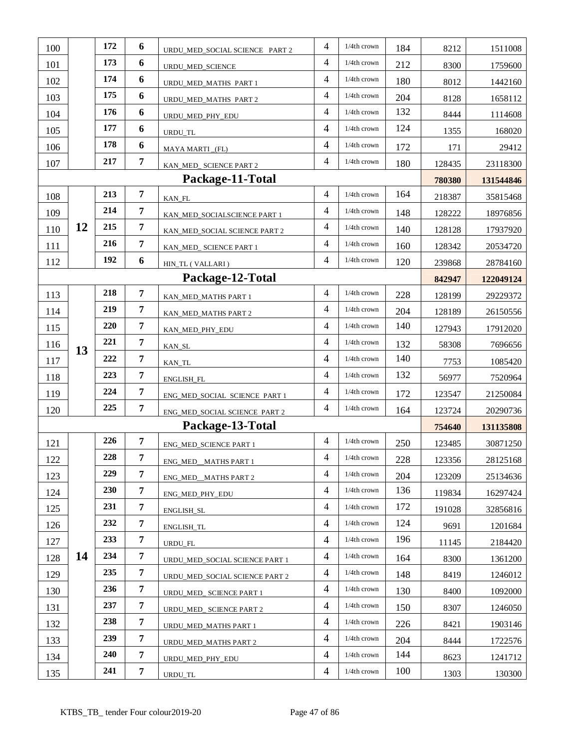| 100 | | 172 | 6 | URDU_MED_SOCIAL SCIENCE PART 2 | 4 | 1/4th crown | 184 | 8212 | 1511008 |
|---|---|---|---|---|---|---|---|---|---|
| 101 | | 173 | 6 | URDU_MED_SCIENCE | 4 | 1/4th crown | 212 | 8300 | 1759600 |
| 102 | | 174 | 6 | URDU_MED_MATHS PART 1 | 4 | 1/4th crown | 180 | 8012 | 1442160 |
| 103 | | 175 | 6 | URDU_MED_MATHS PART 2 | 4 | 1/4th crown | 204 | 8128 | 1658112 |
| 104 | | 176 | 6 | URDU_MED_PHY_EDU | 4 | 1/4th crown | 132 | 8444 | 1114608 |
| 105 | | 177 | 6 | URDU_TL | 4 | 1/4th crown | 124 | 1355 | 168020 |
| 106 | | 178 | 6 | MAYA MARTI _(FL) | 4 | 1/4th crown | 172 | 171 | 29412 |
| 107 | | 217 | 7 | KAN_MED_ SCIENCE PART 2 | 4 | 1/4th crown | 180 | 128435 | 23118300 |
| **Package-11-Total** | | | | | | | | **780380** | **131544846** |
| 108 | 12 | 213 | 7 | KAN_FL | 4 | 1/4th crown | 164 | 218387 | 35815468 |
| 109 | | 214 | 7 | KAN_MED_SOCIALSCIENCE PART 1 | 4 | 1/4th crown | 148 | 128222 | 18976856 |
| 110 | | 215 | 7 | KAN_MED_SOCIAL SCIENCE PART 2 | 4 | 1/4th crown | 140 | 128128 | 17937920 |
| 111 | | 216 | 7 | KAN_MED_ SCIENCE PART 1 | 4 | 1/4th crown | 160 | 128342 | 20534720 |
| 112 | | 192 | 6 | HIN_TL ( VALLARI ) | 4 | 1/4th crown | 120 | 239868 | 28784160 |
| **Package-12-Total** | | | | | | | | **842947** | **122049124** |
| 113 | 13 | 218 | 7 | KAN_MED_MATHS PART 1 | 4 | 1/4th crown | 228 | 128199 | 29229372 |
| 114 | | 219 | 7 | KAN_MED_MATHS PART 2 | 4 | 1/4th crown | 204 | 128189 | 26150556 |
| 115 | | 220 | 7 | KAN_MED_PHY_EDU | 4 | 1/4th crown | 140 | 127943 | 17912020 |
| 116 | | 221 | 7 | KAN_SL | 4 | 1/4th crown | 132 | 58308 | 7696656 |
| 117 | | 222 | 7 | KAN_TL | 4 | 1/4th crown | 140 | 7753 | 1085420 |
| 118 | | 223 | 7 | ENGLISH_FL | 4 | 1/4th crown | 132 | 56977 | 7520964 |
| 119 | | 224 | 7 | ENG_MED_SOCIAL SCIENCE PART 1 | 4 | 1/4th crown | 172 | 123547 | 21250084 |
| 120 | | 225 | 7 | ENG_MED_SOCIAL SCIENCE PART 2 | 4 | 1/4th crown | 164 | 123724 | 20290736 |
| **Package-13-Total** | | | | | | | | **754640** | **131135808** |
| 121 | 14 | 226 | 7 | ENG_MED_SCIENCE PART 1 | 4 | 1/4th crown | 250 | 123485 | 30871250 |
| 122 | | 228 | 7 | ENG_MED__MATHS PART 1 | 4 | 1/4th crown | 228 | 123356 | 28125168 |
| 123 | | 229 | 7 | ENG_MED__MATHS PART 2 | 4 | 1/4th crown | 204 | 123209 | 25134636 |
| 124 | | 230 | 7 | ENG_MED_PHY_EDU | 4 | 1/4th crown | 136 | 119834 | 16297424 |
| 125 | | 231 | 7 | ENGLISH_SL | 4 | 1/4th crown | 172 | 191028 | 32856816 |
| 126 | | 232 | 7 | ENGLISH_TL | 4 | 1/4th crown | 124 | 9691 | 1201684 |
| 127 | | 233 | 7 | URDU_FL | 4 | 1/4th crown | 196 | 11145 | 2184420 |
| 128 | | 234 | 7 | URDU_MED_SOCIAL SCIENCE PART 1 | 4 | 1/4th crown | 164 | 8300 | 1361200 |
| 129 | | 235 | 7 | URDU_MED_SOCIAL SCIENCE PART 2 | 4 | 1/4th crown | 148 | 8419 | 1246012 |
| 130 | | 236 | 7 | URDU_MED_ SCIENCE PART 1 | 4 | 1/4th crown | 130 | 8400 | 1092000 |
| 131 | | 237 | 7 | URDU_MED_ SCIENCE PART 2 | 4 | 1/4th crown | 150 | 8307 | 1246050 |
| 132 | | 238 | 7 | URDU_MED_MATHS PART 1 | 4 | 1/4th crown | 226 | 8421 | 1903146 |
| 133 | | 239 | 7 | URDU_MED_MATHS PART 2 | 4 | 1/4th crown | 204 | 8444 | 1722576 |
| 134 | | 240 | 7 | URDU_MED_PHY_EDU | 4 | 1/4th crown | 144 | 8623 | 1241712 |
| 135 | | 241 | 7 | URDU_TL | 4 | 1/4th crown | 100 | 1303 | 130300 |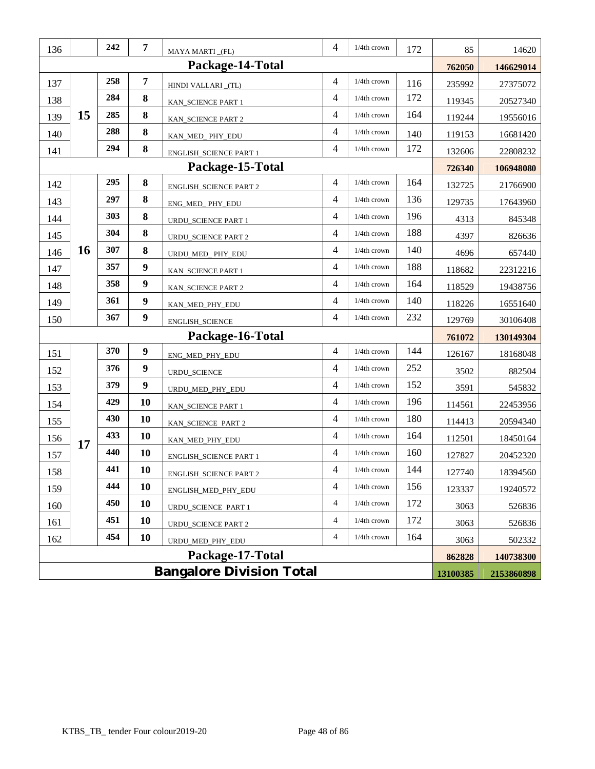| | | | | | | | | | |
|---|---|---|---|---|---|---|---|---|---|
| 136 | | 242 | 7 | MAYA MARTI _(FL) | 4 | 1/4th crown | 172 | 85 | 14620 |
| Package-14-Total | | | | | | | | 762050 | 146629014 |
| 137 | 15 | 258 | 7 | HINDI VALLARI _(TL) | 4 | 1/4th crown | 116 | 235992 | 27375072 |
| 138 | | 284 | 8 | KAN_SCIENCE PART 1 | 4 | 1/4th crown | 172 | 119345 | 20527340 |
| 139 | | 285 | 8 | KAN_SCIENCE PART 2 | 4 | 1/4th crown | 164 | 119244 | 19556016 |
| 140 | | 288 | 8 | KAN_MED_ PHY_EDU | 4 | 1/4th crown | 140 | 119153 | 16681420 |
| 141 | | 294 | 8 | ENGLISH_SCIENCE PART 1 | 4 | 1/4th crown | 172 | 132606 | 22808232 |
| Package-15-Total | | | | | | | | 726340 | 106948080 |
| 142 | 16 | 295 | 8 | ENGLISH_SCIENCE PART 2 | 4 | 1/4th crown | 164 | 132725 | 21766900 |
| 143 | | 297 | 8 | ENG_MED_ PHY_EDU | 4 | 1/4th crown | 136 | 129735 | 17643960 |
| 144 | | 303 | 8 | URDU_SCIENCE PART 1 | 4 | 1/4th crown | 196 | 4313 | 845348 |
| 145 | | 304 | 8 | URDU_SCIENCE PART 2 | 4 | 1/4th crown | 188 | 4397 | 826636 |
| 146 | | 307 | 8 | URDU_MED_ PHY_EDU | 4 | 1/4th crown | 140 | 4696 | 657440 |
| 147 | | 357 | 9 | KAN_SCIENCE PART 1 | 4 | 1/4th crown | 188 | 118682 | 22312216 |
| 148 | | 358 | 9 | KAN_SCIENCE PART 2 | 4 | 1/4th crown | 164 | 118529 | 19438756 |
| 149 | | 361 | 9 | KAN_MED_PHY_EDU | 4 | 1/4th crown | 140 | 118226 | 16551640 |
| 150 | | 367 | 9 | ENGLISH_SCIENCE | 4 | 1/4th crown | 232 | 129769 | 30106408 |
| Package-16-Total | | | | | | | | 761072 | 130149304 |
| 151 | 17 | 370 | 9 | ENG_MED_PHY_EDU | 4 | 1/4th crown | 144 | 126167 | 18168048 |
| 152 | | 376 | 9 | URDU_SCIENCE | 4 | 1/4th crown | 252 | 3502 | 882504 |
| 153 | | 379 | 9 | URDU_MED_PHY_EDU | 4 | 1/4th crown | 152 | 3591 | 545832 |
| 154 | | 429 | 10 | KAN_SCIENCE PART 1 | 4 | 1/4th crown | 196 | 114561 | 22453956 |
| 155 | | 430 | 10 | KAN_SCIENCE PART 2 | 4 | 1/4th crown | 180 | 114413 | 20594340 |
| 156 | | 433 | 10 | KAN_MED_PHY_EDU | 4 | 1/4th crown | 164 | 112501 | 18450164 |
| 157 | | 440 | 10 | ENGLISH_SCIENCE PART 1 | 4 | 1/4th crown | 160 | 127827 | 20452320 |
| 158 | | 441 | 10 | ENGLISH_SCIENCE PART 2 | 4 | 1/4th crown | 144 | 127740 | 18394560 |
| 159 | | 444 | 10 | ENGLISH_MED_PHY_EDU | 4 | 1/4th crown | 156 | 123337 | 19240572 |
| 160 | | 450 | 10 | URDU_SCIENCE PART 1 | 4 | 1/4th crown | 172 | 3063 | 526836 |
| 161 | | 451 | 10 | URDU_SCIENCE PART 2 | 4 | 1/4th crown | 172 | 3063 | 526836 |
| 162 | | 454 | 10 | URDU_MED_PHY_EDU | 4 | 1/4th crown | 164 | 3063 | 502332 |
| Package-17-Total | | | | | | | | 862828 | 140738300 |
| Bangalore Division Total | | | | | | | | 13100385 | 2153860898 |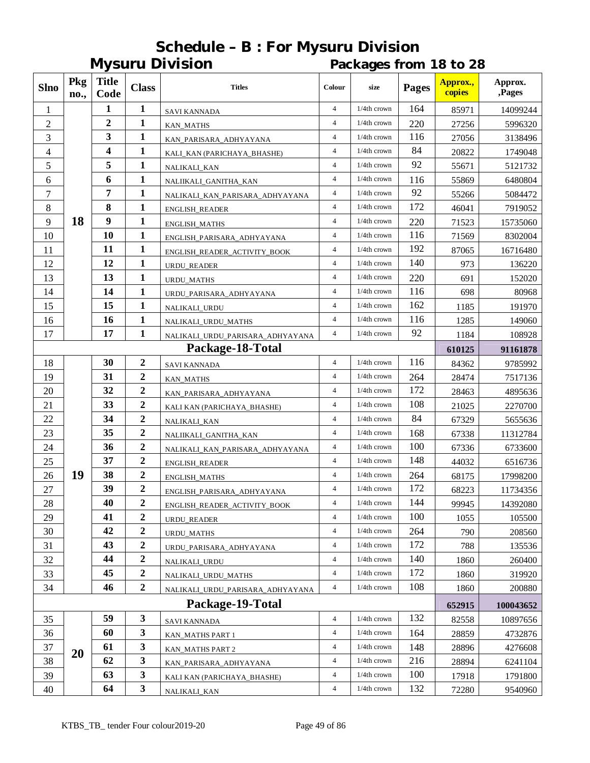# Schedule – B : For Mysuru Division

## Mysuru Division — Packages from 18 to 28

| Slno | Pkg no., | Title Code | Class | Titles | Colour | size | Pages | Approx., copies | Approx. ,Pages |
|---|---|---|---|---|---|---|---|---|---|
| 1 | 18 | 1 | 1 | SAVI KANNADA | 4 | 1/4th crown | 164 | 85971 | 14099244 |
| 2 | | 2 | 1 | KAN_MATHS | 4 | 1/4th crown | 220 | 27256 | 5996320 |
| 3 | | 3 | 1 | KAN_PARISARA_ADHYAYANA | 4 | 1/4th crown | 116 | 27056 | 3138496 |
| 4 | | 4 | 1 | KALI_KAN (PARICHAYA_BHASHE) | 4 | 1/4th crown | 84 | 20822 | 1749048 |
| 5 | | 5 | 1 | NALIKALI_KAN | 4 | 1/4th crown | 92 | 55671 | 5121732 |
| 6 | | 6 | 1 | NALIIKALI_GANITHA_KAN | 4 | 1/4th crown | 116 | 55869 | 6480804 |
| 7 | | 7 | 1 | NALIKALI_KAN_PARISARA_ADHYAYANA | 4 | 1/4th crown | 92 | 55266 | 5084472 |
| 8 | | 8 | 1 | ENGLISH_READER | 4 | 1/4th crown | 172 | 46041 | 7919052 |
| 9 | | 9 | 1 | ENGLISH_MATHS | 4 | 1/4th crown | 220 | 71523 | 15735060 |
| 10 | | 10 | 1 | ENGLISH_PARISARA_ADHYAYANA | 4 | 1/4th crown | 116 | 71569 | 8302004 |
| 11 | | 11 | 1 | ENGLISH_READER_ACTIVITY_BOOK | 4 | 1/4th crown | 192 | 87065 | 16716480 |
| 12 | | 12 | 1 | URDU_READER | 4 | 1/4th crown | 140 | 973 | 136220 |
| 13 | | 13 | 1 | URDU_MATHS | 4 | 1/4th crown | 220 | 691 | 152020 |
| 14 | | 14 | 1 | URDU_PARISARA_ADHYAYANA | 4 | 1/4th crown | 116 | 698 | 80968 |
| 15 | | 15 | 1 | NALIKALI_URDU | 4 | 1/4th crown | 162 | 1185 | 191970 |
| 16 | | 16 | 1 | NALIKALI_URDU_MATHS | 4 | 1/4th crown | 116 | 1285 | 149060 |
| 17 | | 17 | 1 | NALIKALI_URDU_PARISARA_ADHYAYANA | 4 | 1/4th crown | 92 | 1184 | 108928 |
| | | | | **Package-18-Total** | | | | **610125** | **91161878** |
| 18 | 19 | 30 | 2 | SAVI KANNADA | 4 | 1/4th crown | 116 | 84362 | 9785992 |
| 19 | | 31 | 2 | KAN_MATHS | 4 | 1/4th crown | 264 | 28474 | 7517136 |
| 20 | | 32 | 2 | KAN_PARISARA_ADHYAYANA | 4 | 1/4th crown | 172 | 28463 | 4895636 |
| 21 | | 33 | 2 | KALI KAN (PARICHAYA_BHASHE) | 4 | 1/4th crown | 108 | 21025 | 2270700 |
| 22 | | 34 | 2 | NALIKALI_KAN | 4 | 1/4th crown | 84 | 67329 | 5655636 |
| 23 | | 35 | 2 | NALIIKALI_GANITHA_KAN | 4 | 1/4th crown | 168 | 67338 | 11312784 |
| 24 | | 36 | 2 | NALIKALI_KAN_PARISARA_ADHYAYANA | 4 | 1/4th crown | 100 | 67336 | 6733600 |
| 25 | | 37 | 2 | ENGLISH_READER | 4 | 1/4th crown | 148 | 44032 | 6516736 |
| 26 | | 38 | 2 | ENGLISH_MATHS | 4 | 1/4th crown | 264 | 68175 | 17998200 |
| 27 | | 39 | 2 | ENGLISH_PARISARA_ADHYAYANA | 4 | 1/4th crown | 172 | 68223 | 11734356 |
| 28 | | 40 | 2 | ENGLISH_READER_ACTIVITY_BOOK | 4 | 1/4th crown | 144 | 99945 | 14392080 |
| 29 | | 41 | 2 | URDU_READER | 4 | 1/4th crown | 100 | 1055 | 105500 |
| 30 | | 42 | 2 | URDU_MATHS | 4 | 1/4th crown | 264 | 790 | 208560 |
| 31 | | 43 | 2 | URDU_PARISARA_ADHYAYANA | 4 | 1/4th crown | 172 | 788 | 135536 |
| 32 | | 44 | 2 | NALIKALI_URDU | 4 | 1/4th crown | 140 | 1860 | 260400 |
| 33 | | 45 | 2 | NALIKALI_URDU_MATHS | 4 | 1/4th crown | 172 | 1860 | 319920 |
| 34 | | 46 | 2 | NALIKALI_URDU_PARISARA_ADHYAYANA | 4 | 1/4th crown | 108 | 1860 | 200880 |
| | | | | **Package-19-Total** | | | | **652915** | **100043652** |
| 35 | 20 | 59 | 3 | SAVI KANNADA | 4 | 1/4th crown | 132 | 82558 | 10897656 |
| 36 | | 60 | 3 | KAN_MATHS PART 1 | 4 | 1/4th crown | 164 | 28859 | 4732876 |
| 37 | | 61 | 3 | KAN_MATHS PART 2 | 4 | 1/4th crown | 148 | 28896 | 4276608 |
| 38 | | 62 | 3 | KAN_PARISARA_ADHYAYANA | 4 | 1/4th crown | 216 | 28894 | 6241104 |
| 39 | | 63 | 3 | KALI KAN (PARICHAYA_BHASHE) | 4 | 1/4th crown | 100 | 17918 | 1791800 |
| 40 | | 64 | 3 | NALIKALI_KAN | 4 | 1/4th crown | 132 | 72280 | 9540960 |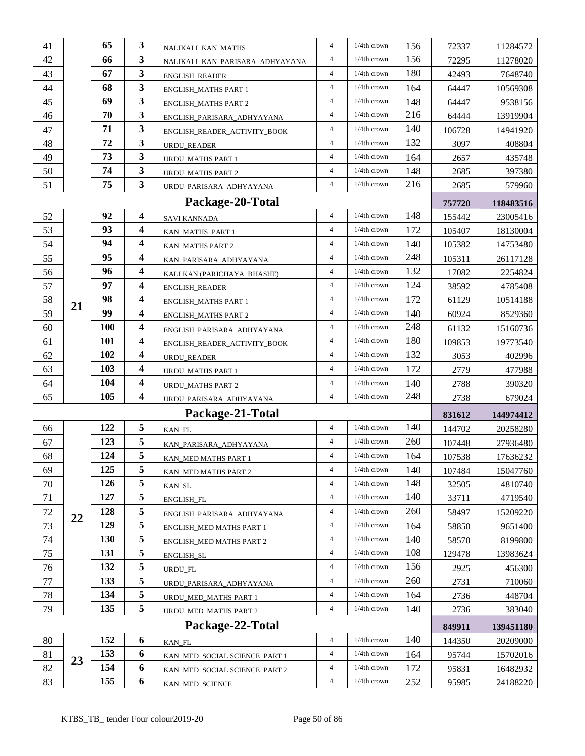| | | | | | | | | | |
|---|---|---|---|---|---|---|---|---|---|
| 41 | | **65** | **3** | NALIKALI_KAN_MATHS | 4 | 1/4th crown | 156 | 72337 | 11284572 |
| 42 | | **66** | **3** | NALIKALI_KAN_PARISARA_ADHYAYANA | 4 | 1/4th crown | 156 | 72295 | 11278020 |
| 43 | | **67** | **3** | ENGLISH_READER | 4 | 1/4th crown | 180 | 42493 | 7648740 |
| 44 | | **68** | **3** | ENGLISH_MATHS PART 1 | 4 | 1/4th crown | 164 | 64447 | 10569308 |
| 45 | | **69** | **3** | ENGLISH_MATHS PART 2 | 4 | 1/4th crown | 148 | 64447 | 9538156 |
| 46 | | **70** | **3** | ENGLISH_PARISARA_ADHYAYANA | 4 | 1/4th crown | 216 | 64444 | 13919904 |
| 47 | | **71** | **3** | ENGLISH_READER_ACTIVITY_BOOK | 4 | 1/4th crown | 140 | 106728 | 14941920 |
| 48 | | **72** | **3** | URDU_READER | 4 | 1/4th crown | 132 | 3097 | 408804 |
| 49 | | **73** | **3** | URDU_MATHS PART 1 | 4 | 1/4th crown | 164 | 2657 | 435748 |
| 50 | | **74** | **3** | URDU_MATHS PART 2 | 4 | 1/4th crown | 148 | 2685 | 397380 |
| 51 | | **75** | **3** | URDU_PARISARA_ADHYAYANA | 4 | 1/4th crown | 216 | 2685 | 579960 |
| **Package-20-Total** | | | | | | | | **757720** | **118483516** |
| 52 | **21** | **92** | **4** | SAVI KANNADA | 4 | 1/4th crown | 148 | 155442 | 23005416 |
| 53 | | **93** | **4** | KAN_MATHS PART 1 | 4 | 1/4th crown | 172 | 105407 | 18130004 |
| 54 | | **94** | **4** | KAN_MATHS PART 2 | 4 | 1/4th crown | 140 | 105382 | 14753480 |
| 55 | | **95** | **4** | KAN_PARISARA_ADHYAYANA | 4 | 1/4th crown | 248 | 105311 | 26117128 |
| 56 | | **96** | **4** | KALI KAN (PARICHAYA_BHASHE) | 4 | 1/4th crown | 132 | 17082 | 2254824 |
| 57 | | **97** | **4** | ENGLISH_READER | 4 | 1/4th crown | 124 | 38592 | 4785408 |
| 58 | | **98** | **4** | ENGLISH_MATHS PART 1 | 4 | 1/4th crown | 172 | 61129 | 10514188 |
| 59 | | **99** | **4** | ENGLISH_MATHS PART 2 | 4 | 1/4th crown | 140 | 60924 | 8529360 |
| 60 | | **100** | **4** | ENGLISH_PARISARA_ADHYAYANA | 4 | 1/4th crown | 248 | 61132 | 15160736 |
| 61 | | **101** | **4** | ENGLISH_READER_ACTIVITY_BOOK | 4 | 1/4th crown | 180 | 109853 | 19773540 |
| 62 | | **102** | **4** | URDU_READER | 4 | 1/4th crown | 132 | 3053 | 402996 |
| 63 | | **103** | **4** | URDU_MATHS PART 1 | 4 | 1/4th crown | 172 | 2779 | 477988 |
| 64 | | **104** | **4** | URDU_MATHS PART 2 | 4 | 1/4th crown | 140 | 2788 | 390320 |
| 65 | | **105** | **4** | URDU_PARISARA_ADHYAYANA | 4 | 1/4th crown | 248 | 2738 | 679024 |
| **Package-21-Total** | | | | | | | | **831612** | **144974412** |
| 66 | **22** | **122** | **5** | KAN_FL | 4 | 1/4th crown | 140 | 144702 | 20258280 |
| 67 | | **123** | **5** | KAN_PARISARA_ADHYAYANA | 4 | 1/4th crown | 260 | 107448 | 27936480 |
| 68 | | **124** | **5** | KAN_MED MATHS PART 1 | 4 | 1/4th crown | 164 | 107538 | 17636232 |
| 69 | | **125** | **5** | KAN_MED MATHS PART 2 | 4 | 1/4th crown | 140 | 107484 | 15047760 |
| 70 | | **126** | **5** | KAN_SL | 4 | 1/4th crown | 148 | 32505 | 4810740 |
| 71 | | **127** | **5** | ENGLISH_FL | 4 | 1/4th crown | 140 | 33711 | 4719540 |
| 72 | | **128** | **5** | ENGLISH_PARISARA_ADHYAYANA | 4 | 1/4th crown | 260 | 58497 | 15209220 |
| 73 | | **129** | **5** | ENGLISH_MED MATHS PART 1 | 4 | 1/4th crown | 164 | 58850 | 9651400 |
| 74 | | **130** | **5** | ENGLISH_MED MATHS PART 2 | 4 | 1/4th crown | 140 | 58570 | 8199800 |
| 75 | | **131** | **5** | ENGLISH_SL | 4 | 1/4th crown | 108 | 129478 | 13983624 |
| 76 | | **132** | **5** | URDU_FL | 4 | 1/4th crown | 156 | 2925 | 456300 |
| 77 | | **133** | **5** | URDU_PARISARA_ADHYAYANA | 4 | 1/4th crown | 260 | 2731 | 710060 |
| 78 | | **134** | **5** | URDU_MED_MATHS PART 1 | 4 | 1/4th crown | 164 | 2736 | 448704 |
| 79 | | **135** | **5** | URDU_MED_MATHS PART 2 | 4 | 1/4th crown | 140 | 2736 | 383040 |
| **Package-22-Total** | | | | | | | | **849911** | **139451180** |
| 80 | **23** | **152** | **6** | KAN_FL | 4 | 1/4th crown | 140 | 144350 | 20209000 |
| 81 | | **153** | **6** | KAN_MED_SOCIAL SCIENCE PART 1 | 4 | 1/4th crown | 164 | 95744 | 15702016 |
| 82 | | **154** | **6** | KAN_MED_SOCIAL SCIENCE PART 2 | 4 | 1/4th crown | 172 | 95831 | 16482932 |
| 83 | | **155** | **6** | KAN_MED_SCIENCE | 4 | 1/4th crown | 252 | 95985 | 24188220 |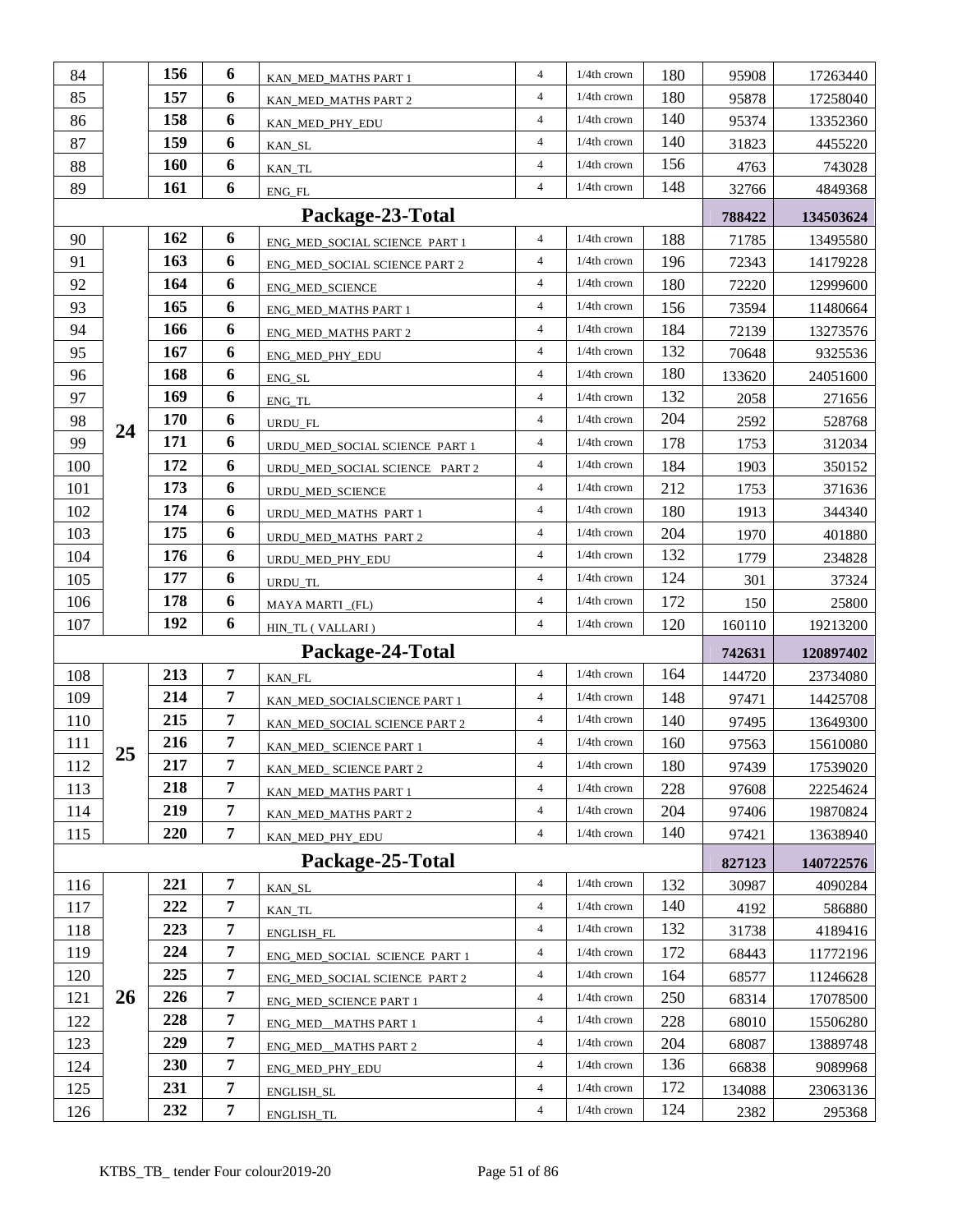| | | | | | | | | | |
|---|---|---|---|---|---|---|---|---|---|
| 84 | | 156 | 6 | KAN_MED_MATHS PART 1 | 4 | 1/4th crown | 180 | 95908 | 17263440 |
| 85 | | 157 | 6 | KAN_MED_MATHS PART 2 | 4 | 1/4th crown | 180 | 95878 | 17258040 |
| 86 | | 158 | 6 | KAN_MED_PHY_EDU | 4 | 1/4th crown | 140 | 95374 | 13352360 |
| 87 | | 159 | 6 | KAN_SL | 4 | 1/4th crown | 140 | 31823 | 4455220 |
| 88 | | 160 | 6 | KAN_TL | 4 | 1/4th crown | 156 | 4763 | 743028 |
| 89 | | 161 | 6 | ENG_FL | 4 | 1/4th crown | 148 | 32766 | 4849368 |
| **Package-23-Total** | | | | | | | | **788422** | **134503624** |
| 90 | 24 | 162 | 6 | ENG_MED_SOCIAL SCIENCE PART 1 | 4 | 1/4th crown | 188 | 71785 | 13495580 |
| 91 | | 163 | 6 | ENG_MED_SOCIAL SCIENCE PART 2 | 4 | 1/4th crown | 196 | 72343 | 14179228 |
| 92 | | 164 | 6 | ENG_MED_SCIENCE | 4 | 1/4th crown | 180 | 72220 | 12999600 |
| 93 | | 165 | 6 | ENG_MED_MATHS PART 1 | 4 | 1/4th crown | 156 | 73594 | 11480664 |
| 94 | | 166 | 6 | ENG_MED_MATHS PART 2 | 4 | 1/4th crown | 184 | 72139 | 13273576 |
| 95 | | 167 | 6 | ENG_MED_PHY_EDU | 4 | 1/4th crown | 132 | 70648 | 9325536 |
| 96 | | 168 | 6 | ENG_SL | 4 | 1/4th crown | 180 | 133620 | 24051600 |
| 97 | | 169 | 6 | ENG_TL | 4 | 1/4th crown | 132 | 2058 | 271656 |
| 98 | | 170 | 6 | URDU_FL | 4 | 1/4th crown | 204 | 2592 | 528768 |
| 99 | | 171 | 6 | URDU_MED_SOCIAL SCIENCE PART 1 | 4 | 1/4th crown | 178 | 1753 | 312034 |
| 100 | | 172 | 6 | URDU_MED_SOCIAL SCIENCE PART 2 | 4 | 1/4th crown | 184 | 1903 | 350152 |
| 101 | | 173 | 6 | URDU_MED_SCIENCE | 4 | 1/4th crown | 212 | 1753 | 371636 |
| 102 | | 174 | 6 | URDU_MED_MATHS PART 1 | 4 | 1/4th crown | 180 | 1913 | 344340 |
| 103 | | 175 | 6 | URDU_MED_MATHS PART 2 | 4 | 1/4th crown | 204 | 1970 | 401880 |
| 104 | | 176 | 6 | URDU_MED_PHY_EDU | 4 | 1/4th crown | 132 | 1779 | 234828 |
| 105 | | 177 | 6 | URDU_TL | 4 | 1/4th crown | 124 | 301 | 37324 |
| 106 | | 178 | 6 | MAYA MARTI _(FL) | 4 | 1/4th crown | 172 | 150 | 25800 |
| 107 | | 192 | 6 | HIN_TL ( VALLARI ) | 4 | 1/4th crown | 120 | 160110 | 19213200 |
| **Package-24-Total** | | | | | | | | **742631** | **120897402** |
| 108 | 25 | 213 | 7 | KAN_FL | 4 | 1/4th crown | 164 | 144720 | 23734080 |
| 109 | | 214 | 7 | KAN_MED_SOCIALSCIENCE PART 1 | 4 | 1/4th crown | 148 | 97471 | 14425708 |
| 110 | | 215 | 7 | KAN_MED_SOCIAL SCIENCE PART 2 | 4 | 1/4th crown | 140 | 97495 | 13649300 |
| 111 | | 216 | 7 | KAN_MED_ SCIENCE PART 1 | 4 | 1/4th crown | 160 | 97563 | 15610080 |
| 112 | | 217 | 7 | KAN_MED_ SCIENCE PART 2 | 4 | 1/4th crown | 180 | 97439 | 17539020 |
| 113 | | 218 | 7 | KAN_MED_MATHS PART 1 | 4 | 1/4th crown | 228 | 97608 | 22254624 |
| 114 | | 219 | 7 | KAN_MED_MATHS PART 2 | 4 | 1/4th crown | 204 | 97406 | 19870824 |
| 115 | | 220 | 7 | KAN_MED_PHY_EDU | 4 | 1/4th crown | 140 | 97421 | 13638940 |
| **Package-25-Total** | | | | | | | | **827123** | **140722576** |
| 116 | 26 | 221 | 7 | KAN_SL | 4 | 1/4th crown | 132 | 30987 | 4090284 |
| 117 | | 222 | 7 | KAN_TL | 4 | 1/4th crown | 140 | 4192 | 586880 |
| 118 | | 223 | 7 | ENGLISH_FL | 4 | 1/4th crown | 132 | 31738 | 4189416 |
| 119 | | 224 | 7 | ENG_MED_SOCIAL SCIENCE PART 1 | 4 | 1/4th crown | 172 | 68443 | 11772196 |
| 120 | | 225 | 7 | ENG_MED_SOCIAL SCIENCE PART 2 | 4 | 1/4th crown | 164 | 68577 | 11246628 |
| 121 | | 226 | 7 | ENG_MED_SCIENCE PART 1 | 4 | 1/4th crown | 250 | 68314 | 17078500 |
| 122 | | 228 | 7 | ENG_MED__MATHS PART 1 | 4 | 1/4th crown | 228 | 68010 | 15506280 |
| 123 | | 229 | 7 | ENG_MED__MATHS PART 2 | 4 | 1/4th crown | 204 | 68087 | 13889748 |
| 124 | | 230 | 7 | ENG_MED_PHY_EDU | 4 | 1/4th crown | 136 | 66838 | 9089968 |
| 125 | | 231 | 7 | ENGLISH_SL | 4 | 1/4th crown | 172 | 134088 | 23063136 |
| 126 | | 232 | 7 | ENGLISH_TL | 4 | 1/4th crown | 124 | 2382 | 295368 |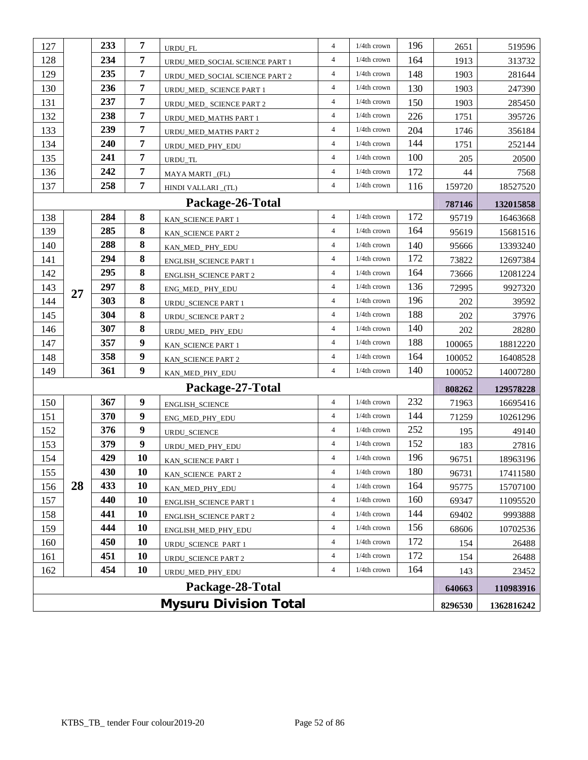| | | | | | | | | | |
|---|---|---|---|---|---|---|---|---|---|
| 127 | | 233 | 7 | URDU_FL | 4 | 1/4th crown | 196 | 2651 | 519596 |
| 128 | | 234 | 7 | URDU_MED_SOCIAL SCIENCE PART 1 | 4 | 1/4th crown | 164 | 1913 | 313732 |
| 129 | | 235 | 7 | URDU_MED_SOCIAL SCIENCE PART 2 | 4 | 1/4th crown | 148 | 1903 | 281644 |
| 130 | | 236 | 7 | URDU_MED_ SCIENCE PART 1 | 4 | 1/4th crown | 130 | 1903 | 247390 |
| 131 | | 237 | 7 | URDU_MED_ SCIENCE PART 2 | 4 | 1/4th crown | 150 | 1903 | 285450 |
| 132 | | 238 | 7 | URDU_MED_MATHS PART 1 | 4 | 1/4th crown | 226 | 1751 | 395726 |
| 133 | | 239 | 7 | URDU_MED_MATHS PART 2 | 4 | 1/4th crown | 204 | 1746 | 356184 |
| 134 | | 240 | 7 | URDU_MED_PHY_EDU | 4 | 1/4th crown | 144 | 1751 | 252144 |
| 135 | | 241 | 7 | URDU_TL | 4 | 1/4th crown | 100 | 205 | 20500 |
| 136 | | 242 | 7 | MAYA MARTI _(FL) | 4 | 1/4th crown | 172 | 44 | 7568 |
| 137 | | 258 | 7 | HINDI VALLARI _(TL) | 4 | 1/4th crown | 116 | 159720 | 18527520 |
| **Package-26-Total** | | | | | | | | **787146** | **132015858** |
| 138 | 27 | 284 | 8 | KAN_SCIENCE PART 1 | 4 | 1/4th crown | 172 | 95719 | 16463668 |
| 139 | | 285 | 8 | KAN_SCIENCE PART 2 | 4 | 1/4th crown | 164 | 95619 | 15681516 |
| 140 | | 288 | 8 | KAN_MED_ PHY_EDU | 4 | 1/4th crown | 140 | 95666 | 13393240 |
| 141 | | 294 | 8 | ENGLISH_SCIENCE PART 1 | 4 | 1/4th crown | 172 | 73822 | 12697384 |
| 142 | | 295 | 8 | ENGLISH_SCIENCE PART 2 | 4 | 1/4th crown | 164 | 73666 | 12081224 |
| 143 | | 297 | 8 | ENG_MED_ PHY_EDU | 4 | 1/4th crown | 136 | 72995 | 9927320 |
| 144 | | 303 | 8 | URDU_SCIENCE PART 1 | 4 | 1/4th crown | 196 | 202 | 39592 |
| 145 | | 304 | 8 | URDU_SCIENCE PART 2 | 4 | 1/4th crown | 188 | 202 | 37976 |
| 146 | | 307 | 8 | URDU_MED_ PHY_EDU | 4 | 1/4th crown | 140 | 202 | 28280 |
| 147 | | 357 | 9 | KAN_SCIENCE PART 1 | 4 | 1/4th crown | 188 | 100065 | 18812220 |
| 148 | | 358 | 9 | KAN_SCIENCE PART 2 | 4 | 1/4th crown | 164 | 100052 | 16408528 |
| 149 | | 361 | 9 | KAN_MED_PHY_EDU | 4 | 1/4th crown | 140 | 100052 | 14007280 |
| **Package-27-Total** | | | | | | | | **808262** | **129578228** |
| 150 | 28 | 367 | 9 | ENGLISH_SCIENCE | 4 | 1/4th crown | 232 | 71963 | 16695416 |
| 151 | | 370 | 9 | ENG_MED_PHY_EDU | 4 | 1/4th crown | 144 | 71259 | 10261296 |
| 152 | | 376 | 9 | URDU_SCIENCE | 4 | 1/4th crown | 252 | 195 | 49140 |
| 153 | | 379 | 9 | URDU_MED_PHY_EDU | 4 | 1/4th crown | 152 | 183 | 27816 |
| 154 | | 429 | 10 | KAN_SCIENCE PART 1 | 4 | 1/4th crown | 196 | 96751 | 18963196 |
| 155 | | 430 | 10 | KAN_SCIENCE PART 2 | 4 | 1/4th crown | 180 | 96731 | 17411580 |
| 156 | | 433 | 10 | KAN_MED_PHY_EDU | 4 | 1/4th crown | 164 | 95775 | 15707100 |
| 157 | | 440 | 10 | ENGLISH_SCIENCE PART 1 | 4 | 1/4th crown | 160 | 69347 | 11095520 |
| 158 | | 441 | 10 | ENGLISH_SCIENCE PART 2 | 4 | 1/4th crown | 144 | 69402 | 9993888 |
| 159 | | 444 | 10 | ENGLISH_MED_PHY_EDU | 4 | 1/4th crown | 156 | 68606 | 10702536 |
| 160 | | 450 | 10 | URDU_SCIENCE PART 1 | 4 | 1/4th crown | 172 | 154 | 26488 |
| 161 | | 451 | 10 | URDU_SCIENCE PART 2 | 4 | 1/4th crown | 172 | 154 | 26488 |
| 162 | | 454 | 10 | URDU_MED_PHY_EDU | 4 | 1/4th crown | 164 | 143 | 23452 |
| **Package-28-Total** | | | | | | | | **640663** | **110983916** |
| **Mysuru Division Total** | | | | | | | | **8296530** | **1362816242** |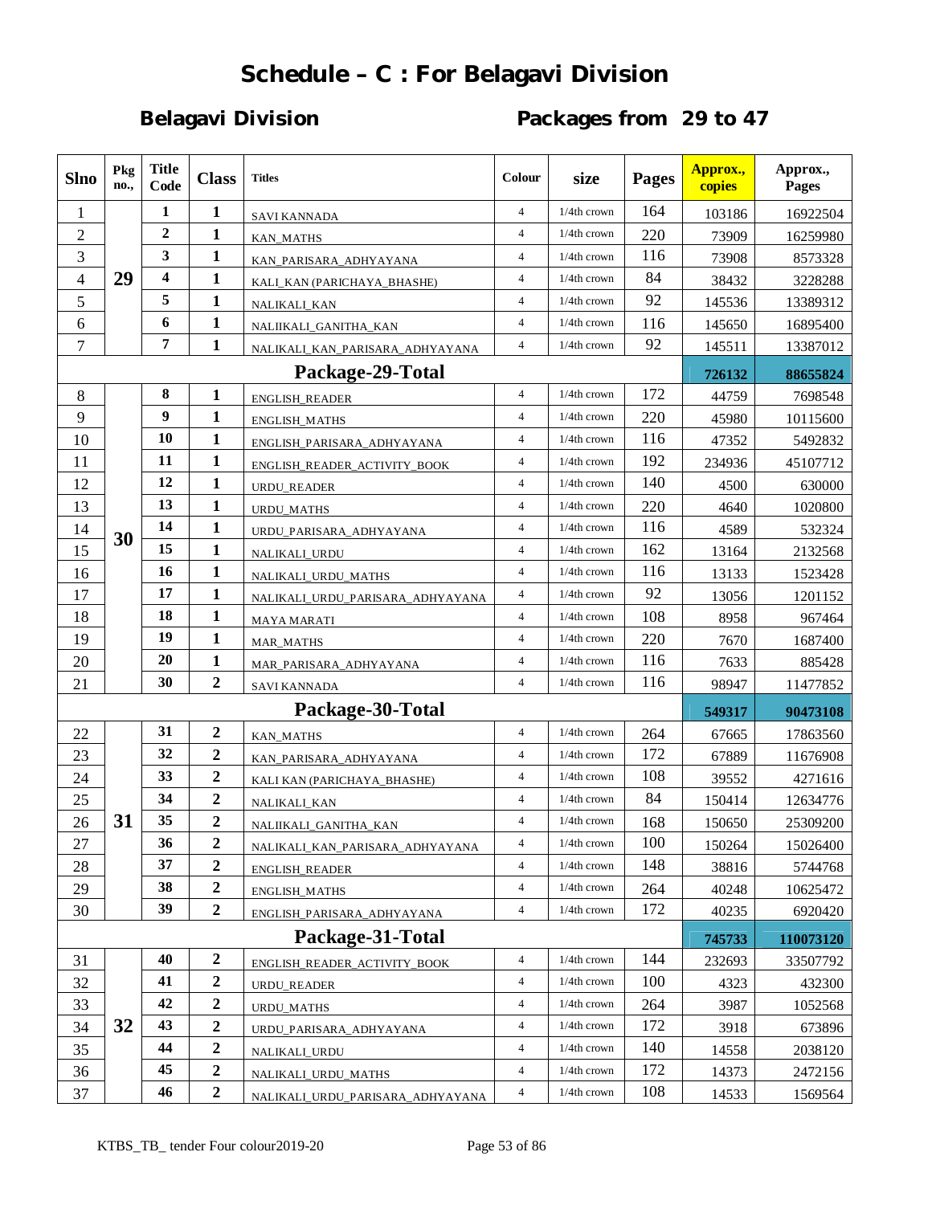# Schedule – C : For Belagavi Division

## Belagavi Division — Packages from 29 to 47

| Slno | Pkg no., | Title Code | Class | Titles | Colour | size | Pages | Approx., copies | Approx., Pages |
|---|---|---|---|---|---|---|---|---|---|
| 1 | 29 | 1 | 1 | SAVI KANNADA | 4 | 1/4th crown | 164 | 103186 | 16922504 |
| 2 | | 2 | 1 | KAN_MATHS | 4 | 1/4th crown | 220 | 73909 | 16259980 |
| 3 | | 3 | 1 | KAN_PARISARA_ADHYAYANA | 4 | 1/4th crown | 116 | 73908 | 8573328 |
| 4 | | 4 | 1 | KALI_KAN (PARICHAYA_BHASHE) | 4 | 1/4th crown | 84 | 38432 | 3228288 |
| 5 | | 5 | 1 | NALIKALI_KAN | 4 | 1/4th crown | 92 | 145536 | 13389312 |
| 6 | | 6 | 1 | NALIIKALI_GANITHA_KAN | 4 | 1/4th crown | 116 | 145650 | 16895400 |
| 7 | | 7 | 1 | NALIKALI_KAN_PARISARA_ADHYAYANA | 4 | 1/4th crown | 92 | 145511 | 13387012 |
| **Package-29-Total** | | | | | | | | **726132** | **88655824** |
| 8 | 30 | 8 | 1 | ENGLISH_READER | 4 | 1/4th crown | 172 | 44759 | 7698548 |
| 9 | | 9 | 1 | ENGLISH_MATHS | 4 | 1/4th crown | 220 | 45980 | 10115600 |
| 10 | | 10 | 1 | ENGLISH_PARISARA_ADHYAYANA | 4 | 1/4th crown | 116 | 47352 | 5492832 |
| 11 | | 11 | 1 | ENGLISH_READER_ACTIVITY_BOOK | 4 | 1/4th crown | 192 | 234936 | 45107712 |
| 12 | | 12 | 1 | URDU_READER | 4 | 1/4th crown | 140 | 4500 | 630000 |
| 13 | | 13 | 1 | URDU_MATHS | 4 | 1/4th crown | 220 | 4640 | 1020800 |
| 14 | | 14 | 1 | URDU_PARISARA_ADHYAYANA | 4 | 1/4th crown | 116 | 4589 | 532324 |
| 15 | | 15 | 1 | NALIKALI_URDU | 4 | 1/4th crown | 162 | 13164 | 2132568 |
| 16 | | 16 | 1 | NALIKALI_URDU_MATHS | 4 | 1/4th crown | 116 | 13133 | 1523428 |
| 17 | | 17 | 1 | NALIKALI_URDU_PARISARA_ADHYAYANA | 4 | 1/4th crown | 92 | 13056 | 1201152 |
| 18 | | 18 | 1 | MAYA MARATI | 4 | 1/4th crown | 108 | 8958 | 967464 |
| 19 | | 19 | 1 | MAR_MATHS | 4 | 1/4th crown | 220 | 7670 | 1687400 |
| 20 | | 20 | 1 | MAR_PARISARA_ADHYAYANA | 4 | 1/4th crown | 116 | 7633 | 885428 |
| 21 | | 30 | 2 | SAVI KANNADA | 4 | 1/4th crown | 116 | 98947 | 11477852 |
| **Package-30-Total** | | | | | | | | **549317** | **90473108** |
| 22 | 31 | 31 | 2 | KAN_MATHS | 4 | 1/4th crown | 264 | 67665 | 17863560 |
| 23 | | 32 | 2 | KAN_PARISARA_ADHYAYANA | 4 | 1/4th crown | 172 | 67889 | 11676908 |
| 24 | | 33 | 2 | KALI KAN (PARICHAYA_BHASHE) | 4 | 1/4th crown | 108 | 39552 | 4271616 |
| 25 | | 34 | 2 | NALIKALI_KAN | 4 | 1/4th crown | 84 | 150414 | 12634776 |
| 26 | | 35 | 2 | NALIIKALI_GANITHA_KAN | 4 | 1/4th crown | 168 | 150650 | 25309200 |
| 27 | | 36 | 2 | NALIKALI_KAN_PARISARA_ADHYAYANA | 4 | 1/4th crown | 100 | 150264 | 15026400 |
| 28 | | 37 | 2 | ENGLISH_READER | 4 | 1/4th crown | 148 | 38816 | 5744768 |
| 29 | | 38 | 2 | ENGLISH_MATHS | 4 | 1/4th crown | 264 | 40248 | 10625472 |
| 30 | | 39 | 2 | ENGLISH_PARISARA_ADHYAYANA | 4 | 1/4th crown | 172 | 40235 | 6920420 |
| **Package-31-Total** | | | | | | | | **745733** | **110073120** |
| 31 | 32 | 40 | 2 | ENGLISH_READER_ACTIVITY_BOOK | 4 | 1/4th crown | 144 | 232693 | 33507792 |
| 32 | | 41 | 2 | URDU_READER | 4 | 1/4th crown | 100 | 4323 | 432300 |
| 33 | | 42 | 2 | URDU_MATHS | 4 | 1/4th crown | 264 | 3987 | 1052568 |
| 34 | | 43 | 2 | URDU_PARISARA_ADHYAYANA | 4 | 1/4th crown | 172 | 3918 | 673896 |
| 35 | | 44 | 2 | NALIKALI_URDU | 4 | 1/4th crown | 140 | 14558 | 2038120 |
| 36 | | 45 | 2 | NALIKALI_URDU_MATHS | 4 | 1/4th crown | 172 | 14373 | 2472156 |
| 37 | | 46 | 2 | NALIKALI_URDU_PARISARA_ADHYAYANA | 4 | 1/4th crown | 108 | 14533 | 1569564 |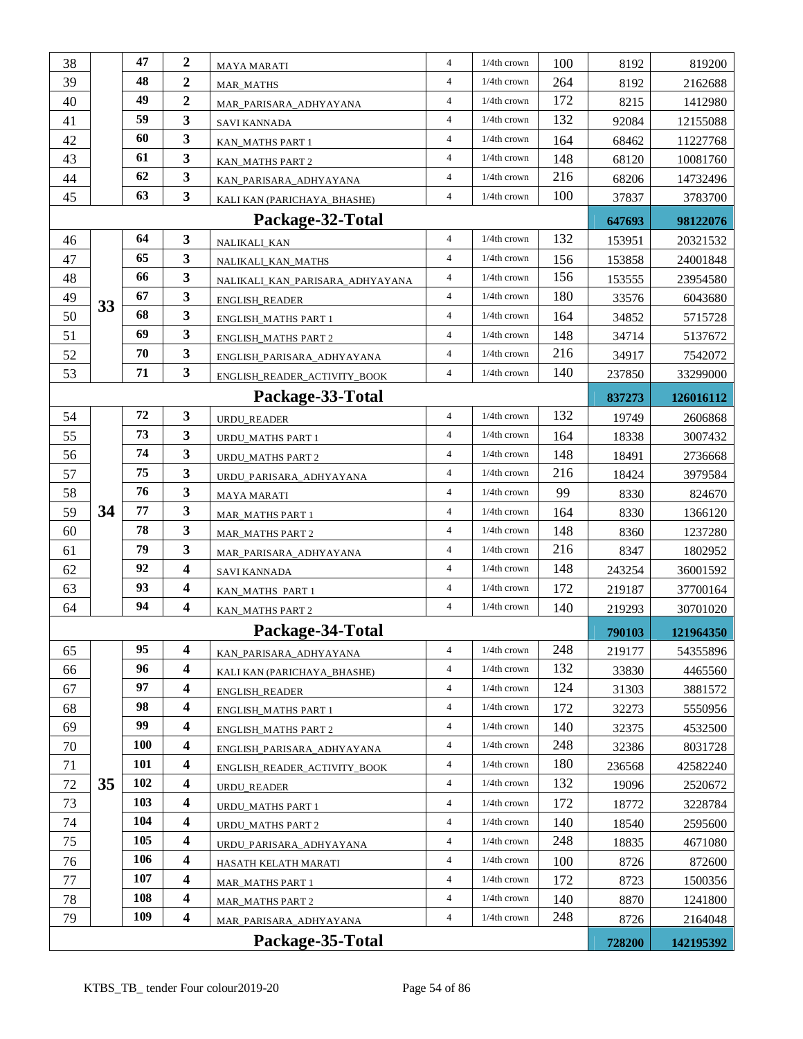| | | | | | | | | | |
|---|---|---|---|---|---|---|---|---|---|
| 38 | | 47 | 2 | MAYA MARATI | 4 | 1/4th crown | 100 | 8192 | 819200 |
| 39 | | 48 | 2 | MAR_MATHS | 4 | 1/4th crown | 264 | 8192 | 2162688 |
| 40 | | 49 | 2 | MAR_PARISARA_ADHYAYANA | 4 | 1/4th crown | 172 | 8215 | 1412980 |
| 41 | | 59 | 3 | SAVI KANNADA | 4 | 1/4th crown | 132 | 92084 | 12155088 |
| 42 | | 60 | 3 | KAN_MATHS PART 1 | 4 | 1/4th crown | 164 | 68462 | 11227768 |
| 43 | | 61 | 3 | KAN_MATHS PART 2 | 4 | 1/4th crown | 148 | 68120 | 10081760 |
| 44 | | 62 | 3 | KAN_PARISARA_ADHYAYANA | 4 | 1/4th crown | 216 | 68206 | 14732496 |
| 45 | | 63 | 3 | KALI KAN (PARICHAYA_BHASHE) | 4 | 1/4th crown | 100 | 37837 | 3783700 |
| **Package-32-Total** | | | | | | | | **647693** | **98122076** |
| 46 | 33 | 64 | 3 | NALIKALI_KAN | 4 | 1/4th crown | 132 | 153951 | 20321532 |
| 47 | | 65 | 3 | NALIKALI_KAN_MATHS | 4 | 1/4th crown | 156 | 153858 | 24001848 |
| 48 | | 66 | 3 | NALIKALI_KAN_PARISARA_ADHYAYANA | 4 | 1/4th crown | 156 | 153555 | 23954580 |
| 49 | | 67 | 3 | ENGLISH_READER | 4 | 1/4th crown | 180 | 33576 | 6043680 |
| 50 | | 68 | 3 | ENGLISH_MATHS PART 1 | 4 | 1/4th crown | 164 | 34852 | 5715728 |
| 51 | | 69 | 3 | ENGLISH_MATHS PART 2 | 4 | 1/4th crown | 148 | 34714 | 5137672 |
| 52 | | 70 | 3 | ENGLISH_PARISARA_ADHYAYANA | 4 | 1/4th crown | 216 | 34917 | 7542072 |
| 53 | | 71 | 3 | ENGLISH_READER_ACTIVITY_BOOK | 4 | 1/4th crown | 140 | 237850 | 33299000 |
| **Package-33-Total** | | | | | | | | **837273** | **126016112** |
| 54 | 34 | 72 | 3 | URDU_READER | 4 | 1/4th crown | 132 | 19749 | 2606868 |
| 55 | | 73 | 3 | URDU_MATHS PART 1 | 4 | 1/4th crown | 164 | 18338 | 3007432 |
| 56 | | 74 | 3 | URDU_MATHS PART 2 | 4 | 1/4th crown | 148 | 18491 | 2736668 |
| 57 | | 75 | 3 | URDU_PARISARA_ADHYAYANA | 4 | 1/4th crown | 216 | 18424 | 3979584 |
| 58 | | 76 | 3 | MAYA MARATI | 4 | 1/4th crown | 99 | 8330 | 824670 |
| 59 | | 77 | 3 | MAR_MATHS PART 1 | 4 | 1/4th crown | 164 | 8330 | 1366120 |
| 60 | | 78 | 3 | MAR_MATHS PART 2 | 4 | 1/4th crown | 148 | 8360 | 1237280 |
| 61 | | 79 | 3 | MAR_PARISARA_ADHYAYANA | 4 | 1/4th crown | 216 | 8347 | 1802952 |
| 62 | | 92 | 4 | SAVI KANNADA | 4 | 1/4th crown | 148 | 243254 | 36001592 |
| 63 | | 93 | 4 | KAN_MATHS PART 1 | 4 | 1/4th crown | 172 | 219187 | 37700164 |
| 64 | | 94 | 4 | KAN_MATHS PART 2 | 4 | 1/4th crown | 140 | 219293 | 30701020 |
| **Package-34-Total** | | | | | | | | **790103** | **121964350** |
| 65 | 35 | 95 | 4 | KAN_PARISARA_ADHYAYANA | 4 | 1/4th crown | 248 | 219177 | 54355896 |
| 66 | | 96 | 4 | KALI KAN (PARICHAYA_BHASHE) | 4 | 1/4th crown | 132 | 33830 | 4465560 |
| 67 | | 97 | 4 | ENGLISH_READER | 4 | 1/4th crown | 124 | 31303 | 3881572 |
| 68 | | 98 | 4 | ENGLISH_MATHS PART 1 | 4 | 1/4th crown | 172 | 32273 | 5550956 |
| 69 | | 99 | 4 | ENGLISH_MATHS PART 2 | 4 | 1/4th crown | 140 | 32375 | 4532500 |
| 70 | | 100 | 4 | ENGLISH_PARISARA_ADHYAYANA | 4 | 1/4th crown | 248 | 32386 | 8031728 |
| 71 | | 101 | 4 | ENGLISH_READER_ACTIVITY_BOOK | 4 | 1/4th crown | 180 | 236568 | 42582240 |
| 72 | | 102 | 4 | URDU_READER | 4 | 1/4th crown | 132 | 19096 | 2520672 |
| 73 | | 103 | 4 | URDU_MATHS PART 1 | 4 | 1/4th crown | 172 | 18772 | 3228784 |
| 74 | | 104 | 4 | URDU_MATHS PART 2 | 4 | 1/4th crown | 140 | 18540 | 2595600 |
| 75 | | 105 | 4 | URDU_PARISARA_ADHYAYANA | 4 | 1/4th crown | 248 | 18835 | 4671080 |
| 76 | | 106 | 4 | HASATH KELATH MARATI | 4 | 1/4th crown | 100 | 8726 | 872600 |
| 77 | | 107 | 4 | MAR_MATHS PART 1 | 4 | 1/4th crown | 172 | 8723 | 1500356 |
| 78 | | 108 | 4 | MAR_MATHS PART 2 | 4 | 1/4th crown | 140 | 8870 | 1241800 |
| 79 | | 109 | 4 | MAR_PARISARA_ADHYAYANA | 4 | 1/4th crown | 248 | 8726 | 2164048 |
| **Package-35-Total** | | | | | | | | **728200** | **142195392** |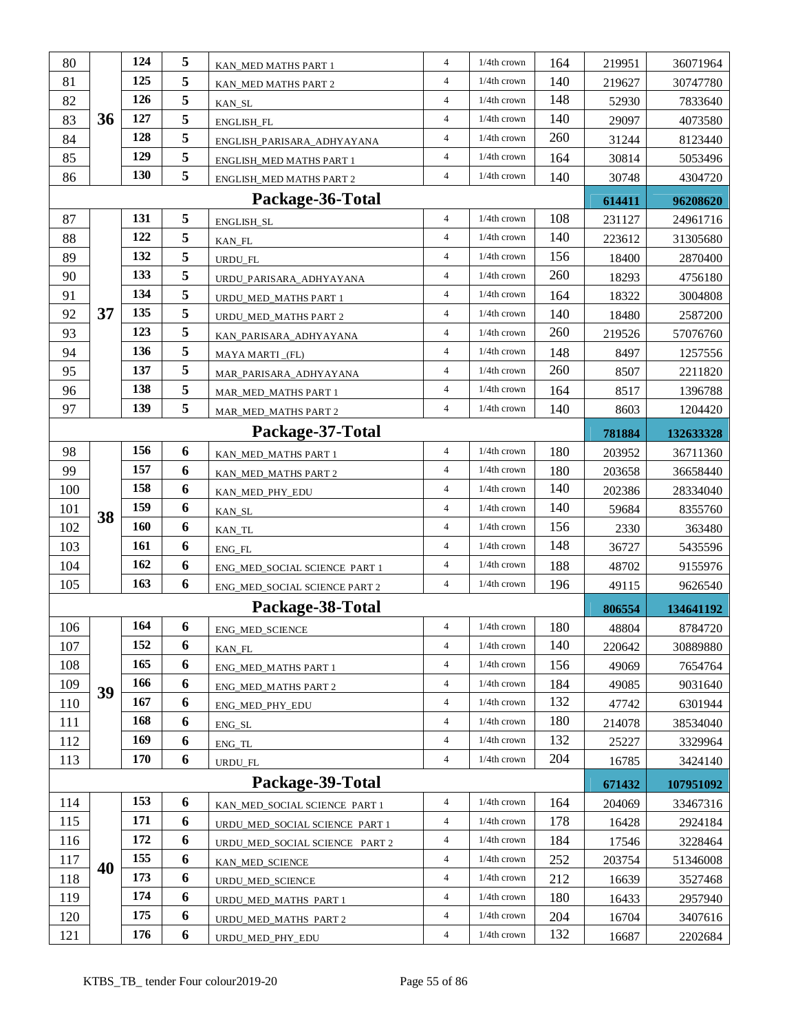| | | | | | | | | | |
|---|---|---|---|---|---|---|---|---|---|
| 80 | 36 | 124 | 5 | KAN_MED MATHS PART 1 | 4 | 1/4th crown | 164 | 219951 | 36071964 |
| 81 | | 125 | 5 | KAN_MED MATHS PART 2 | 4 | 1/4th crown | 140 | 219627 | 30747780 |
| 82 | | 126 | 5 | KAN_SL | 4 | 1/4th crown | 148 | 52930 | 7833640 |
| 83 | | 127 | 5 | ENGLISH_FL | 4 | 1/4th crown | 140 | 29097 | 4073580 |
| 84 | | 128 | 5 | ENGLISH_PARISARA_ADHYAYANA | 4 | 1/4th crown | 260 | 31244 | 8123440 |
| 85 | | 129 | 5 | ENGLISH_MED MATHS PART 1 | 4 | 1/4th crown | 164 | 30814 | 5053496 |
| 86 | | 130 | 5 | ENGLISH_MED MATHS PART 2 | 4 | 1/4th crown | 140 | 30748 | 4304720 |
| **Package-36-Total** | | | | | | | | **614411** | **96208620** |
| 87 | 37 | 131 | 5 | ENGLISH_SL | 4 | 1/4th crown | 108 | 231127 | 24961716 |
| 88 | | 122 | 5 | KAN_FL | 4 | 1/4th crown | 140 | 223612 | 31305680 |
| 89 | | 132 | 5 | URDU_FL | 4 | 1/4th crown | 156 | 18400 | 2870400 |
| 90 | | 133 | 5 | URDU_PARISARA_ADHYAYANA | 4 | 1/4th crown | 260 | 18293 | 4756180 |
| 91 | | 134 | 5 | URDU_MED_MATHS PART 1 | 4 | 1/4th crown | 164 | 18322 | 3004808 |
| 92 | | 135 | 5 | URDU_MED_MATHS PART 2 | 4 | 1/4th crown | 140 | 18480 | 2587200 |
| 93 | | 123 | 5 | KAN_PARISARA_ADHYAYANA | 4 | 1/4th crown | 260 | 219526 | 57076760 |
| 94 | | 136 | 5 | MAYA MARTI _(FL) | 4 | 1/4th crown | 148 | 8497 | 1257556 |
| 95 | | 137 | 5 | MAR_PARISARA_ADHYAYANA | 4 | 1/4th crown | 260 | 8507 | 2211820 |
| 96 | | 138 | 5 | MAR_MED_MATHS PART 1 | 4 | 1/4th crown | 164 | 8517 | 1396788 |
| 97 | | 139 | 5 | MAR_MED_MATHS PART 2 | 4 | 1/4th crown | 140 | 8603 | 1204420 |
| **Package-37-Total** | | | | | | | | **781884** | **132633328** |
| 98 | 38 | 156 | 6 | KAN_MED_MATHS PART 1 | 4 | 1/4th crown | 180 | 203952 | 36711360 |
| 99 | | 157 | 6 | KAN_MED_MATHS PART 2 | 4 | 1/4th crown | 180 | 203658 | 36658440 |
| 100 | | 158 | 6 | KAN_MED_PHY_EDU | 4 | 1/4th crown | 140 | 202386 | 28334040 |
| 101 | | 159 | 6 | KAN_SL | 4 | 1/4th crown | 140 | 59684 | 8355760 |
| 102 | | 160 | 6 | KAN_TL | 4 | 1/4th crown | 156 | 2330 | 363480 |
| 103 | | 161 | 6 | ENG_FL | 4 | 1/4th crown | 148 | 36727 | 5435596 |
| 104 | | 162 | 6 | ENG_MED_SOCIAL SCIENCE PART 1 | 4 | 1/4th crown | 188 | 48702 | 9155976 |
| 105 | | 163 | 6 | ENG_MED_SOCIAL SCIENCE PART 2 | 4 | 1/4th crown | 196 | 49115 | 9626540 |
| **Package-38-Total** | | | | | | | | **806554** | **134641192** |
| 106 | 39 | 164 | 6 | ENG_MED_SCIENCE | 4 | 1/4th crown | 180 | 48804 | 8784720 |
| 107 | | 152 | 6 | KAN_FL | 4 | 1/4th crown | 140 | 220642 | 30889880 |
| 108 | | 165 | 6 | ENG_MED_MATHS PART 1 | 4 | 1/4th crown | 156 | 49069 | 7654764 |
| 109 | | 166 | 6 | ENG_MED_MATHS PART 2 | 4 | 1/4th crown | 184 | 49085 | 9031640 |
| 110 | | 167 | 6 | ENG_MED_PHY_EDU | 4 | 1/4th crown | 132 | 47742 | 6301944 |
| 111 | | 168 | 6 | ENG_SL | 4 | 1/4th crown | 180 | 214078 | 38534040 |
| 112 | | 169 | 6 | ENG_TL | 4 | 1/4th crown | 132 | 25227 | 3329964 |
| 113 | | 170 | 6 | URDU_FL | 4 | 1/4th crown | 204 | 16785 | 3424140 |
| **Package-39-Total** | | | | | | | | **671432** | **107951092** |
| 114 | 40 | 153 | 6 | KAN_MED_SOCIAL SCIENCE PART 1 | 4 | 1/4th crown | 164 | 204069 | 33467316 |
| 115 | | 171 | 6 | URDU_MED_SOCIAL SCIENCE PART 1 | 4 | 1/4th crown | 178 | 16428 | 2924184 |
| 116 | | 172 | 6 | URDU_MED_SOCIAL SCIENCE PART 2 | 4 | 1/4th crown | 184 | 17546 | 3228464 |
| 117 | | 155 | 6 | KAN_MED_SCIENCE | 4 | 1/4th crown | 252 | 203754 | 51346008 |
| 118 | | 173 | 6 | URDU_MED_SCIENCE | 4 | 1/4th crown | 212 | 16639 | 3527468 |
| 119 | | 174 | 6 | URDU_MED_MATHS PART 1 | 4 | 1/4th crown | 180 | 16433 | 2957940 |
| 120 | | 175 | 6 | URDU_MED_MATHS PART 2 | 4 | 1/4th crown | 204 | 16704 | 3407616 |
| 121 | | 176 | 6 | URDU_MED_PHY_EDU | 4 | 1/4th crown | 132 | 16687 | 2202684 |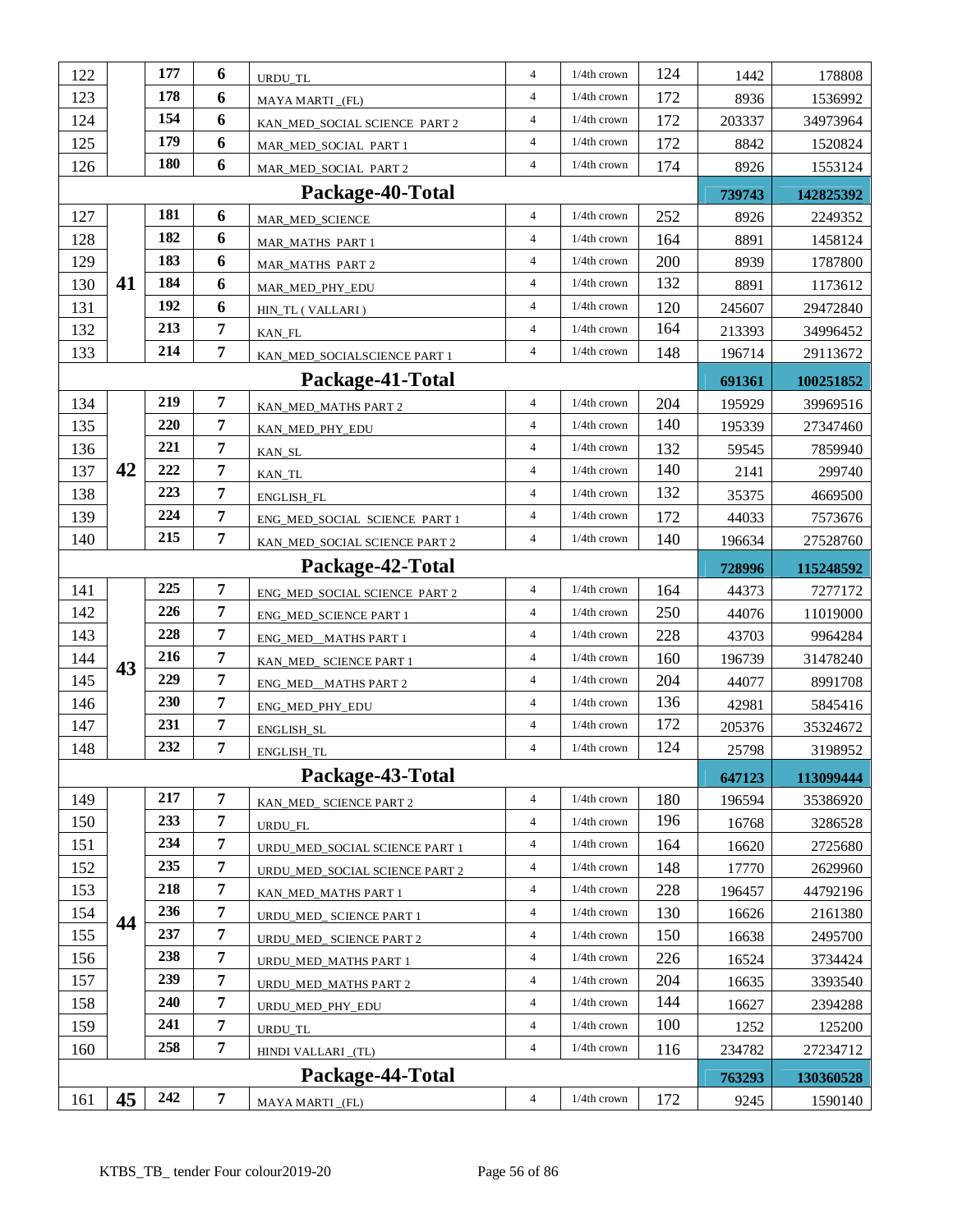| | | | | | | | | | |
|---|---|---|---|---|---|---|---|---|---|
| 122 | | 177 | 6 | URDU_TL | 4 | 1/4th crown | 124 | 1442 | 178808 |
| 123 | | 178 | 6 | MAYA MARTI _(FL) | 4 | 1/4th crown | 172 | 8936 | 1536992 |
| 124 | | 154 | 6 | KAN_MED_SOCIAL SCIENCE PART 2 | 4 | 1/4th crown | 172 | 203337 | 34973964 |
| 125 | | 179 | 6 | MAR_MED_SOCIAL PART 1 | 4 | 1/4th crown | 172 | 8842 | 1520824 |
| 126 | | 180 | 6 | MAR_MED_SOCIAL PART 2 | 4 | 1/4th crown | 174 | 8926 | 1553124 |
| **Package-40-Total** | | | | | | | | **739743** | **142825392** |
| 127 | 41 | 181 | 6 | MAR_MED_SCIENCE | 4 | 1/4th crown | 252 | 8926 | 2249352 |
| 128 | | 182 | 6 | MAR_MATHS PART 1 | 4 | 1/4th crown | 164 | 8891 | 1458124 |
| 129 | | 183 | 6 | MAR_MATHS PART 2 | 4 | 1/4th crown | 200 | 8939 | 1787800 |
| 130 | | 184 | 6 | MAR_MED_PHY_EDU | 4 | 1/4th crown | 132 | 8891 | 1173612 |
| 131 | | 192 | 6 | HIN_TL ( VALLARI ) | 4 | 1/4th crown | 120 | 245607 | 29472840 |
| 132 | | 213 | 7 | KAN_FL | 4 | 1/4th crown | 164 | 213393 | 34996452 |
| 133 | | 214 | 7 | KAN_MED_SOCIALSCIENCE PART 1 | 4 | 1/4th crown | 148 | 196714 | 29113672 |
| **Package-41-Total** | | | | | | | | **691361** | **100251852** |
| 134 | 42 | 219 | 7 | KAN_MED_MATHS PART 2 | 4 | 1/4th crown | 204 | 195929 | 39969516 |
| 135 | | 220 | 7 | KAN_MED_PHY_EDU | 4 | 1/4th crown | 140 | 195339 | 27347460 |
| 136 | | 221 | 7 | KAN_SL | 4 | 1/4th crown | 132 | 59545 | 7859940 |
| 137 | | 222 | 7 | KAN_TL | 4 | 1/4th crown | 140 | 2141 | 299740 |
| 138 | | 223 | 7 | ENGLISH_FL | 4 | 1/4th crown | 132 | 35375 | 4669500 |
| 139 | | 224 | 7 | ENG_MED_SOCIAL SCIENCE PART 1 | 4 | 1/4th crown | 172 | 44033 | 7573676 |
| 140 | | 215 | 7 | KAN_MED_SOCIAL SCIENCE PART 2 | 4 | 1/4th crown | 140 | 196634 | 27528760 |
| **Package-42-Total** | | | | | | | | **728996** | **115248592** |
| 141 | 43 | 225 | 7 | ENG_MED_SOCIAL SCIENCE PART 2 | 4 | 1/4th crown | 164 | 44373 | 7277172 |
| 142 | | 226 | 7 | ENG_MED_SCIENCE PART 1 | 4 | 1/4th crown | 250 | 44076 | 11019000 |
| 143 | | 228 | 7 | ENG_MED__MATHS PART 1 | 4 | 1/4th crown | 228 | 43703 | 9964284 |
| 144 | | 216 | 7 | KAN_MED_ SCIENCE PART 1 | 4 | 1/4th crown | 160 | 196739 | 31478240 |
| 145 | | 229 | 7 | ENG_MED__MATHS PART 2 | 4 | 1/4th crown | 204 | 44077 | 8991708 |
| 146 | | 230 | 7 | ENG_MED_PHY_EDU | 4 | 1/4th crown | 136 | 42981 | 5845416 |
| 147 | | 231 | 7 | ENGLISH_SL | 4 | 1/4th crown | 172 | 205376 | 35324672 |
| 148 | | 232 | 7 | ENGLISH_TL | 4 | 1/4th crown | 124 | 25798 | 3198952 |
| **Package-43-Total** | | | | | | | | **647123** | **113099444** |
| 149 | 44 | 217 | 7 | KAN_MED_ SCIENCE PART 2 | 4 | 1/4th crown | 180 | 196594 | 35386920 |
| 150 | | 233 | 7 | URDU_FL | 4 | 1/4th crown | 196 | 16768 | 3286528 |
| 151 | | 234 | 7 | URDU_MED_SOCIAL SCIENCE PART 1 | 4 | 1/4th crown | 164 | 16620 | 2725680 |
| 152 | | 235 | 7 | URDU_MED_SOCIAL SCIENCE PART 2 | 4 | 1/4th crown | 148 | 17770 | 2629960 |
| 153 | | 218 | 7 | KAN_MED_MATHS PART 1 | 4 | 1/4th crown | 228 | 196457 | 44792196 |
| 154 | | 236 | 7 | URDU_MED_ SCIENCE PART 1 | 4 | 1/4th crown | 130 | 16626 | 2161380 |
| 155 | | 237 | 7 | URDU_MED_ SCIENCE PART 2 | 4 | 1/4th crown | 150 | 16638 | 2495700 |
| 156 | | 238 | 7 | URDU_MED_MATHS PART 1 | 4 | 1/4th crown | 226 | 16524 | 3734424 |
| 157 | | 239 | 7 | URDU_MED_MATHS PART 2 | 4 | 1/4th crown | 204 | 16635 | 3393540 |
| 158 | | 240 | 7 | URDU_MED_PHY_EDU | 4 | 1/4th crown | 144 | 16627 | 2394288 |
| 159 | | 241 | 7 | URDU_TL | 4 | 1/4th crown | 100 | 1252 | 125200 |
| 160 | | 258 | 7 | HINDI VALLARI _(TL) | 4 | 1/4th crown | 116 | 234782 | 27234712 |
| **Package-44-Total** | | | | | | | | **763293** | **130360528** |
| 161 | 45 | 242 | 7 | MAYA MARTI _(FL) | 4 | 1/4th crown | 172 | 9245 | 1590140 |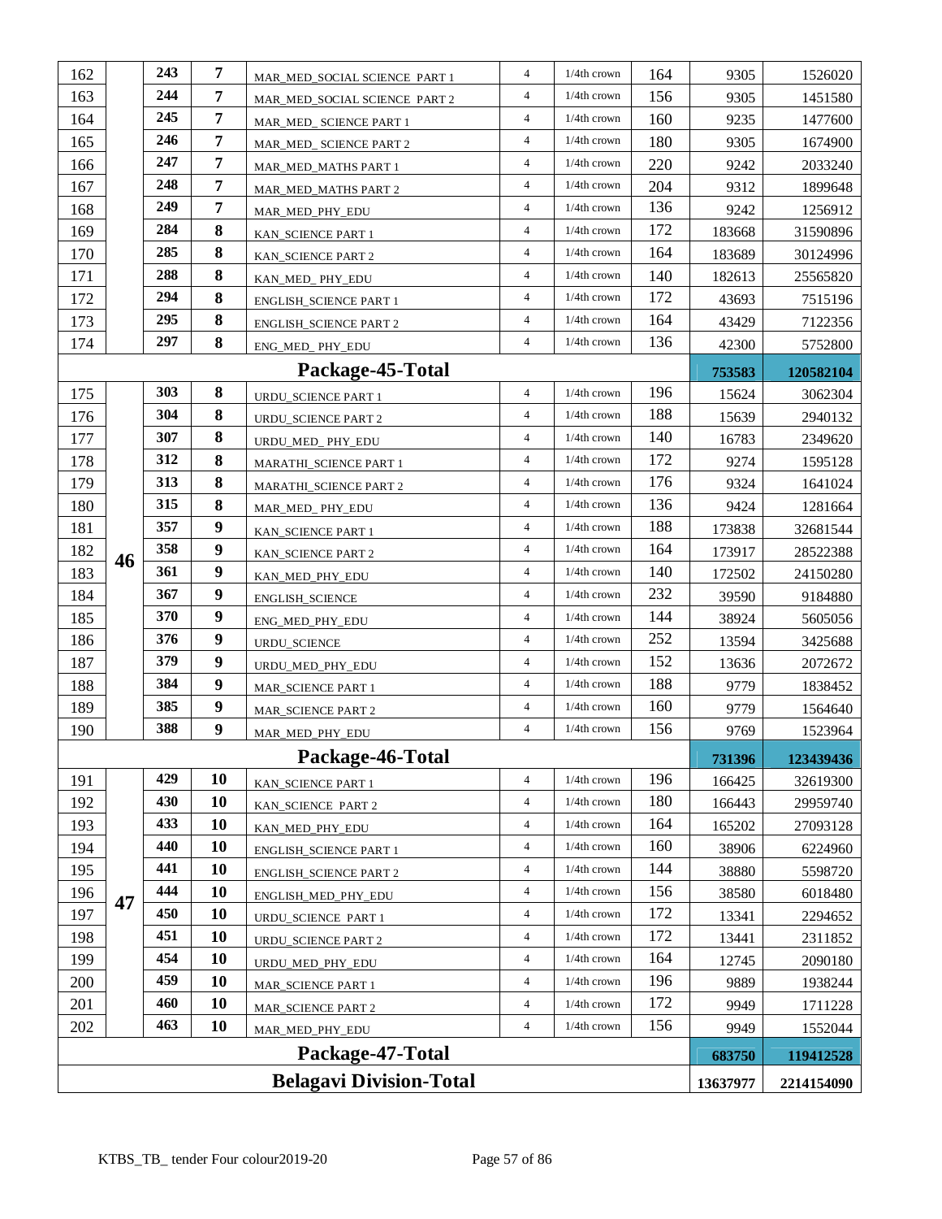| | | | | | | | | | |
|---|---|---|---|---|---|---|---|---|---|
| 162 | | 243 | 7 | MAR_MED_SOCIAL SCIENCE PART 1 | 4 | 1/4th crown | 164 | 9305 | 1526020 |
| 163 | | 244 | 7 | MAR_MED_SOCIAL SCIENCE PART 2 | 4 | 1/4th crown | 156 | 9305 | 1451580 |
| 164 | | 245 | 7 | MAR_MED_ SCIENCE PART 1 | 4 | 1/4th crown | 160 | 9235 | 1477600 |
| 165 | | 246 | 7 | MAR_MED_ SCIENCE PART 2 | 4 | 1/4th crown | 180 | 9305 | 1674900 |
| 166 | | 247 | 7 | MAR_MED_MATHS PART 1 | 4 | 1/4th crown | 220 | 9242 | 2033240 |
| 167 | | 248 | 7 | MAR_MED_MATHS PART 2 | 4 | 1/4th crown | 204 | 9312 | 1899648 |
| 168 | | 249 | 7 | MAR_MED_PHY_EDU | 4 | 1/4th crown | 136 | 9242 | 1256912 |
| 169 | | 284 | 8 | KAN_SCIENCE PART 1 | 4 | 1/4th crown | 172 | 183668 | 31590896 |
| 170 | | 285 | 8 | KAN_SCIENCE PART 2 | 4 | 1/4th crown | 164 | 183689 | 30124996 |
| 171 | | 288 | 8 | KAN_MED_ PHY_EDU | 4 | 1/4th crown | 140 | 182613 | 25565820 |
| 172 | | 294 | 8 | ENGLISH_SCIENCE PART 1 | 4 | 1/4th crown | 172 | 43693 | 7515196 |
| 173 | | 295 | 8 | ENGLISH_SCIENCE PART 2 | 4 | 1/4th crown | 164 | 43429 | 7122356 |
| 174 | | 297 | 8 | ENG_MED_ PHY_EDU | 4 | 1/4th crown | 136 | 42300 | 5752800 |
| **Package-45-Total** | | | | | | | | **753583** | **120582104** |
| 175 | 46 | 303 | 8 | URDU_SCIENCE PART 1 | 4 | 1/4th crown | 196 | 15624 | 3062304 |
| 176 | | 304 | 8 | URDU_SCIENCE PART 2 | 4 | 1/4th crown | 188 | 15639 | 2940132 |
| 177 | | 307 | 8 | URDU_MED_ PHY_EDU | 4 | 1/4th crown | 140 | 16783 | 2349620 |
| 178 | | 312 | 8 | MARATHI_SCIENCE PART 1 | 4 | 1/4th crown | 172 | 9274 | 1595128 |
| 179 | | 313 | 8 | MARATHI_SCIENCE PART 2 | 4 | 1/4th crown | 176 | 9324 | 1641024 |
| 180 | | 315 | 8 | MAR_MED_ PHY_EDU | 4 | 1/4th crown | 136 | 9424 | 1281664 |
| 181 | | 357 | 9 | KAN_SCIENCE PART 1 | 4 | 1/4th crown | 188 | 173838 | 32681544 |
| 182 | | 358 | 9 | KAN_SCIENCE PART 2 | 4 | 1/4th crown | 164 | 173917 | 28522388 |
| 183 | | 361 | 9 | KAN_MED_PHY_EDU | 4 | 1/4th crown | 140 | 172502 | 24150280 |
| 184 | | 367 | 9 | ENGLISH_SCIENCE | 4 | 1/4th crown | 232 | 39590 | 9184880 |
| 185 | | 370 | 9 | ENG_MED_PHY_EDU | 4 | 1/4th crown | 144 | 38924 | 5605056 |
| 186 | | 376 | 9 | URDU_SCIENCE | 4 | 1/4th crown | 252 | 13594 | 3425688 |
| 187 | | 379 | 9 | URDU_MED_PHY_EDU | 4 | 1/4th crown | 152 | 13636 | 2072672 |
| 188 | | 384 | 9 | MAR_SCIENCE PART 1 | 4 | 1/4th crown | 188 | 9779 | 1838452 |
| 189 | | 385 | 9 | MAR_SCIENCE PART 2 | 4 | 1/4th crown | 160 | 9779 | 1564640 |
| 190 | | 388 | 9 | MAR_MED_PHY_EDU | 4 | 1/4th crown | 156 | 9769 | 1523964 |
| **Package-46-Total** | | | | | | | | **731396** | **123439436** |
| 191 | 47 | 429 | 10 | KAN_SCIENCE PART 1 | 4 | 1/4th crown | 196 | 166425 | 32619300 |
| 192 | | 430 | 10 | KAN_SCIENCE PART 2 | 4 | 1/4th crown | 180 | 166443 | 29959740 |
| 193 | | 433 | 10 | KAN_MED_PHY_EDU | 4 | 1/4th crown | 164 | 165202 | 27093128 |
| 194 | | 440 | 10 | ENGLISH_SCIENCE PART 1 | 4 | 1/4th crown | 160 | 38906 | 6224960 |
| 195 | | 441 | 10 | ENGLISH_SCIENCE PART 2 | 4 | 1/4th crown | 144 | 38880 | 5598720 |
| 196 | | 444 | 10 | ENGLISH_MED_PHY_EDU | 4 | 1/4th crown | 156 | 38580 | 6018480 |
| 197 | | 450 | 10 | URDU_SCIENCE PART 1 | 4 | 1/4th crown | 172 | 13341 | 2294652 |
| 198 | | 451 | 10 | URDU_SCIENCE PART 2 | 4 | 1/4th crown | 172 | 13441 | 2311852 |
| 199 | | 454 | 10 | URDU_MED_PHY_EDU | 4 | 1/4th crown | 164 | 12745 | 2090180 |
| 200 | | 459 | 10 | MAR_SCIENCE PART 1 | 4 | 1/4th crown | 196 | 9889 | 1938244 |
| 201 | | 460 | 10 | MAR_SCIENCE PART 2 | 4 | 1/4th crown | 172 | 9949 | 1711228 |
| 202 | | 463 | 10 | MAR_MED_PHY_EDU | 4 | 1/4th crown | 156 | 9949 | 1552044 |
| **Package-47-Total** | | | | | | | | **683750** | **119412528** |
| **Belagavi Division-Total** | | | | | | | | **13637977** | **2214154090** |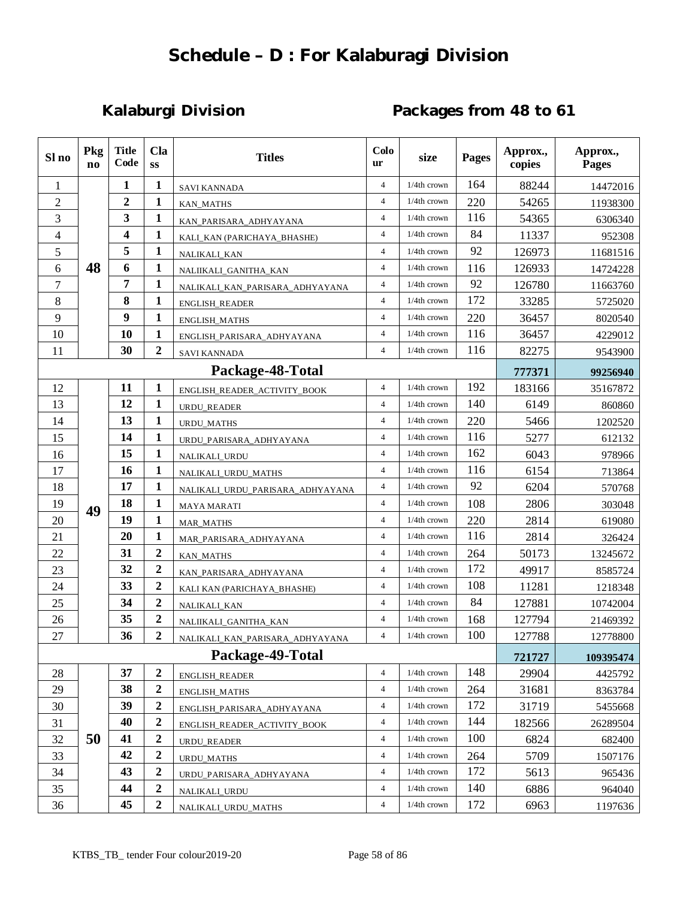# Schedule – D : For Kalaburagi Division

## Kalaburgi Division Packages from 48 to 61

| Sl no | Pkg no | Title Code | Class | Titles | Colour | size | Pages | Approx., copies | Approx., Pages |
|---|---|---|---|---|---|---|---|---|---|
| 1 | 48 | 1 | 1 | SAVI KANNADA | 4 | 1/4th crown | 164 | 88244 | 14472016 |
| 2 | | 2 | 1 | KAN_MATHS | 4 | 1/4th crown | 220 | 54265 | 11938300 |
| 3 | | 3 | 1 | KAN_PARISARA_ADHYAYANA | 4 | 1/4th crown | 116 | 54365 | 6306340 |
| 4 | | 4 | 1 | KALI_KAN (PARICHAYA_BHASHE) | 4 | 1/4th crown | 84 | 11337 | 952308 |
| 5 | | 5 | 1 | NALIKALI_KAN | 4 | 1/4th crown | 92 | 126973 | 11681516 |
| 6 | | 6 | 1 | NALIIKALI_GANITHA_KAN | 4 | 1/4th crown | 116 | 126933 | 14724228 |
| 7 | | 7 | 1 | NALIKALI_KAN_PARISARA_ADHYAYANA | 4 | 1/4th crown | 92 | 126780 | 11663760 |
| 8 | | 8 | 1 | ENGLISH_READER | 4 | 1/4th crown | 172 | 33285 | 5725020 |
| 9 | | 9 | 1 | ENGLISH_MATHS | 4 | 1/4th crown | 220 | 36457 | 8020540 |
| 10 | | 10 | 1 | ENGLISH_PARISARA_ADHYAYANA | 4 | 1/4th crown | 116 | 36457 | 4229012 |
| 11 | | 30 | 2 | SAVI KANNADA | 4 | 1/4th crown | 116 | 82275 | 9543900 |
| | | | | **Package-48-Total** | | | | **777371** | **99256940** |
| 12 | 49 | 11 | 1 | ENGLISH_READER_ACTIVITY_BOOK | 4 | 1/4th crown | 192 | 183166 | 35167872 |
| 13 | | 12 | 1 | URDU_READER | 4 | 1/4th crown | 140 | 6149 | 860860 |
| 14 | | 13 | 1 | URDU_MATHS | 4 | 1/4th crown | 220 | 5466 | 1202520 |
| 15 | | 14 | 1 | URDU_PARISARA_ADHYAYANA | 4 | 1/4th crown | 116 | 5277 | 612132 |
| 16 | | 15 | 1 | NALIKALI_URDU | 4 | 1/4th crown | 162 | 6043 | 978966 |
| 17 | | 16 | 1 | NALIKALI_URDU_MATHS | 4 | 1/4th crown | 116 | 6154 | 713864 |
| 18 | | 17 | 1 | NALIKALI_URDU_PARISARA_ADHYAYANA | 4 | 1/4th crown | 92 | 6204 | 570768 |
| 19 | | 18 | 1 | MAYA MARATI | 4 | 1/4th crown | 108 | 2806 | 303048 |
| 20 | | 19 | 1 | MAR_MATHS | 4 | 1/4th crown | 220 | 2814 | 619080 |
| 21 | | 20 | 1 | MAR_PARISARA_ADHYAYANA | 4 | 1/4th crown | 116 | 2814 | 326424 |
| 22 | | 31 | 2 | KAN_MATHS | 4 | 1/4th crown | 264 | 50173 | 13245672 |
| 23 | | 32 | 2 | KAN_PARISARA_ADHYAYANA | 4 | 1/4th crown | 172 | 49917 | 8585724 |
| 24 | | 33 | 2 | KALI KAN (PARICHAYA_BHASHE) | 4 | 1/4th crown | 108 | 11281 | 1218348 |
| 25 | | 34 | 2 | NALIKALI_KAN | 4 | 1/4th crown | 84 | 127881 | 10742004 |
| 26 | | 35 | 2 | NALIIKALI_GANITHA_KAN | 4 | 1/4th crown | 168 | 127794 | 21469392 |
| 27 | | 36 | 2 | NALIKALI_KAN_PARISARA_ADHYAYANA | 4 | 1/4th crown | 100 | 127788 | 12778800 |
| | | | | **Package-49-Total** | | | | **721727** | **109395474** |
| 28 | 50 | 37 | 2 | ENGLISH_READER | 4 | 1/4th crown | 148 | 29904 | 4425792 |
| 29 | | 38 | 2 | ENGLISH_MATHS | 4 | 1/4th crown | 264 | 31681 | 8363784 |
| 30 | | 39 | 2 | ENGLISH_PARISARA_ADHYAYANA | 4 | 1/4th crown | 172 | 31719 | 5455668 |
| 31 | | 40 | 2 | ENGLISH_READER_ACTIVITY_BOOK | 4 | 1/4th crown | 144 | 182566 | 26289504 |
| 32 | | 41 | 2 | URDU_READER | 4 | 1/4th crown | 100 | 6824 | 682400 |
| 33 | | 42 | 2 | URDU_MATHS | 4 | 1/4th crown | 264 | 5709 | 1507176 |
| 34 | | 43 | 2 | URDU_PARISARA_ADHYAYANA | 4 | 1/4th crown | 172 | 5613 | 965436 |
| 35 | | 44 | 2 | NALIKALI_URDU | 4 | 1/4th crown | 140 | 6886 | 964040 |
| 36 | | 45 | 2 | NALIKALI_URDU_MATHS | 4 | 1/4th crown | 172 | 6963 | 1197636 |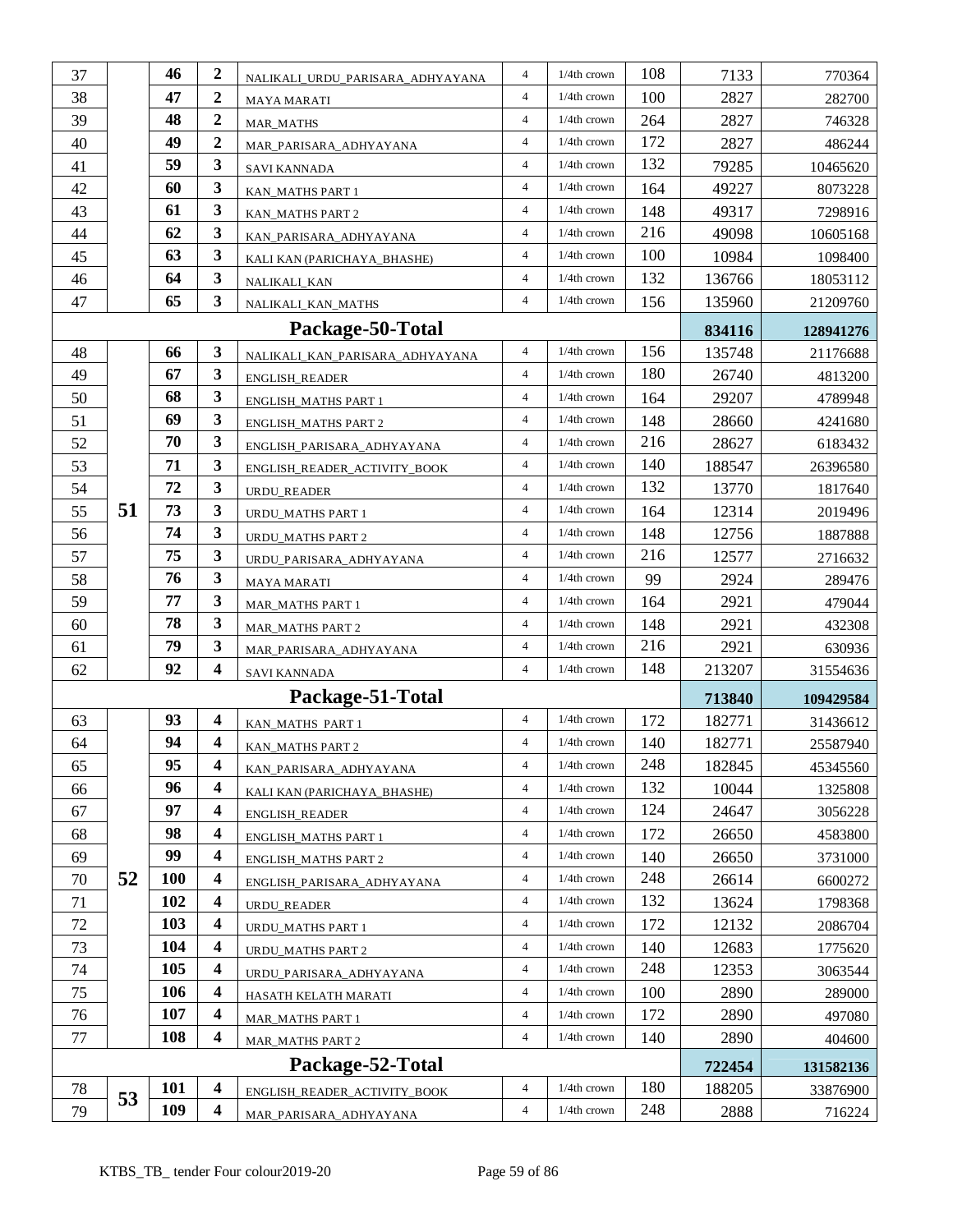| 37 | | 46 | 2 | NALIKALI_URDU_PARISARA_ADHYAYANA | 4 | 1/4th crown | 108 | 7133 | 770364 |
|---|---|---|---|---|---|---|---|---|---|
| 38 | | 47 | 2 | MAYA MARATI | 4 | 1/4th crown | 100 | 2827 | 282700 |
| 39 | | 48 | 2 | MAR_MATHS | 4 | 1/4th crown | 264 | 2827 | 746328 |
| 40 | | 49 | 2 | MAR_PARISARA_ADHYAYANA | 4 | 1/4th crown | 172 | 2827 | 486244 |
| 41 | | 59 | 3 | SAVI KANNADA | 4 | 1/4th crown | 132 | 79285 | 10465620 |
| 42 | | 60 | 3 | KAN_MATHS PART 1 | 4 | 1/4th crown | 164 | 49227 | 8073228 |
| 43 | | 61 | 3 | KAN_MATHS PART 2 | 4 | 1/4th crown | 148 | 49317 | 7298916 |
| 44 | | 62 | 3 | KAN_PARISARA_ADHYAYANA | 4 | 1/4th crown | 216 | 49098 | 10605168 |
| 45 | | 63 | 3 | KALI KAN (PARICHAYA_BHASHE) | 4 | 1/4th crown | 100 | 10984 | 1098400 |
| 46 | | 64 | 3 | NALIKALI_KAN | 4 | 1/4th crown | 132 | 136766 | 18053112 |
| 47 | | 65 | 3 | NALIKALI_KAN_MATHS | 4 | 1/4th crown | 156 | 135960 | 21209760 |
| **Package-50-Total** | | | | | | | | **834116** | **128941276** |
| 48 | 51 | 66 | 3 | NALIKALI_KAN_PARISARA_ADHYAYANA | 4 | 1/4th crown | 156 | 135748 | 21176688 |
| 49 | | 67 | 3 | ENGLISH_READER | 4 | 1/4th crown | 180 | 26740 | 4813200 |
| 50 | | 68 | 3 | ENGLISH_MATHS PART 1 | 4 | 1/4th crown | 164 | 29207 | 4789948 |
| 51 | | 69 | 3 | ENGLISH_MATHS PART 2 | 4 | 1/4th crown | 148 | 28660 | 4241680 |
| 52 | | 70 | 3 | ENGLISH_PARISARA_ADHYAYANA | 4 | 1/4th crown | 216 | 28627 | 6183432 |
| 53 | | 71 | 3 | ENGLISH_READER_ACTIVITY_BOOK | 4 | 1/4th crown | 140 | 188547 | 26396580 |
| 54 | | 72 | 3 | URDU_READER | 4 | 1/4th crown | 132 | 13770 | 1817640 |
| 55 | | 73 | 3 | URDU_MATHS PART 1 | 4 | 1/4th crown | 164 | 12314 | 2019496 |
| 56 | | 74 | 3 | URDU_MATHS PART 2 | 4 | 1/4th crown | 148 | 12756 | 1887888 |
| 57 | | 75 | 3 | URDU_PARISARA_ADHYAYANA | 4 | 1/4th crown | 216 | 12577 | 2716632 |
| 58 | | 76 | 3 | MAYA MARATI | 4 | 1/4th crown | 99 | 2924 | 289476 |
| 59 | | 77 | 3 | MAR_MATHS PART 1 | 4 | 1/4th crown | 164 | 2921 | 479044 |
| 60 | | 78 | 3 | MAR_MATHS PART 2 | 4 | 1/4th crown | 148 | 2921 | 432308 |
| 61 | | 79 | 3 | MAR_PARISARA_ADHYAYANA | 4 | 1/4th crown | 216 | 2921 | 630936 |
| 62 | | 92 | 4 | SAVI KANNADA | 4 | 1/4th crown | 148 | 213207 | 31554636 |
| **Package-51-Total** | | | | | | | | **713840** | **109429584** |
| 63 | 52 | 93 | 4 | KAN_MATHS PART 1 | 4 | 1/4th crown | 172 | 182771 | 31436612 |
| 64 | | 94 | 4 | KAN_MATHS PART 2 | 4 | 1/4th crown | 140 | 182771 | 25587940 |
| 65 | | 95 | 4 | KAN_PARISARA_ADHYAYANA | 4 | 1/4th crown | 248 | 182845 | 45345560 |
| 66 | | 96 | 4 | KALI KAN (PARICHAYA_BHASHE) | 4 | 1/4th crown | 132 | 10044 | 1325808 |
| 67 | | 97 | 4 | ENGLISH_READER | 4 | 1/4th crown | 124 | 24647 | 3056228 |
| 68 | | 98 | 4 | ENGLISH_MATHS PART 1 | 4 | 1/4th crown | 172 | 26650 | 4583800 |
| 69 | | 99 | 4 | ENGLISH_MATHS PART 2 | 4 | 1/4th crown | 140 | 26650 | 3731000 |
| 70 | | 100 | 4 | ENGLISH_PARISARA_ADHYAYANA | 4 | 1/4th crown | 248 | 26614 | 6600272 |
| 71 | | 102 | 4 | URDU_READER | 4 | 1/4th crown | 132 | 13624 | 1798368 |
| 72 | | 103 | 4 | URDU_MATHS PART 1 | 4 | 1/4th crown | 172 | 12132 | 2086704 |
| 73 | | 104 | 4 | URDU_MATHS PART 2 | 4 | 1/4th crown | 140 | 12683 | 1775620 |
| 74 | | 105 | 4 | URDU_PARISARA_ADHYAYANA | 4 | 1/4th crown | 248 | 12353 | 3063544 |
| 75 | | 106 | 4 | HASATH KELATH MARATI | 4 | 1/4th crown | 100 | 2890 | 289000 |
| 76 | | 107 | 4 | MAR_MATHS PART 1 | 4 | 1/4th crown | 172 | 2890 | 497080 |
| 77 | | 108 | 4 | MAR_MATHS PART 2 | 4 | 1/4th crown | 140 | 2890 | 404600 |
| **Package-52-Total** | | | | | | | | **722454** | **131582136** |
| 78 | 53 | 101 | 4 | ENGLISH_READER_ACTIVITY_BOOK | 4 | 1/4th crown | 180 | 188205 | 33876900 |
| 79 | | 109 | 4 | MAR_PARISARA_ADHYAYANA | 4 | 1/4th crown | 248 | 2888 | 716224 |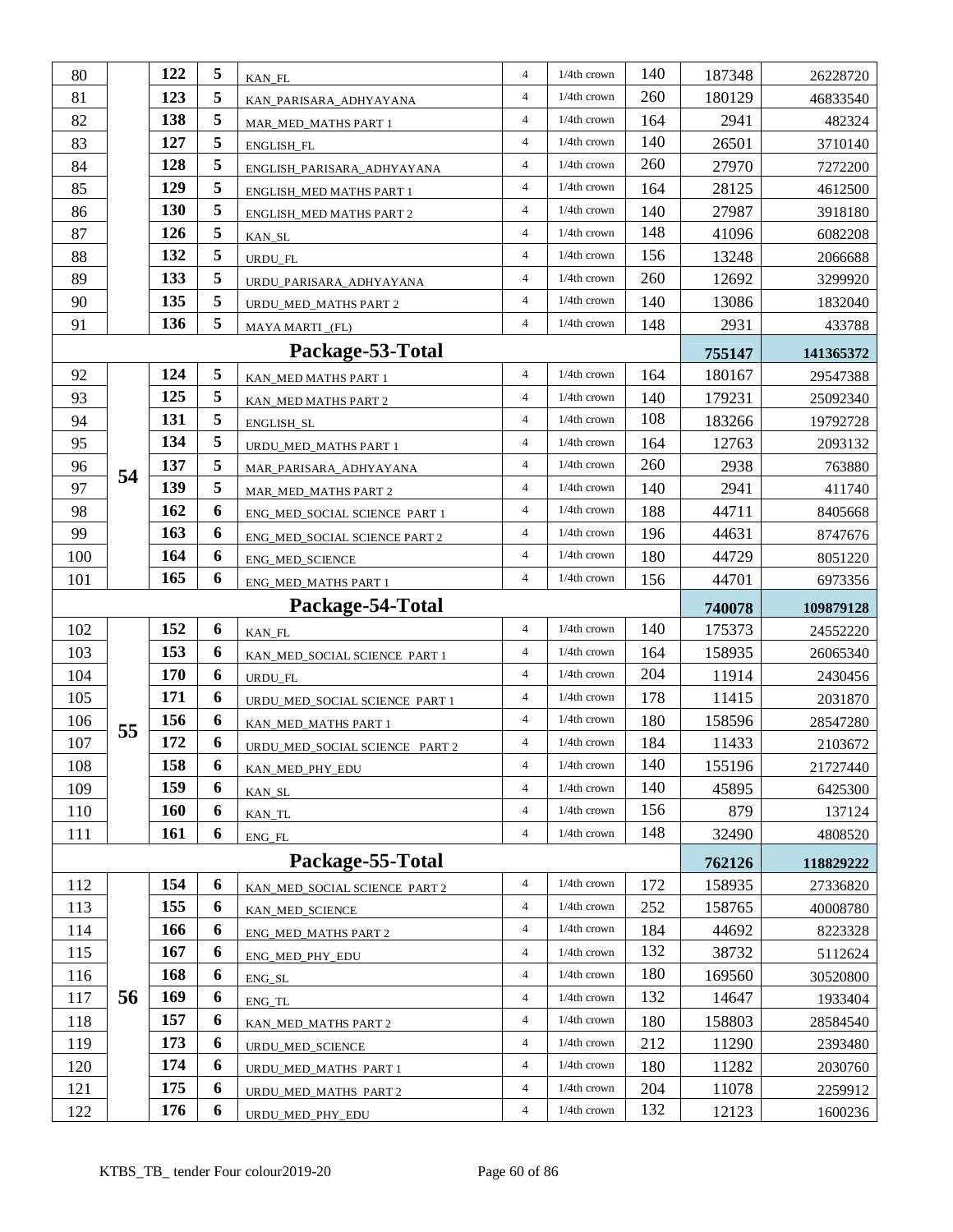| | | | | | | | | | |
|---|---|---|---|---|---|---|---|---|---|
| 80 | | 122 | 5 | KAN_FL | 4 | 1/4th crown | 140 | 187348 | 26228720 |
| 81 | | 123 | 5 | KAN_PARISARA_ADHYAYANA | 4 | 1/4th crown | 260 | 180129 | 46833540 |
| 82 | | 138 | 5 | MAR_MED_MATHS PART 1 | 4 | 1/4th crown | 164 | 2941 | 482324 |
| 83 | | 127 | 5 | ENGLISH_FL | 4 | 1/4th crown | 140 | 26501 | 3710140 |
| 84 | | 128 | 5 | ENGLISH_PARISARA_ADHYAYANA | 4 | 1/4th crown | 260 | 27970 | 7272200 |
| 85 | | 129 | 5 | ENGLISH_MED MATHS PART 1 | 4 | 1/4th crown | 164 | 28125 | 4612500 |
| 86 | | 130 | 5 | ENGLISH_MED MATHS PART 2 | 4 | 1/4th crown | 140 | 27987 | 3918180 |
| 87 | | 126 | 5 | KAN_SL | 4 | 1/4th crown | 148 | 41096 | 6082208 |
| 88 | | 132 | 5 | URDU_FL | 4 | 1/4th crown | 156 | 13248 | 2066688 |
| 89 | | 133 | 5 | URDU_PARISARA_ADHYAYANA | 4 | 1/4th crown | 260 | 12692 | 3299920 |
| 90 | | 135 | 5 | URDU_MED_MATHS PART 2 | 4 | 1/4th crown | 140 | 13086 | 1832040 |
| 91 | | 136 | 5 | MAYA MARTI _(FL) | 4 | 1/4th crown | 148 | 2931 | 433788 |
| **Package-53-Total** | | | | | | | | **755147** | **141365372** |
| 92 | 54 | 124 | 5 | KAN_MED MATHS PART 1 | 4 | 1/4th crown | 164 | 180167 | 29547388 |
| 93 | | 125 | 5 | KAN_MED MATHS PART 2 | 4 | 1/4th crown | 140 | 179231 | 25092340 |
| 94 | | 131 | 5 | ENGLISH_SL | 4 | 1/4th crown | 108 | 183266 | 19792728 |
| 95 | | 134 | 5 | URDU_MED_MATHS PART 1 | 4 | 1/4th crown | 164 | 12763 | 2093132 |
| 96 | | 137 | 5 | MAR_PARISARA_ADHYAYANA | 4 | 1/4th crown | 260 | 2938 | 763880 |
| 97 | | 139 | 5 | MAR_MED_MATHS PART 2 | 4 | 1/4th crown | 140 | 2941 | 411740 |
| 98 | | 162 | 6 | ENG_MED_SOCIAL SCIENCE PART 1 | 4 | 1/4th crown | 188 | 44711 | 8405668 |
| 99 | | 163 | 6 | ENG_MED_SOCIAL SCIENCE PART 2 | 4 | 1/4th crown | 196 | 44631 | 8747676 |
| 100 | | 164 | 6 | ENG_MED_SCIENCE | 4 | 1/4th crown | 180 | 44729 | 8051220 |
| 101 | | 165 | 6 | ENG_MED_MATHS PART 1 | 4 | 1/4th crown | 156 | 44701 | 6973356 |
| **Package-54-Total** | | | | | | | | **740078** | **109879128** |
| 102 | 55 | 152 | 6 | KAN_FL | 4 | 1/4th crown | 140 | 175373 | 24552220 |
| 103 | | 153 | 6 | KAN_MED_SOCIAL SCIENCE PART 1 | 4 | 1/4th crown | 164 | 158935 | 26065340 |
| 104 | | 170 | 6 | URDU_FL | 4 | 1/4th crown | 204 | 11914 | 2430456 |
| 105 | | 171 | 6 | URDU_MED_SOCIAL SCIENCE PART 1 | 4 | 1/4th crown | 178 | 11415 | 2031870 |
| 106 | | 156 | 6 | KAN_MED_MATHS PART 1 | 4 | 1/4th crown | 180 | 158596 | 28547280 |
| 107 | | 172 | 6 | URDU_MED_SOCIAL SCIENCE PART 2 | 4 | 1/4th crown | 184 | 11433 | 2103672 |
| 108 | | 158 | 6 | KAN_MED_PHY_EDU | 4 | 1/4th crown | 140 | 155196 | 21727440 |
| 109 | | 159 | 6 | KAN_SL | 4 | 1/4th crown | 140 | 45895 | 6425300 |
| 110 | | 160 | 6 | KAN_TL | 4 | 1/4th crown | 156 | 879 | 137124 |
| 111 | | 161 | 6 | ENG_FL | 4 | 1/4th crown | 148 | 32490 | 4808520 |
| **Package-55-Total** | | | | | | | | **762126** | **118829222** |
| 112 | 56 | 154 | 6 | KAN_MED_SOCIAL SCIENCE PART 2 | 4 | 1/4th crown | 172 | 158935 | 27336820 |
| 113 | | 155 | 6 | KAN_MED_SCIENCE | 4 | 1/4th crown | 252 | 158765 | 40008780 |
| 114 | | 166 | 6 | ENG_MED_MATHS PART 2 | 4 | 1/4th crown | 184 | 44692 | 8223328 |
| 115 | | 167 | 6 | ENG_MED_PHY_EDU | 4 | 1/4th crown | 132 | 38732 | 5112624 |
| 116 | | 168 | 6 | ENG_SL | 4 | 1/4th crown | 180 | 169560 | 30520800 |
| 117 | | 169 | 6 | ENG_TL | 4 | 1/4th crown | 132 | 14647 | 1933404 |
| 118 | | 157 | 6 | KAN_MED_MATHS PART 2 | 4 | 1/4th crown | 180 | 158803 | 28584540 |
| 119 | | 173 | 6 | URDU_MED_SCIENCE | 4 | 1/4th crown | 212 | 11290 | 2393480 |
| 120 | | 174 | 6 | URDU_MED_MATHS PART 1 | 4 | 1/4th crown | 180 | 11282 | 2030760 |
| 121 | | 175 | 6 | URDU_MED_MATHS PART 2 | 4 | 1/4th crown | 204 | 11078 | 2259912 |
| 122 | | 176 | 6 | URDU_MED_PHY_EDU | 4 | 1/4th crown | 132 | 12123 | 1600236 |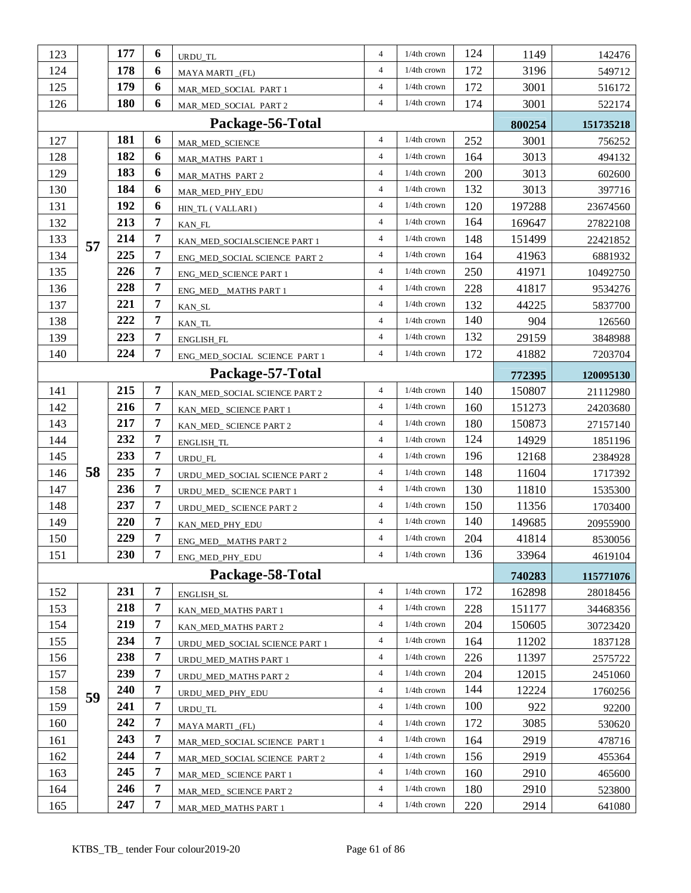| | | | | | | | | | |
|---|---|---|---|---|---|---|---|---|---|
| 123 | | **177** | **6** | URDU_TL | 4 | 1/4th crown | 124 | 1149 | 142476 |
| 124 | | **178** | **6** | MAYA MARTI _(FL) | 4 | 1/4th crown | 172 | 3196 | 549712 |
| 125 | | **179** | **6** | MAR_MED_SOCIAL PART 1 | 4 | 1/4th crown | 172 | 3001 | 516172 |
| 126 | | **180** | **6** | MAR_MED_SOCIAL PART 2 | 4 | 1/4th crown | 174 | 3001 | 522174 |
| **Package-56-Total** | | | | | | | | **800254** | **151735218** |
| 127 | **57** | **181** | **6** | MAR_MED_SCIENCE | 4 | 1/4th crown | 252 | 3001 | 756252 |
| 128 | | **182** | **6** | MAR_MATHS PART 1 | 4 | 1/4th crown | 164 | 3013 | 494132 |
| 129 | | **183** | **6** | MAR_MATHS PART 2 | 4 | 1/4th crown | 200 | 3013 | 602600 |
| 130 | | **184** | **6** | MAR_MED_PHY_EDU | 4 | 1/4th crown | 132 | 3013 | 397716 |
| 131 | | **192** | **6** | HIN_TL ( VALLARI ) | 4 | 1/4th crown | 120 | 197288 | 23674560 |
| 132 | | **213** | **7** | KAN_FL | 4 | 1/4th crown | 164 | 169647 | 27822108 |
| 133 | | **214** | **7** | KAN_MED_SOCIALSCIENCE PART 1 | 4 | 1/4th crown | 148 | 151499 | 22421852 |
| 134 | | **225** | **7** | ENG_MED_SOCIAL SCIENCE PART 2 | 4 | 1/4th crown | 164 | 41963 | 6881932 |
| 135 | | **226** | **7** | ENG_MED_SCIENCE PART 1 | 4 | 1/4th crown | 250 | 41971 | 10492750 |
| 136 | | **228** | **7** | ENG_MED__MATHS PART 1 | 4 | 1/4th crown | 228 | 41817 | 9534276 |
| 137 | | **221** | **7** | KAN_SL | 4 | 1/4th crown | 132 | 44225 | 5837700 |
| 138 | | **222** | **7** | KAN_TL | 4 | 1/4th crown | 140 | 904 | 126560 |
| 139 | | **223** | **7** | ENGLISH_FL | 4 | 1/4th crown | 132 | 29159 | 3848988 |
| 140 | | **224** | **7** | ENG_MED_SOCIAL SCIENCE PART 1 | 4 | 1/4th crown | 172 | 41882 | 7203704 |
| **Package-57-Total** | | | | | | | | **772395** | **120095130** |
| 141 | **58** | **215** | **7** | KAN_MED_SOCIAL SCIENCE PART 2 | 4 | 1/4th crown | 140 | 150807 | 21112980 |
| 142 | | **216** | **7** | KAN_MED_ SCIENCE PART 1 | 4 | 1/4th crown | 160 | 151273 | 24203680 |
| 143 | | **217** | **7** | KAN_MED_ SCIENCE PART 2 | 4 | 1/4th crown | 180 | 150873 | 27157140 |
| 144 | | **232** | **7** | ENGLISH_TL | 4 | 1/4th crown | 124 | 14929 | 1851196 |
| 145 | | **233** | **7** | URDU_FL | 4 | 1/4th crown | 196 | 12168 | 2384928 |
| 146 | | **235** | **7** | URDU_MED_SOCIAL SCIENCE PART 2 | 4 | 1/4th crown | 148 | 11604 | 1717392 |
| 147 | | **236** | **7** | URDU_MED_ SCIENCE PART 1 | 4 | 1/4th crown | 130 | 11810 | 1535300 |
| 148 | | **237** | **7** | URDU_MED_ SCIENCE PART 2 | 4 | 1/4th crown | 150 | 11356 | 1703400 |
| 149 | | **220** | **7** | KAN_MED_PHY_EDU | 4 | 1/4th crown | 140 | 149685 | 20955900 |
| 150 | | **229** | **7** | ENG_MED__MATHS PART 2 | 4 | 1/4th crown | 204 | 41814 | 8530056 |
| 151 | | **230** | **7** | ENG_MED_PHY_EDU | 4 | 1/4th crown | 136 | 33964 | 4619104 |
| **Package-58-Total** | | | | | | | | **740283** | **115771076** |
| 152 | **59** | **231** | **7** | ENGLISH_SL | 4 | 1/4th crown | 172 | 162898 | 28018456 |
| 153 | | **218** | **7** | KAN_MED_MATHS PART 1 | 4 | 1/4th crown | 228 | 151177 | 34468356 |
| 154 | | **219** | **7** | KAN_MED_MATHS PART 2 | 4 | 1/4th crown | 204 | 150605 | 30723420 |
| 155 | | **234** | **7** | URDU_MED_SOCIAL SCIENCE PART 1 | 4 | 1/4th crown | 164 | 11202 | 1837128 |
| 156 | | **238** | **7** | URDU_MED_MATHS PART 1 | 4 | 1/4th crown | 226 | 11397 | 2575722 |
| 157 | | **239** | **7** | URDU_MED_MATHS PART 2 | 4 | 1/4th crown | 204 | 12015 | 2451060 |
| 158 | | **240** | **7** | URDU_MED_PHY_EDU | 4 | 1/4th crown | 144 | 12224 | 1760256 |
| 159 | | **241** | **7** | URDU_TL | 4 | 1/4th crown | 100 | 922 | 92200 |
| 160 | | **242** | **7** | MAYA MARTI _(FL) | 4 | 1/4th crown | 172 | 3085 | 530620 |
| 161 | | **243** | **7** | MAR_MED_SOCIAL SCIENCE PART 1 | 4 | 1/4th crown | 164 | 2919 | 478716 |
| 162 | | **244** | **7** | MAR_MED_SOCIAL SCIENCE PART 2 | 4 | 1/4th crown | 156 | 2919 | 455364 |
| 163 | | **245** | **7** | MAR_MED_ SCIENCE PART 1 | 4 | 1/4th crown | 160 | 2910 | 465600 |
| 164 | | **246** | **7** | MAR_MED_ SCIENCE PART 2 | 4 | 1/4th crown | 180 | 2910 | 523800 |
| 165 | | **247** | **7** | MAR_MED_MATHS PART 1 | 4 | 1/4th crown | 220 | 2914 | 641080 |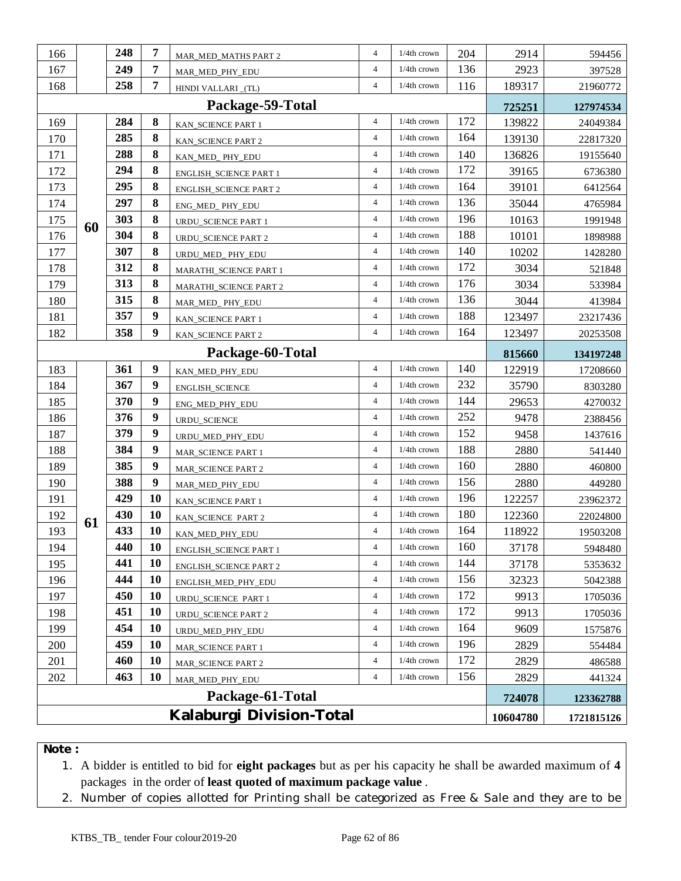| | | | | | | | | | |
|---|---|---|---|---|---|---|---|---|---|
| 166 | | 248 | 7 | MAR_MED_MATHS PART 2 | 4 | 1/4th crown | 204 | 2914 | 594456 |
| 167 | | 249 | 7 | MAR_MED_PHY_EDU | 4 | 1/4th crown | 136 | 2923 | 397528 |
| 168 | | 258 | 7 | HINDI VALLARI _(TL) | 4 | 1/4th crown | 116 | 189317 | 21960772 |
| **Package-59-Total** | | | | | | | | **725251** | **127974534** |
| 169 | 60 | 284 | 8 | KAN_SCIENCE PART 1 | 4 | 1/4th crown | 172 | 139822 | 24049384 |
| 170 | | 285 | 8 | KAN_SCIENCE PART 2 | 4 | 1/4th crown | 164 | 139130 | 22817320 |
| 171 | | 288 | 8 | KAN_MED_ PHY_EDU | 4 | 1/4th crown | 140 | 136826 | 19155640 |
| 172 | | 294 | 8 | ENGLISH_SCIENCE PART 1 | 4 | 1/4th crown | 172 | 39165 | 6736380 |
| 173 | | 295 | 8 | ENGLISH_SCIENCE PART 2 | 4 | 1/4th crown | 164 | 39101 | 6412564 |
| 174 | | 297 | 8 | ENG_MED_ PHY_EDU | 4 | 1/4th crown | 136 | 35044 | 4765984 |
| 175 | | 303 | 8 | URDU_SCIENCE PART 1 | 4 | 1/4th crown | 196 | 10163 | 1991948 |
| 176 | | 304 | 8 | URDU_SCIENCE PART 2 | 4 | 1/4th crown | 188 | 10101 | 1898988 |
| 177 | | 307 | 8 | URDU_MED_ PHY_EDU | 4 | 1/4th crown | 140 | 10202 | 1428280 |
| 178 | | 312 | 8 | MARATHI_SCIENCE PART 1 | 4 | 1/4th crown | 172 | 3034 | 521848 |
| 179 | | 313 | 8 | MARATHI_SCIENCE PART 2 | 4 | 1/4th crown | 176 | 3034 | 533984 |
| 180 | | 315 | 8 | MAR_MED_ PHY_EDU | 4 | 1/4th crown | 136 | 3044 | 413984 |
| 181 | | 357 | 9 | KAN_SCIENCE PART 1 | 4 | 1/4th crown | 188 | 123497 | 23217436 |
| 182 | | 358 | 9 | KAN_SCIENCE PART 2 | 4 | 1/4th crown | 164 | 123497 | 20253508 |
| **Package-60-Total** | | | | | | | | **815660** | **134197248** |
| 183 | 61 | 361 | 9 | KAN_MED_PHY_EDU | 4 | 1/4th crown | 140 | 122919 | 17208660 |
| 184 | | 367 | 9 | ENGLISH_SCIENCE | 4 | 1/4th crown | 232 | 35790 | 8303280 |
| 185 | | 370 | 9 | ENG_MED_PHY_EDU | 4 | 1/4th crown | 144 | 29653 | 4270032 |
| 186 | | 376 | 9 | URDU_SCIENCE | 4 | 1/4th crown | 252 | 9478 | 2388456 |
| 187 | | 379 | 9 | URDU_MED_PHY_EDU | 4 | 1/4th crown | 152 | 9458 | 1437616 |
| 188 | | 384 | 9 | MAR_SCIENCE PART 1 | 4 | 1/4th crown | 188 | 2880 | 541440 |
| 189 | | 385 | 9 | MAR_SCIENCE PART 2 | 4 | 1/4th crown | 160 | 2880 | 460800 |
| 190 | | 388 | 9 | MAR_MED_PHY_EDU | 4 | 1/4th crown | 156 | 2880 | 449280 |
| 191 | | 429 | 10 | KAN_SCIENCE PART 1 | 4 | 1/4th crown | 196 | 122257 | 23962372 |
| 192 | | 430 | 10 | KAN_SCIENCE PART 2 | 4 | 1/4th crown | 180 | 122360 | 22024800 |
| 193 | | 433 | 10 | KAN_MED_PHY_EDU | 4 | 1/4th crown | 164 | 118922 | 19503208 |
| 194 | | 440 | 10 | ENGLISH_SCIENCE PART 1 | 4 | 1/4th crown | 160 | 37178 | 5948480 |
| 195 | | 441 | 10 | ENGLISH_SCIENCE PART 2 | 4 | 1/4th crown | 144 | 37178 | 5353632 |
| 196 | | 444 | 10 | ENGLISH_MED_PHY_EDU | 4 | 1/4th crown | 156 | 32323 | 5042388 |
| 197 | | 450 | 10 | URDU_SCIENCE PART 1 | 4 | 1/4th crown | 172 | 9913 | 1705036 |
| 198 | | 451 | 10 | URDU_SCIENCE PART 2 | 4 | 1/4th crown | 172 | 9913 | 1705036 |
| 199 | | 454 | 10 | URDU_MED_PHY_EDU | 4 | 1/4th crown | 164 | 9609 | 1575876 |
| 200 | | 459 | 10 | MAR_SCIENCE PART 1 | 4 | 1/4th crown | 196 | 2829 | 554484 |
| 201 | | 460 | 10 | MAR_SCIENCE PART 2 | 4 | 1/4th crown | 172 | 2829 | 486588 |
| 202 | | 463 | 10 | MAR_MED_PHY_EDU | 4 | 1/4th crown | 156 | 2829 | 441324 |
| **Package-61-Total** | | | | | | | | **724078** | **123362788** |
| **Kalaburgi Division-Total** | | | | | | | | **10604780** | **1721815126** |

**Note :**

1. A bidder is entitled to bid for **eight packages** but as per his capacity he shall be awarded maximum of **4** packages in the order of **least quoted of maximum package value** .
2. Number of copies allotted for Printing shall be categorized as Free & Sale and they are to be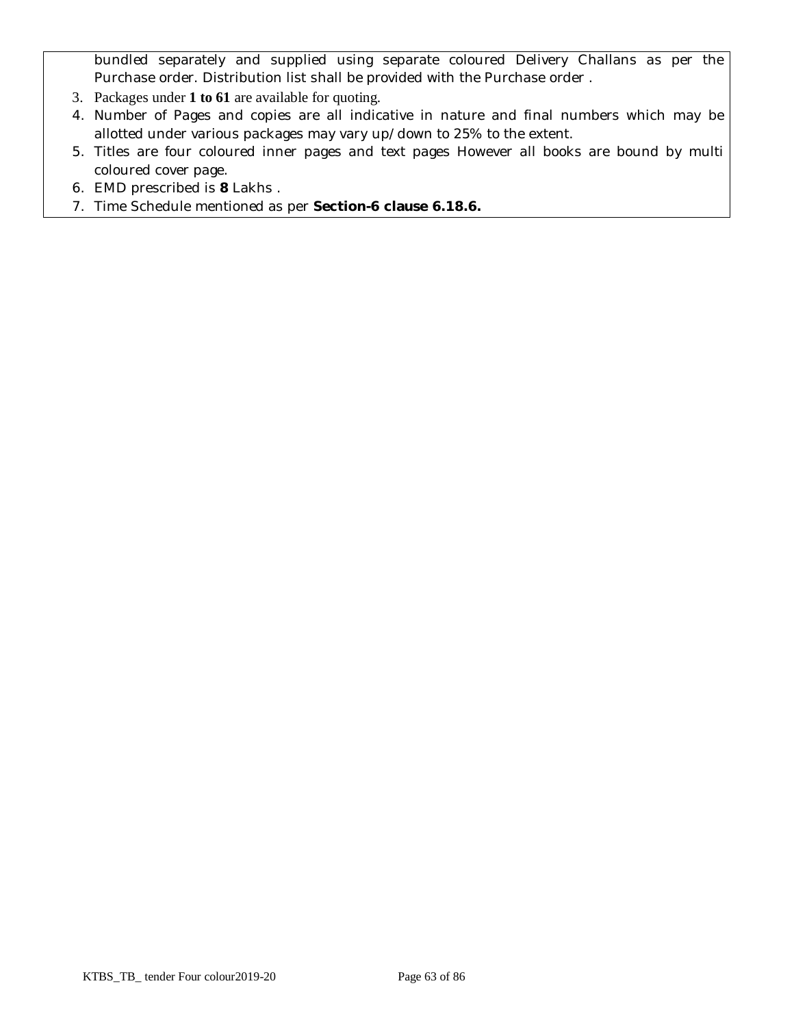bundled separately and supplied using separate coloured Delivery Challans as per the Purchase order. Distribution list shall be provided with the Purchase order .

3. Packages under **1 to 61** are available for quoting.
4. Number of Pages and copies are all indicative in nature and final numbers which may be allotted under various packages may vary up/down to 25% to the extent.
5. Titles are four coloured inner pages and text pages However all books are bound by multi coloured cover page.
6. EMD prescribed is **8** Lakhs .
7. Time Schedule mentioned as per **Section-6 clause 6.18.6.**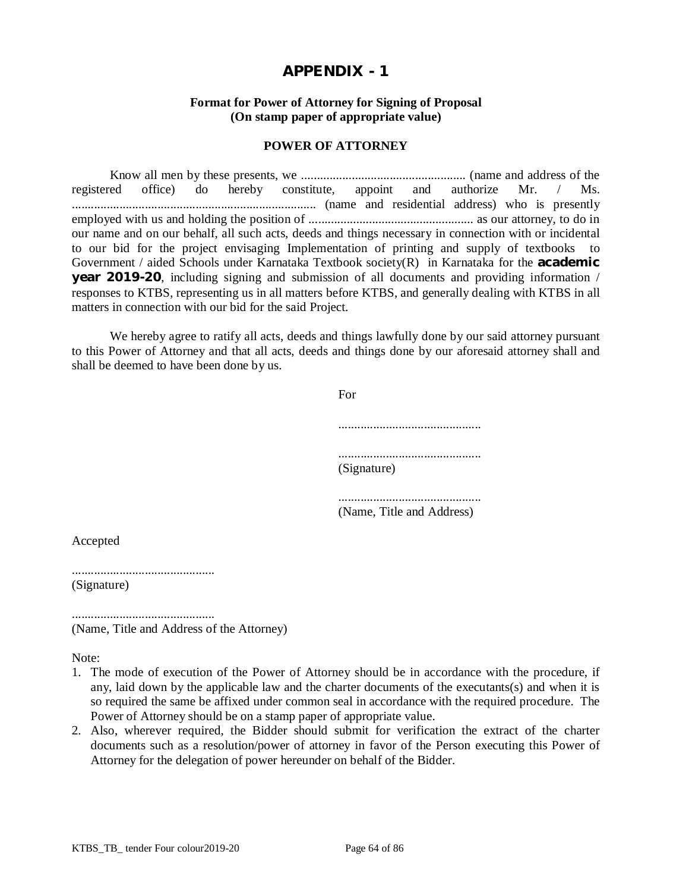# APPENDIX - 1

**Format for Power of Attorney for Signing of Proposal**
**(On stamp paper of appropriate value)**

**POWER OF ATTORNEY**

Know all men by these presents, we .................................................... (name and address of the registered office) do hereby constitute, appoint and authorize Mr. / Ms. ............................................................................. (name and residential address) who is presently employed with us and holding the position of .................................................... as our attorney, to do in our name and on our behalf, all such acts, deeds and things necessary in connection with or incidental to our bid for the project envisaging Implementation of printing and supply of textbooks to Government / aided Schools under Karnataka Textbook society(R) in Karnataka for the **academic year 2019-20**, including signing and submission of all documents and providing information / responses to KTBS, representing us in all matters before KTBS, and generally dealing with KTBS in all matters in connection with our bid for the said Project.

We hereby agree to ratify all acts, deeds and things lawfully done by our said attorney pursuant to this Power of Attorney and that all acts, deeds and things done by our aforesaid attorney shall and shall be deemed to have been done by us.

For

.............................................

.............................................
(Signature)

.............................................
(Name, Title and Address)

Accepted

.............................................
(Signature)

.............................................
(Name, Title and Address of the Attorney)

Note:

1. The mode of execution of the Power of Attorney should be in accordance with the procedure, if any, laid down by the applicable law and the charter documents of the executants(s) and when it is so required the same be affixed under common seal in accordance with the required procedure. The Power of Attorney should be on a stamp paper of appropriate value.
2. Also, wherever required, the Bidder should submit for verification the extract of the charter documents such as a resolution/power of attorney in favor of the Person executing this Power of Attorney for the delegation of power hereunder on behalf of the Bidder.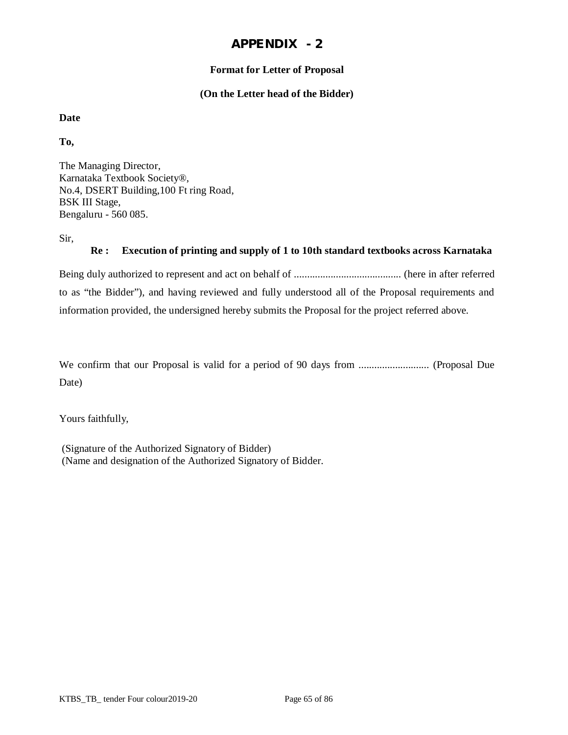# APPENDIX - 2

**Format for Letter of Proposal**

**(On the Letter head of the Bidder)**

**Date**

**To,**

The Managing Director,
Karnataka Textbook Society®,
No.4, DSERT Building,100 Ft ring Road,
BSK III Stage,
Bengaluru - 560 085.

Sir,

**Re : Execution of printing and supply of 1 to 10th standard textbooks across Karnataka**

Being duly authorized to represent and act on behalf of ......................................... (here in after referred to as "the Bidder"), and having reviewed and fully understood all of the Proposal requirements and information provided, the undersigned hereby submits the Proposal for the project referred above.

We confirm that our Proposal is valid for a period of 90 days from ........................... (Proposal Due Date)

Yours faithfully,

(Signature of the Authorized Signatory of Bidder)
(Name and designation of the Authorized Signatory of Bidder.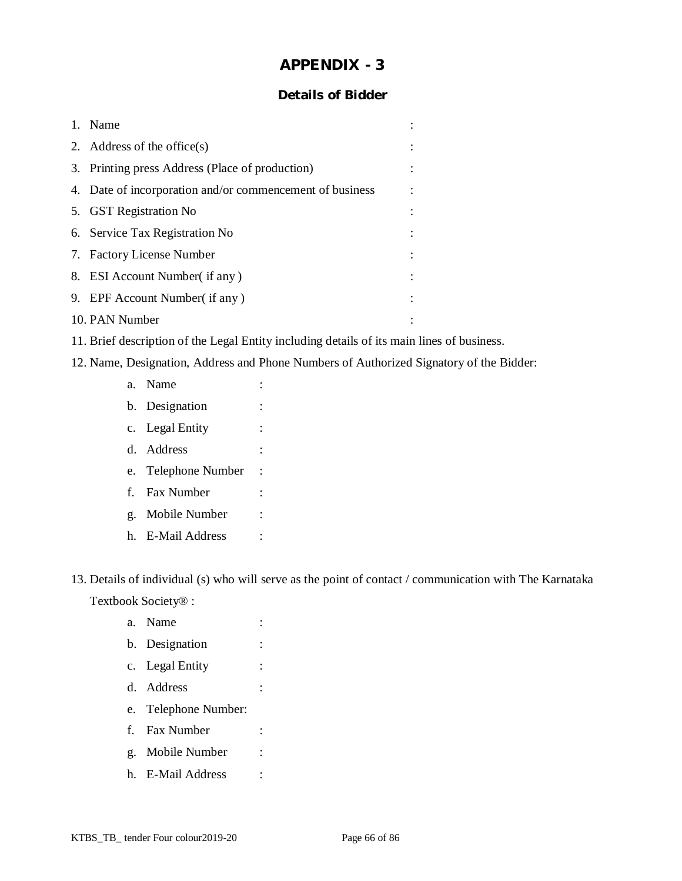# APPENDIX - 3

## Details of Bidder

1. Name :
2. Address of the office(s) :
3. Printing press Address (Place of production) :
4. Date of incorporation and/or commencement of business :
5. GST Registration No :
6. Service Tax Registration No :
7. Factory License Number :
8. ESI Account Number( if any ) :
9. EPF Account Number( if any ) :
10. PAN Number :
11. Brief description of the Legal Entity including details of its main lines of business.
12. Name, Designation, Address and Phone Numbers of Authorized Signatory of the Bidder:
    a. Name :
    b. Designation :
    c. Legal Entity :
    d. Address :
    e. Telephone Number :
    f. Fax Number :
    g. Mobile Number :
    h. E-Mail Address :

13. Details of individual (s) who will serve as the point of contact / communication with The Karnataka Textbook Society® :
    a. Name :
    b. Designation :
    c. Legal Entity :
    d. Address :
    e. Telephone Number:
    f. Fax Number :
    g. Mobile Number :
    h. E-Mail Address :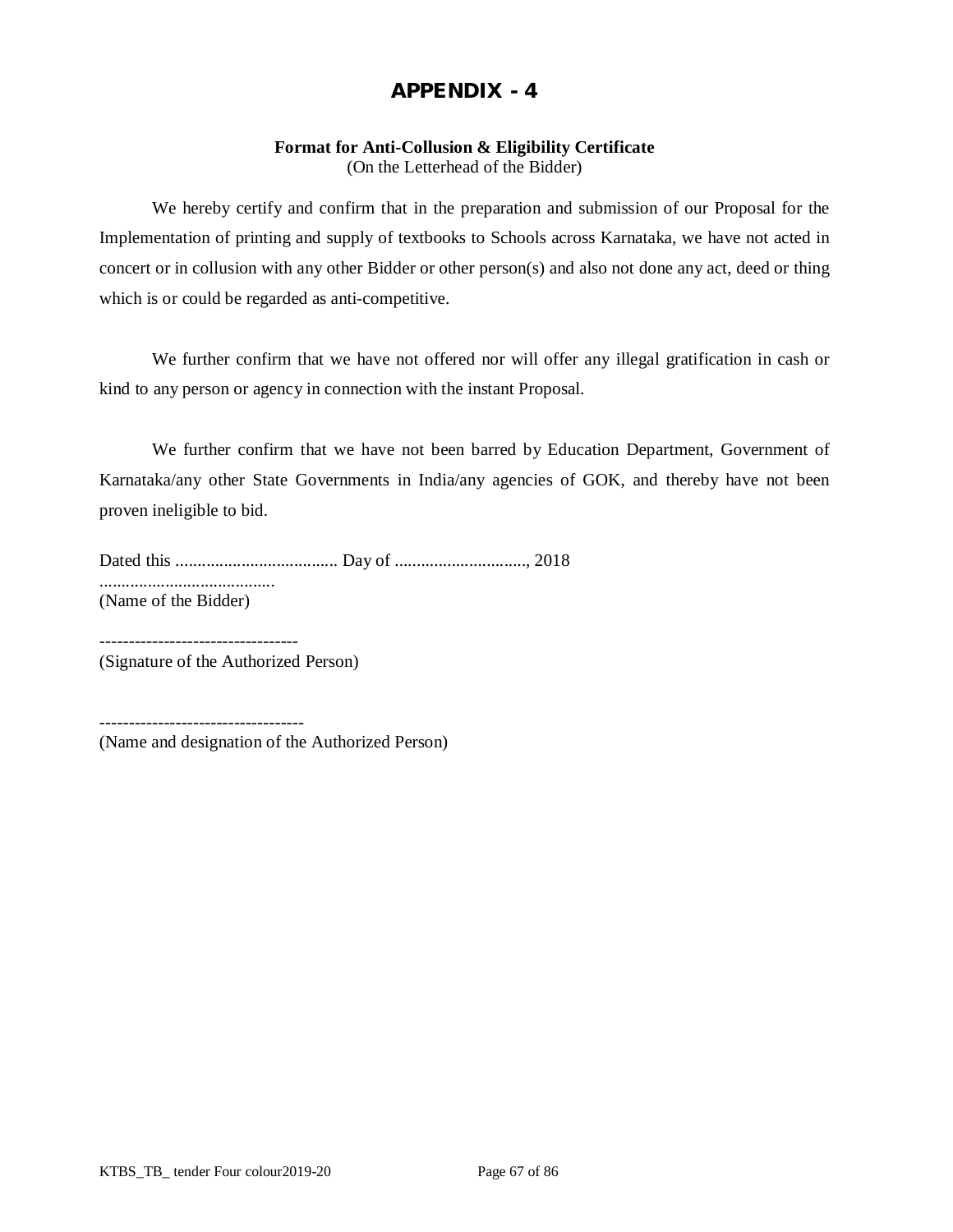# APPENDIX - 4

**Format for Anti-Collusion & Eligibility Certificate**
(On the Letterhead of the Bidder)

We hereby certify and confirm that in the preparation and submission of our Proposal for the Implementation of printing and supply of textbooks to Schools across Karnataka, we have not acted in concert or in collusion with any other Bidder or other person(s) and also not done any act, deed or thing which is or could be regarded as anti-competitive.

We further confirm that we have not offered nor will offer any illegal gratification in cash or kind to any person or agency in connection with the instant Proposal.

We further confirm that we have not been barred by Education Department, Government of Karnataka/any other State Governments in India/any agencies of GOK, and thereby have not been proven ineligible to bid.

Dated this ..................................... Day of .............................., 2018

........................................
(Name of the Bidder)

----------------------------------
(Signature of the Authorized Person)

----------------------------------
(Name and designation of the Authorized Person)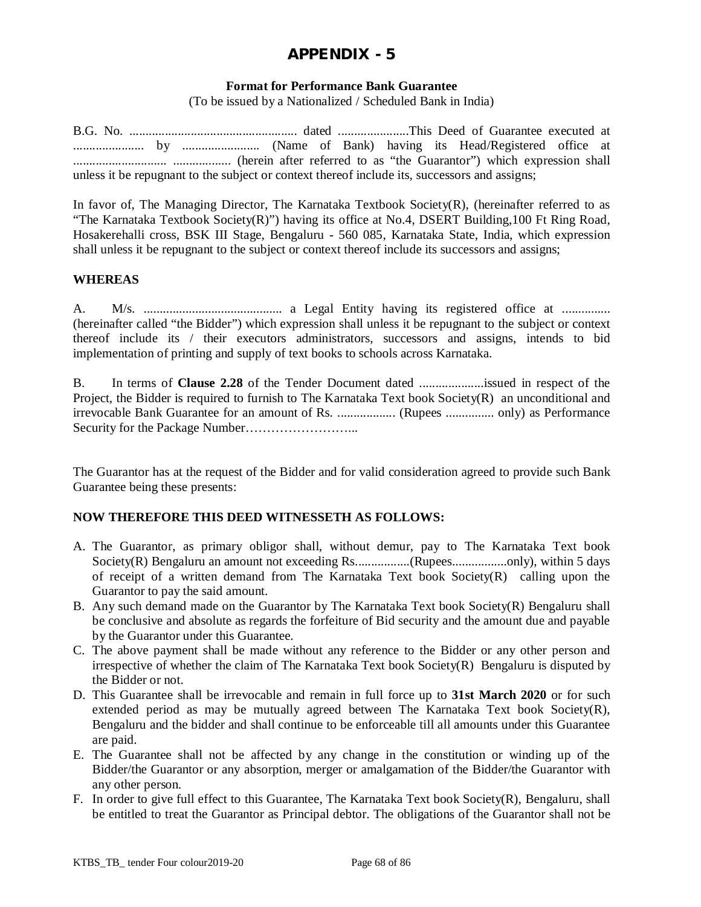# APPENDIX - 5

**Format for Performance Bank Guarantee**

(To be issued by a Nationalized / Scheduled Bank in India)

B.G. No. .................................................... dated ......................This Deed of Guarantee executed at ...................... by ........................ (Name of Bank) having its Head/Registered office at ............................. .................. (herein after referred to as "the Guarantor") which expression shall unless it be repugnant to the subject or context thereof include its, successors and assigns;

In favor of, The Managing Director, The Karnataka Textbook Society(R), (hereinafter referred to as "The Karnataka Textbook Society(R)") having its office at No.4, DSERT Building,100 Ft Ring Road, Hosakerehalli cross, BSK III Stage, Bengaluru - 560 085, Karnataka State, India, which expression shall unless it be repugnant to the subject or context thereof include its successors and assigns;

**WHEREAS**

A. M/s. ........................................... a Legal Entity having its registered office at ............... (hereinafter called "the Bidder") which expression shall unless it be repugnant to the subject or context thereof include its / their executors administrators, successors and assigns, intends to bid implementation of printing and supply of text books to schools across Karnataka.

B. In terms of **Clause 2.28** of the Tender Document dated ....................issued in respect of the Project, the Bidder is required to furnish to The Karnataka Text book Society(R) an unconditional and irrevocable Bank Guarantee for an amount of Rs. .................. (Rupees ............... only) as Performance Security for the Package Number……………………..

The Guarantor has at the request of the Bidder and for valid consideration agreed to provide such Bank Guarantee being these presents:

**NOW THEREFORE THIS DEED WITNESSETH AS FOLLOWS:**

A. The Guarantor, as primary obligor shall, without demur, pay to The Karnataka Text book Society(R) Bengaluru an amount not exceeding Rs.................(Rupees.................only), within 5 days of receipt of a written demand from The Karnataka Text book Society(R) calling upon the Guarantor to pay the said amount.
B. Any such demand made on the Guarantor by The Karnataka Text book Society(R) Bengaluru shall be conclusive and absolute as regards the forfeiture of Bid security and the amount due and payable by the Guarantor under this Guarantee.
C. The above payment shall be made without any reference to the Bidder or any other person and irrespective of whether the claim of The Karnataka Text book Society(R) Bengaluru is disputed by the Bidder or not.
D. This Guarantee shall be irrevocable and remain in full force up to **31st March 2020** or for such extended period as may be mutually agreed between The Karnataka Text book Society(R), Bengaluru and the bidder and shall continue to be enforceable till all amounts under this Guarantee are paid.
E. The Guarantee shall not be affected by any change in the constitution or winding up of the Bidder/the Guarantor or any absorption, merger or amalgamation of the Bidder/the Guarantor with any other person.
F. In order to give full effect to this Guarantee, The Karnataka Text book Society(R), Bengaluru, shall be entitled to treat the Guarantor as Principal debtor. The obligations of the Guarantor shall not be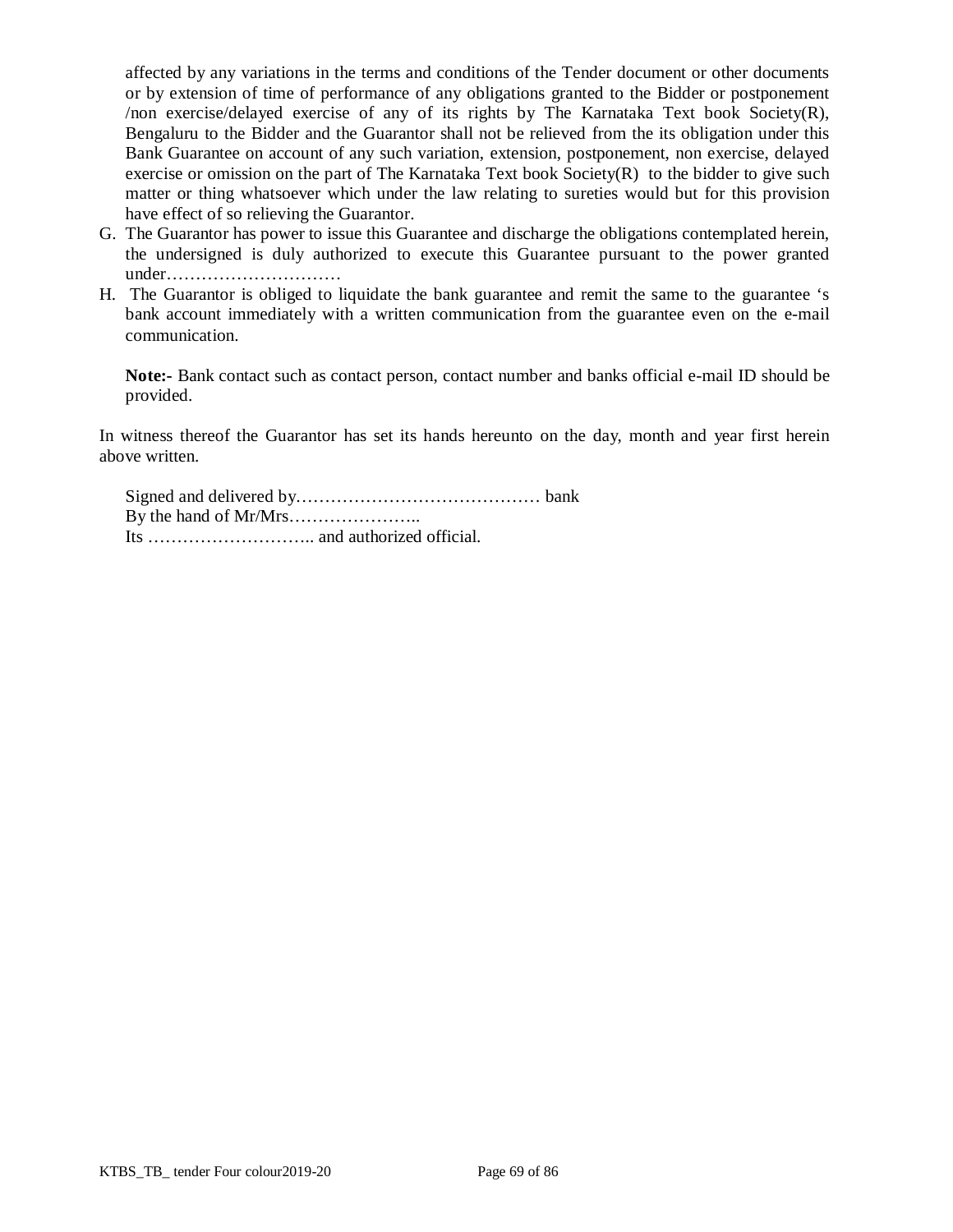affected by any variations in the terms and conditions of the Tender document or other documents or by extension of time of performance of any obligations granted to the Bidder or postponement /non exercise/delayed exercise of any of its rights by The Karnataka Text book Society(R), Bengaluru to the Bidder and the Guarantor shall not be relieved from the its obligation under this Bank Guarantee on account of any such variation, extension, postponement, non exercise, delayed exercise or omission on the part of The Karnataka Text book Society(R) to the bidder to give such matter or thing whatsoever which under the law relating to sureties would but for this provision have effect of so relieving the Guarantor.

G. The Guarantor has power to issue this Guarantee and discharge the obligations contemplated herein, the undersigned is duly authorized to execute this Guarantee pursuant to the power granted under…………………………

H. The Guarantor is obliged to liquidate the bank guarantee and remit the same to the guarantee 's bank account immediately with a written communication from the guarantee even on the e-mail communication.

**Note:-** Bank contact such as contact person, contact number and banks official e-mail ID should be provided.

In witness thereof the Guarantor has set its hands hereunto on the day, month and year first herein above written.

Signed and delivered by…………………………………… bank
By the hand of Mr/Mrs…………………..
Its ……………………….. and authorized official.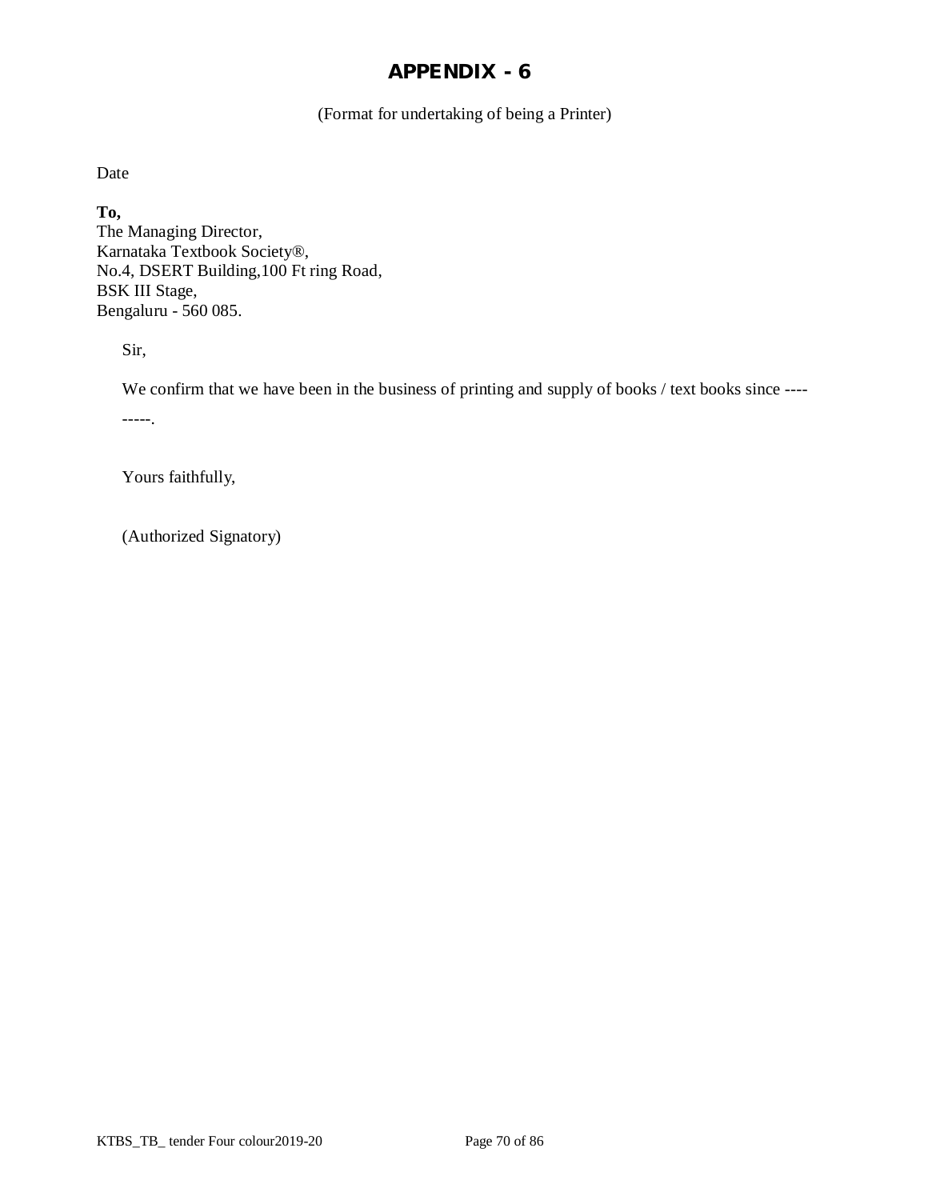# APPENDIX - 6

(Format for undertaking of being a Printer)

Date

**To,**
The Managing Director,
Karnataka Textbook Society®,
No.4, DSERT Building,100 Ft ring Road,
BSK III Stage,
Bengaluru - 560 085.

Sir,

We confirm that we have been in the business of printing and supply of books / text books since ---------.

Yours faithfully,

(Authorized Signatory)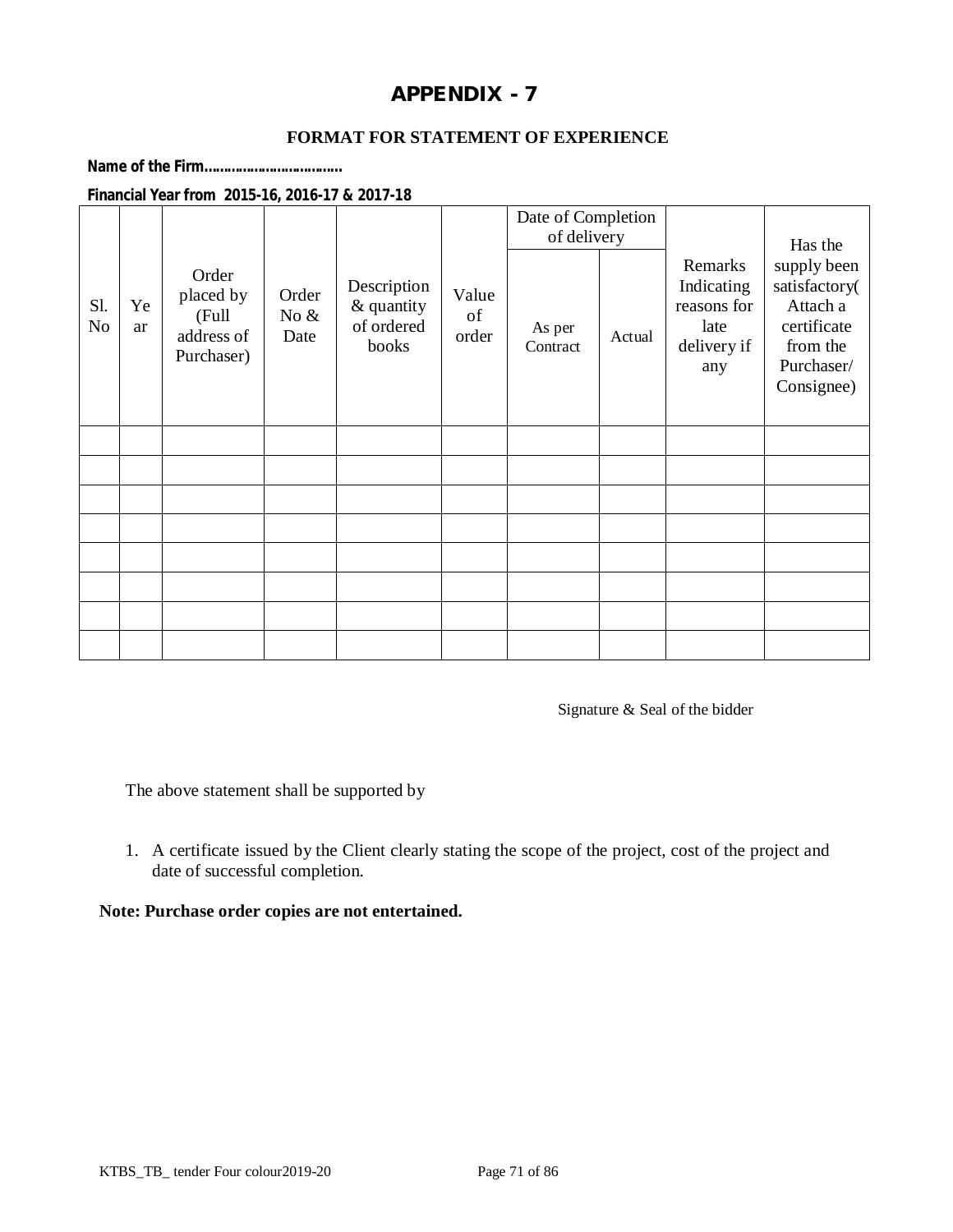# APPENDIX - 7

**FORMAT FOR STATEMENT OF EXPERIENCE**

**Name of the Firm……………………………**

**Financial Year from 2015-16, 2016-17 & 2017-18**

| Sl. No | Year | Order placed by (Full address of Purchaser) | Order No & Date | Description & quantity of ordered books | Value of order | Date of Completion of delivery | | Remarks Indicating reasons for late delivery if any | Has the supply been satisfactory( Attach a certificate from the Purchaser/ Consignee) |
|---|---|---|---|---|---|---|---|---|---|
| | | | | | | As per Contract | Actual | | |
| | | | | | | | | | |
| | | | | | | | | | |
| | | | | | | | | | |
| | | | | | | | | | |
| | | | | | | | | | |
| | | | | | | | | | |
| | | | | | | | | | |
| | | | | | | | | | |

Signature & Seal of the bidder

The above statement shall be supported by

1. A certificate issued by the Client clearly stating the scope of the project, cost of the project and date of successful completion.

**Note: Purchase order copies are not entertained.**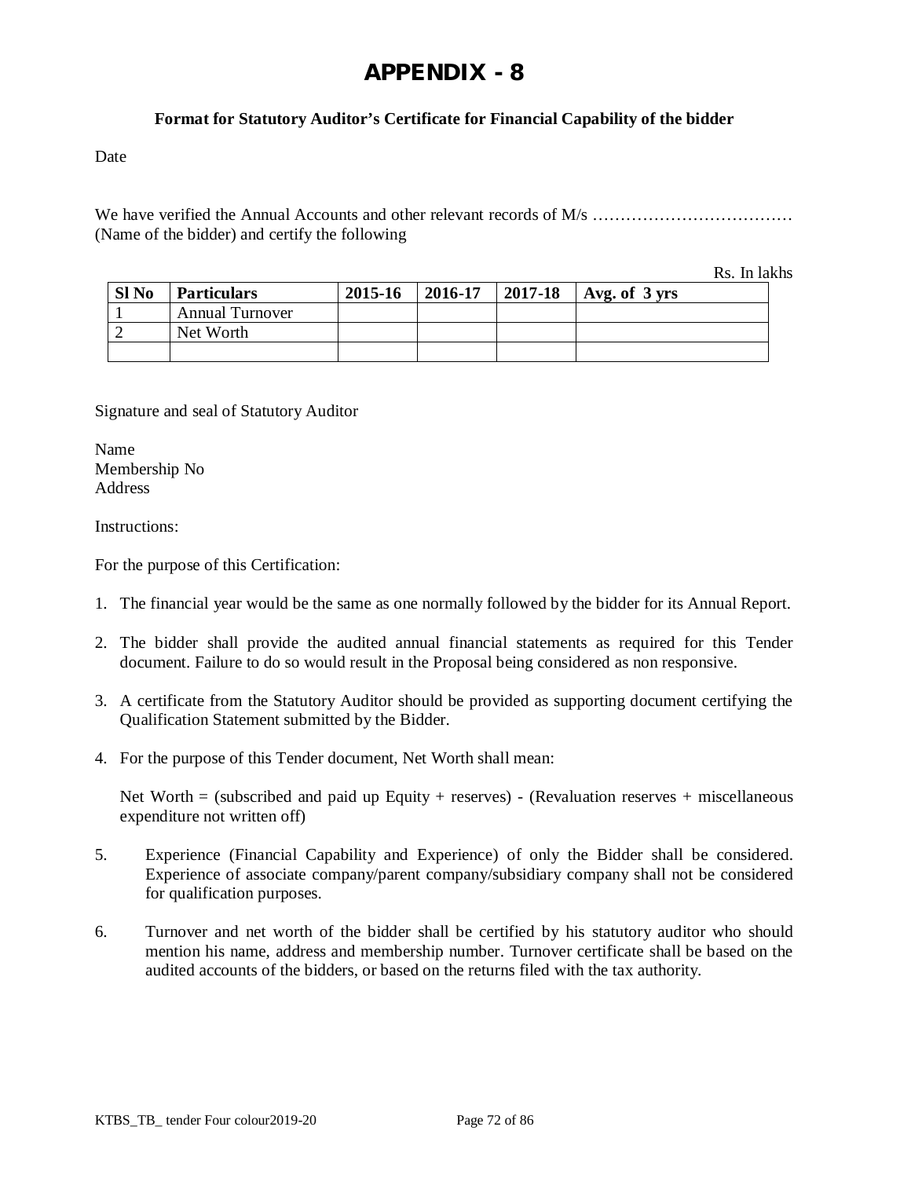# APPENDIX - 8

**Format for Statutory Auditor's Certificate for Financial Capability of the bidder**

Date

We have verified the Annual Accounts and other relevant records of M/s ……………………………… (Name of the bidder) and certify the following

Rs. In lakhs

| Sl No | Particulars | 2015-16 | 2016-17 | 2017-18 | Avg. of 3 yrs |
|---|---|---|---|---|---|
| 1 | Annual Turnover | | | | |
| 2 | Net Worth | | | | |
| | | | | | |

Signature and seal of Statutory Auditor

Name
Membership No
Address

Instructions:

For the purpose of this Certification:

1. The financial year would be the same as one normally followed by the bidder for its Annual Report.
2. The bidder shall provide the audited annual financial statements as required for this Tender document. Failure to do so would result in the Proposal being considered as non responsive.
3. A certificate from the Statutory Auditor should be provided as supporting document certifying the Qualification Statement submitted by the Bidder.
4. For the purpose of this Tender document, Net Worth shall mean:

   Net Worth = (subscribed and paid up Equity + reserves) - (Revaluation reserves + miscellaneous expenditure not written off)

5. Experience (Financial Capability and Experience) of only the Bidder shall be considered. Experience of associate company/parent company/subsidiary company shall not be considered for qualification purposes.
6. Turnover and net worth of the bidder shall be certified by his statutory auditor who should mention his name, address and membership number. Turnover certificate shall be based on the audited accounts of the bidders, or based on the returns filed with the tax authority.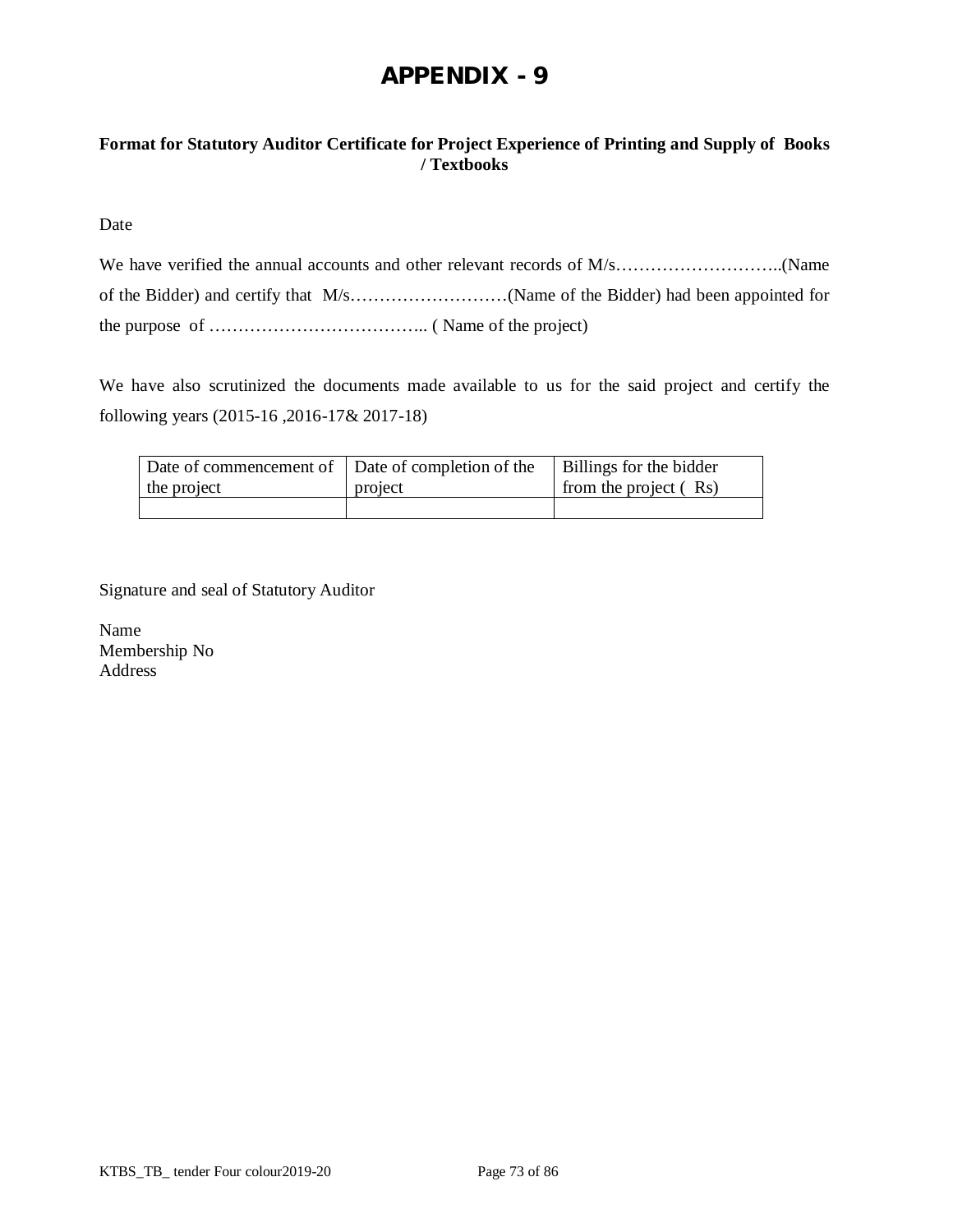# APPENDIX - 9

**Format for Statutory Auditor Certificate for Project Experience of Printing and Supply of Books / Textbooks**

Date

We have verified the annual accounts and other relevant records of M/s………………………..(Name of the Bidder) and certify that M/s………………………(Name of the Bidder) had been appointed for the purpose of ……………………………….. ( Name of the project)

We have also scrutinized the documents made available to us for the said project and certify the following years (2015-16 ,2016-17& 2017-18)

| Date of commencement of the project | Date of completion of the project | Billings for the bidder from the project ( Rs) |
|---|---|---|
| | | |

Signature and seal of Statutory Auditor

Name
Membership No
Address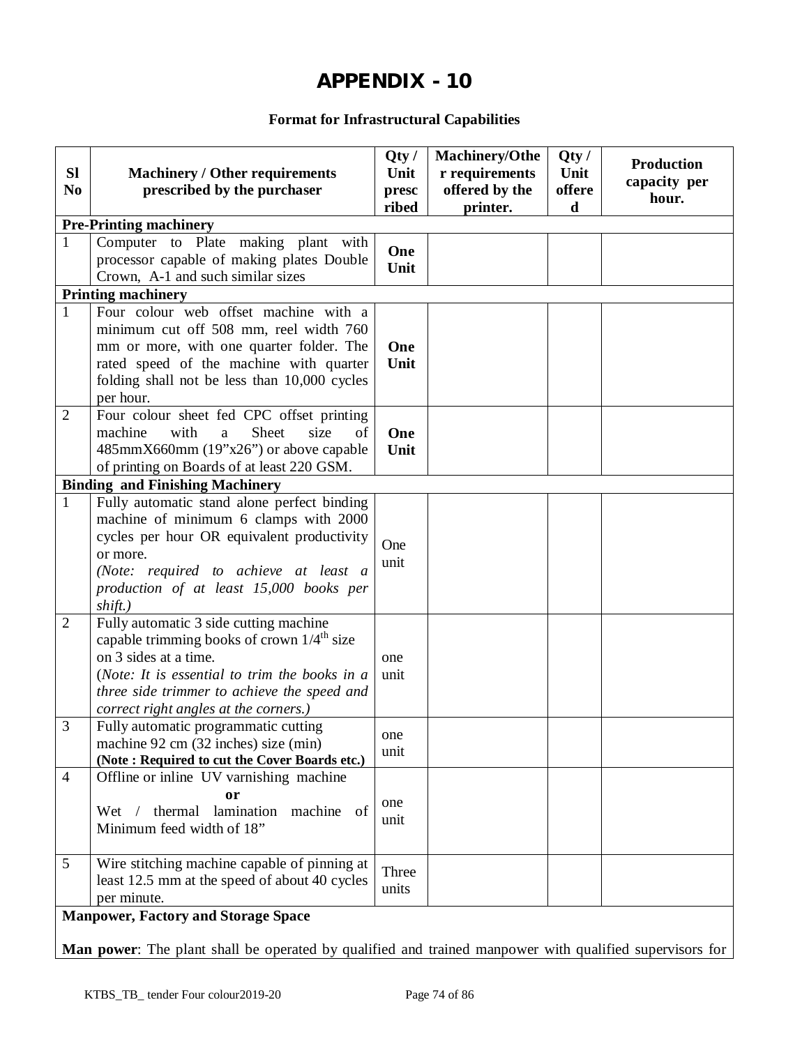# APPENDIX - 10

**Format for Infrastructural Capabilities**

| Sl No | Machinery / Other requirements prescribed by the purchaser | Qty / Unit prescribed | Machinery/Other requirements offered by the printer. | Qty / Unit offered | Production capacity per hour. |
|---|---|---|---|---|---|
| **Pre-Printing machinery** | | | | | |
| 1 | Computer to Plate making plant with processor capable of making plates Double Crown, A-1 and such similar sizes | **One Unit** | | | |
| **Printing machinery** | | | | | |
| 1 | Four colour web offset machine with a minimum cut off 508 mm, reel width 760 mm or more, with one quarter folder. The rated speed of the machine with quarter folding shall not be less than 10,000 cycles per hour. | **One Unit** | | | |
| 2 | Four colour sheet fed CPC offset printing machine with a Sheet size of 485mmX660mm (19"x26") or above capable of printing on Boards of at least 220 GSM. | **One Unit** | | | |
| **Binding and Finishing Machinery** | | | | | |
| 1 | Fully automatic stand alone perfect binding machine of minimum 6 clamps with 2000 cycles per hour OR equivalent productivity or more. *(Note: required to achieve at least a production of at least 15,000 books per shift.)* | One unit | | | |
| 2 | Fully automatic 3 side cutting machine capable trimming books of crown 1/4th size on 3 sides at a time. (*Note: It is essential to trim the books in a three side trimmer to achieve the speed and correct right angles at the corners.)* | one unit | | | |
| 3 | Fully automatic programmatic cutting machine 92 cm (32 inches) size (min) **(Note : Required to cut the Cover Boards etc.)** | one unit | | | |
| 4 | Offline or inline UV varnishing machine **or** Wet / thermal lamination machine of Minimum feed width of 18" | one unit | | | |
| 5 | Wire stitching machine capable of pinning at least 12.5 mm at the speed of about 40 cycles per minute. | Three units | | | |

**Manpower, Factory and Storage Space**

**Man power**: The plant shall be operated by qualified and trained manpower with qualified supervisors for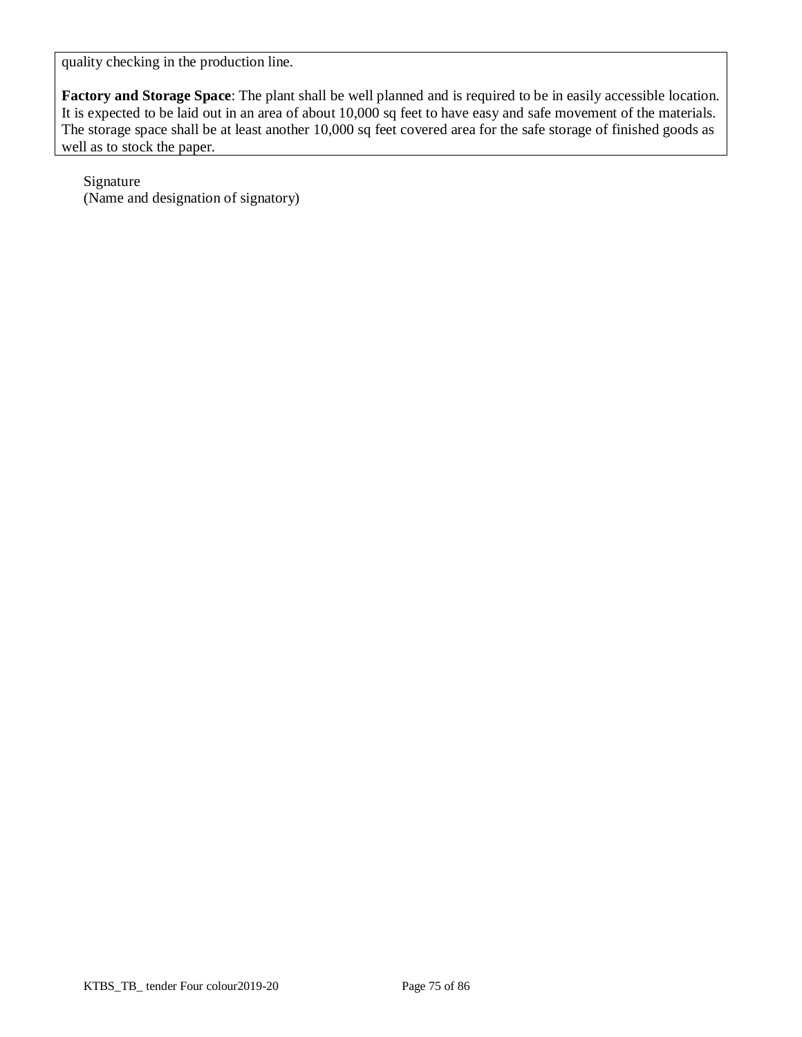quality checking in the production line.

**Factory and Storage Space**: The plant shall be well planned and is required to be in easily accessible location. It is expected to be laid out in an area of about 10,000 sq feet to have easy and safe movement of the materials. The storage space shall be at least another 10,000 sq feet covered area for the safe storage of finished goods as well as to stock the paper.

Signature
(Name and designation of signatory)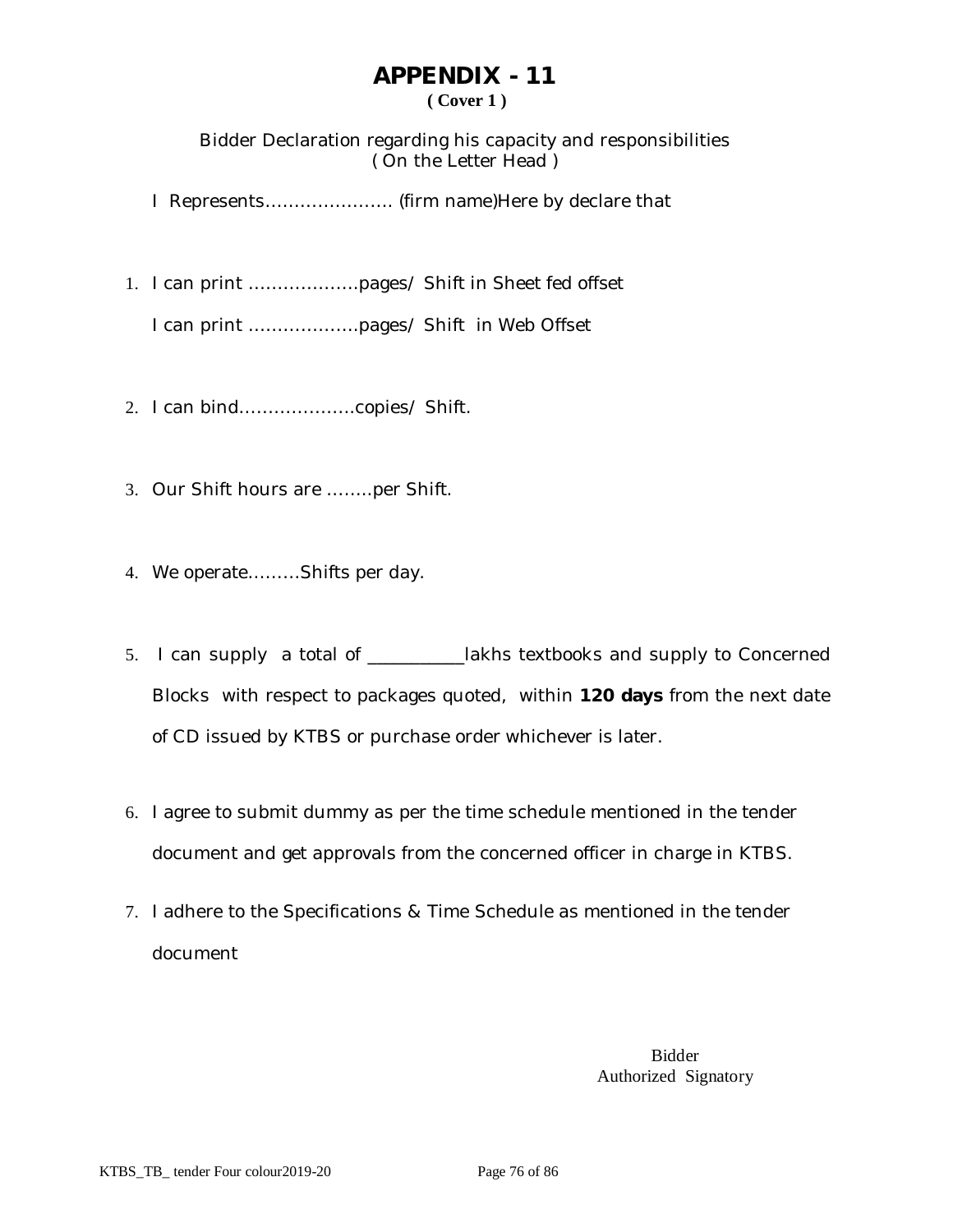# APPENDIX - 11

**( Cover 1 )**

Bidder Declaration regarding his capacity and responsibilities
( On the Letter Head )

I Represents…………………. (firm name)Here by declare that

1. I can print ……………….pages/ Shift in Sheet fed offset

   I can print ……………….pages/ Shift in Web Offset

2. I can bind………………..copies/ Shift.

3. Our Shift hours are ……..per Shift.

4. We operate………Shifts per day.

5. I can supply a total of __________lakhs textbooks and supply to Concerned Blocks with respect to packages quoted, within **120 days** from the next date of CD issued by KTBS or purchase order whichever is later.

6. I agree to submit dummy as per the time schedule mentioned in the tender document and get approvals from the concerned officer in charge in KTBS.

7. I adhere to the Specifications & Time Schedule as mentioned in the tender document

Bidder
Authorized Signatory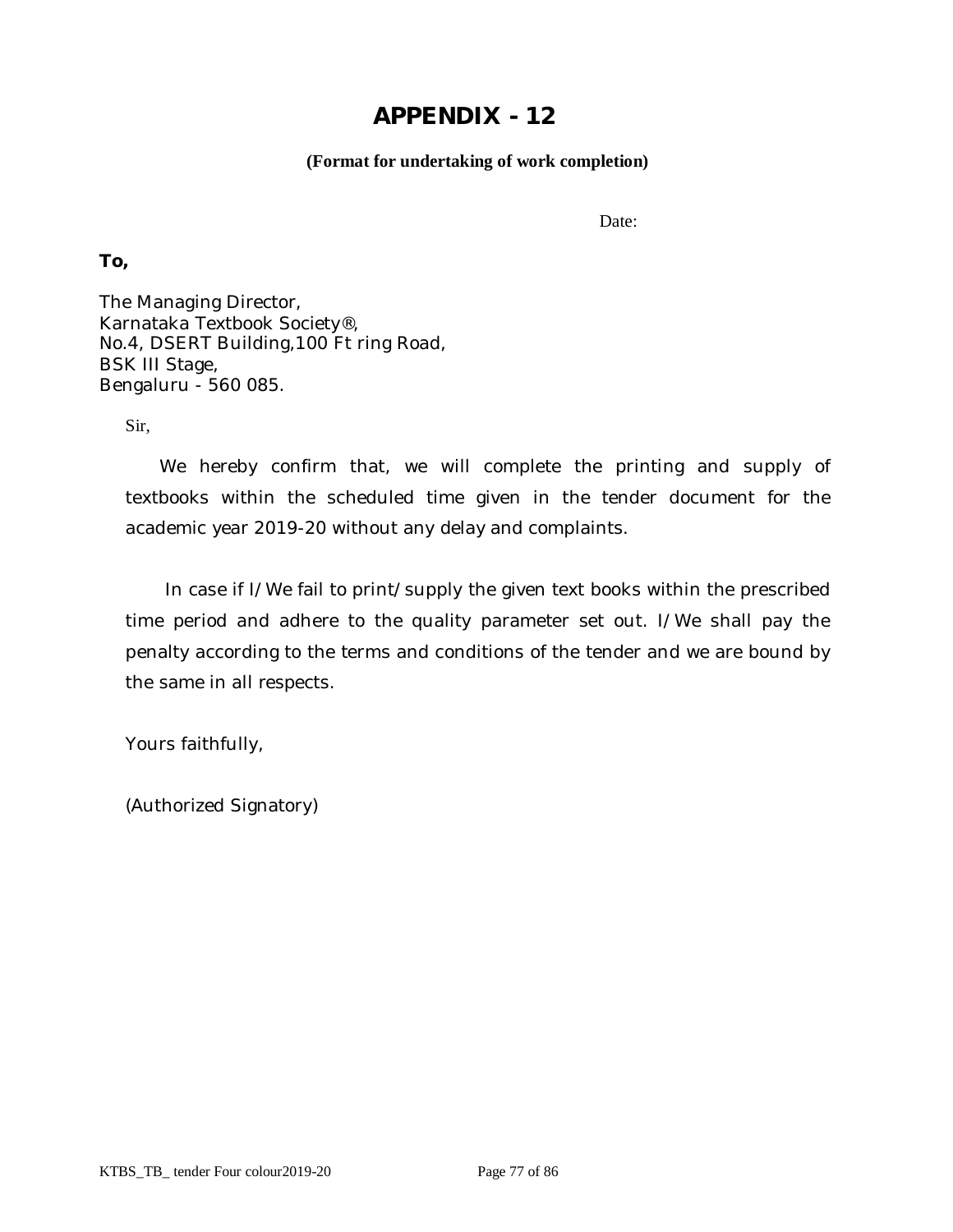# APPENDIX - 12

**(Format for undertaking of work completion)**

Date:

**To,**

The Managing Director,
Karnataka Textbook Society®,
No.4, DSERT Building,100 Ft ring Road,
BSK III Stage,
Bengaluru - 560 085.

Sir,

We hereby confirm that, we will complete the printing and supply of textbooks within the scheduled time given in the tender document for the academic year 2019-20 without any delay and complaints.

In case if I/We fail to print/supply the given text books within the prescribed time period and adhere to the quality parameter set out. I/We shall pay the penalty according to the terms and conditions of the tender and we are bound by the same in all respects.

Yours faithfully,

(Authorized Signatory)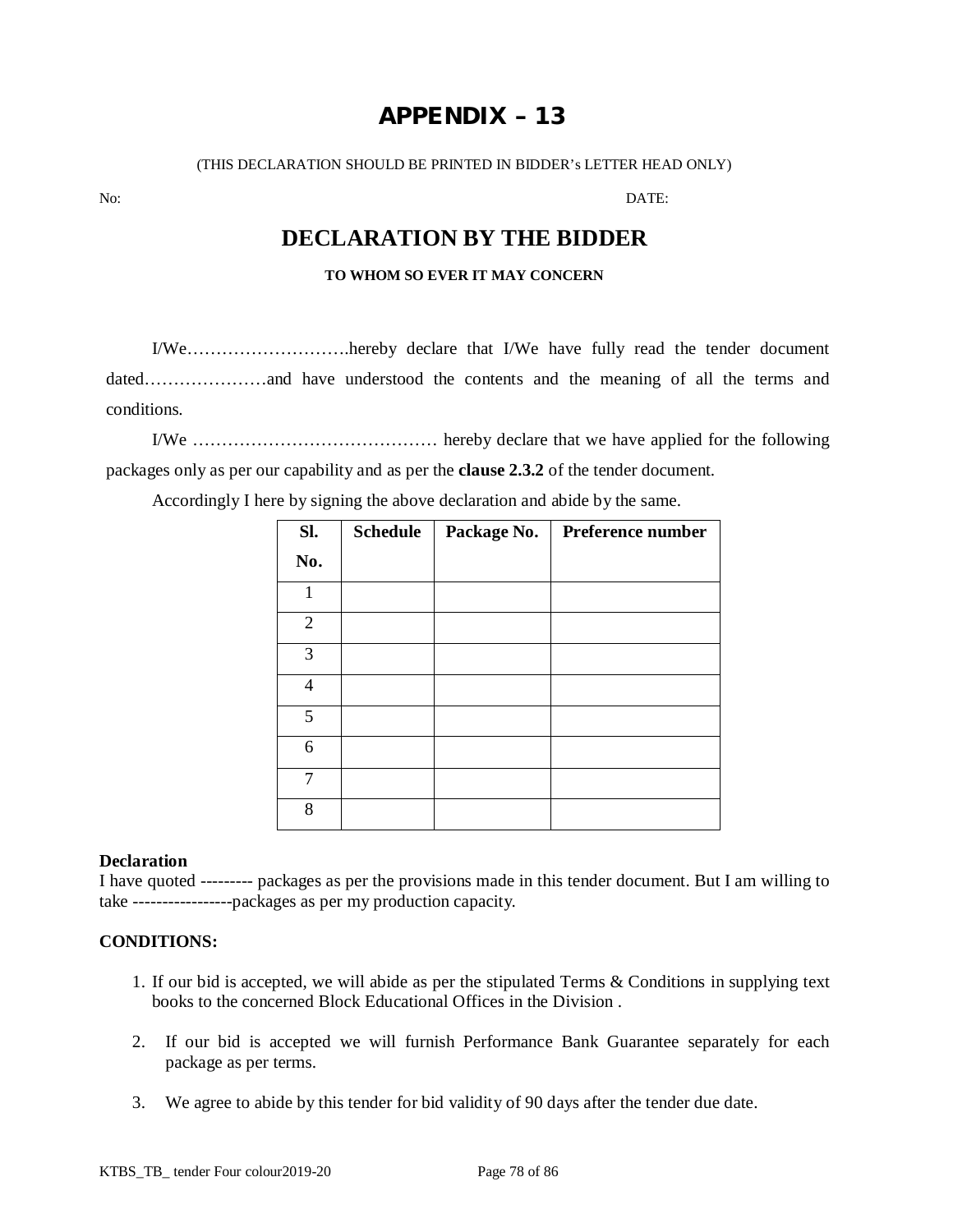# APPENDIX – 13

(THIS DECLARATION SHOULD BE PRINTED IN BIDDER's LETTER HEAD ONLY)

No: DATE:

## DECLARATION BY THE BIDDER

**TO WHOM SO EVER IT MAY CONCERN**

I/We……………………….hereby declare that I/We have fully read the tender document dated…………………and have understood the contents and the meaning of all the terms and conditions.

I/We …………………………………… hereby declare that we have applied for the following packages only as per our capability and as per the **clause 2.3.2** of the tender document.

Accordingly I here by signing the above declaration and abide by the same.

| Sl. No. | Schedule | Package No. | Preference number |
|---|---|---|---|
| 1 | | | |
| 2 | | | |
| 3 | | | |
| 4 | | | |
| 5 | | | |
| 6 | | | |
| 7 | | | |
| 8 | | | |

**Declaration**

I have quoted --------- packages as per the provisions made in this tender document. But I am willing to take -----------------packages as per my production capacity.

**CONDITIONS:**

1. If our bid is accepted, we will abide as per the stipulated Terms & Conditions in supplying text books to the concerned Block Educational Offices in the Division .
2. If our bid is accepted we will furnish Performance Bank Guarantee separately for each package as per terms.
3. We agree to abide by this tender for bid validity of 90 days after the tender due date.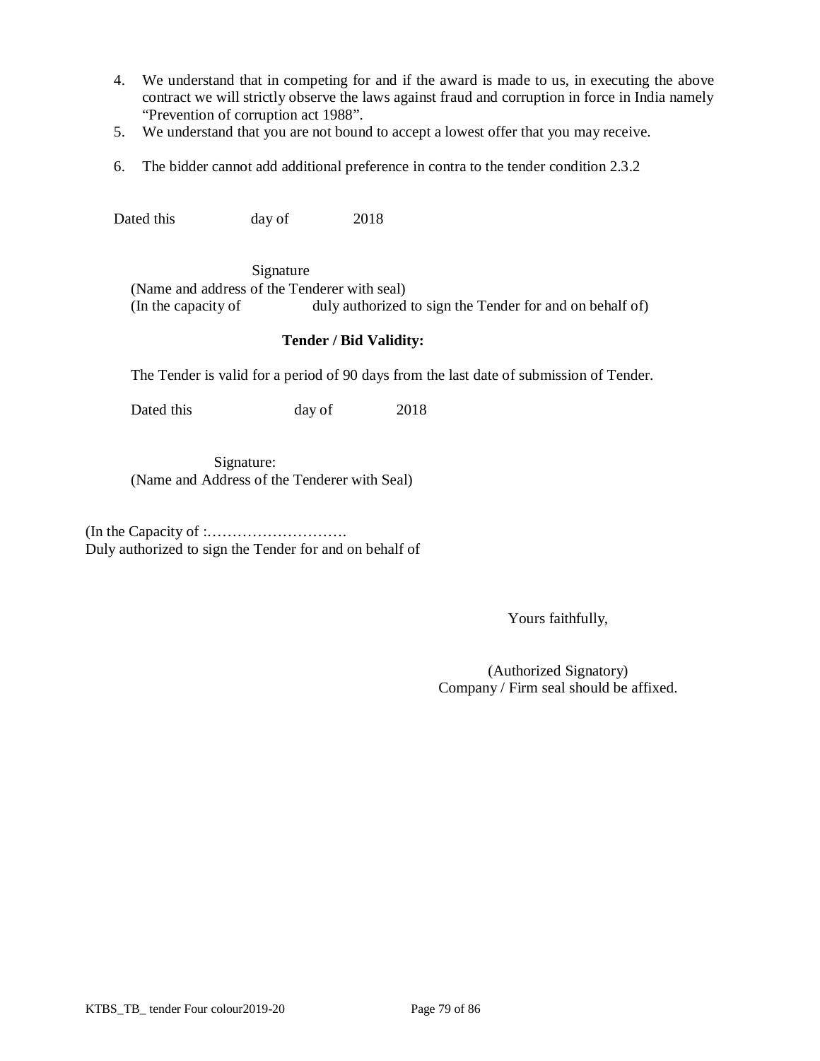4. We understand that in competing for and if the award is made to us, in executing the above contract we will strictly observe the laws against fraud and corruption in force in India namely "Prevention of corruption act 1988".
5. We understand that you are not bound to accept a lowest offer that you may receive.
6. The bidder cannot add additional preference in contra to the tender condition 2.3.2

Dated this day of 2018

Signature
(Name and address of the Tenderer with seal)
(In the capacity of duly authorized to sign the Tender for and on behalf of)

**Tender / Bid Validity:**

The Tender is valid for a period of 90 days from the last date of submission of Tender.

Dated this day of 2018

Signature:
(Name and Address of the Tenderer with Seal)

(In the Capacity of :……………………….
Duly authorized to sign the Tender for and on behalf of

Yours faithfully,

(Authorized Signatory)
Company / Firm seal should be affixed.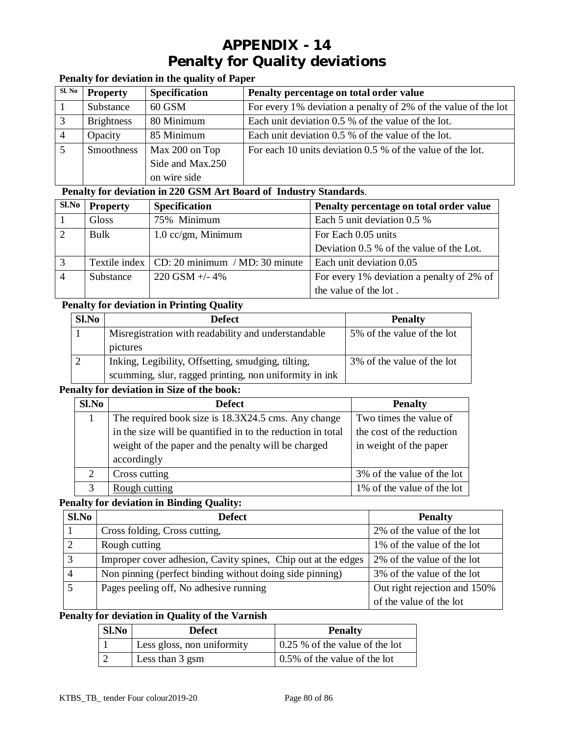# APPENDIX - 14
# Penalty for Quality deviations

**Penalty for deviation in the quality of Paper**

| Sl. No | Property | Specification | Penalty percentage on total order value |
|---|---|---|---|
| 1 | Substance | 60 GSM | For every 1% deviation a penalty of 2% of the value of the lot |
| 3 | Brightness | 80 Minimum | Each unit deviation 0.5 % of the value of the lot. |
| 4 | Opacity | 85 Minimum | Each unit deviation 0.5 % of the value of the lot. |
| 5 | Smoothness | Max 200 on Top Side and Max.250 on wire side | For each 10 units deviation 0.5 % of the value of the lot. |

**Penalty for deviation in 220 GSM Art Board of Industry Standards**.

| Sl.No | Property | Specification | Penalty percentage on total order value |
|---|---|---|---|
| 1 | Gloss | 75% Minimum | Each 5 unit deviation 0.5 % |
| 2 | Bulk | 1.0 cc/gm, Minimum | For Each 0.05 units Deviation 0.5 % of the value of the Lot. |
| 3 | Textile index | CD: 20 minimum / MD: 30 minute | Each unit deviation 0.05 |
| 4 | Substance | 220 GSM +/- 4% | For every 1% deviation a penalty of 2% of the value of the lot . |

**Penalty for deviation in Printing Quality**

| Sl.No | Defect | Penalty |
|---|---|---|
| 1 | Misregistration with readability and understandable pictures | 5% of the value of the lot |
| 2 | Inking, Legibility, Offsetting, smudging, tilting, scumming, slur, ragged printing, non uniformity in ink | 3% of the value of the lot |

**Penalty for deviation in Size of the book:**

| Sl.No | Defect | Penalty |
|---|---|---|
| 1 | The required book size is 18.3X24.5 cms. Any change in the size will be quantified in to the reduction in total weight of the paper and the penalty will be charged accordingly | Two times the value of the cost of the reduction in weight of the paper |
| 2 | Cross cutting | 3% of the value of the lot |
| 3 | Rough cutting | 1% of the value of the lot |

**Penalty for deviation in Binding Quality:**

| Sl.No | Defect | Penalty |
|---|---|---|
| 1 | Cross folding, Cross cutting, | 2% of the value of the lot |
| 2 | Rough cutting | 1% of the value of the lot |
| 3 | Improper cover adhesion, Cavity spines, Chip out at the edges | 2% of the value of the lot |
| 4 | Non pinning (perfect binding without doing side pinning) | 3% of the value of the lot |
| 5 | Pages peeling off, No adhesive running | Out right rejection and 150% of the value of the lot |

**Penalty for deviation in Quality of the Varnish**

| Sl.No | Defect | Penalty |
|---|---|---|
| 1 | Less gloss, non uniformity | 0.25 % of the value of the lot |
| 2 | Less than 3 gsm | 0.5% of the value of the lot |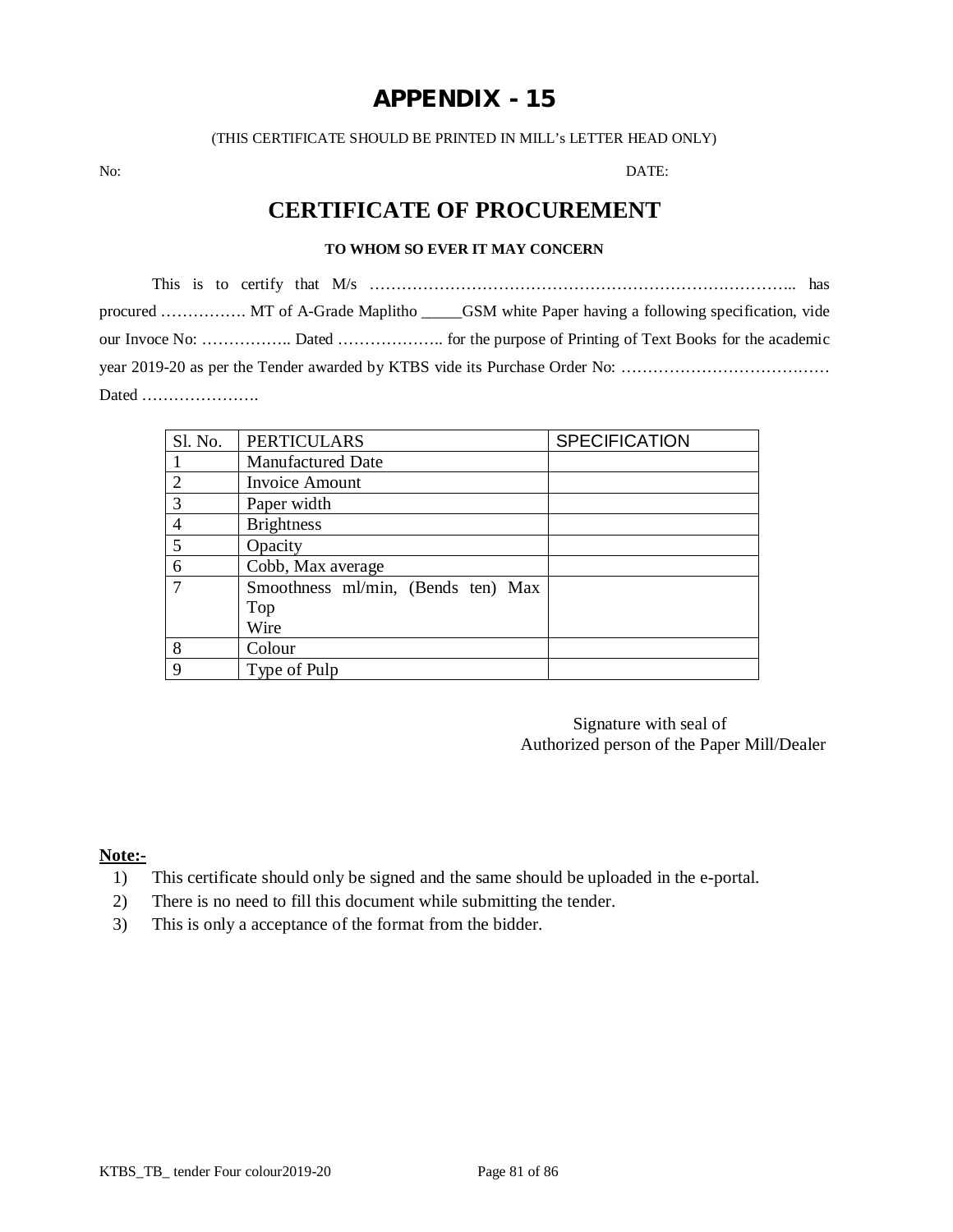# APPENDIX - 15

(THIS CERTIFICATE SHOULD BE PRINTED IN MILL's LETTER HEAD ONLY)

No: DATE:

## CERTIFICATE OF PROCUREMENT

**TO WHOM SO EVER IT MAY CONCERN**

This is to certify that M/s ……………………………………………………………………….. has procured ……………. MT of A-Grade Maplitho _____GSM white Paper having a following specification, vide our Invoce No: …………….. Dated ……………….. for the purpose of Printing of Text Books for the academic year 2019-20 as per the Tender awarded by KTBS vide its Purchase Order No: ………………………………… Dated ………………….

| Sl. No. | PERTICULARS | SPECIFICATION |
|---|---|---|
| 1 | Manufactured Date | |
| 2 | Invoice Amount | |
| 3 | Paper width | |
| 4 | Brightness | |
| 5 | Opacity | |
| 6 | Cobb, Max average | |
| 7 | Smoothness ml/min, (Bends ten) Max<br>Top<br>Wire | |
| 8 | Colour | |
| 9 | Type of Pulp | |

Signature with seal of
Authorized person of the Paper Mill/Dealer

**Note:-**

1) This certificate should only be signed and the same should be uploaded in the e-portal.
2) There is no need to fill this document while submitting the tender.
3) This is only a acceptance of the format from the bidder.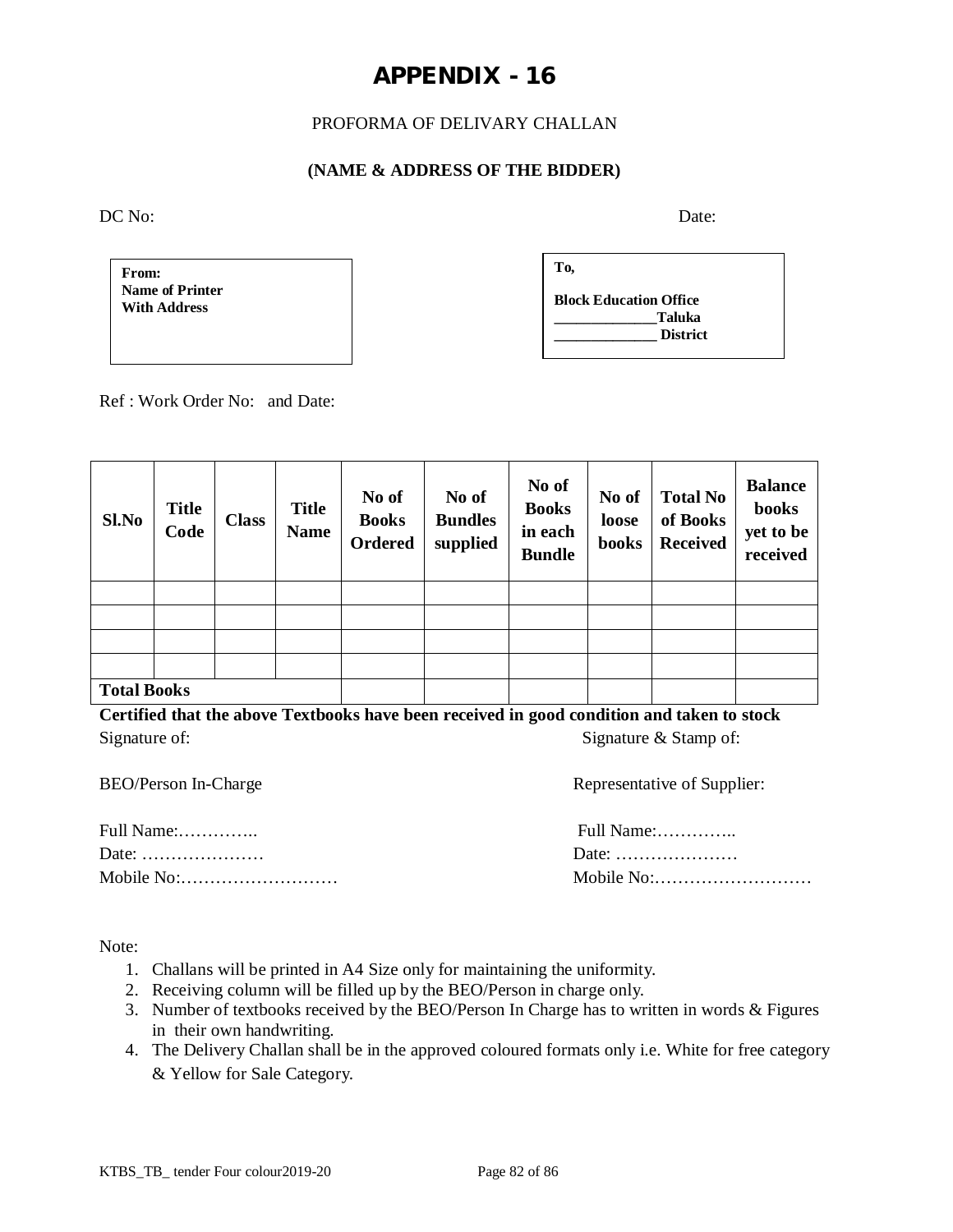# APPENDIX - 16

PROFORMA OF DELIVARY CHALLAN

**(NAME & ADDRESS OF THE BIDDER)**

DC No: Date:

**From:**
**Name of Printer**
**With Address**

**To,**

**Block Education Office**
**______________Taluka**
**______________ District**

Ref : Work Order No: and Date:

| **Sl.No** | **Title Code** | **Class** | **Title Name** | **No of Books Ordered** | **No of Bundles supplied** | **No of Books in each Bundle** | **No of loose books** | **Total No of Books Received** | **Balance books yet to be received** |
|---|---|---|---|---|---|---|---|---|---|
| | | | | | | | | | |
| | | | | | | | | | |
| | | | | | | | | | |
| | | | | | | | | | |
| **Total Books** | | | | | | | | | |

**Certified that the above Textbooks have been received in good condition and taken to stock**

Signature of:

BEO/Person In-Charge

Full Name:…………..
Date: …………………
Mobile No:………………………

Signature & Stamp of:

Representative of Supplier:

Full Name:…………..
Date: …………………
Mobile No:………………………

Note:

1. Challans will be printed in A4 Size only for maintaining the uniformity.
2. Receiving column will be filled up by the BEO/Person in charge only.
3. Number of textbooks received by the BEO/Person In Charge has to written in words & Figures in their own handwriting.
4. The Delivery Challan shall be in the approved coloured formats only i.e. White for free category & Yellow for Sale Category.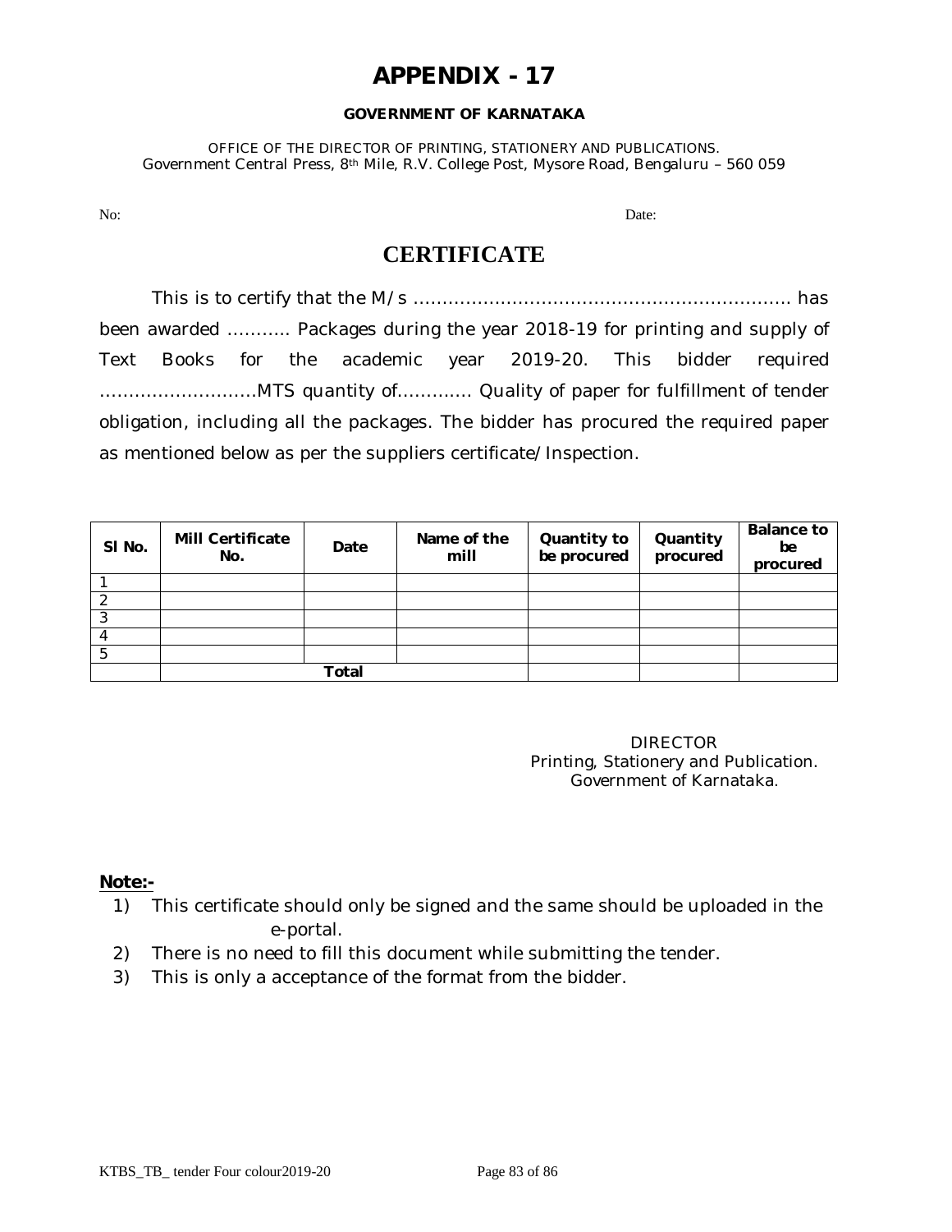# APPENDIX - 17

**GOVERNMENT OF KARNATAKA**

OFFICE OF THE DIRECTOR OF PRINTING, STATIONERY AND PUBLICATIONS.
Government Central Press, 8th Mile, R.V. College Post, Mysore Road, Bengaluru – 560 059

No: Date:

## CERTIFICATE

This is to certify that the M/s ………………………………………………………. has been awarded ……….. Packages during the year 2018-19 for printing and supply of Text Books for the academic year 2019-20. This bidder required ………………………MTS quantity of………… Quality of paper for fulfillment of tender obligation, including all the packages. The bidder has procured the required paper as mentioned below as per the suppliers certificate/Inspection.

| Sl No. | Mill Certificate No. | Date | Name of the mill | Quantity to be procured | Quantity procured | Balance to be procured |
|---|---|---|---|---|---|---|
| 1 | | | | | | |
| 2 | | | | | | |
| 3 | | | | | | |
| 4 | | | | | | |
| 5 | | | | | | |
| | Total | | | | | |

DIRECTOR
Printing, Stationery and Publication.
Government of Karnataka.

**Note:-**

1) This certificate should only be signed and the same should be uploaded in the e-portal.
2) There is no need to fill this document while submitting the tender.
3) This is only a acceptance of the format from the bidder.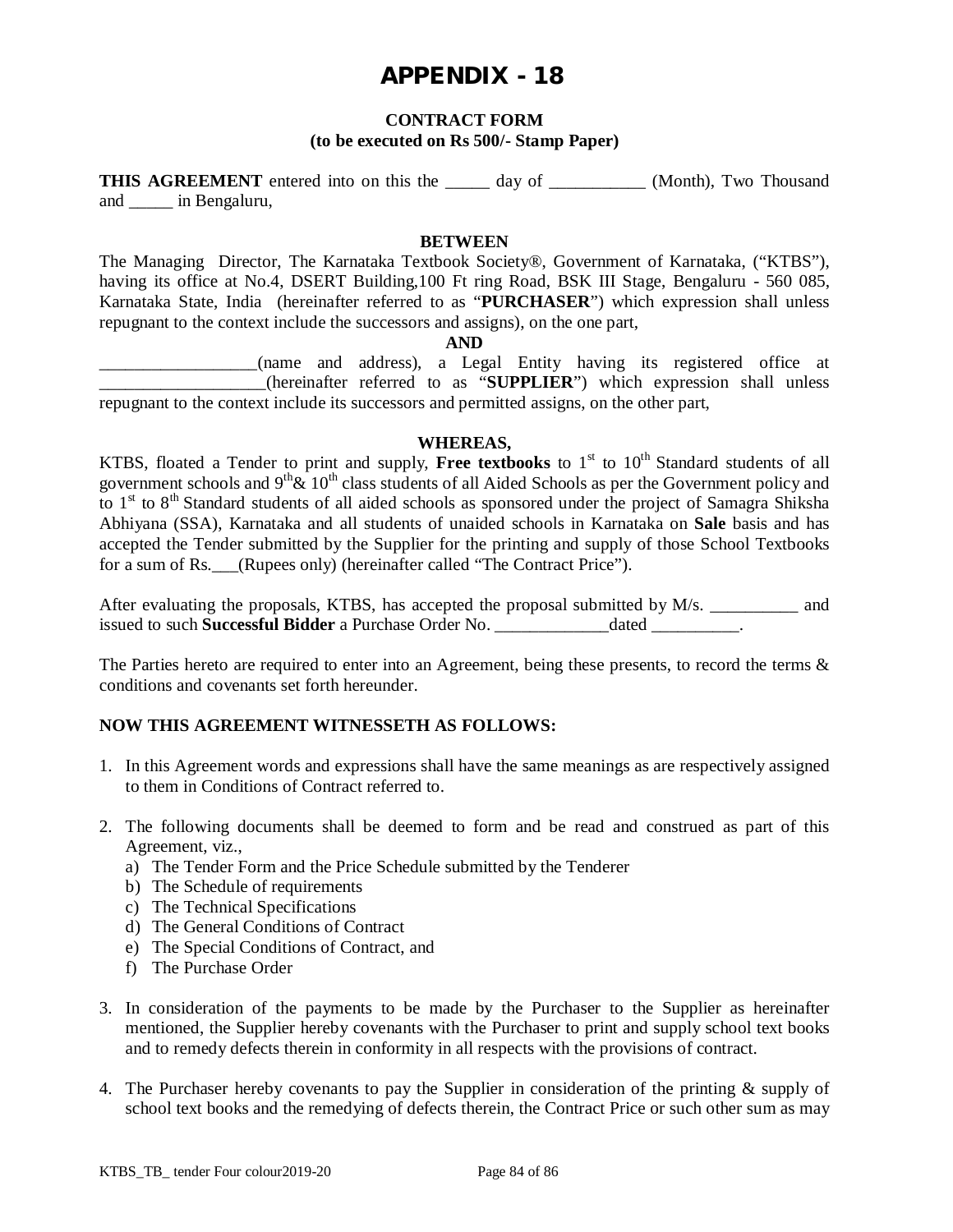# APPENDIX - 18

**CONTRACT FORM**
**(to be executed on Rs 500/- Stamp Paper)**

**THIS AGREEMENT** entered into on this the _____ day of ___________ (Month), Two Thousand and _____ in Bengaluru,

**BETWEEN**

The Managing Director, The Karnataka Textbook Society®, Government of Karnataka, ("KTBS"), having its office at No.4, DSERT Building,100 Ft ring Road, BSK III Stage, Bengaluru - 560 085, Karnataka State, India (hereinafter referred to as "**PURCHASER**") which expression shall unless repugnant to the context include the successors and assigns), on the one part,

**AND**

__________________(name and address), a Legal Entity having its registered office at __________________(hereinafter referred to as "**SUPPLIER**") which expression shall unless repugnant to the context include its successors and permitted assigns, on the other part,

**WHEREAS,**

KTBS, floated a Tender to print and supply, **Free textbooks** to 1st to 10th Standard students of all government schools and 9th& 10th class students of all Aided Schools as per the Government policy and to 1st to 8th Standard students of all aided schools as sponsored under the project of Samagra Shiksha Abhiyana (SSA), Karnataka and all students of unaided schools in Karnataka on **Sale** basis and has accepted the Tender submitted by the Supplier for the printing and supply of those School Textbooks for a sum of Rs.___(Rupees only) (hereinafter called "The Contract Price").

After evaluating the proposals, KTBS, has accepted the proposal submitted by M/s. __________ and issued to such **Successful Bidder** a Purchase Order No. _____________dated __________.

The Parties hereto are required to enter into an Agreement, being these presents, to record the terms & conditions and covenants set forth hereunder.

**NOW THIS AGREEMENT WITNESSETH AS FOLLOWS:**

1. In this Agreement words and expressions shall have the same meanings as are respectively assigned to them in Conditions of Contract referred to.

2. The following documents shall be deemed to form and be read and construed as part of this Agreement, viz.,
   a) The Tender Form and the Price Schedule submitted by the Tenderer
   b) The Schedule of requirements
   c) The Technical Specifications
   d) The General Conditions of Contract
   e) The Special Conditions of Contract, and
   f) The Purchase Order

3. In consideration of the payments to be made by the Purchaser to the Supplier as hereinafter mentioned, the Supplier hereby covenants with the Purchaser to print and supply school text books and to remedy defects therein in conformity in all respects with the provisions of contract.

4. The Purchaser hereby covenants to pay the Supplier in consideration of the printing & supply of school text books and the remedying of defects therein, the Contract Price or such other sum as may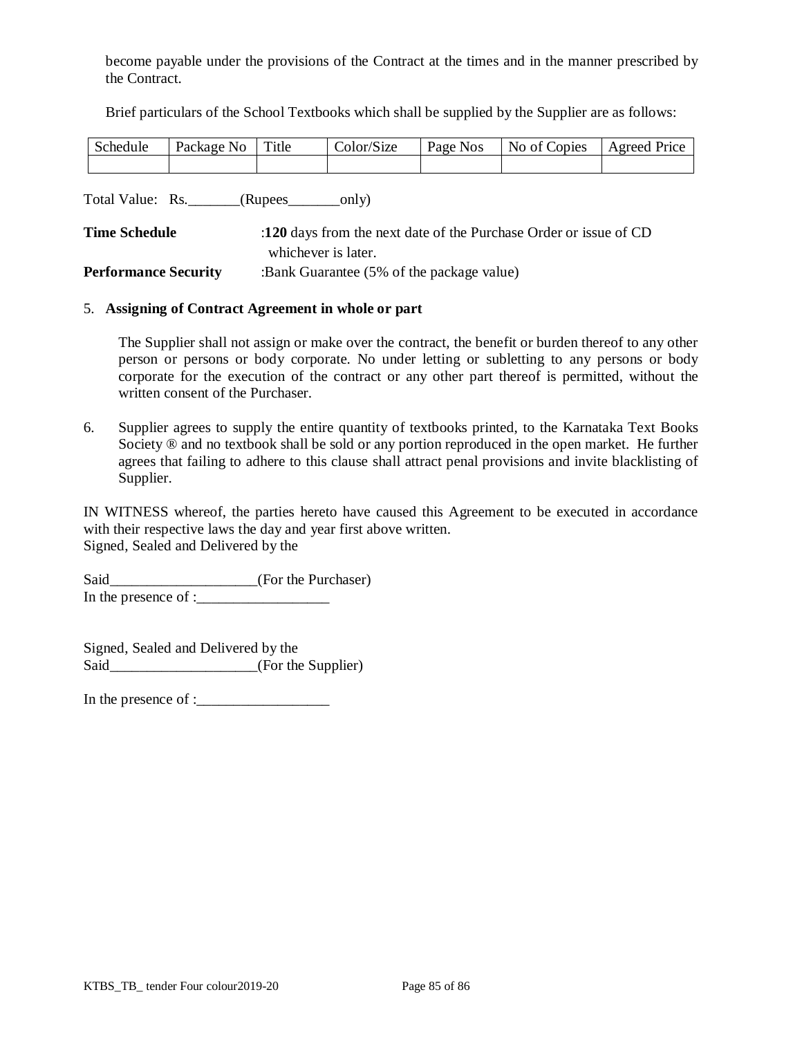become payable under the provisions of the Contract at the times and in the manner prescribed by the Contract.

Brief particulars of the School Textbooks which shall be supplied by the Supplier are as follows:

| Schedule | Package No | Title | Color/Size | Page Nos | No of Copies | Agreed Price |
|---|---|---|---|---|---|---|
| | | | | | | |

Total Value: Rs._______(Rupees_______only)

**Time Schedule** :**120** days from the next date of the Purchase Order or issue of CD whichever is later.

**Performance Security** :Bank Guarantee (5% of the package value)

5. **Assigning of Contract Agreement in whole or part**

   The Supplier shall not assign or make over the contract, the benefit or burden thereof to any other person or persons or body corporate. No under letting or subletting to any persons or body corporate for the execution of the contract or any other part thereof is permitted, without the written consent of the Purchaser.

6. Supplier agrees to supply the entire quantity of textbooks printed, to the Karnataka Text Books Society ® and no textbook shall be sold or any portion reproduced in the open market. He further agrees that failing to adhere to this clause shall attract penal provisions and invite blacklisting of Supplier.

IN WITNESS whereof, the parties hereto have caused this Agreement to be executed in accordance with their respective laws the day and year first above written.
Signed, Sealed and Delivered by the

Said___________________(For the Purchaser)
In the presence of :__________________

Signed, Sealed and Delivered by the
Said___________________(For the Supplier)

In the presence of :__________________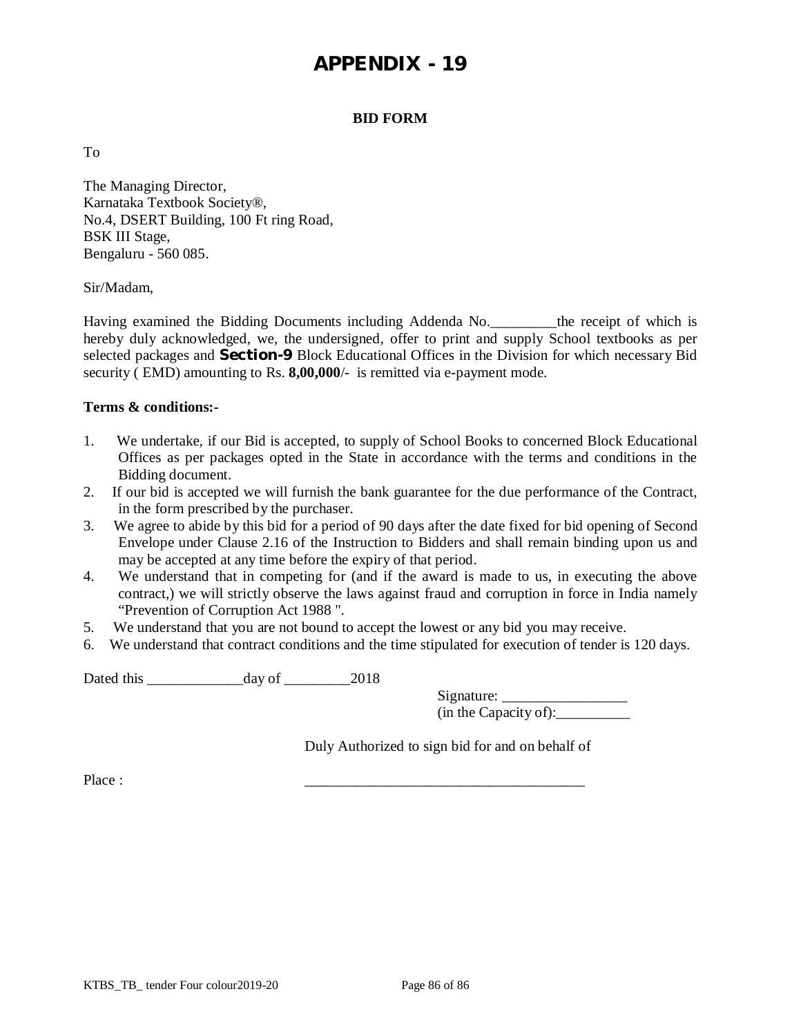# APPENDIX - 19

**BID FORM**

To

The Managing Director,
Karnataka Textbook Society®,
No.4, DSERT Building, 100 Ft ring Road,
BSK III Stage,
Bengaluru - 560 085.

Sir/Madam,

Having examined the Bidding Documents including Addenda No._________the receipt of which is hereby duly acknowledged, we, the undersigned, offer to print and supply School textbooks as per selected packages and **Section-9** Block Educational Offices in the Division for which necessary Bid security ( EMD) amounting to Rs. **8,00,000**/- is remitted via e-payment mode.

**Terms & conditions:-**

1. We undertake, if our Bid is accepted, to supply of School Books to concerned Block Educational Offices as per packages opted in the State in accordance with the terms and conditions in the Bidding document.
2. If our bid is accepted we will furnish the bank guarantee for the due performance of the Contract, in the form prescribed by the purchaser.
3. We agree to abide by this bid for a period of 90 days after the date fixed for bid opening of Second Envelope under Clause 2.16 of the Instruction to Bidders and shall remain binding upon us and may be accepted at any time before the expiry of that period.
4. We understand that in competing for (and if the award is made to us, in executing the above contract,) we will strictly observe the laws against fraud and corruption in force in India namely "Prevention of Corruption Act 1988 ".
5. We understand that you are not bound to accept the lowest or any bid you may receive.
6. We understand that contract conditions and the time stipulated for execution of tender is 120 days.

Dated this _____________day of _________2018

Signature: ________________
(in the Capacity of):__________

Duly Authorized to sign bid for and on behalf of

Place : ______________________________________